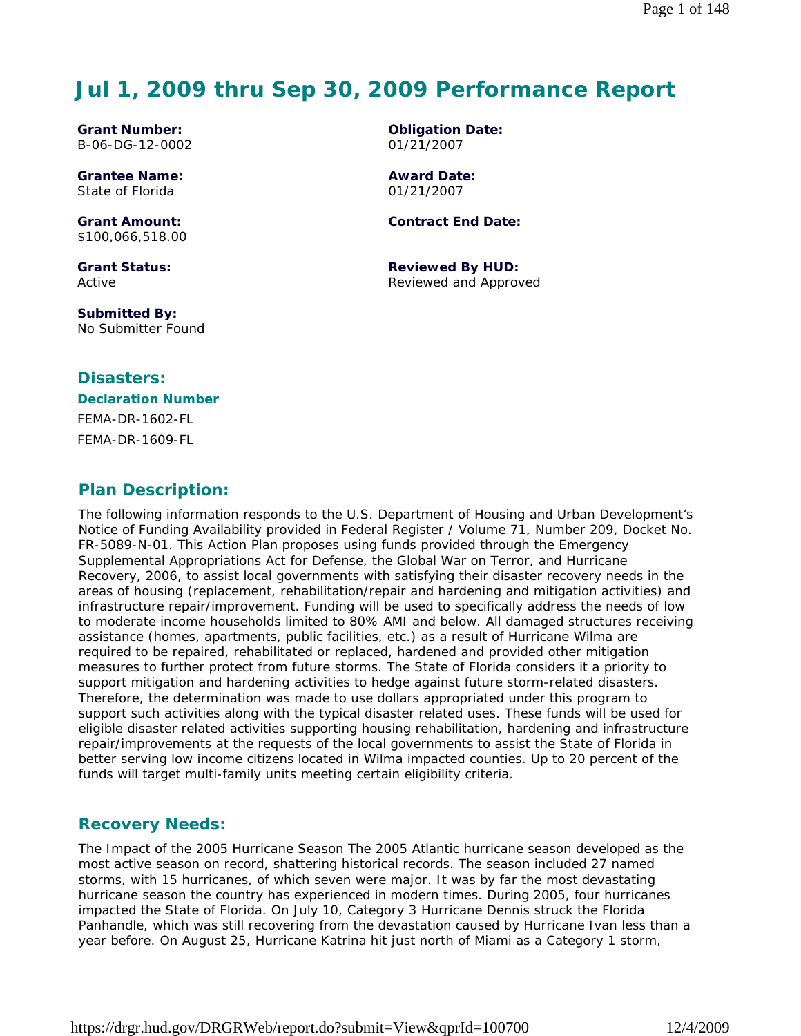# Jul 1, 2009 thru Sep 30, 2009 Performance Report

**Grant Number:**
B-06-DG-12-0002

**Obligation Date:**
01/21/2007

**Grantee Name:**
State of Florida

**Award Date:**
01/21/2007

**Grant Amount:**
$100,066,518.00

**Contract End Date:**

**Grant Status:**
Active

**Reviewed By HUD:**
Reviewed and Approved

**Submitted By:**
No Submitter Found

## Disasters:

### Declaration Number

FEMA-DR-1602-FL

FEMA-DR-1609-FL

## Plan Description:

The following information responds to the U.S. Department of Housing and Urban Development's Notice of Funding Availability provided in Federal Register / Volume 71, Number 209, Docket No. FR-5089-N-01. This Action Plan proposes using funds provided through the Emergency Supplemental Appropriations Act for Defense, the Global War on Terror, and Hurricane Recovery, 2006, to assist local governments with satisfying their disaster recovery needs in the areas of housing (replacement, rehabilitation/repair and hardening and mitigation activities) and infrastructure repair/improvement. Funding will be used to specifically address the needs of low to moderate income households limited to 80% AMI and below. All damaged structures receiving assistance (homes, apartments, public facilities, etc.) as a result of Hurricane Wilma are required to be repaired, rehabilitated or replaced, hardened and provided other mitigation measures to further protect from future storms. The State of Florida considers it a priority to support mitigation and hardening activities to hedge against future storm-related disasters. Therefore, the determination was made to use dollars appropriated under this program to support such activities along with the typical disaster related uses. These funds will be used for eligible disaster related activities supporting housing rehabilitation, hardening and infrastructure repair/improvements at the requests of the local governments to assist the State of Florida in better serving low income citizens located in Wilma impacted counties. Up to 20 percent of the funds will target multi-family units meeting certain eligibility criteria.

## Recovery Needs:

The Impact of the 2005 Hurricane Season The 2005 Atlantic hurricane season developed as the most active season on record, shattering historical records. The season included 27 named storms, with 15 hurricanes, of which seven were major. It was by far the most devastating hurricane season the country has experienced in modern times. During 2005, four hurricanes impacted the State of Florida. On July 10, Category 3 Hurricane Dennis struck the Florida Panhandle, which was still recovering from the devastation caused by Hurricane Ivan less than a year before. On August 25, Hurricane Katrina hit just north of Miami as a Category 1 storm,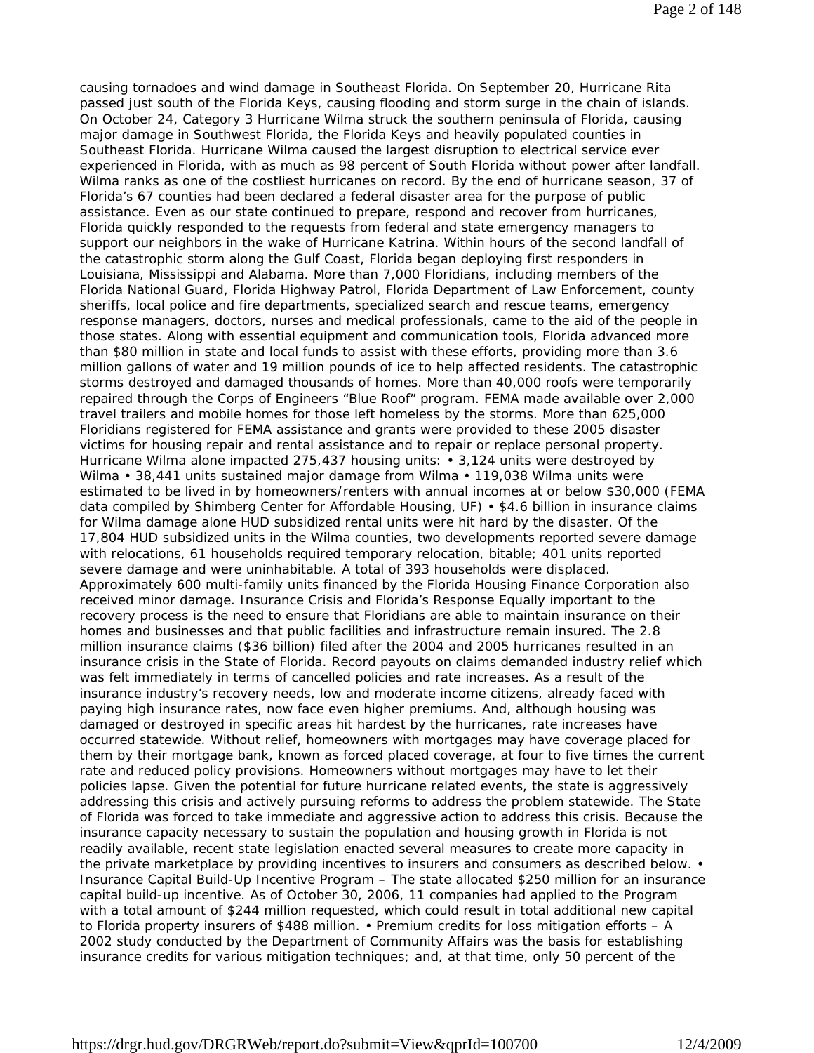causing tornadoes and wind damage in Southeast Florida. On September 20, Hurricane Rita passed just south of the Florida Keys, causing flooding and storm surge in the chain of islands. On October 24, Category 3 Hurricane Wilma struck the southern peninsula of Florida, causing major damage in Southwest Florida, the Florida Keys and heavily populated counties in Southeast Florida. Hurricane Wilma caused the largest disruption to electrical service ever experienced in Florida, with as much as 98 percent of South Florida without power after landfall. Wilma ranks as one of the costliest hurricanes on record. By the end of hurricane season, 37 of Florida's 67 counties had been declared a federal disaster area for the purpose of public assistance. Even as our state continued to prepare, respond and recover from hurricanes, Florida quickly responded to the requests from federal and state emergency managers to support our neighbors in the wake of Hurricane Katrina. Within hours of the second landfall of the catastrophic storm along the Gulf Coast, Florida began deploying first responders in Louisiana, Mississippi and Alabama. More than 7,000 Floridians, including members of the Florida National Guard, Florida Highway Patrol, Florida Department of Law Enforcement, county sheriffs, local police and fire departments, specialized search and rescue teams, emergency response managers, doctors, nurses and medical professionals, came to the aid of the people in those states. Along with essential equipment and communication tools, Florida advanced more than $80 million in state and local funds to assist with these efforts, providing more than 3.6 million gallons of water and 19 million pounds of ice to help affected residents. The catastrophic storms destroyed and damaged thousands of homes. More than 40,000 roofs were temporarily repaired through the Corps of Engineers "Blue Roof" program. FEMA made available over 2,000 travel trailers and mobile homes for those left homeless by the storms. More than 625,000 Floridians registered for FEMA assistance and grants were provided to these 2005 disaster victims for housing repair and rental assistance and to repair or replace personal property. Hurricane Wilma alone impacted 275,437 housing units: • 3,124 units were destroyed by Wilma • 38,441 units sustained major damage from Wilma • 119,038 Wilma units were estimated to be lived in by homeowners/renters with annual incomes at or below $30,000 (FEMA data compiled by Shimberg Center for Affordable Housing, UF) • $4.6 billion in insurance claims for Wilma damage alone HUD subsidized rental units were hit hard by the disaster. Of the 17,804 HUD subsidized units in the Wilma counties, two developments reported severe damage with relocations, 61 households required temporary relocation, bitable; 401 units reported severe damage and were uninhabitable. A total of 393 households were displaced. Approximately 600 multi-family units financed by the Florida Housing Finance Corporation also received minor damage. Insurance Crisis and Florida's Response Equally important to the recovery process is the need to ensure that Floridians are able to maintain insurance on their homes and businesses and that public facilities and infrastructure remain insured. The 2.8 million insurance claims ($36 billion) filed after the 2004 and 2005 hurricanes resulted in an insurance crisis in the State of Florida. Record payouts on claims demanded industry relief which was felt immediately in terms of cancelled policies and rate increases. As a result of the insurance industry's recovery needs, low and moderate income citizens, already faced with paying high insurance rates, now face even higher premiums. And, although housing was damaged or destroyed in specific areas hit hardest by the hurricanes, rate increases have occurred statewide. Without relief, homeowners with mortgages may have coverage placed for them by their mortgage bank, known as forced placed coverage, at four to five times the current rate and reduced policy provisions. Homeowners without mortgages may have to let their policies lapse. Given the potential for future hurricane related events, the state is aggressively addressing this crisis and actively pursuing reforms to address the problem statewide. The State of Florida was forced to take immediate and aggressive action to address this crisis. Because the insurance capacity necessary to sustain the population and housing growth in Florida is not readily available, recent state legislation enacted several measures to create more capacity in the private marketplace by providing incentives to insurers and consumers as described below. • Insurance Capital Build-Up Incentive Program – The state allocated $250 million for an insurance capital build-up incentive. As of October 30, 2006, 11 companies had applied to the Program with a total amount of $244 million requested, which could result in total additional new capital to Florida property insurers of $488 million. • Premium credits for loss mitigation efforts – A 2002 study conducted by the Department of Community Affairs was the basis for establishing insurance credits for various mitigation techniques; and, at that time, only 50 percent of the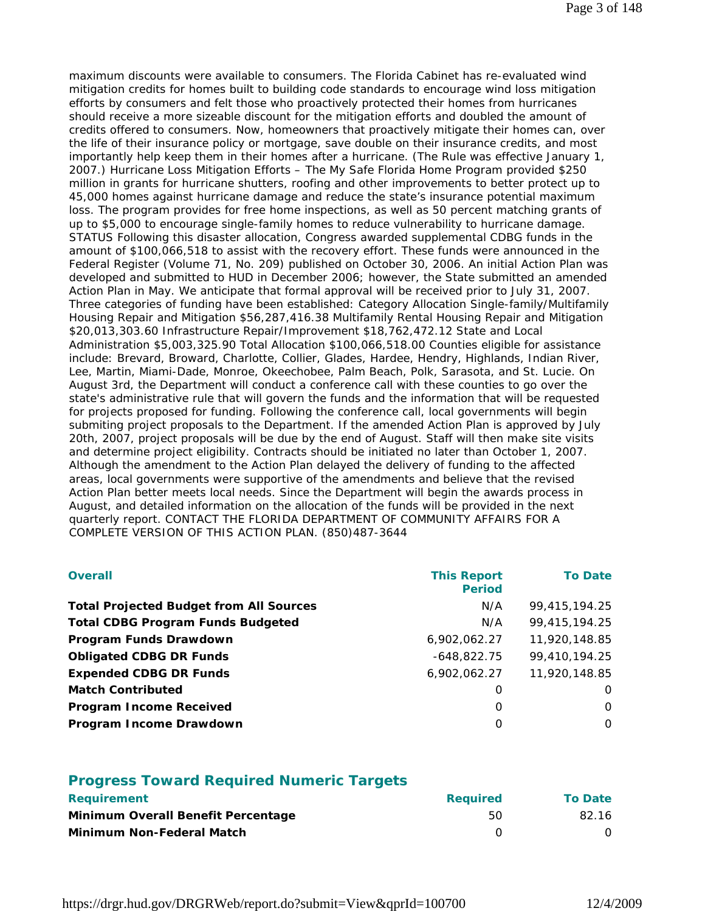maximum discounts were available to consumers. The Florida Cabinet has re-evaluated wind mitigation credits for homes built to building code standards to encourage wind loss mitigation efforts by consumers and felt those who proactively protected their homes from hurricanes should receive a more sizeable discount for the mitigation efforts and doubled the amount of credits offered to consumers. Now, homeowners that proactively mitigate their homes can, over the life of their insurance policy or mortgage, save double on their insurance credits, and most importantly help keep them in their homes after a hurricane. (The Rule was effective January 1, 2007.) Hurricane Loss Mitigation Efforts – The My Safe Florida Home Program provided $250 million in grants for hurricane shutters, roofing and other improvements to better protect up to 45,000 homes against hurricane damage and reduce the state's insurance potential maximum loss. The program provides for free home inspections, as well as 50 percent matching grants of up to $5,000 to encourage single-family homes to reduce vulnerability to hurricane damage. STATUS Following this disaster allocation, Congress awarded supplemental CDBG funds in the amount of $100,066,518 to assist with the recovery effort. These funds were announced in the Federal Register (Volume 71, No. 209) published on October 30, 2006. An initial Action Plan was developed and submitted to HUD in December 2006; however, the State submitted an amended Action Plan in May. We anticipate that formal approval will be received prior to July 31, 2007. Three categories of funding have been established: Category Allocation Single-family/Multifamily Housing Repair and Mitigation $56,287,416.38 Multifamily Rental Housing Repair and Mitigation $20,013,303.60 Infrastructure Repair/Improvement $18,762,472.12 State and Local Administration $5,003,325.90 Total Allocation $100,066,518.00 Counties eligible for assistance include: Brevard, Broward, Charlotte, Collier, Glades, Hardee, Hendry, Highlands, Indian River, Lee, Martin, Miami-Dade, Monroe, Okeechobee, Palm Beach, Polk, Sarasota, and St. Lucie. On August 3rd, the Department will conduct a conference call with these counties to go over the state's administrative rule that will govern the funds and the information that will be requested for projects proposed for funding. Following the conference call, local governments will begin submiting project proposals to the Department. If the amended Action Plan is approved by July 20th, 2007, project proposals will be due by the end of August. Staff will then make site visits and determine project eligibility. Contracts should be initiated no later than October 1, 2007. Although the amendment to the Action Plan delayed the delivery of funding to the affected areas, local governments were supportive of the amendments and believe that the revised Action Plan better meets local needs. Since the Department will begin the awards process in August, and detailed information on the allocation of the funds will be provided in the next quarterly report. CONTACT THE FLORIDA DEPARTMENT OF COMMUNITY AFFAIRS FOR A COMPLETE VERSION OF THIS ACTION PLAN. (850)487-3644

| Overall | This Report Period | To Date |
|---|---|---|
| **Total Projected Budget from All Sources** | N/A | 99,415,194.25 |
| **Total CDBG Program Funds Budgeted** | N/A | 99,415,194.25 |
| **Program Funds Drawdown** | 6,902,062.27 | 11,920,148.85 |
| **Obligated CDBG DR Funds** | -648,822.75 | 99,410,194.25 |
| **Expended CDBG DR Funds** | 6,902,062.27 | 11,920,148.85 |
| **Match Contributed** | 0 | 0 |
| **Program Income Received** | 0 | 0 |
| **Program Income Drawdown** | 0 | 0 |

## Progress Toward Required Numeric Targets

| Requirement | Required | To Date |
|---|---|---|
| **Minimum Overall Benefit Percentage** | 50 | 82.16 |
| **Minimum Non-Federal Match** | 0 | 0 |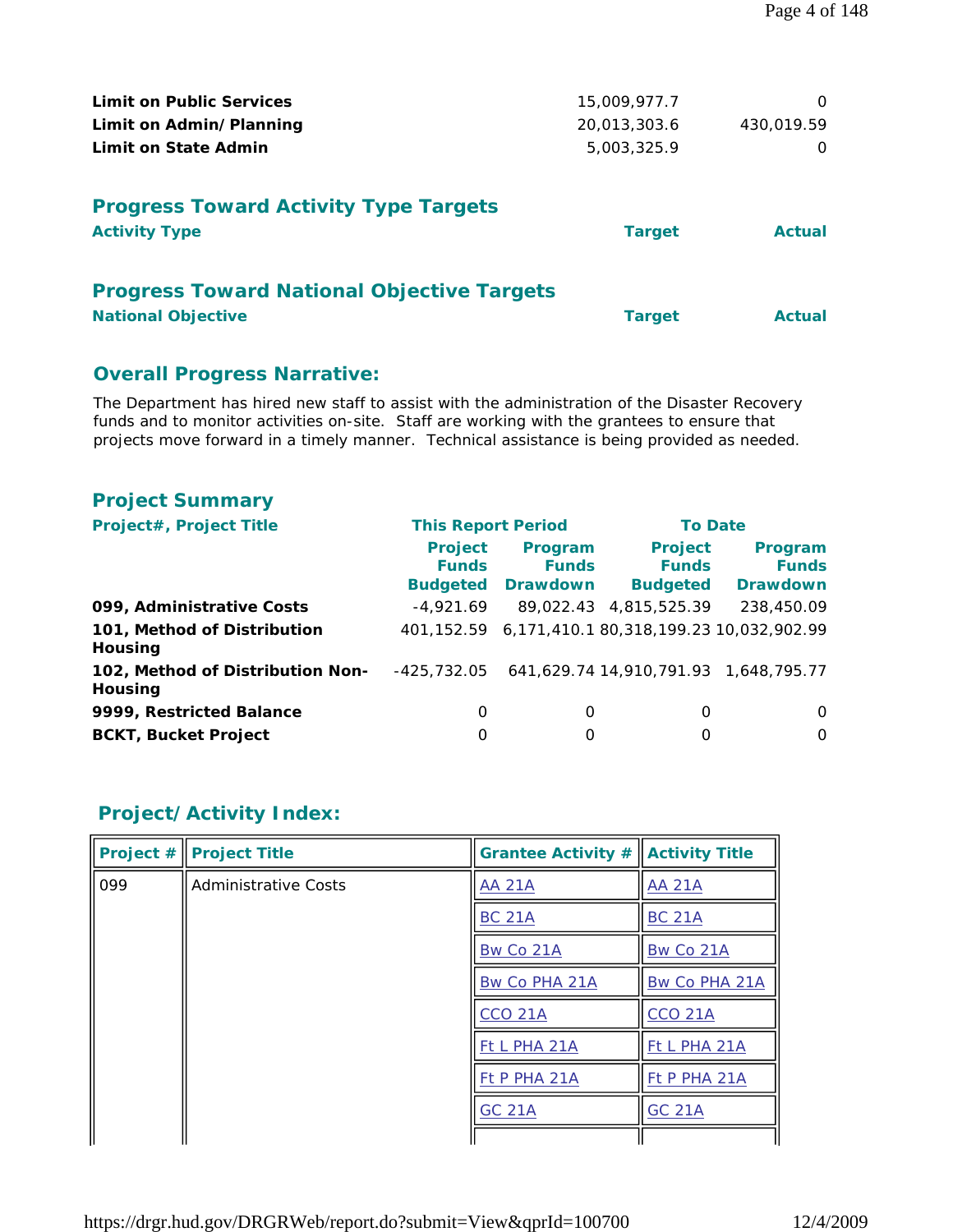| | | |
|---|---|---|
| **Limit on Public Services** | 15,009,977.7 | 0 |
| **Limit on Admin/Planning** | 20,013,303.6 | 430,019.59 |
| **Limit on State Admin** | 5,003,325.9 | 0 |

## Progress Toward Activity Type Targets

| Activity Type | Target | Actual |
|---|---|---|

## Progress Toward National Objective Targets

| National Objective | Target | Actual |
|---|---|---|

## Overall Progress Narrative:

The Department has hired new staff to assist with the administration of the Disaster Recovery funds and to monitor activities on-site. Staff are working with the grantees to ensure that projects move forward in a timely manner. Technical assistance is being provided as needed.

## Project Summary

| Project#, Project Title | This Report Period | | To Date | |
|---|---|---|---|---|
| | Project Funds Budgeted | Program Funds Drawdown | Project Funds Budgeted | Program Funds Drawdown |
| **099, Administrative Costs** | -4,921.69 | 89,022.43 | 4,815,525.39 | 238,450.09 |
| **101, Method of Distribution Housing** | 401,152.59 | 6,171,410.1 | 80,318,199.23 | 10,032,902.99 |
| **102, Method of Distribution Non-Housing** | -425,732.05 | 641,629.74 | 14,910,791.93 | 1,648,795.77 |
| **9999, Restricted Balance** | 0 | 0 | 0 | 0 |
| **BCKT, Bucket Project** | 0 | 0 | 0 | 0 |

## Project/Activity Index:

| Project # | Project Title | Grantee Activity # | Activity Title |
|---|---|---|---|
| 099 | Administrative Costs | AA 21A | AA 21A |
| | | BC 21A | BC 21A |
| | | Bw Co 21A | Bw Co 21A |
| | | Bw Co PHA 21A | Bw Co PHA 21A |
| | | CCO 21A | CCO 21A |
| | | Ft L PHA 21A | Ft L PHA 21A |
| | | Ft P PHA 21A | Ft P PHA 21A |
| | | GC 21A | GC 21A |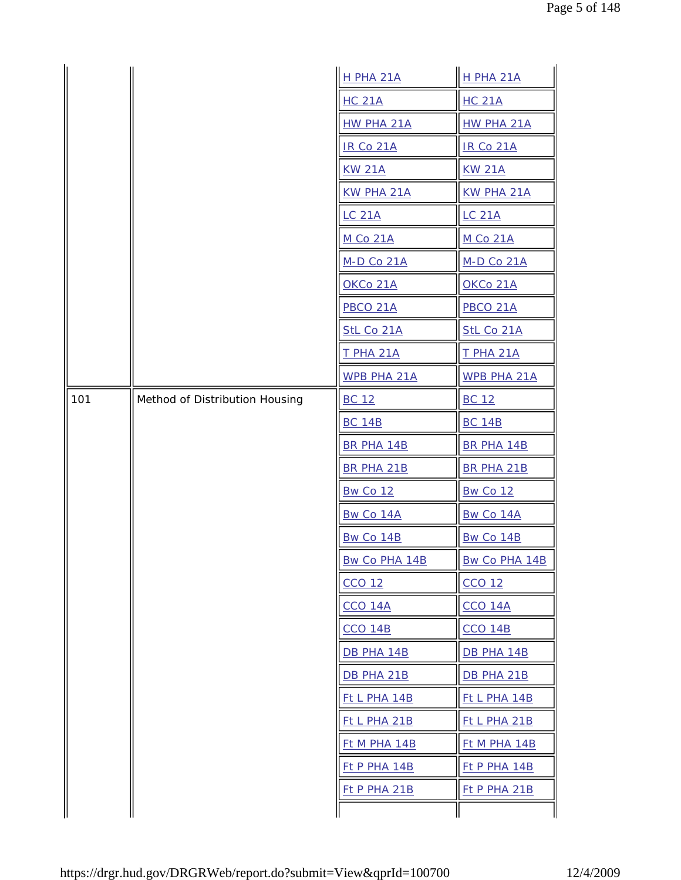| | | | |
|---|---|---|---|
| | | H PHA 21A | H PHA 21A |
| | | HC 21A | HC 21A |
| | | HW PHA 21A | HW PHA 21A |
| | | IR Co 21A | IR Co 21A |
| | | KW 21A | KW 21A |
| | | KW PHA 21A | KW PHA 21A |
| | | LC 21A | LC 21A |
| | | M Co 21A | M Co 21A |
| | | M-D Co 21A | M-D Co 21A |
| | | OKCo 21A | OKCo 21A |
| | | PBCO 21A | PBCO 21A |
| | | StL Co 21A | StL Co 21A |
| | | T PHA 21A | T PHA 21A |
| | | WPB PHA 21A | WPB PHA 21A |
| 101 | Method of Distribution Housing | BC 12 | BC 12 |
| | | BC 14B | BC 14B |
| | | BR PHA 14B | BR PHA 14B |
| | | BR PHA 21B | BR PHA 21B |
| | | Bw Co 12 | Bw Co 12 |
| | | Bw Co 14A | Bw Co 14A |
| | | Bw Co 14B | Bw Co 14B |
| | | Bw Co PHA 14B | Bw Co PHA 14B |
| | | CCO 12 | CCO 12 |
| | | CCO 14A | CCO 14A |
| | | CCO 14B | CCO 14B |
| | | DB PHA 14B | DB PHA 14B |
| | | DB PHA 21B | DB PHA 21B |
| | | Ft L PHA 14B | Ft L PHA 14B |
| | | Ft L PHA 21B | Ft L PHA 21B |
| | | Ft M PHA 14B | Ft M PHA 14B |
| | | Ft P PHA 14B | Ft P PHA 14B |
| | | Ft P PHA 21B | Ft P PHA 21B |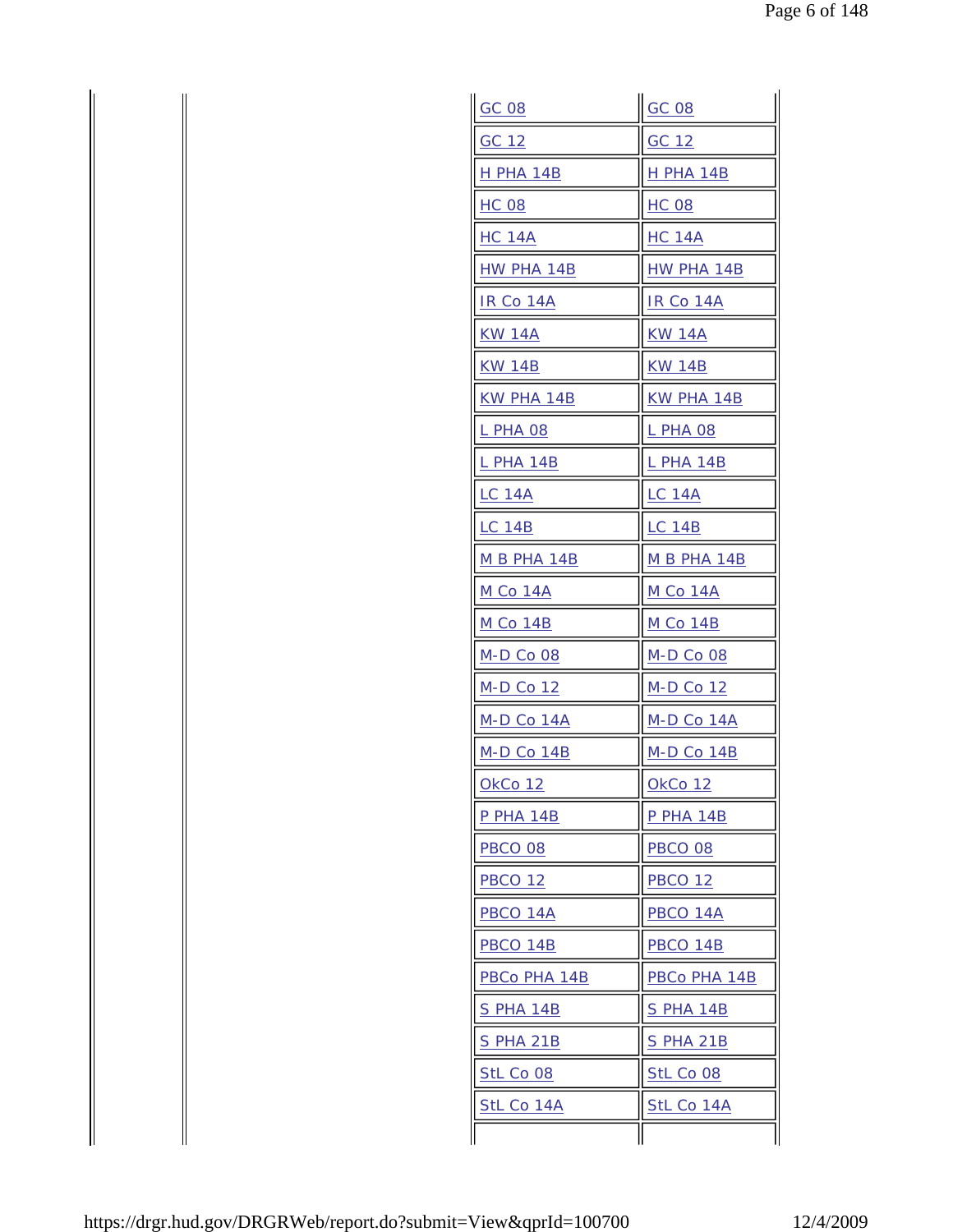| | | | |
|---|---|---|---|
| | | GC 08 | GC 08 |
| | | GC 12 | GC 12 |
| | | H PHA 14B | H PHA 14B |
| | | HC 08 | HC 08 |
| | | HC 14A | HC 14A |
| | | HW PHA 14B | HW PHA 14B |
| | | IR Co 14A | IR Co 14A |
| | | KW 14A | KW 14A |
| | | KW 14B | KW 14B |
| | | KW PHA 14B | KW PHA 14B |
| | | L PHA 08 | L PHA 08 |
| | | L PHA 14B | L PHA 14B |
| | | LC 14A | LC 14A |
| | | LC 14B | LC 14B |
| | | M B PHA 14B | M B PHA 14B |
| | | M Co 14A | M Co 14A |
| | | M Co 14B | M Co 14B |
| | | M-D Co 08 | M-D Co 08 |
| | | M-D Co 12 | M-D Co 12 |
| | | M-D Co 14A | M-D Co 14A |
| | | M-D Co 14B | M-D Co 14B |
| | | OkCo 12 | OkCo 12 |
| | | P PHA 14B | P PHA 14B |
| | | PBCO 08 | PBCO 08 |
| | | PBCO 12 | PBCO 12 |
| | | PBCO 14A | PBCO 14A |
| | | PBCO 14B | PBCO 14B |
| | | PBCo PHA 14B | PBCo PHA 14B |
| | | S PHA 14B | S PHA 14B |
| | | S PHA 21B | S PHA 21B |
| | | StL Co 08 | StL Co 08 |
| | | StL Co 14A | StL Co 14A |
| | | | |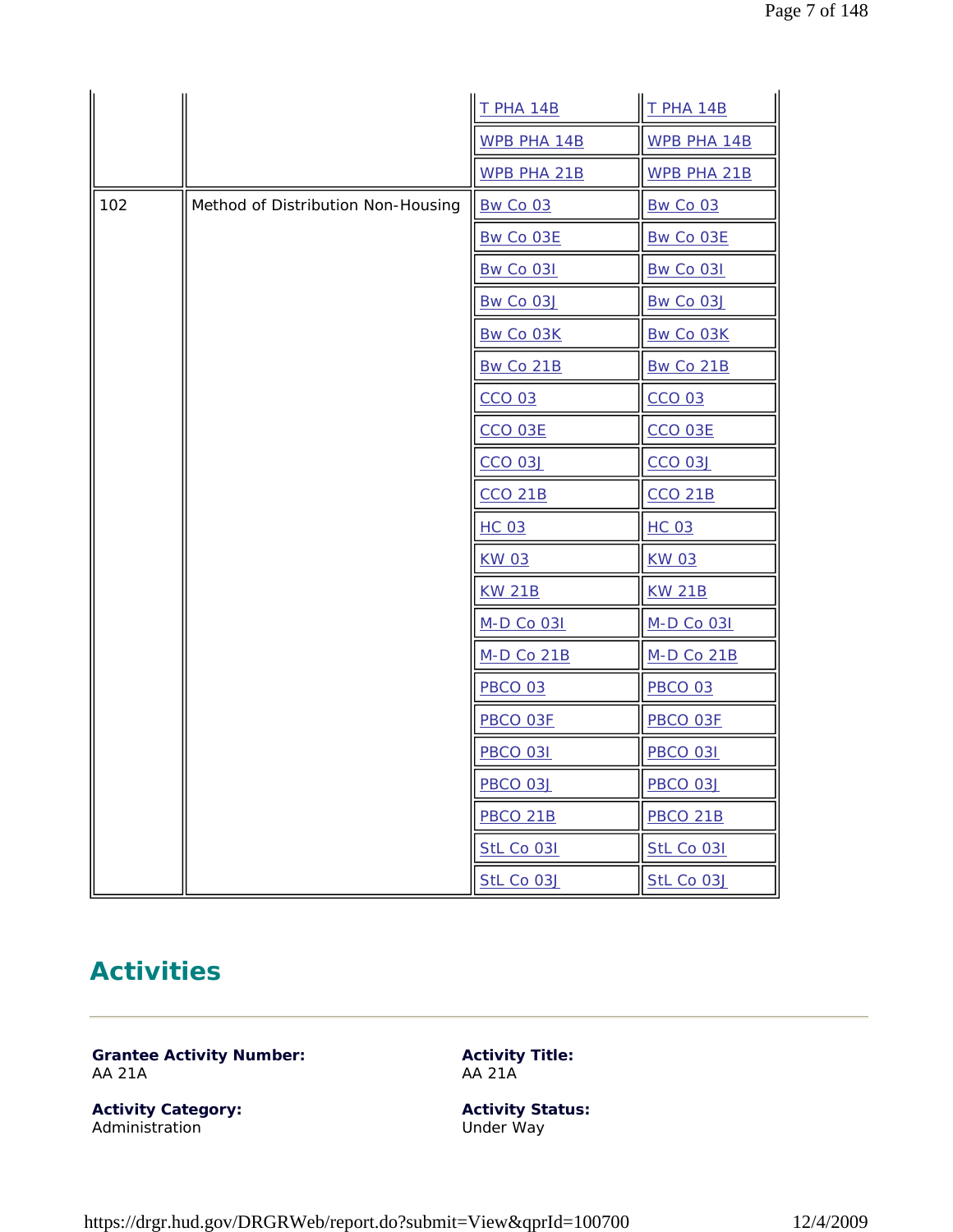| | | | |
|---|---|---|---|
| | | T PHA 14B | T PHA 14B |
| | | WPB PHA 14B | WPB PHA 14B |
| | | WPB PHA 21B | WPB PHA 21B |
| 102 | Method of Distribution Non-Housing | Bw Co 03 | Bw Co 03 |
| | | Bw Co 03E | Bw Co 03E |
| | | Bw Co 03I | Bw Co 03I |
| | | Bw Co 03J | Bw Co 03J |
| | | Bw Co 03K | Bw Co 03K |
| | | Bw Co 21B | Bw Co 21B |
| | | CCO 03 | CCO 03 |
| | | CCO 03E | CCO 03E |
| | | CCO 03J | CCO 03J |
| | | CCO 21B | CCO 21B |
| | | HC 03 | HC 03 |
| | | KW 03 | KW 03 |
| | | KW 21B | KW 21B |
| | | M-D Co 03I | M-D Co 03I |
| | | M-D Co 21B | M-D Co 21B |
| | | PBCO 03 | PBCO 03 |
| | | PBCO 03F | PBCO 03F |
| | | PBCO 03I | PBCO 03I |
| | | PBCO 03J | PBCO 03J |
| | | PBCO 21B | PBCO 21B |
| | | StL Co 03I | StL Co 03I |
| | | StL Co 03J | StL Co 03J |

## Activities

---

**Grantee Activity Number:**
AA 21A

**Activity Title:**
AA 21A

**Activity Category:**
Administration

**Activity Status:**
Under Way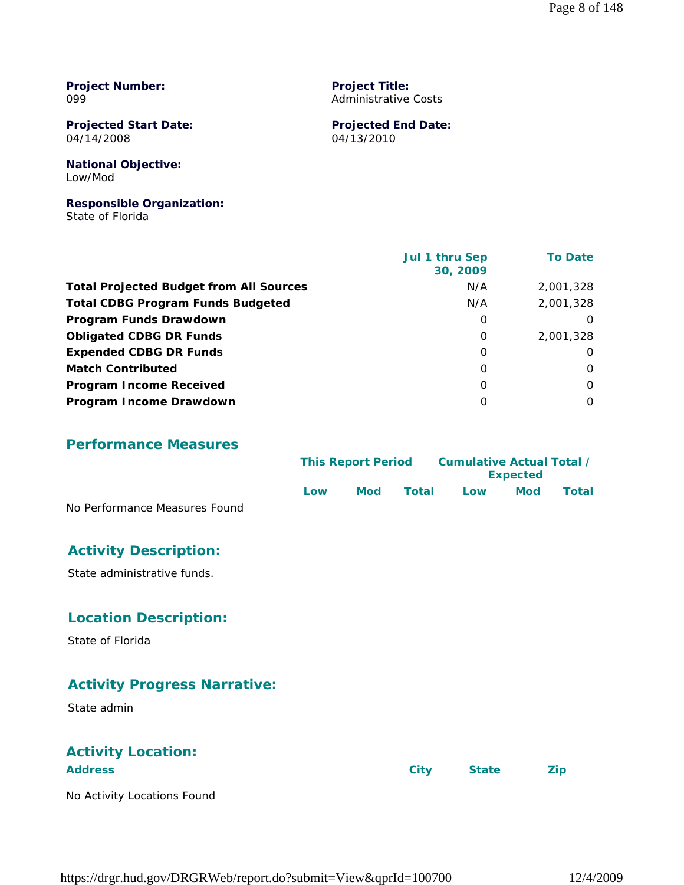**Project Number:**
099

**Project Title:**
Administrative Costs

**Projected Start Date:**
04/14/2008

**Projected End Date:**
04/13/2010

**National Objective:**
Low/Mod

**Responsible Organization:**
State of Florida

| | Jul 1 thru Sep 30, 2009 | To Date |
|---|---|---|
| **Total Projected Budget from All Sources** | N/A | 2,001,328 |
| **Total CDBG Program Funds Budgeted** | N/A | 2,001,328 |
| **Program Funds Drawdown** | 0 | 0 |
| **Obligated CDBG DR Funds** | 0 | 2,001,328 |
| **Expended CDBG DR Funds** | 0 | 0 |
| **Match Contributed** | 0 | 0 |
| **Program Income Received** | 0 | 0 |
| **Program Income Drawdown** | 0 | 0 |

## Performance Measures

| | This Report Period | | | Cumulative Actual Total / Expected | | |
|---|---|---|---|---|---|---|
| | Low | Mod | Total | Low | Mod | Total |

No Performance Measures Found

## Activity Description:

State administrative funds.

## Location Description:

State of Florida

## Activity Progress Narrative:

State admin

## Activity Location:

| Address | City | State | Zip |
|---|---|---|---|

No Activity Locations Found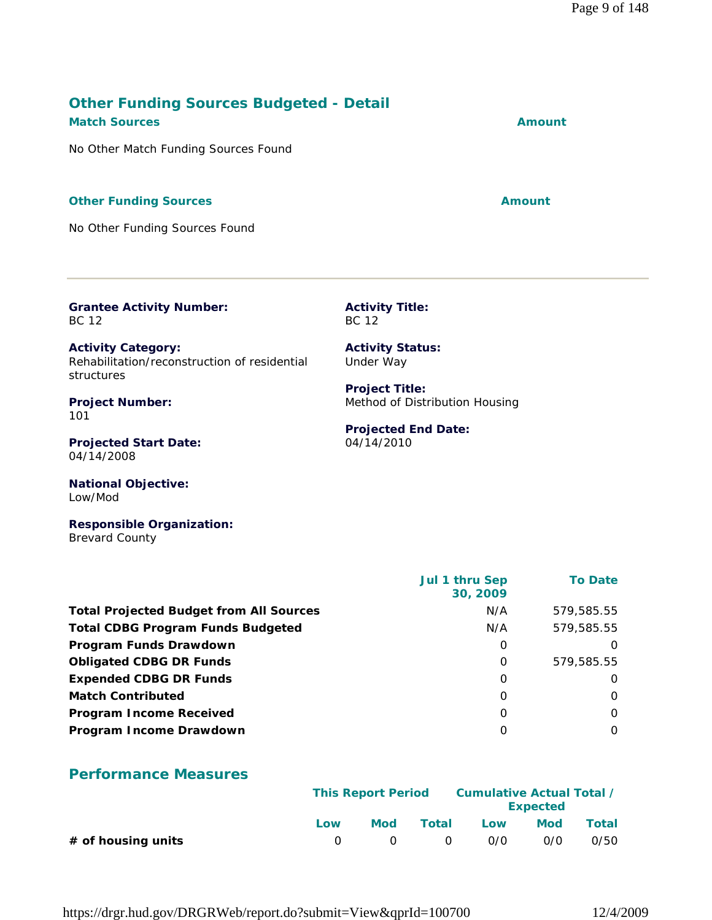## Other Funding Sources Budgeted - Detail

| Match Sources | Amount |
| --- | --- |
| No Other Match Funding Sources Found | |

| Other Funding Sources | Amount |
| --- | --- |
| No Other Funding Sources Found | |

---

**Grantee Activity Number:**
BC 12

**Activity Title:**
BC 12

**Activity Category:**
Rehabilitation/reconstruction of residential structures

**Activity Status:**
Under Way

**Project Number:**
101

**Project Title:**
Method of Distribution Housing

**Projected Start Date:**
04/14/2008

**Projected End Date:**
04/14/2010

**National Objective:**
Low/Mod

**Responsible Organization:**
Brevard County

| | Jul 1 thru Sep 30, 2009 | To Date |
| --- | --- | --- |
| **Total Projected Budget from All Sources** | N/A | 579,585.55 |
| **Total CDBG Program Funds Budgeted** | N/A | 579,585.55 |
| **Program Funds Drawdown** | 0 | 0 |
| **Obligated CDBG DR Funds** | 0 | 579,585.55 |
| **Expended CDBG DR Funds** | 0 | 0 |
| **Match Contributed** | 0 | 0 |
| **Program Income Received** | 0 | 0 |
| **Program Income Drawdown** | 0 | 0 |

## Performance Measures

| | This Report Period | | | Cumulative Actual Total / Expected | | |
| --- | --- | --- | --- | --- | --- | --- |
| | Low | Mod | Total | Low | Mod | Total |
| **# of housing units** | 0 | 0 | 0 | 0/0 | 0/0 | 0/50 |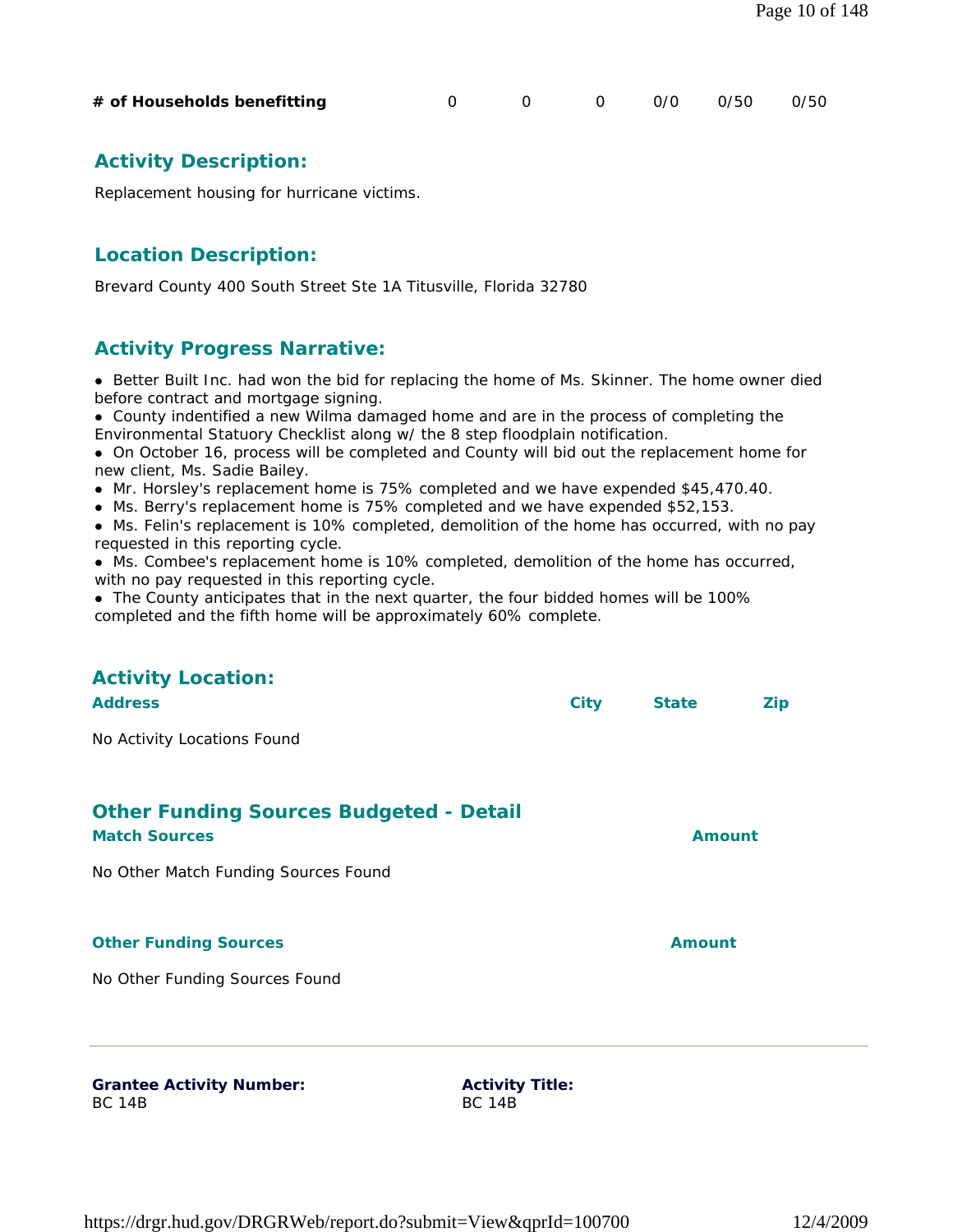| # of Households benefitting | 0 | 0 | 0 | 0/0 | 0/50 | 0/50 |
|---|---|---|---|---|---|---|

## Activity Description:

Replacement housing for hurricane victims.

## Location Description:

Brevard County 400 South Street Ste 1A Titusville, Florida 32780

## Activity Progress Narrative:

- Better Built Inc. had won the bid for replacing the home of Ms. Skinner. The home owner died before contract and mortgage signing.
- County indentified a new Wilma damaged home and are in the process of completing the Environmental Statuory Checklist along w/ the 8 step floodplain notification.
- On October 16, process will be completed and County will bid out the replacement home for new client, Ms. Sadie Bailey.
- Mr. Horsley's replacement home is 75% completed and we have expended $45,470.40.
- Ms. Berry's replacement home is 75% completed and we have expended $52,153.
- Ms. Felin's replacement is 10% completed, demolition of the home has occurred, with no pay requested in this reporting cycle.
- Ms. Combee's replacement home is 10% completed, demolition of the home has occurred, with no pay requested in this reporting cycle.
- The County anticipates that in the next quarter, the four bidded homes will be 100% completed and the fifth home will be approximately 60% complete.

## Activity Location:

| Address | City | State | Zip |
|---|---|---|---|

No Activity Locations Found

## Other Funding Sources Budgeted - Detail

| Match Sources | Amount |
|---|---|

No Other Match Funding Sources Found

| Other Funding Sources | Amount |
|---|---|

No Other Funding Sources Found

---

**Grantee Activity Number:**
BC 14B

**Activity Title:**
BC 14B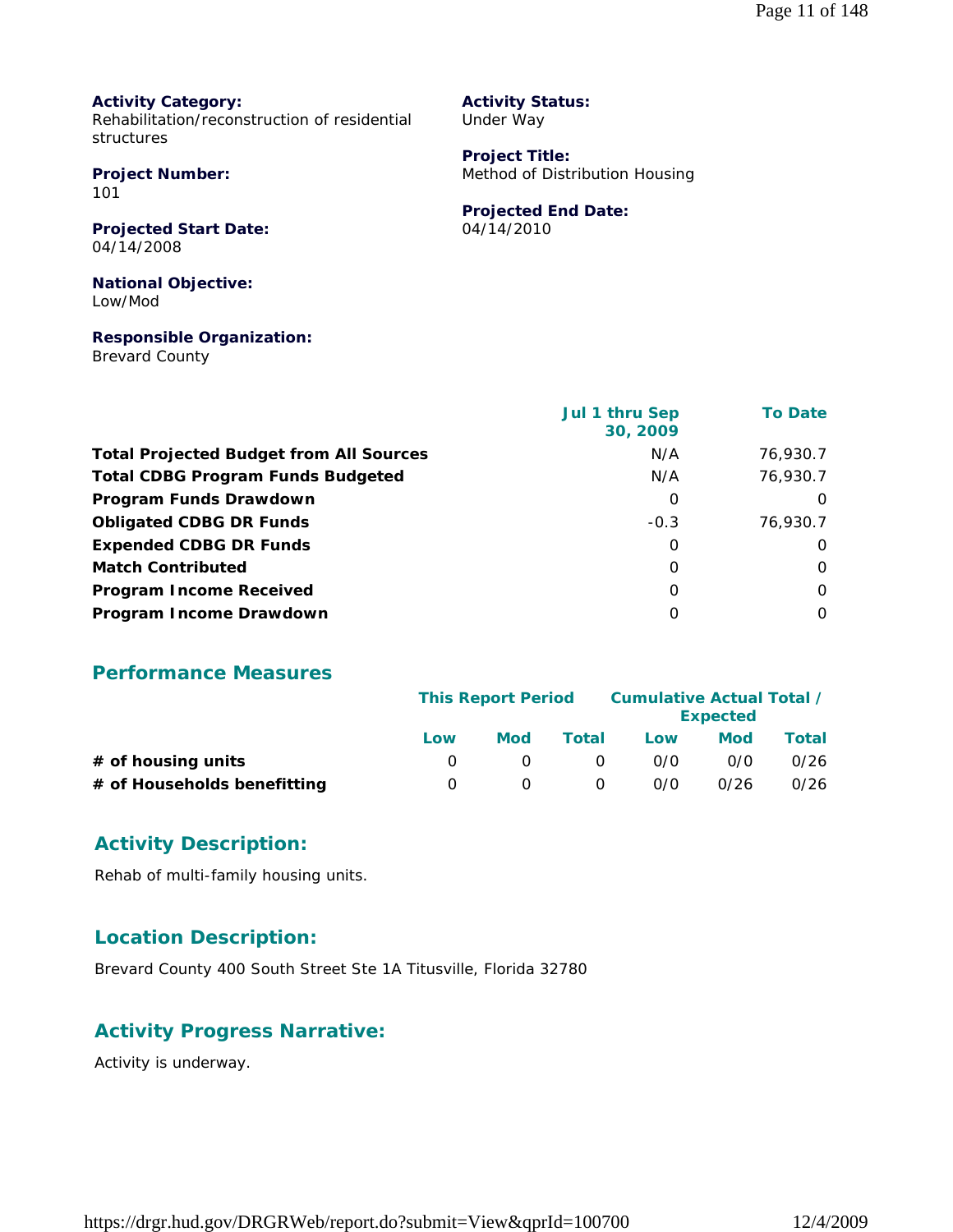**Activity Category:**
Rehabilitation/reconstruction of residential structures

**Activity Status:**
Under Way

**Project Number:**
101

**Project Title:**
Method of Distribution Housing

**Projected Start Date:**
04/14/2008

**Projected End Date:**
04/14/2010

**National Objective:**
Low/Mod

**Responsible Organization:**
Brevard County

| | Jul 1 thru Sep 30, 2009 | To Date |
|---|---|---|
| **Total Projected Budget from All Sources** | N/A | 76,930.7 |
| **Total CDBG Program Funds Budgeted** | N/A | 76,930.7 |
| **Program Funds Drawdown** | 0 | 0 |
| **Obligated CDBG DR Funds** | -0.3 | 76,930.7 |
| **Expended CDBG DR Funds** | 0 | 0 |
| **Match Contributed** | 0 | 0 |
| **Program Income Received** | 0 | 0 |
| **Program Income Drawdown** | 0 | 0 |

## Performance Measures

| | This Report Period | | | Cumulative Actual Total / Expected | | |
|---|---|---|---|---|---|---|
| | Low | Mod | Total | Low | Mod | Total |
| **# of housing units** | 0 | 0 | 0 | 0/0 | 0/0 | 0/26 |
| **# of Households benefitting** | 0 | 0 | 0 | 0/0 | 0/26 | 0/26 |

## Activity Description:

Rehab of multi-family housing units.

## Location Description:

Brevard County 400 South Street Ste 1A Titusville, Florida 32780

## Activity Progress Narrative:

Activity is underway.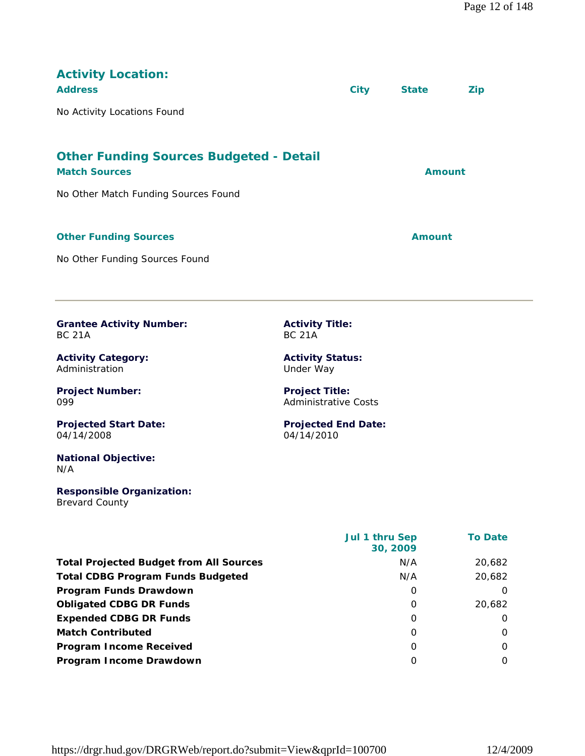## Activity Location:

| Address | City | State | Zip |
|---|---|---|---|

No Activity Locations Found

## Other Funding Sources Budgeted - Detail

| Match Sources | Amount |
|---|---|

No Other Match Funding Sources Found

| Other Funding Sources | Amount |
|---|---|

No Other Funding Sources Found

---

**Grantee Activity Number:**
BC 21A

**Activity Title:**
BC 21A

**Activity Category:**
Administration

**Activity Status:**
Under Way

**Project Number:**
099

**Project Title:**
Administrative Costs

**Projected Start Date:**
04/14/2008

**Projected End Date:**
04/14/2010

**National Objective:**
N/A

**Responsible Organization:**
Brevard County

| | Jul 1 thru Sep 30, 2009 | To Date |
|---|---|---|
| **Total Projected Budget from All Sources** | N/A | 20,682 |
| **Total CDBG Program Funds Budgeted** | N/A | 20,682 |
| **Program Funds Drawdown** | 0 | 0 |
| **Obligated CDBG DR Funds** | 0 | 20,682 |
| **Expended CDBG DR Funds** | 0 | 0 |
| **Match Contributed** | 0 | 0 |
| **Program Income Received** | 0 | 0 |
| **Program Income Drawdown** | 0 | 0 |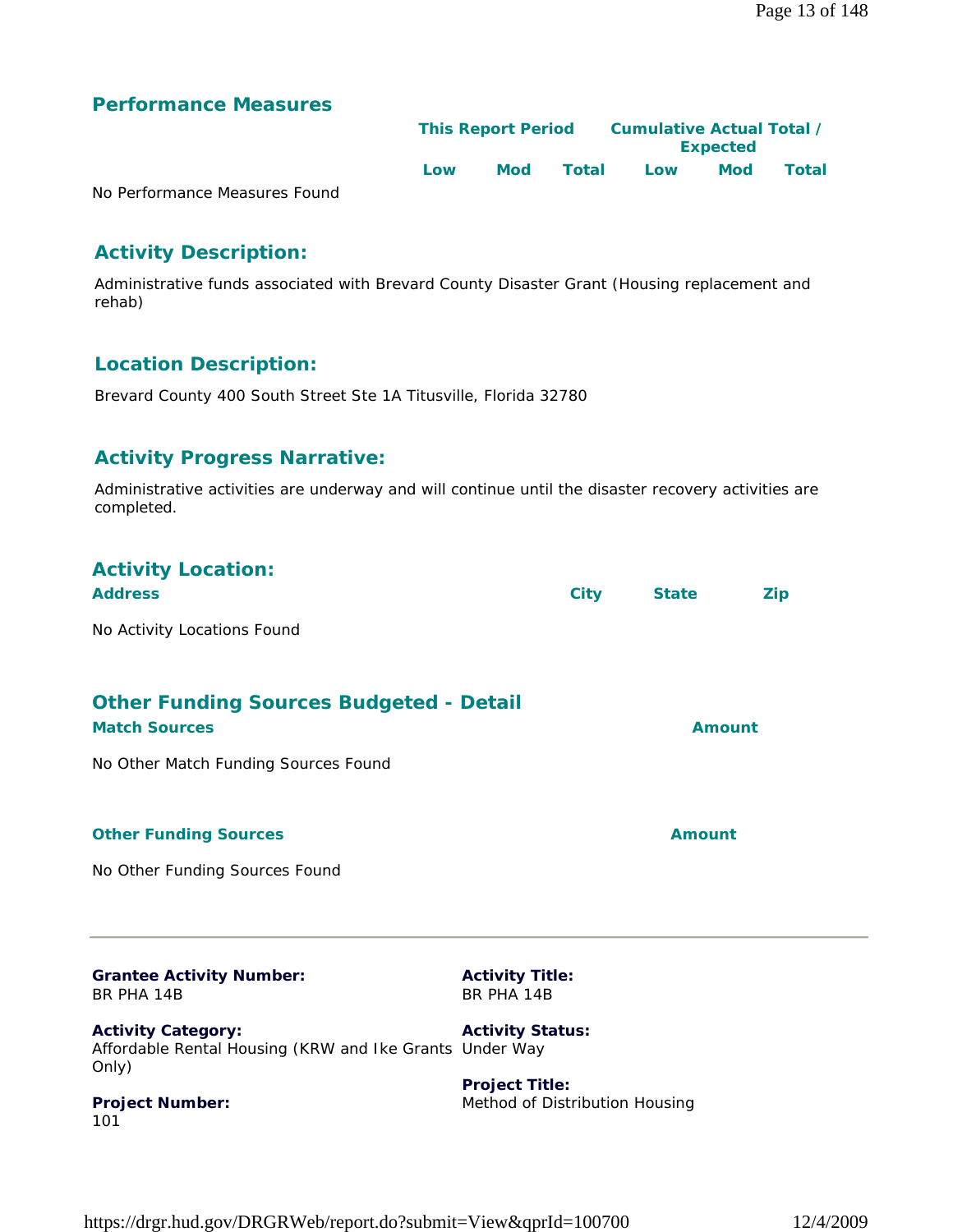## Performance Measures

| | This Report Period | | | Cumulative Actual Total / Expected | | |
|---|---|---|---|---|---|---|
| | Low | Mod | Total | Low | Mod | Total |
| No Performance Measures Found | | | | | | |

## Activity Description:

Administrative funds associated with Brevard County Disaster Grant (Housing replacement and rehab)

## Location Description:

Brevard County 400 South Street Ste 1A Titusville, Florida 32780

## Activity Progress Narrative:

Administrative activities are underway and will continue until the disaster recovery activities are completed.

## Activity Location:

| Address | City | State | Zip |
|---|---|---|---|
| No Activity Locations Found | | | |

## Other Funding Sources Budgeted - Detail

| Match Sources | Amount |
|---|---|
| No Other Match Funding Sources Found | |

| Other Funding Sources | Amount |
|---|---|
| No Other Funding Sources Found | |

---

**Grantee Activity Number:**
BR PHA 14B

**Activity Title:**
BR PHA 14B

**Activity Category:**
Affordable Rental Housing (KRW and Ike Grants Only)

**Activity Status:**
Under Way

**Project Number:**
101

**Project Title:**
Method of Distribution Housing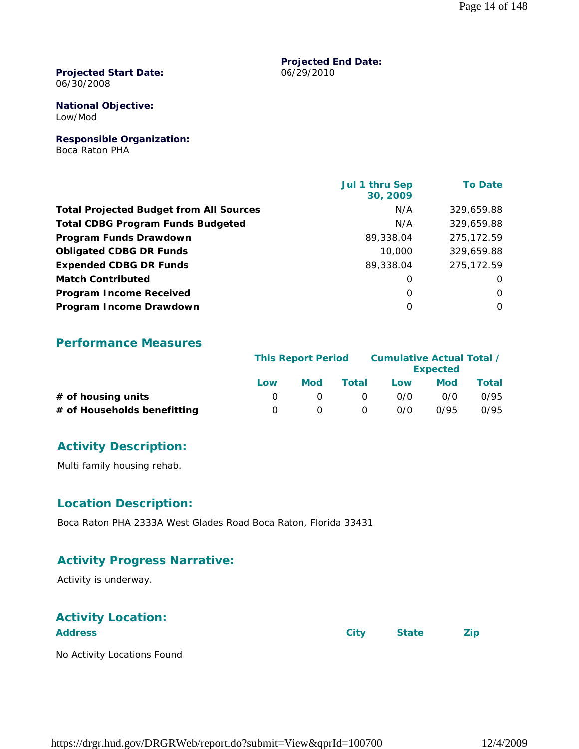**Projected Start Date:**
06/30/2008

**Projected End Date:**
06/29/2010

**National Objective:**
Low/Mod

**Responsible Organization:**
Boca Raton PHA

| | Jul 1 thru Sep 30, 2009 | To Date |
|---|---|---|
| **Total Projected Budget from All Sources** | N/A | 329,659.88 |
| **Total CDBG Program Funds Budgeted** | N/A | 329,659.88 |
| **Program Funds Drawdown** | 89,338.04 | 275,172.59 |
| **Obligated CDBG DR Funds** | 10,000 | 329,659.88 |
| **Expended CDBG DR Funds** | 89,338.04 | 275,172.59 |
| **Match Contributed** | 0 | 0 |
| **Program Income Received** | 0 | 0 |
| **Program Income Drawdown** | 0 | 0 |

## Performance Measures

| | This Report Period | | | Cumulative Actual Total / Expected | | |
|---|---|---|---|---|---|---|
| | Low | Mod | Total | Low | Mod | Total |
| **# of housing units** | 0 | 0 | 0 | 0/0 | 0/0 | 0/95 |
| **# of Households benefitting** | 0 | 0 | 0 | 0/0 | 0/95 | 0/95 |

## Activity Description:

Multi family housing rehab.

## Location Description:

Boca Raton PHA 2333A West Glades Road Boca Raton, Florida 33431

## Activity Progress Narrative:

Activity is underway.

## Activity Location:

| Address | City | State | Zip |
|---|---|---|---|

No Activity Locations Found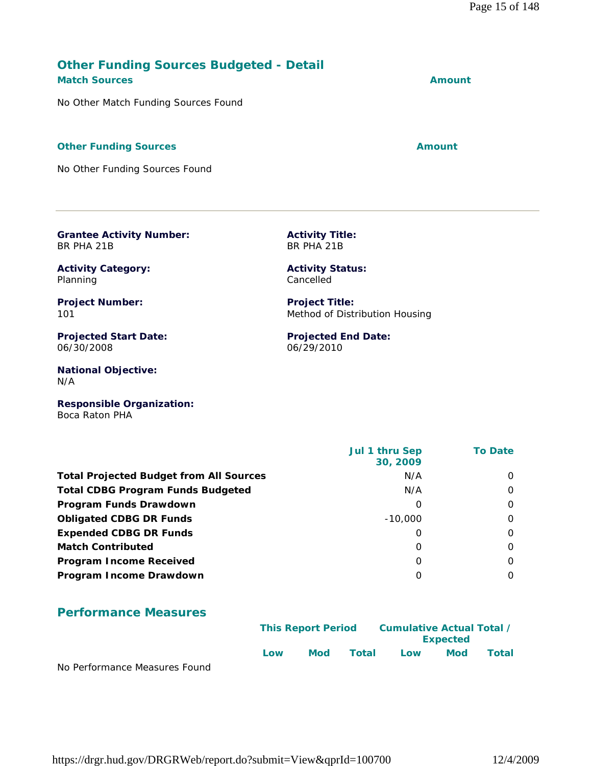## Other Funding Sources Budgeted - Detail

**Match Sources** | **Amount**

No Other Match Funding Sources Found

**Other Funding Sources** | **Amount**

No Other Funding Sources Found

---

**Grantee Activity Number:**
BR PHA 21B

**Activity Title:**
BR PHA 21B

**Activity Category:**
Planning

**Activity Status:**
Cancelled

**Project Number:**
101

**Project Title:**
Method of Distribution Housing

**Projected Start Date:**
06/30/2008

**Projected End Date:**
06/29/2010

**National Objective:**
N/A

**Responsible Organization:**
Boca Raton PHA

| | Jul 1 thru Sep 30, 2009 | To Date |
|---|---|---|
| **Total Projected Budget from All Sources** | N/A | 0 |
| **Total CDBG Program Funds Budgeted** | N/A | 0 |
| **Program Funds Drawdown** | 0 | 0 |
| **Obligated CDBG DR Funds** | -10,000 | 0 |
| **Expended CDBG DR Funds** | 0 | 0 |
| **Match Contributed** | 0 | 0 |
| **Program Income Received** | 0 | 0 |
| **Program Income Drawdown** | 0 | 0 |

## Performance Measures

| | This Report Period | | | Cumulative Actual Total / Expected | | |
|---|---|---|---|---|---|---|
| | Low | Mod | Total | Low | Mod | Total |

No Performance Measures Found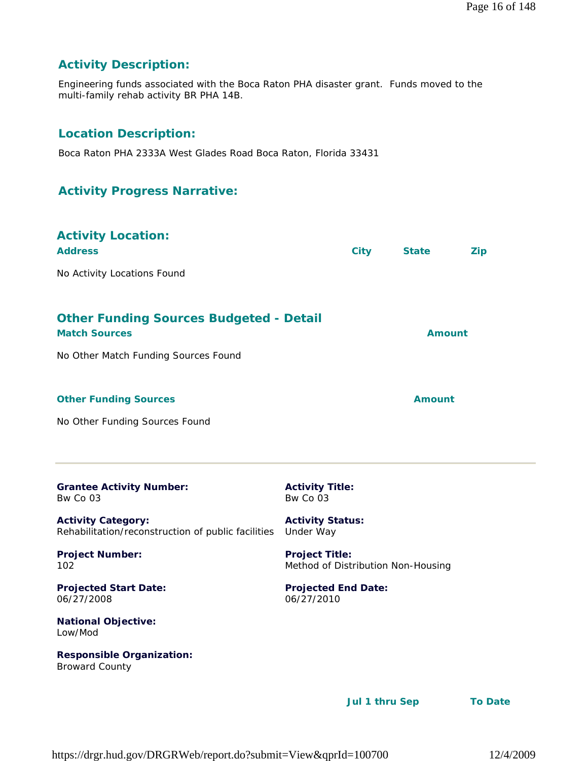### Activity Description:

Engineering funds associated with the Boca Raton PHA disaster grant. Funds moved to the multi-family rehab activity BR PHA 14B.

### Location Description:

Boca Raton PHA 2333A West Glades Road Boca Raton, Florida 33431

### Activity Progress Narrative:

### Activity Location:

| Address | City | State | Zip |
|---|---|---|---|
| No Activity Locations Found | | | |

### Other Funding Sources Budgeted - Detail

| Match Sources | Amount |
|---|---|
| No Other Match Funding Sources Found | |

| Other Funding Sources | Amount |
|---|---|
| No Other Funding Sources Found | |

---

**Grantee Activity Number:**
Bw Co 03

**Activity Title:**
Bw Co 03

**Activity Category:**
Rehabilitation/reconstruction of public facilities

**Activity Status:**
Under Way

**Project Number:**
102

**Project Title:**
Method of Distribution Non-Housing

**Projected Start Date:**
06/27/2008

**Projected End Date:**
06/27/2010

**National Objective:**
Low/Mod

**Responsible Organization:**
Broward County

| | Jul 1 thru Sep | To Date |
|---|---|---|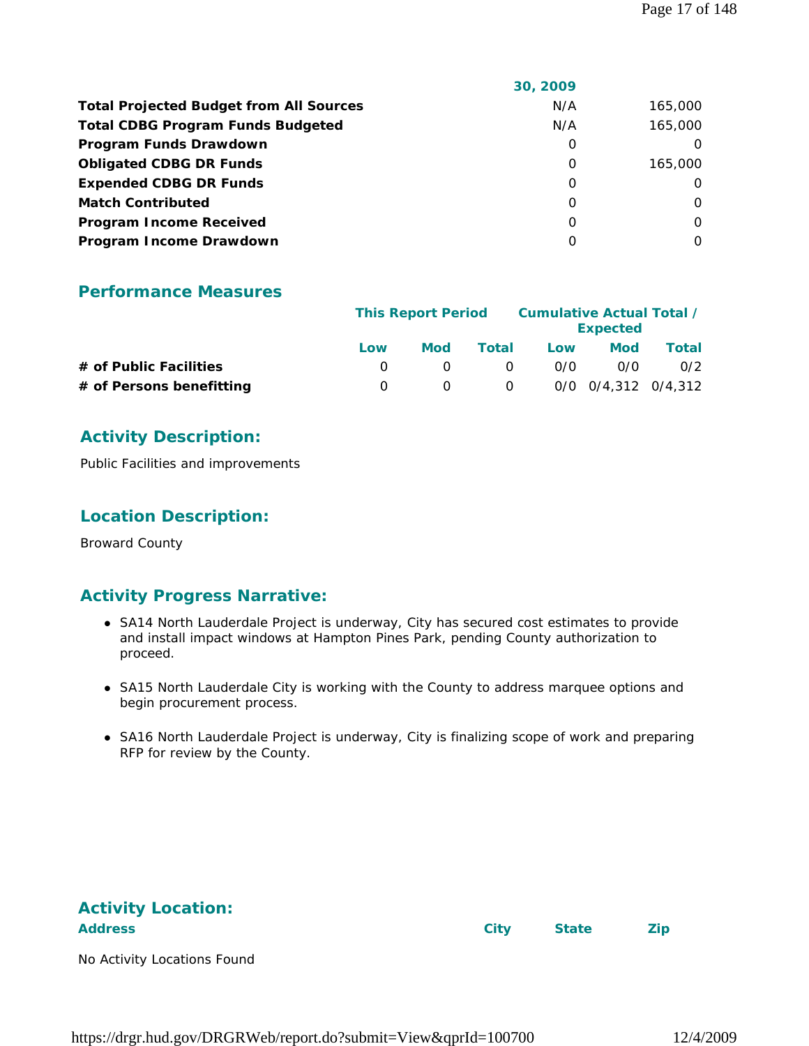| | 30, 2009 | |
|---|---|---|
| **Total Projected Budget from All Sources** | N/A | 165,000 |
| **Total CDBG Program Funds Budgeted** | N/A | 165,000 |
| **Program Funds Drawdown** | 0 | 0 |
| **Obligated CDBG DR Funds** | 0 | 165,000 |
| **Expended CDBG DR Funds** | 0 | 0 |
| **Match Contributed** | 0 | 0 |
| **Program Income Received** | 0 | 0 |
| **Program Income Drawdown** | 0 | 0 |

## Performance Measures

| | This Report Period | | | Cumulative Actual Total / Expected | | |
|---|---|---|---|---|---|---|
| | Low | Mod | Total | Low | Mod | Total |
| **# of Public Facilities** | 0 | 0 | 0 | 0/0 | 0/0 | 0/2 |
| **# of Persons benefitting** | 0 | 0 | 0 | 0/0 | 0/4,312 | 0/4,312 |

## Activity Description:

Public Facilities and improvements

## Location Description:

Broward County

## Activity Progress Narrative:

- SA14 North Lauderdale Project is underway, City has secured cost estimates to provide and install impact windows at Hampton Pines Park, pending County authorization to proceed.
- SA15 North Lauderdale City is working with the County to address marquee options and begin procurement process.
- SA16 North Lauderdale Project is underway, City is finalizing scope of work and preparing RFP for review by the County.

## Activity Location:

| Address | City | State | Zip |
|---|---|---|---|

No Activity Locations Found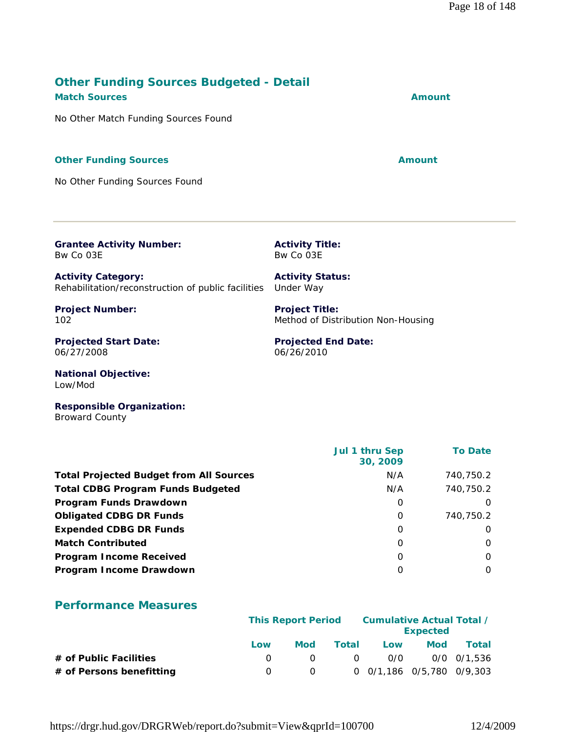## Other Funding Sources Budgeted - Detail

**Match Sources** | **Amount**

No Other Match Funding Sources Found

**Other Funding Sources** | **Amount**

No Other Funding Sources Found

---

**Grantee Activity Number:**
Bw Co 03E

**Activity Title:**
Bw Co 03E

**Activity Category:**
Rehabilitation/reconstruction of public facilities

**Activity Status:**
Under Way

**Project Number:**
102

**Project Title:**
Method of Distribution Non-Housing

**Projected Start Date:**
06/27/2008

**Projected End Date:**
06/26/2010

**National Objective:**
Low/Mod

**Responsible Organization:**
Broward County

| | Jul 1 thru Sep 30, 2009 | To Date |
|---|---|---|
| **Total Projected Budget from All Sources** | N/A | 740,750.2 |
| **Total CDBG Program Funds Budgeted** | N/A | 740,750.2 |
| **Program Funds Drawdown** | 0 | 0 |
| **Obligated CDBG DR Funds** | 0 | 740,750.2 |
| **Expended CDBG DR Funds** | 0 | 0 |
| **Match Contributed** | 0 | 0 |
| **Program Income Received** | 0 | 0 |
| **Program Income Drawdown** | 0 | 0 |

## Performance Measures

| | This Report Period | | | Cumulative Actual Total / Expected | | |
|---|---|---|---|---|---|---|
| | Low | Mod | Total | Low | Mod | Total |
| **# of Public Facilities** | 0 | 0 | 0 | 0/0 | 0/0 | 0/1,536 |
| **# of Persons benefitting** | 0 | 0 | 0 | 0/1,186 | 0/5,780 | 0/9,303 |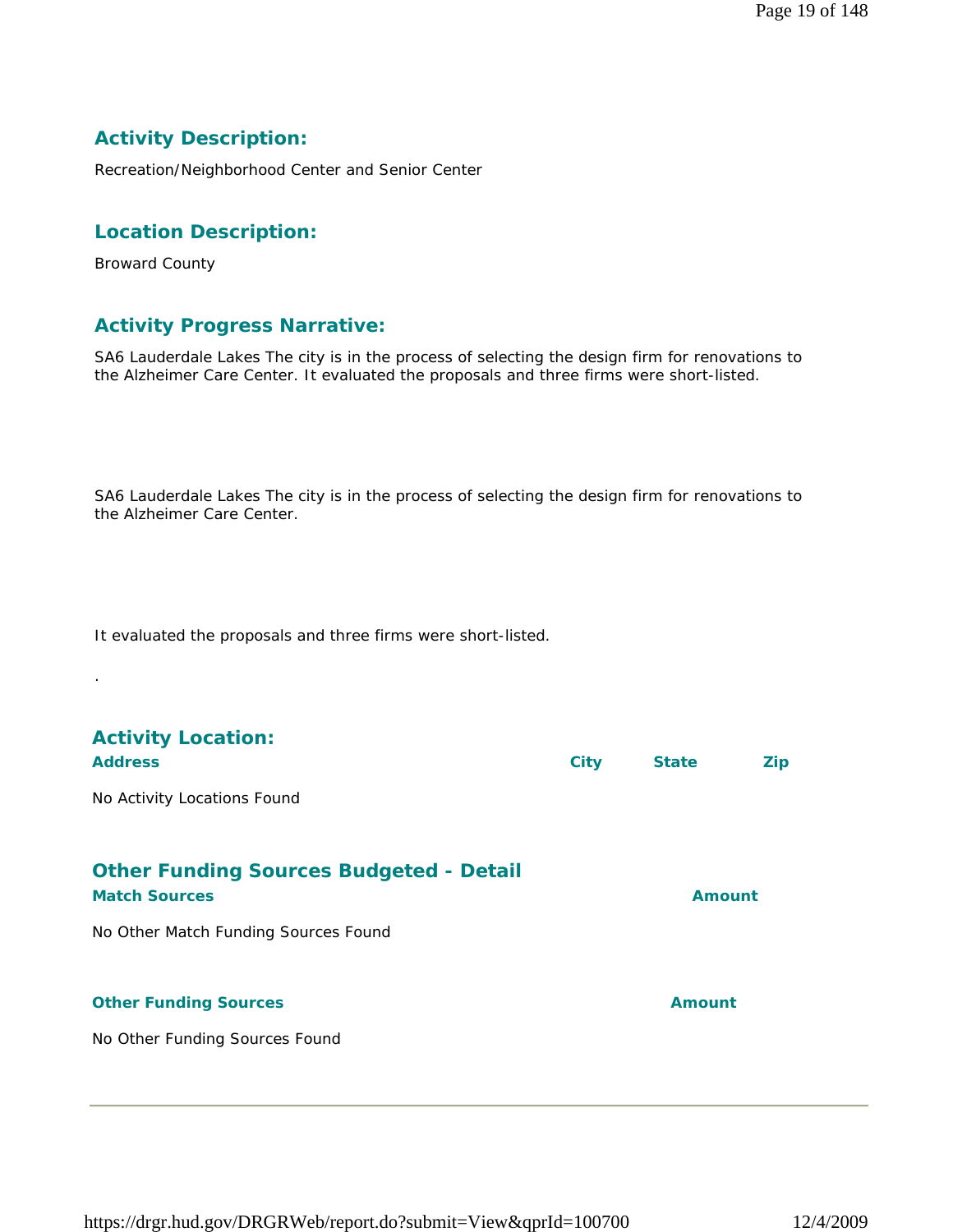## Activity Description:

Recreation/Neighborhood Center and Senior Center

## Location Description:

Broward County

## Activity Progress Narrative:

SA6 Lauderdale Lakes The city is in the process of selecting the design firm for renovations to the Alzheimer Care Center. It evaluated the proposals and three firms were short-listed.

SA6 Lauderdale Lakes The city is in the process of selecting the design firm for renovations to the Alzheimer Care Center.

It evaluated the proposals and three firms were short-listed.

.

## Activity Location:

| Address | City | State | Zip |
|---|---|---|---|
| No Activity Locations Found | | | |

## Other Funding Sources Budgeted - Detail

| Match Sources | Amount |
|---|---|
| No Other Match Funding Sources Found | |

| Other Funding Sources | Amount |
|---|---|
| No Other Funding Sources Found | |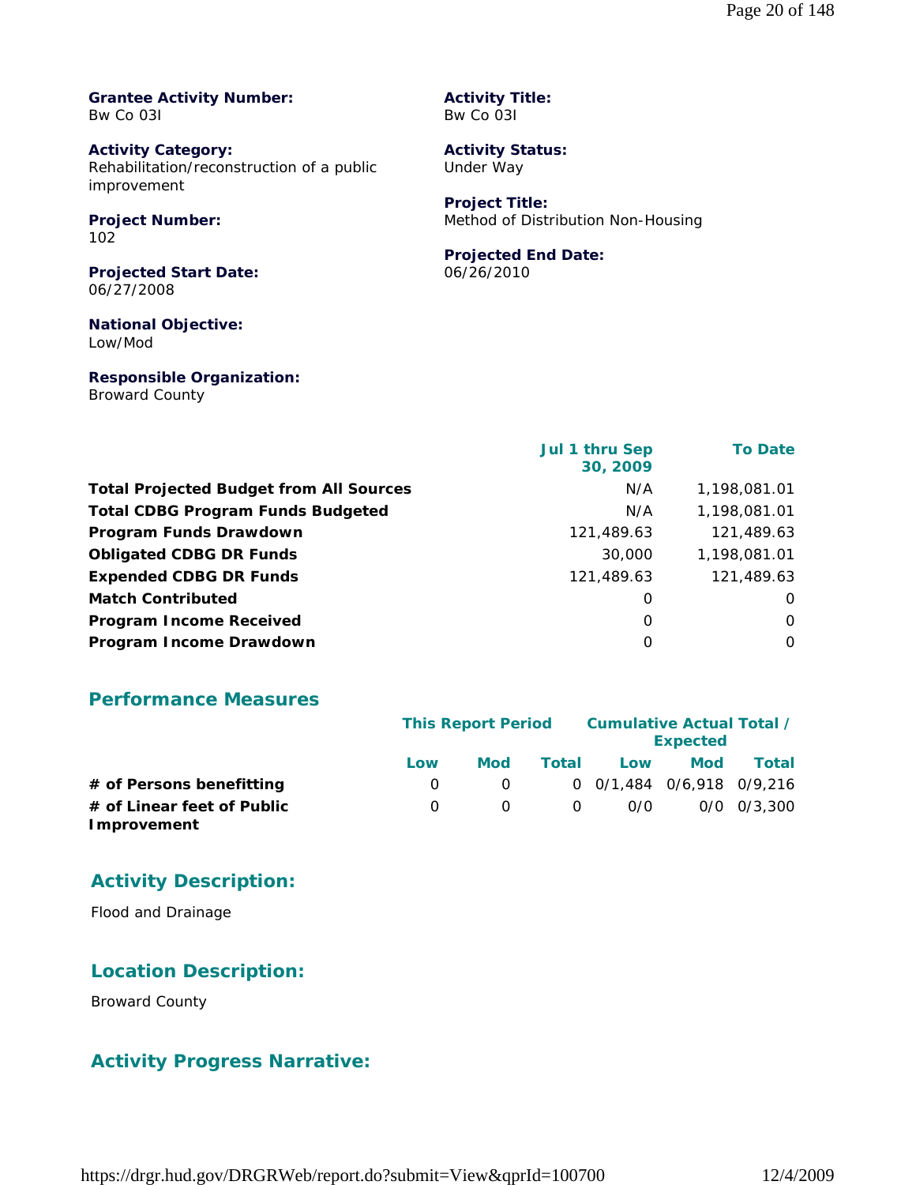**Grantee Activity Number:**
Bw Co 03I

**Activity Title:**
Bw Co 03I

**Activity Category:**
Rehabilitation/reconstruction of a public improvement

**Activity Status:**
Under Way

**Project Number:**
102

**Project Title:**
Method of Distribution Non-Housing

**Projected Start Date:**
06/27/2008

**Projected End Date:**
06/26/2010

**National Objective:**
Low/Mod

**Responsible Organization:**
Broward County

| | Jul 1 thru Sep 30, 2009 | To Date |
|---|---|---|
| **Total Projected Budget from All Sources** | N/A | 1,198,081.01 |
| **Total CDBG Program Funds Budgeted** | N/A | 1,198,081.01 |
| **Program Funds Drawdown** | 121,489.63 | 121,489.63 |
| **Obligated CDBG DR Funds** | 30,000 | 1,198,081.01 |
| **Expended CDBG DR Funds** | 121,489.63 | 121,489.63 |
| **Match Contributed** | 0 | 0 |
| **Program Income Received** | 0 | 0 |
| **Program Income Drawdown** | 0 | 0 |

## Performance Measures

| | This Report Period | | | Cumulative Actual Total / Expected | | |
|---|---|---|---|---|---|---|
| | Low | Mod | Total | Low | Mod | Total |
| **# of Persons benefitting** | 0 | 0 | 0 | 0/1,484 | 0/6,918 | 0/9,216 |
| **# of Linear feet of Public Improvement** | 0 | 0 | 0 | 0/0 | 0/0 | 0/3,300 |

## Activity Description:

Flood and Drainage

## Location Description:

Broward County

## Activity Progress Narrative: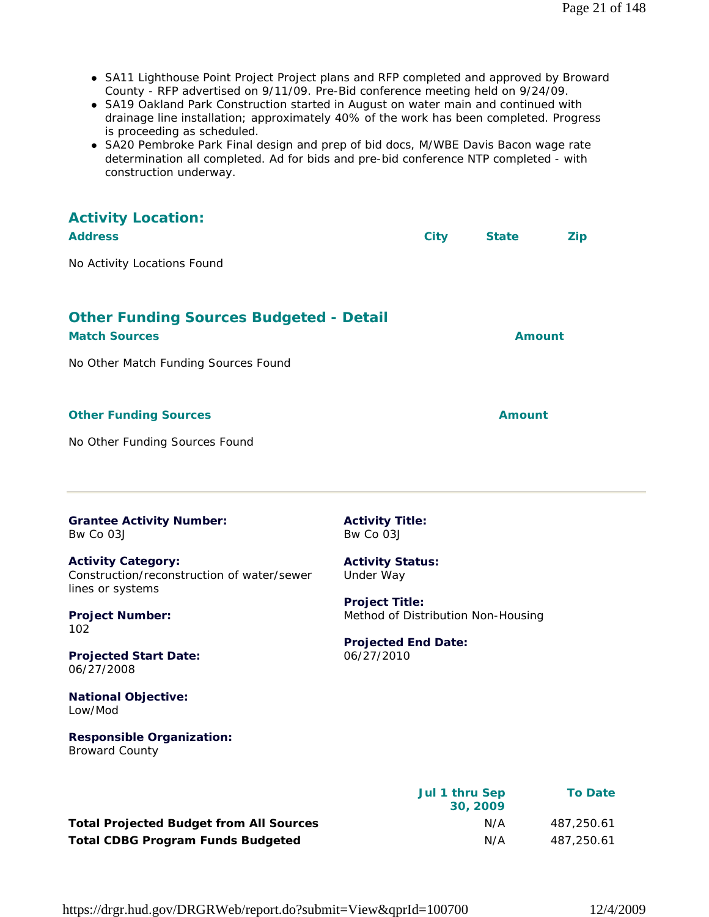- SA11 Lighthouse Point Project Project plans and RFP completed and approved by Broward County - RFP advertised on 9/11/09. Pre-Bid conference meeting held on 9/24/09.
- SA19 Oakland Park Construction started in August on water main and continued with drainage line installation; approximately 40% of the work has been completed. Progress is proceeding as scheduled.
- SA20 Pembroke Park Final design and prep of bid docs, M/WBE Davis Bacon wage rate determination all completed. Ad for bids and pre-bid conference NTP completed - with construction underway.

## Activity Location:

| Address | City | State | Zip |
|---|---|---|---|

No Activity Locations Found

## Other Funding Sources Budgeted - Detail

| Match Sources | Amount |
|---|---|

No Other Match Funding Sources Found

| Other Funding Sources | Amount |
|---|---|

No Other Funding Sources Found

---

**Grantee Activity Number:**
Bw Co 03J

**Activity Title:**
Bw Co 03J

**Activity Category:**
Construction/reconstruction of water/sewer lines or systems

**Activity Status:**
Under Way

**Project Number:**
102

**Project Title:**
Method of Distribution Non-Housing

**Projected Start Date:**
06/27/2008

**Projected End Date:**
06/27/2010

**National Objective:**
Low/Mod

**Responsible Organization:**
Broward County

| | Jul 1 thru Sep 30, 2009 | To Date |
|---|---|---|
| **Total Projected Budget from All Sources** | N/A | 487,250.61 |
| **Total CDBG Program Funds Budgeted** | N/A | 487,250.61 |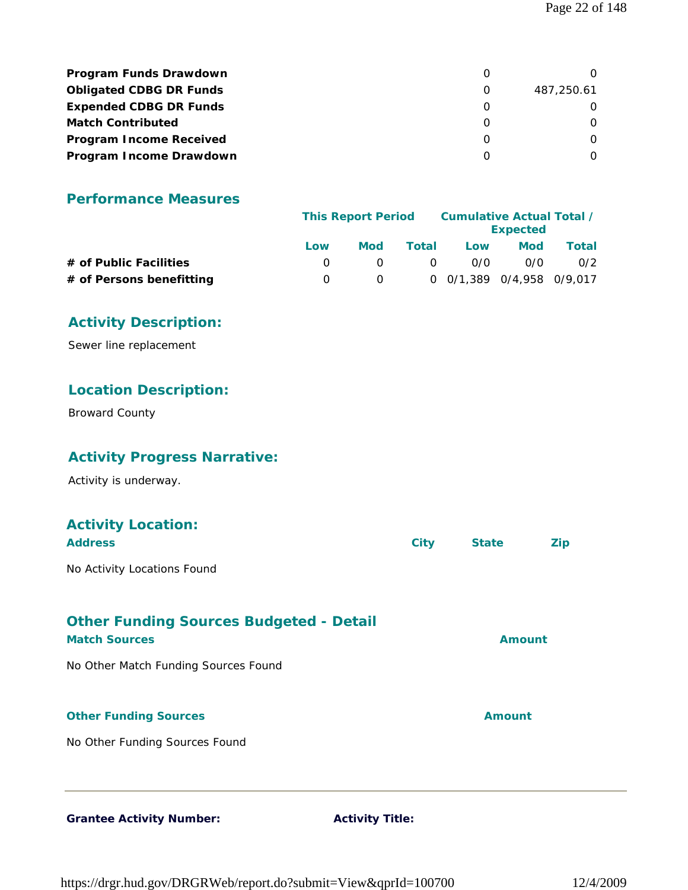| | | |
|---|---|---|
| **Program Funds Drawdown** | 0 | 0 |
| **Obligated CDBG DR Funds** | 0 | 487,250.61 |
| **Expended CDBG DR Funds** | 0 | 0 |
| **Match Contributed** | 0 | 0 |
| **Program Income Received** | 0 | 0 |
| **Program Income Drawdown** | 0 | 0 |

## Performance Measures

| | This Report Period | | | Cumulative Actual Total / Expected | | |
|---|---|---|---|---|---|---|
| | Low | Mod | Total | Low | Mod | Total |
| **# of Public Facilities** | 0 | 0 | 0 | 0/0 | 0/0 | 0/2 |
| **# of Persons benefitting** | 0 | 0 | 0 | 0/1,389 | 0/4,958 | 0/9,017 |

## Activity Description:

Sewer line replacement

## Location Description:

Broward County

## Activity Progress Narrative:

Activity is underway.

## Activity Location:

| Address | City | State | Zip |
|---|---|---|---|

No Activity Locations Found

## Other Funding Sources Budgeted - Detail

| Match Sources | Amount |
|---|---|

No Other Match Funding Sources Found

| Other Funding Sources | Amount |
|---|---|

No Other Funding Sources Found

---

**Grantee Activity Number:** **Activity Title:**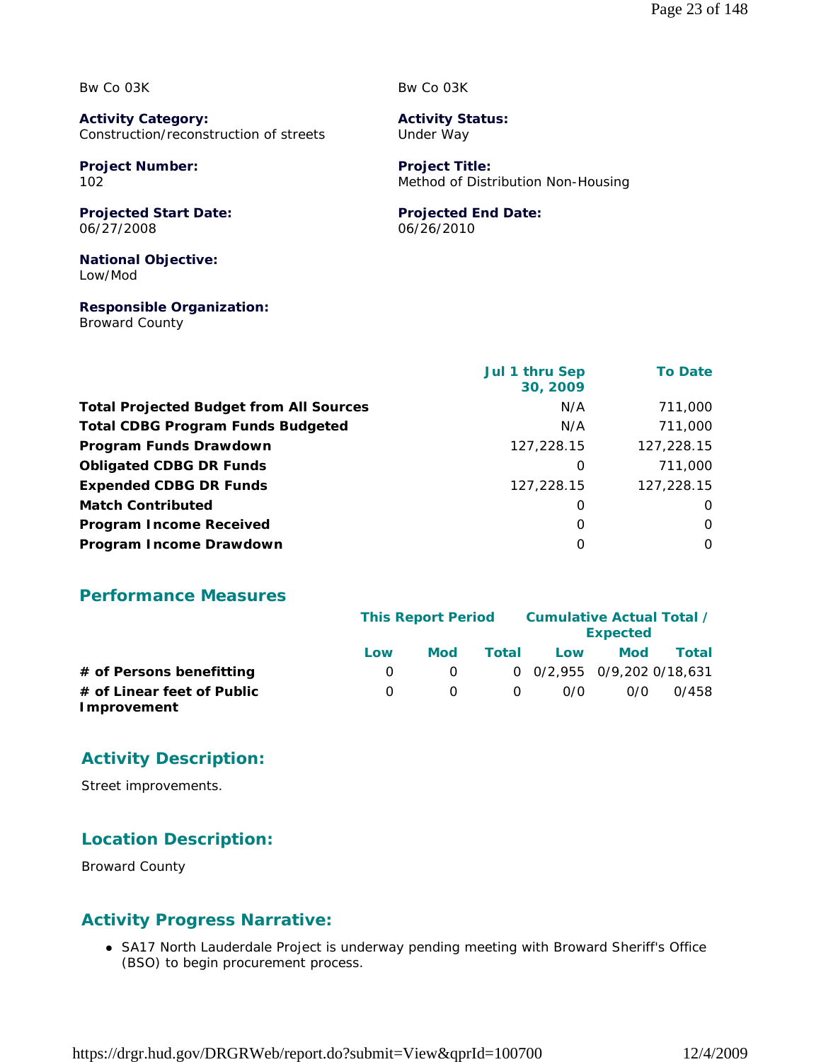Bw Co 03K

Bw Co 03K

**Activity Category:**
Construction/reconstruction of streets

**Activity Status:**
Under Way

**Project Number:**
102

**Project Title:**
Method of Distribution Non-Housing

**Projected Start Date:**
06/27/2008

**Projected End Date:**
06/26/2010

**National Objective:**
Low/Mod

**Responsible Organization:**
Broward County

| | Jul 1 thru Sep 30, 2009 | To Date |
|---|---|---|
| **Total Projected Budget from All Sources** | N/A | 711,000 |
| **Total CDBG Program Funds Budgeted** | N/A | 711,000 |
| **Program Funds Drawdown** | 127,228.15 | 127,228.15 |
| **Obligated CDBG DR Funds** | 0 | 711,000 |
| **Expended CDBG DR Funds** | 127,228.15 | 127,228.15 |
| **Match Contributed** | 0 | 0 |
| **Program Income Received** | 0 | 0 |
| **Program Income Drawdown** | 0 | 0 |

## Performance Measures

| | This Report Period | | | Cumulative Actual Total / Expected | | |
|---|---|---|---|---|---|---|
| | Low | Mod | Total | Low | Mod | Total |
| **# of Persons benefitting** | 0 | 0 | 0 | 0/2,955 | 0/9,202 | 0/18,631 |
| **# of Linear feet of Public Improvement** | 0 | 0 | 0 | 0/0 | 0/0 | 0/458 |

## Activity Description:

Street improvements.

## Location Description:

Broward County

## Activity Progress Narrative:

- SA17 North Lauderdale Project is underway pending meeting with Broward Sheriff's Office (BSO) to begin procurement process.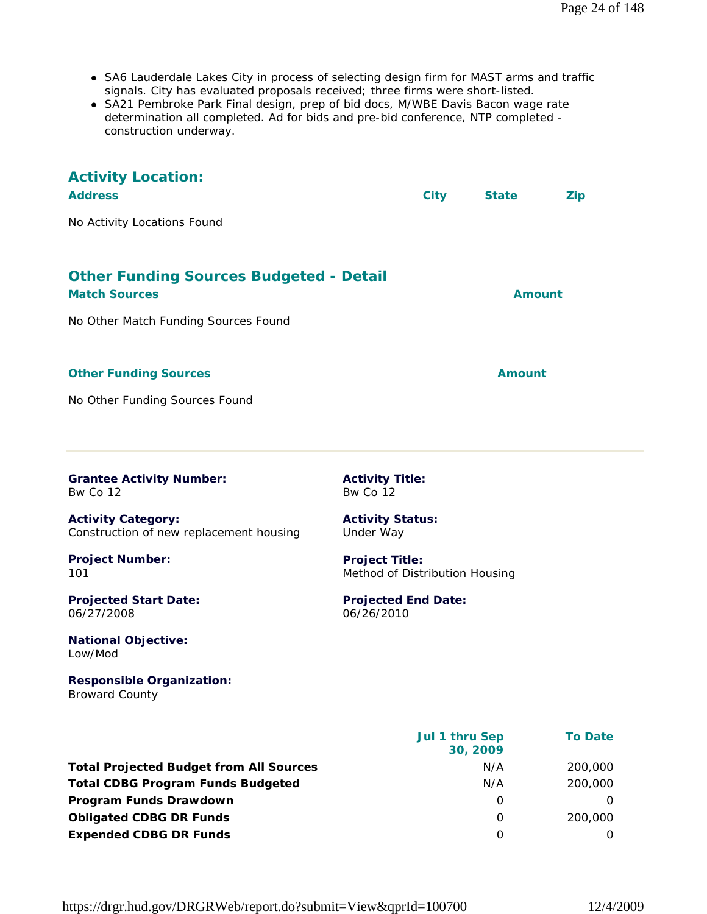- SA6 Lauderdale Lakes City in process of selecting design firm for MAST arms and traffic signals. City has evaluated proposals received; three firms were short-listed.
- SA21 Pembroke Park Final design, prep of bid docs, M/WBE Davis Bacon wage rate determination all completed. Ad for bids and pre-bid conference, NTP completed - construction underway.

## Activity Location:

| Address | City | State | Zip |
| --- | --- | --- | --- |

No Activity Locations Found

## Other Funding Sources Budgeted - Detail

| Match Sources | Amount |
| --- | --- |

No Other Match Funding Sources Found

| Other Funding Sources | Amount |
| --- | --- |

No Other Funding Sources Found

---

**Grantee Activity Number:**
Bw Co 12

**Activity Title:**
Bw Co 12

**Activity Category:**
Construction of new replacement housing

**Activity Status:**
Under Way

**Project Number:**
101

**Project Title:**
Method of Distribution Housing

**Projected Start Date:**
06/27/2008

**Projected End Date:**
06/26/2010

**National Objective:**
Low/Mod

**Responsible Organization:**
Broward County

| | Jul 1 thru Sep 30, 2009 | To Date |
| --- | --- | --- |
| **Total Projected Budget from All Sources** | N/A | 200,000 |
| **Total CDBG Program Funds Budgeted** | N/A | 200,000 |
| **Program Funds Drawdown** | 0 | 0 |
| **Obligated CDBG DR Funds** | 0 | 200,000 |
| **Expended CDBG DR Funds** | 0 | 0 |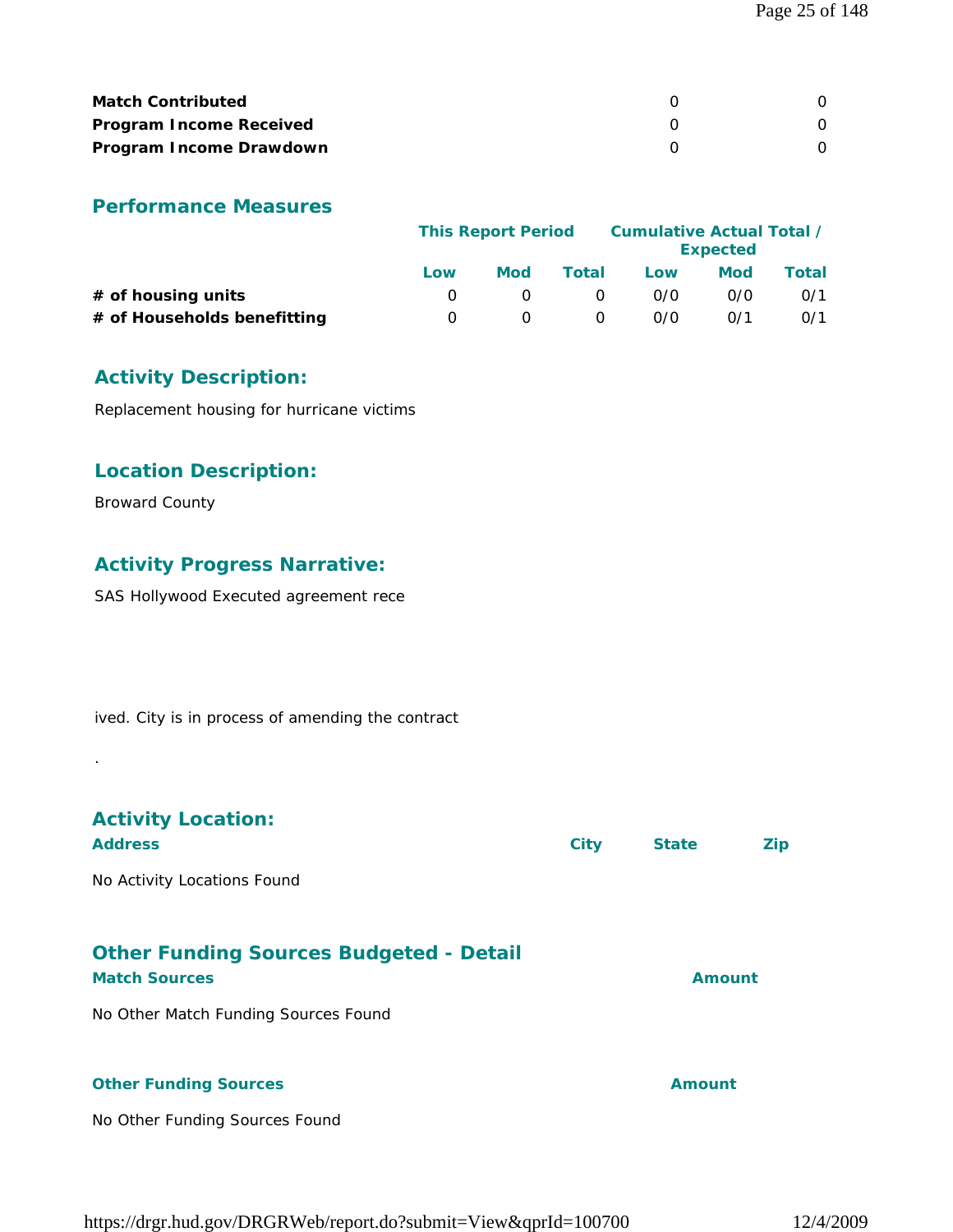| | | |
|---|---|---|
| **Match Contributed** | 0 | 0 |
| **Program Income Received** | 0 | 0 |
| **Program Income Drawdown** | 0 | 0 |

## Performance Measures

| | This Report Period | | | Cumulative Actual Total / Expected | | |
|---|---|---|---|---|---|---|
| | Low | Mod | Total | Low | Mod | Total |
| **# of housing units** | 0 | 0 | 0 | 0/0 | 0/0 | 0/1 |
| **# of Households benefitting** | 0 | 0 | 0 | 0/0 | 0/1 | 0/1 |

## Activity Description:

Replacement housing for hurricane victims

## Location Description:

Broward County

## Activity Progress Narrative:

SAS Hollywood Executed agreement rece

ived. City is in process of amending the contract

.

## Activity Location:

| Address | City | State | Zip |
|---|---|---|---|

No Activity Locations Found

## Other Funding Sources Budgeted - Detail

| Match Sources | Amount |
|---|---|

No Other Match Funding Sources Found

| Other Funding Sources | Amount |
|---|---|

No Other Funding Sources Found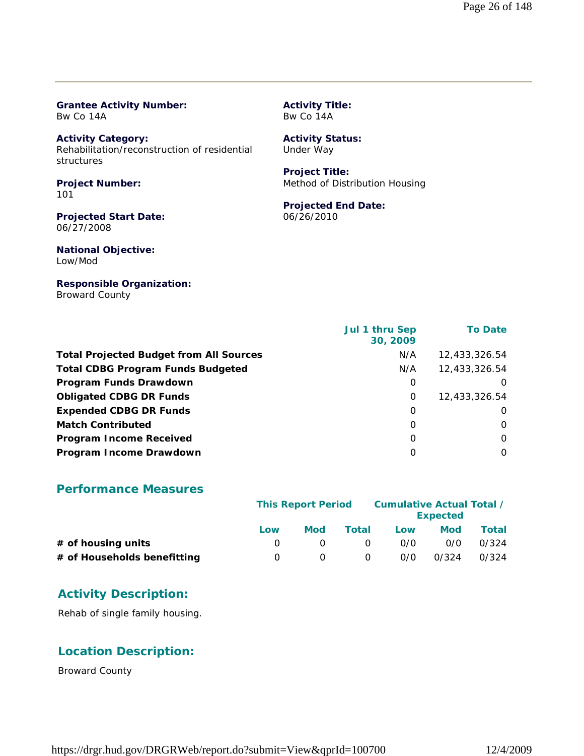**Grantee Activity Number:**
Bw Co 14A

**Activity Title:**
Bw Co 14A

**Activity Category:**
Rehabilitation/reconstruction of residential structures

**Activity Status:**
Under Way

**Project Number:**
101

**Project Title:**
Method of Distribution Housing

**Projected Start Date:**
06/27/2008

**Projected End Date:**
06/26/2010

**National Objective:**
Low/Mod

**Responsible Organization:**
Broward County

| | Jul 1 thru Sep 30, 2009 | To Date |
|---|---|---|
| **Total Projected Budget from All Sources** | N/A | 12,433,326.54 |
| **Total CDBG Program Funds Budgeted** | N/A | 12,433,326.54 |
| **Program Funds Drawdown** | 0 | 0 |
| **Obligated CDBG DR Funds** | 0 | 12,433,326.54 |
| **Expended CDBG DR Funds** | 0 | 0 |
| **Match Contributed** | 0 | 0 |
| **Program Income Received** | 0 | 0 |
| **Program Income Drawdown** | 0 | 0 |

## Performance Measures

| | This Report Period | | | Cumulative Actual Total / Expected | | |
|---|---|---|---|---|---|---|
| | Low | Mod | Total | Low | Mod | Total |
| **# of housing units** | 0 | 0 | 0 | 0/0 | 0/0 | 0/324 |
| **# of Households benefitting** | 0 | 0 | 0 | 0/0 | 0/324 | 0/324 |

## Activity Description:

Rehab of single family housing.

## Location Description:

Broward County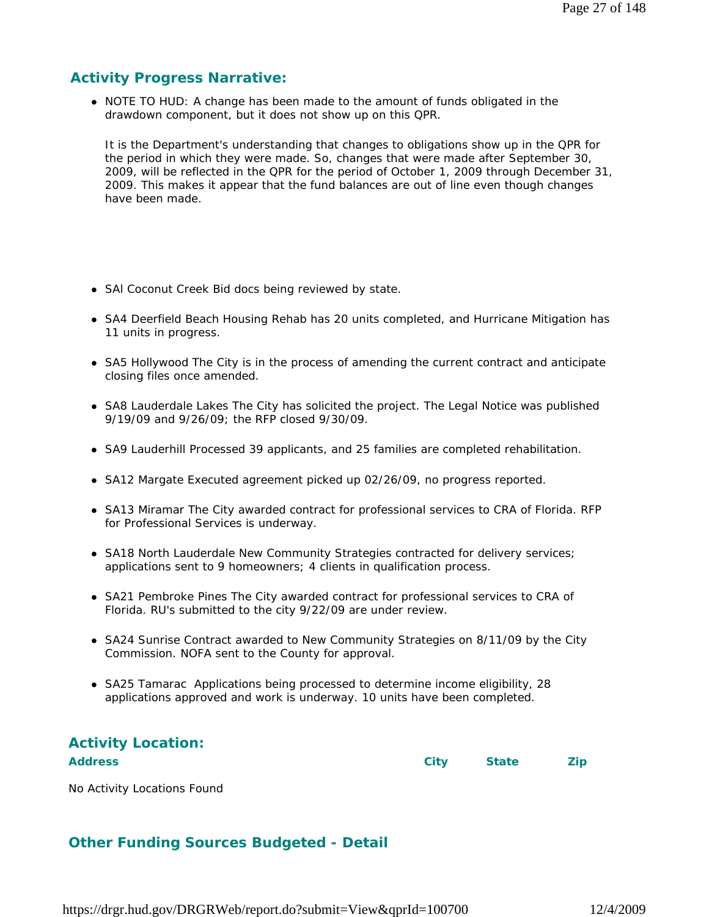## Activity Progress Narrative:

- NOTE TO HUD: A change has been made to the amount of funds obligated in the drawdown component, but it does not show up on this QPR.

  It is the Department's understanding that changes to obligations show up in the QPR for the period in which they were made. So, changes that were made after September 30, 2009, will be reflected in the QPR for the period of October 1, 2009 through December 31, 2009. This makes it appear that the fund balances are out of line even though changes have been made.

- SAl Coconut Creek Bid docs being reviewed by state.
- SA4 Deerfield Beach Housing Rehab has 20 units completed, and Hurricane Mitigation has 11 units in progress.
- SA5 Hollywood The City is in the process of amending the current contract and anticipate closing files once amended.
- SA8 Lauderdale Lakes The City has solicited the project. The Legal Notice was published 9/19/09 and 9/26/09; the RFP closed 9/30/09.
- SA9 Lauderhill Processed 39 applicants, and 25 families are completed rehabilitation.
- SA12 Margate Executed agreement picked up 02/26/09, no progress reported.
- SA13 Miramar The City awarded contract for professional services to CRA of Florida. RFP for Professional Services is underway.
- SA18 North Lauderdale New Community Strategies contracted for delivery services; applications sent to 9 homeowners; 4 clients in qualification process.
- SA21 Pembroke Pines The City awarded contract for professional services to CRA of Florida. RU's submitted to the city 9/22/09 are under review.
- SA24 Sunrise Contract awarded to New Community Strategies on 8/11/09 by the City Commission. NOFA sent to the County for approval.
- SA25 Tamarac Applications being processed to determine income eligibility, 28 applications approved and work is underway. 10 units have been completed.

## Activity Location:

| Address | City | State | Zip |
|---|---|---|---|

No Activity Locations Found

## Other Funding Sources Budgeted - Detail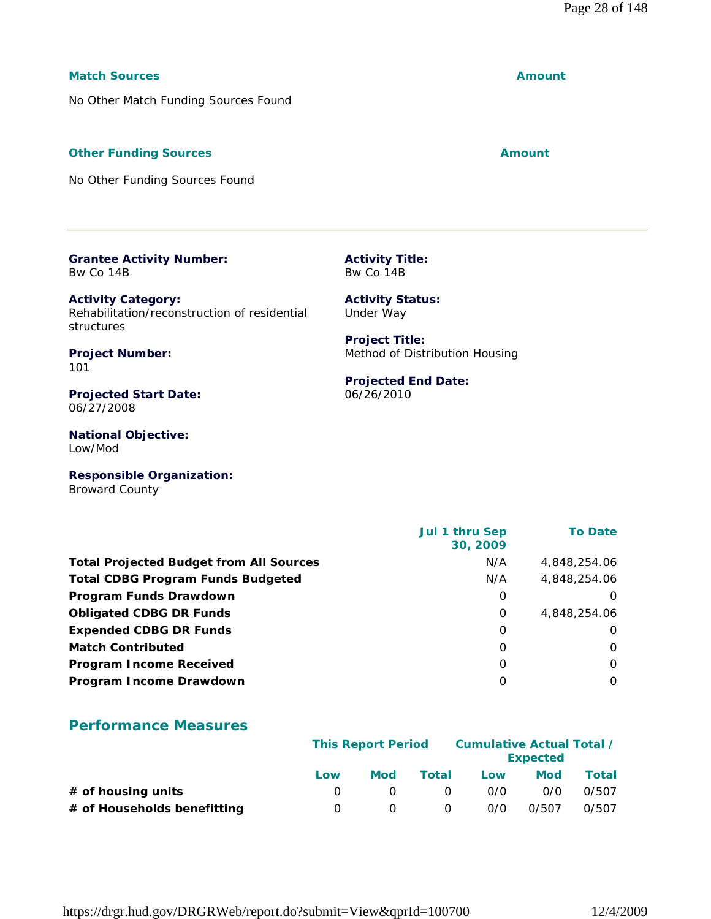**Match Sources** | **Amount**

No Other Match Funding Sources Found

**Other Funding Sources** | **Amount**

No Other Funding Sources Found

---

**Grantee Activity Number:**
Bw Co 14B

**Activity Title:**
Bw Co 14B

**Activity Category:**
Rehabilitation/reconstruction of residential structures

**Activity Status:**
Under Way

**Project Number:**
101

**Project Title:**
Method of Distribution Housing

**Projected Start Date:**
06/27/2008

**Projected End Date:**
06/26/2010

**National Objective:**
Low/Mod

**Responsible Organization:**
Broward County

| | Jul 1 thru Sep 30, 2009 | To Date |
|---|---|---|
| **Total Projected Budget from All Sources** | N/A | 4,848,254.06 |
| **Total CDBG Program Funds Budgeted** | N/A | 4,848,254.06 |
| **Program Funds Drawdown** | 0 | 0 |
| **Obligated CDBG DR Funds** | 0 | 4,848,254.06 |
| **Expended CDBG DR Funds** | 0 | 0 |
| **Match Contributed** | 0 | 0 |
| **Program Income Received** | 0 | 0 |
| **Program Income Drawdown** | 0 | 0 |

## Performance Measures

| | This Report Period | | | Cumulative Actual Total / Expected | | |
|---|---|---|---|---|---|---|
| | Low | Mod | Total | Low | Mod | Total |
| **# of housing units** | 0 | 0 | 0 | 0/0 | 0/0 | 0/507 |
| **# of Households benefitting** | 0 | 0 | 0 | 0/0 | 0/507 | 0/507 |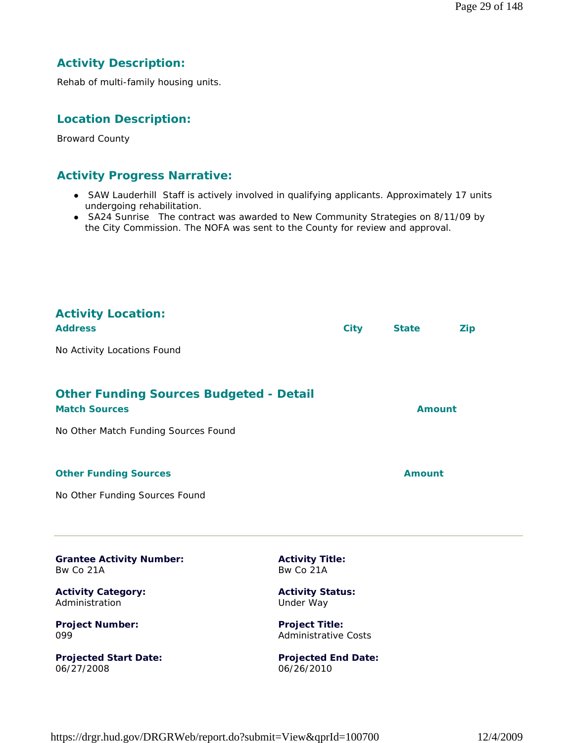## Activity Description:

Rehab of multi-family housing units.

## Location Description:

Broward County

## Activity Progress Narrative:

- SAW Lauderhill Staff is actively involved in qualifying applicants. Approximately 17 units undergoing rehabilitation.
- SA24 Sunrise The contract was awarded to New Community Strategies on 8/11/09 by the City Commission. The NOFA was sent to the County for review and approval.

## Activity Location:

| Address | City | State | Zip |
|---|---|---|---|

No Activity Locations Found

## Other Funding Sources Budgeted - Detail

| Match Sources | Amount |
|---|---|

No Other Match Funding Sources Found

| Other Funding Sources | Amount |
|---|---|

No Other Funding Sources Found

---

**Grantee Activity Number:**
Bw Co 21A

**Activity Title:**
Bw Co 21A

**Activity Category:**
Administration

**Activity Status:**
Under Way

**Project Number:**
099

**Project Title:**
Administrative Costs

**Projected Start Date:**
06/27/2008

**Projected End Date:**
06/26/2010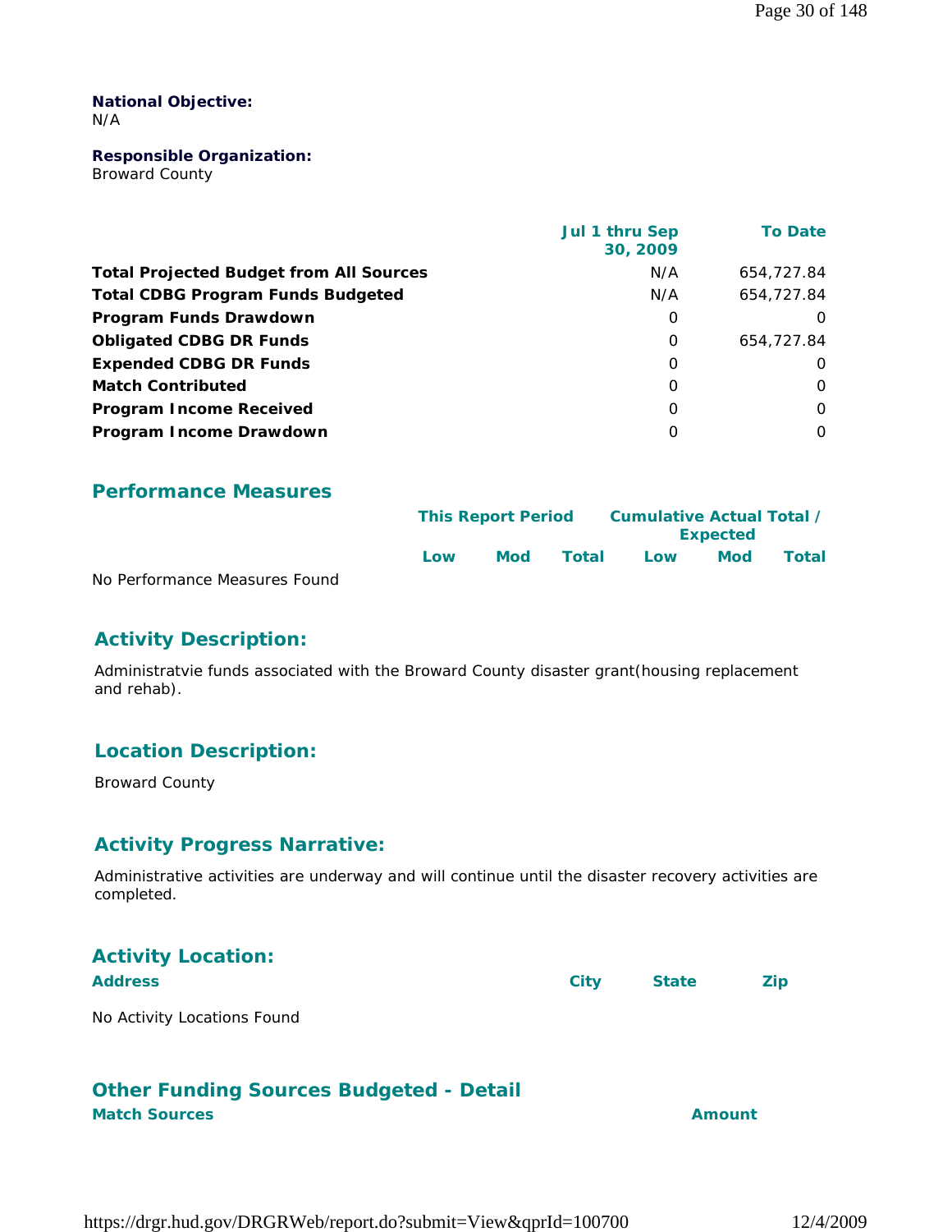**National Objective:**
N/A

**Responsible Organization:**
Broward County

| | Jul 1 thru Sep 30, 2009 | To Date |
|---|---|---|
| **Total Projected Budget from All Sources** | N/A | 654,727.84 |
| **Total CDBG Program Funds Budgeted** | N/A | 654,727.84 |
| **Program Funds Drawdown** | 0 | 0 |
| **Obligated CDBG DR Funds** | 0 | 654,727.84 |
| **Expended CDBG DR Funds** | 0 | 0 |
| **Match Contributed** | 0 | 0 |
| **Program Income Received** | 0 | 0 |
| **Program Income Drawdown** | 0 | 0 |

## Performance Measures

| | This Report Period | | | Cumulative Actual Total / Expected | | |
|---|---|---|---|---|---|---|
| | Low | Mod | Total | Low | Mod | Total |

No Performance Measures Found

## Activity Description:

Administratvie funds associated with the Broward County disaster grant(housing replacement and rehab).

## Location Description:

Broward County

## Activity Progress Narrative:

Administrative activities are underway and will continue until the disaster recovery activities are completed.

## Activity Location:

| Address | City | State | Zip |
|---|---|---|---|

No Activity Locations Found

## Other Funding Sources Budgeted - Detail

| Match Sources | Amount |
|---|---|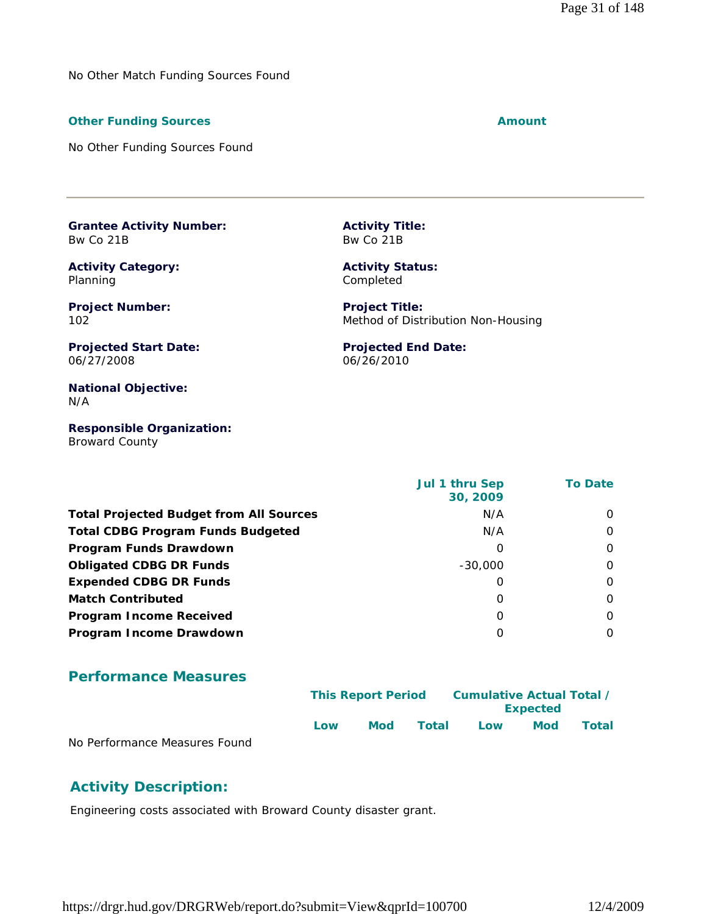No Other Match Funding Sources Found

| Other Funding Sources | Amount |
|---|---|

No Other Funding Sources Found

---

**Grantee Activity Number:**
Bw Co 21B

**Activity Title:**
Bw Co 21B

**Activity Category:**
Planning

**Activity Status:**
Completed

**Project Number:**
102

**Project Title:**
Method of Distribution Non-Housing

**Projected Start Date:**
06/27/2008

**Projected End Date:**
06/26/2010

**National Objective:**
N/A

**Responsible Organization:**
Broward County

| | Jul 1 thru Sep 30, 2009 | To Date |
|---|---|---|
| **Total Projected Budget from All Sources** | N/A | 0 |
| **Total CDBG Program Funds Budgeted** | N/A | 0 |
| **Program Funds Drawdown** | 0 | 0 |
| **Obligated CDBG DR Funds** | -30,000 | 0 |
| **Expended CDBG DR Funds** | 0 | 0 |
| **Match Contributed** | 0 | 0 |
| **Program Income Received** | 0 | 0 |
| **Program Income Drawdown** | 0 | 0 |

## Performance Measures

| | This Report Period | | | Cumulative Actual Total / Expected | | |
|---|---|---|---|---|---|---|
| | Low | Mod | Total | Low | Mod | Total |

No Performance Measures Found

## Activity Description:

Engineering costs associated with Broward County disaster grant.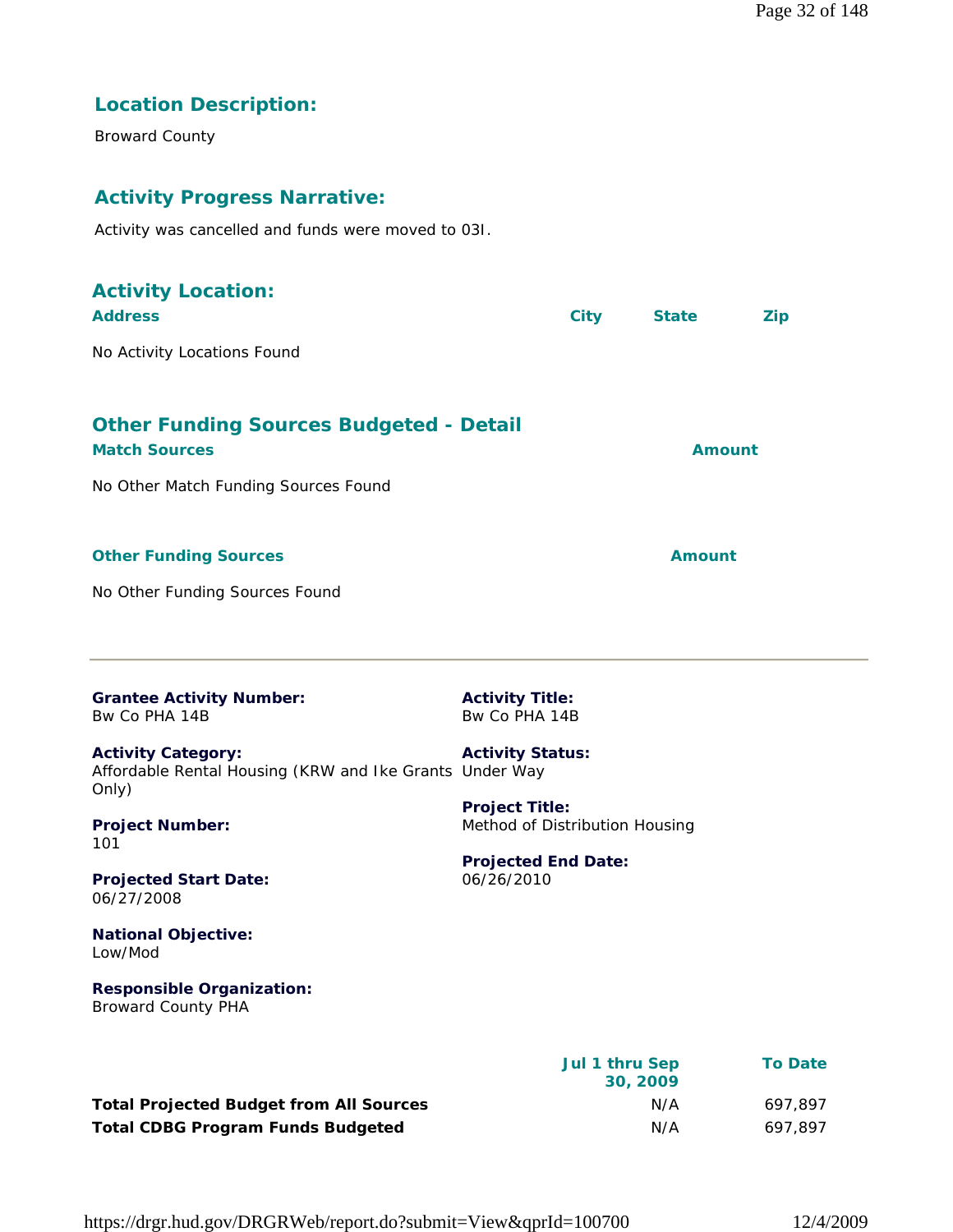## Location Description:

Broward County

## Activity Progress Narrative:

Activity was cancelled and funds were moved to 03I.

## Activity Location:

| Address | City | State | Zip |
| --- | --- | --- | --- |
| No Activity Locations Found | | | |

## Other Funding Sources Budgeted - Detail

| Match Sources | Amount |
| --- | --- |
| No Other Match Funding Sources Found | |

| Other Funding Sources | Amount |
| --- | --- |
| No Other Funding Sources Found | |

---

**Grantee Activity Number:**
Bw Co PHA 14B

**Activity Title:**
Bw Co PHA 14B

**Activity Category:**
Affordable Rental Housing (KRW and Ike Grants Only)

**Activity Status:**
Under Way

**Project Number:**
101

**Project Title:**
Method of Distribution Housing

**Projected Start Date:**
06/27/2008

**Projected End Date:**
06/26/2010

**National Objective:**
Low/Mod

**Responsible Organization:**
Broward County PHA

| | Jul 1 thru Sep 30, 2009 | To Date |
| --- | --- | --- |
| **Total Projected Budget from All Sources** | N/A | 697,897 |
| **Total CDBG Program Funds Budgeted** | N/A | 697,897 |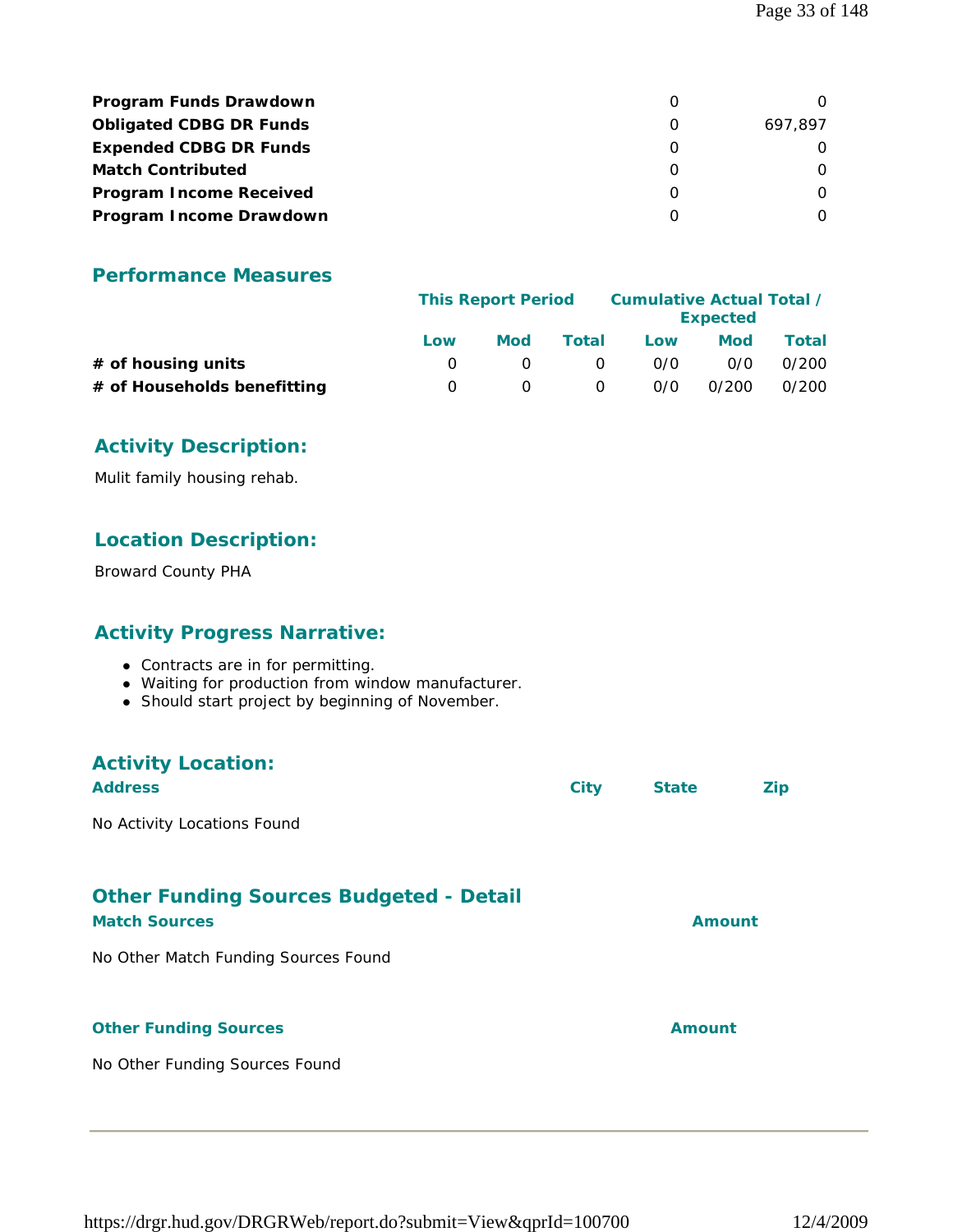| | | |
|---|---|---|
| **Program Funds Drawdown** | 0 | 0 |
| **Obligated CDBG DR Funds** | 0 | 697,897 |
| **Expended CDBG DR Funds** | 0 | 0 |
| **Match Contributed** | 0 | 0 |
| **Program Income Received** | 0 | 0 |
| **Program Income Drawdown** | 0 | 0 |

## Performance Measures

| | This Report Period | | | Cumulative Actual Total / Expected | | |
|---|---|---|---|---|---|---|
| | **Low** | **Mod** | **Total** | **Low** | **Mod** | **Total** |
| **# of housing units** | 0 | 0 | 0 | 0/0 | 0/0 | 0/200 |
| **# of Households benefitting** | 0 | 0 | 0 | 0/0 | 0/200 | 0/200 |

## Activity Description:

Mulit family housing rehab.

## Location Description:

Broward County PHA

## Activity Progress Narrative:

- Contracts are in for permitting.
- Waiting for production from window manufacturer.
- Should start project by beginning of November.

## Activity Location:

| Address | City | State | Zip |
|---|---|---|---|

No Activity Locations Found

## Other Funding Sources Budgeted - Detail

| Match Sources | Amount |
|---|---|

No Other Match Funding Sources Found

| Other Funding Sources | Amount |
|---|---|

No Other Funding Sources Found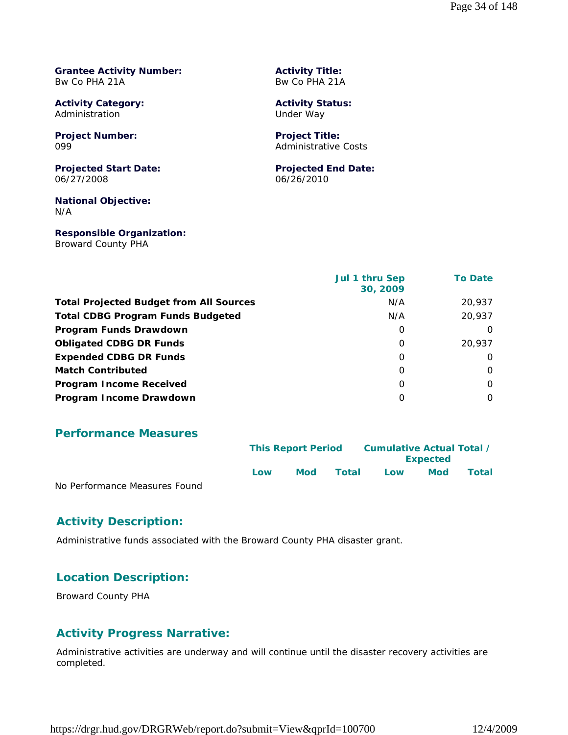**Grantee Activity Number:**
Bw Co PHA 21A

**Activity Title:**
Bw Co PHA 21A

**Activity Category:**
Administration

**Activity Status:**
Under Way

**Project Number:**
099

**Project Title:**
Administrative Costs

**Projected Start Date:**
06/27/2008

**Projected End Date:**
06/26/2010

**National Objective:**
N/A

**Responsible Organization:**
Broward County PHA

| | Jul 1 thru Sep 30, 2009 | To Date |
|---|---|---|
| **Total Projected Budget from All Sources** | N/A | 20,937 |
| **Total CDBG Program Funds Budgeted** | N/A | 20,937 |
| **Program Funds Drawdown** | 0 | 0 |
| **Obligated CDBG DR Funds** | 0 | 20,937 |
| **Expended CDBG DR Funds** | 0 | 0 |
| **Match Contributed** | 0 | 0 |
| **Program Income Received** | 0 | 0 |
| **Program Income Drawdown** | 0 | 0 |

## Performance Measures

| | This Report Period | | | Cumulative Actual Total / Expected | | |
|---|---|---|---|---|---|---|
| | Low | Mod | Total | Low | Mod | Total |
| No Performance Measures Found | | | | | | |

## Activity Description:

Administrative funds associated with the Broward County PHA disaster grant.

## Location Description:

Broward County PHA

## Activity Progress Narrative:

Administrative activities are underway and will continue until the disaster recovery activities are completed.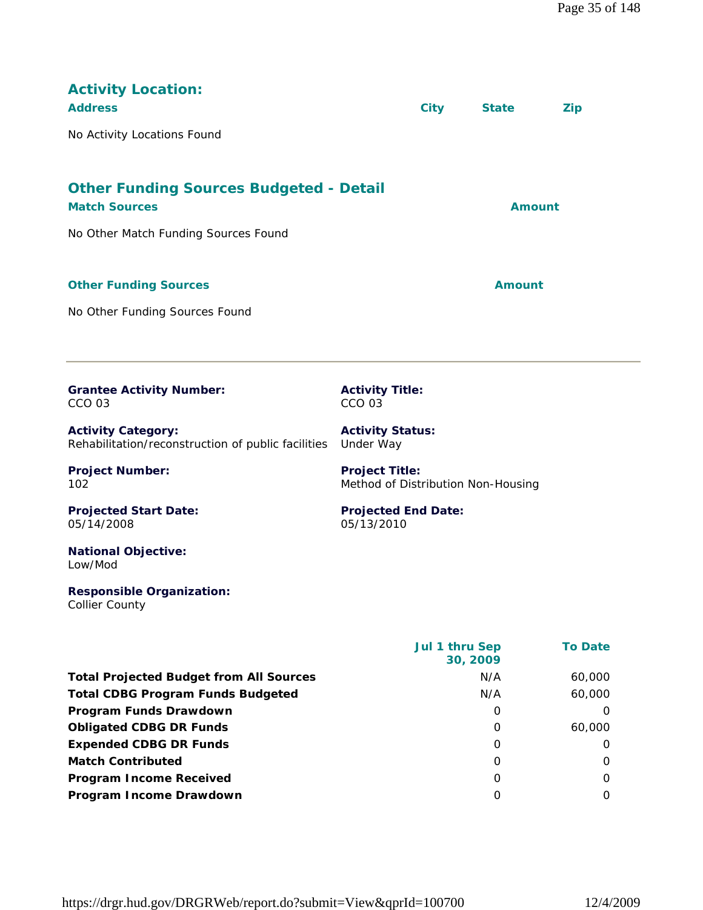## Activity Location:

| Address | City | State | Zip |
| --- | --- | --- | --- |

No Activity Locations Found

## Other Funding Sources Budgeted - Detail

| Match Sources | Amount |
| --- | --- |

No Other Match Funding Sources Found

| Other Funding Sources | Amount |
| --- | --- |

No Other Funding Sources Found

---

**Grantee Activity Number:**
CCO 03

**Activity Title:**
CCO 03

**Activity Category:**
Rehabilitation/reconstruction of public facilities

**Activity Status:**
Under Way

**Project Number:**
102

**Project Title:**
Method of Distribution Non-Housing

**Projected Start Date:**
05/14/2008

**Projected End Date:**
05/13/2010

**National Objective:**
Low/Mod

**Responsible Organization:**
Collier County

| | Jul 1 thru Sep 30, 2009 | To Date |
| --- | --- | --- |
| **Total Projected Budget from All Sources** | N/A | 60,000 |
| **Total CDBG Program Funds Budgeted** | N/A | 60,000 |
| **Program Funds Drawdown** | 0 | 0 |
| **Obligated CDBG DR Funds** | 0 | 60,000 |
| **Expended CDBG DR Funds** | 0 | 0 |
| **Match Contributed** | 0 | 0 |
| **Program Income Received** | 0 | 0 |
| **Program Income Drawdown** | 0 | 0 |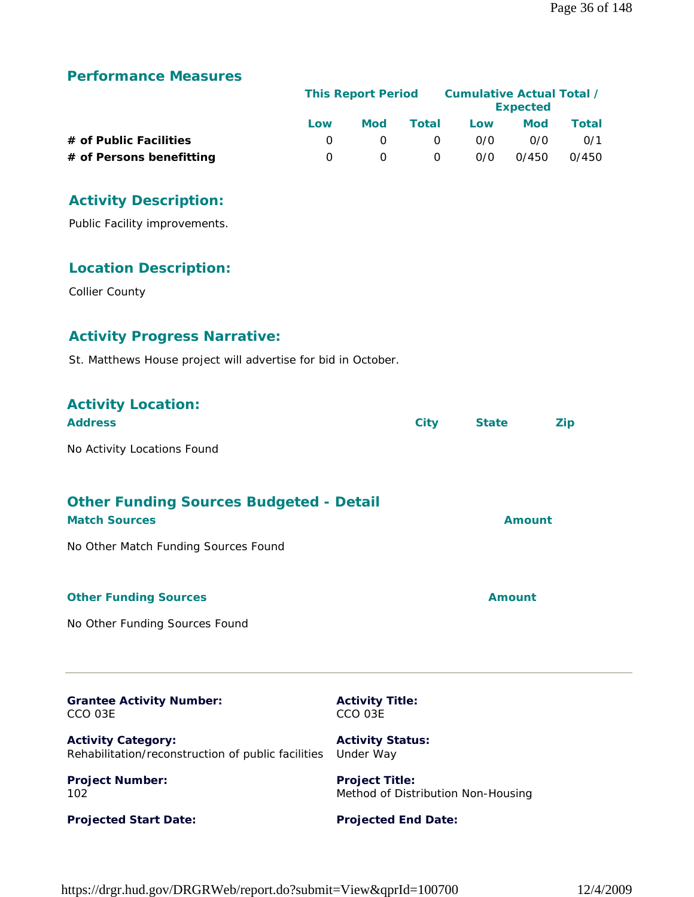## Performance Measures

| | This Report Period | | | Cumulative Actual Total / Expected | | |
|---|---|---|---|---|---|---|
| | Low | Mod | Total | Low | Mod | Total |
| **# of Public Facilities** | 0 | 0 | 0 | 0/0 | 0/0 | 0/1 |
| **# of Persons benefitting** | 0 | 0 | 0 | 0/0 | 0/450 | 0/450 |

## Activity Description:

Public Facility improvements.

## Location Description:

Collier County

## Activity Progress Narrative:

St. Matthews House project will advertise for bid in October.

## Activity Location:

| Address | City | State | Zip |
|---|---|---|---|

No Activity Locations Found

## Other Funding Sources Budgeted - Detail

| Match Sources | Amount |
|---|---|

No Other Match Funding Sources Found

| Other Funding Sources | Amount |
|---|---|

No Other Funding Sources Found

---

**Grantee Activity Number:**
CCO 03E

**Activity Title:**
CCO 03E

**Activity Category:**
Rehabilitation/reconstruction of public facilities

**Activity Status:**
Under Way

**Project Number:**
102

**Project Title:**
Method of Distribution Non-Housing

**Projected Start Date:**

**Projected End Date:**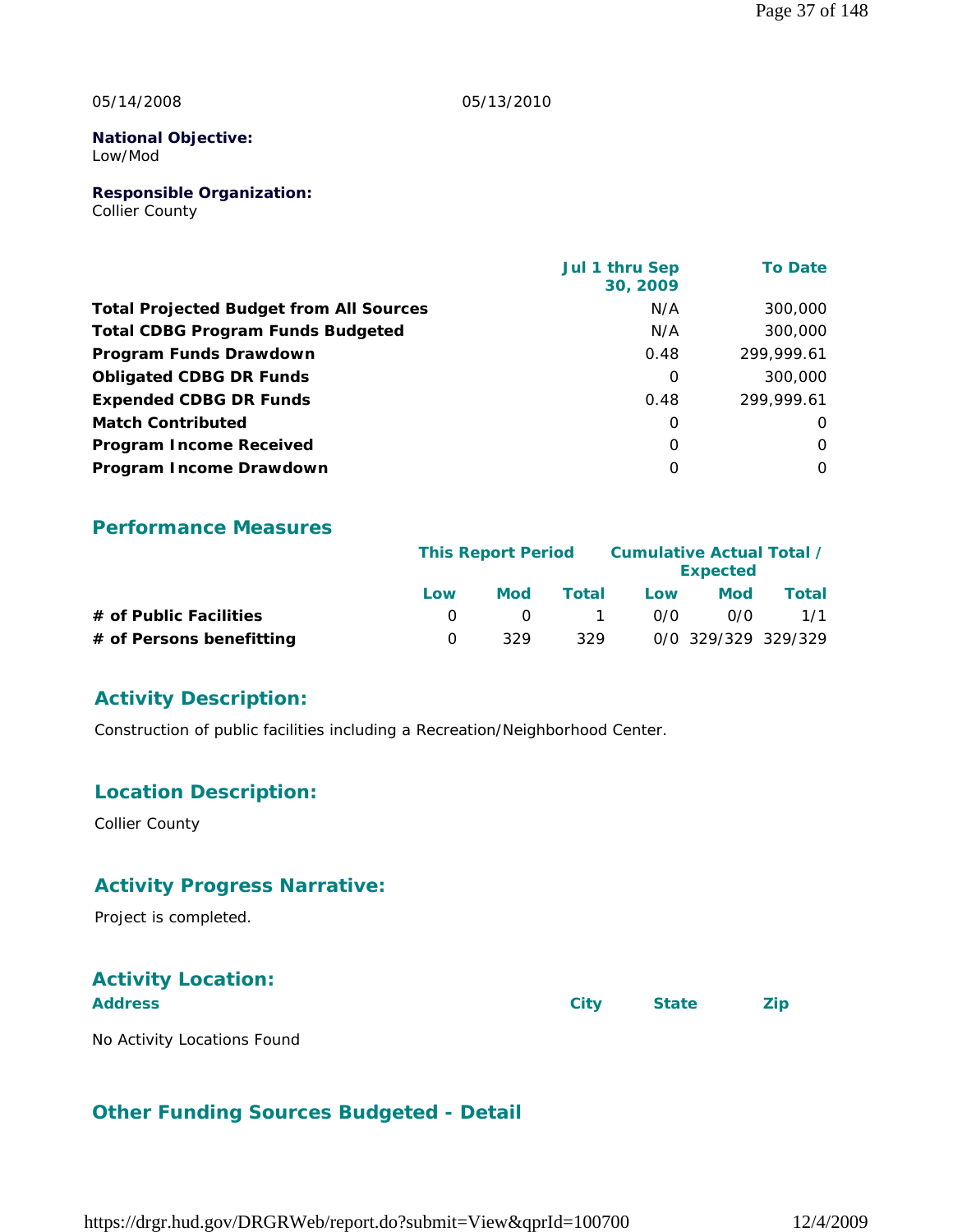05/14/2008 05/13/2010

**National Objective:**
Low/Mod

**Responsible Organization:**
Collier County

| | Jul 1 thru Sep 30, 2009 | To Date |
|---|---|---|
| **Total Projected Budget from All Sources** | N/A | 300,000 |
| **Total CDBG Program Funds Budgeted** | N/A | 300,000 |
| **Program Funds Drawdown** | 0.48 | 299,999.61 |
| **Obligated CDBG DR Funds** | 0 | 300,000 |
| **Expended CDBG DR Funds** | 0.48 | 299,999.61 |
| **Match Contributed** | 0 | 0 |
| **Program Income Received** | 0 | 0 |
| **Program Income Drawdown** | 0 | 0 |

## Performance Measures

| | This Report Period | | | Cumulative Actual Total / Expected | | |
|---|---|---|---|---|---|---|
| | Low | Mod | Total | Low | Mod | Total |
| **# of Public Facilities** | 0 | 0 | 1 | 0/0 | 0/0 | 1/1 |
| **# of Persons benefitting** | 0 | 329 | 329 | 0/0 | 329/329 | 329/329 |

## Activity Description:

Construction of public facilities including a Recreation/Neighborhood Center.

## Location Description:

Collier County

## Activity Progress Narrative:

Project is completed.

## Activity Location:

| Address | City | State | Zip |
|---|---|---|---|

No Activity Locations Found

## Other Funding Sources Budgeted - Detail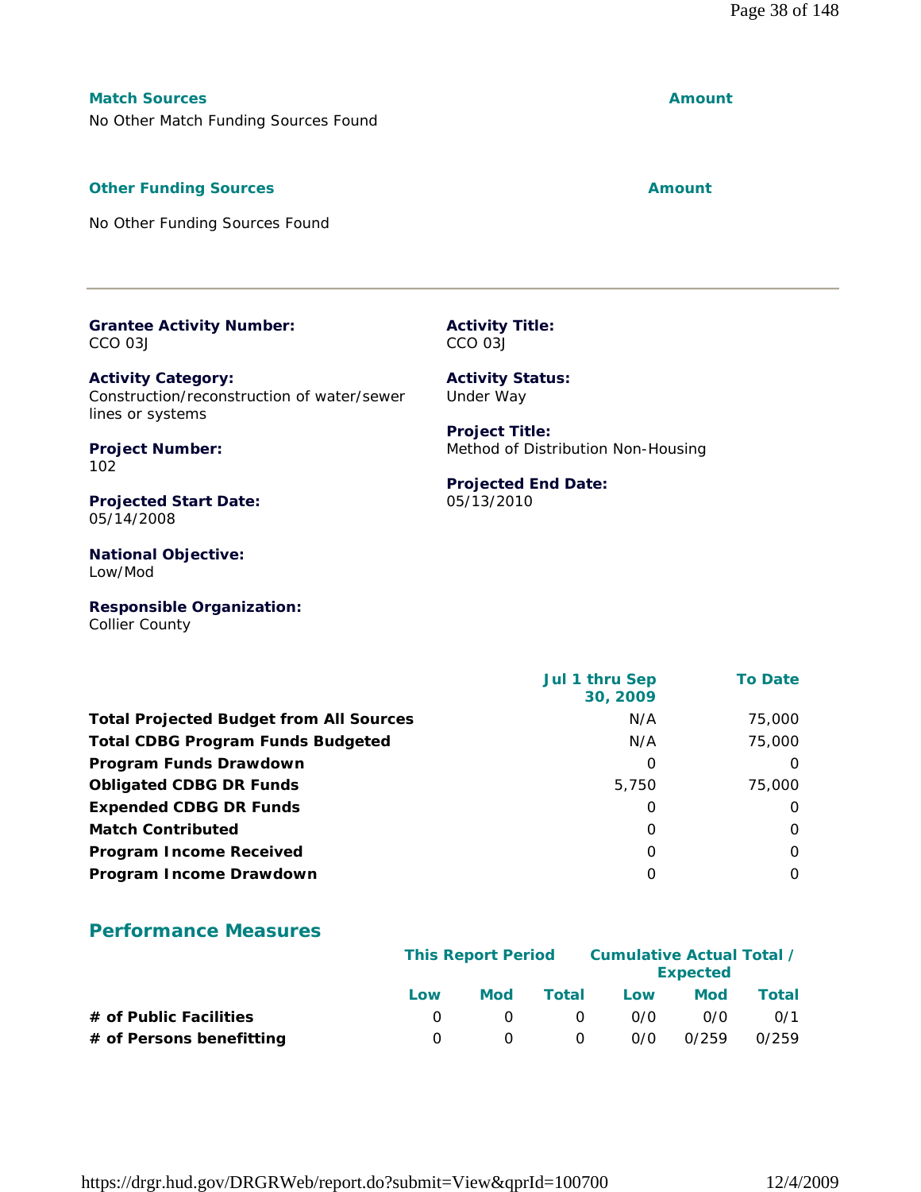**Match Sources** | **Amount**

No Other Match Funding Sources Found

**Other Funding Sources** | **Amount**

No Other Funding Sources Found

---

**Grantee Activity Number:**
CCO 03J

**Activity Title:**
CCO 03J

**Activity Category:**
Construction/reconstruction of water/sewer lines or systems

**Activity Status:**
Under Way

**Project Number:**
102

**Project Title:**
Method of Distribution Non-Housing

**Projected Start Date:**
05/14/2008

**Projected End Date:**
05/13/2010

**National Objective:**
Low/Mod

**Responsible Organization:**
Collier County

| | Jul 1 thru Sep 30, 2009 | To Date |
|---|---|---|
| **Total Projected Budget from All Sources** | N/A | 75,000 |
| **Total CDBG Program Funds Budgeted** | N/A | 75,000 |
| **Program Funds Drawdown** | 0 | 0 |
| **Obligated CDBG DR Funds** | 5,750 | 75,000 |
| **Expended CDBG DR Funds** | 0 | 0 |
| **Match Contributed** | 0 | 0 |
| **Program Income Received** | 0 | 0 |
| **Program Income Drawdown** | 0 | 0 |

## Performance Measures

| | This Report Period | | | Cumulative Actual Total / Expected | | |
|---|---|---|---|---|---|---|
| | Low | Mod | Total | Low | Mod | Total |
| **# of Public Facilities** | 0 | 0 | 0 | 0/0 | 0/0 | 0/1 |
| **# of Persons benefitting** | 0 | 0 | 0 | 0/0 | 0/259 | 0/259 |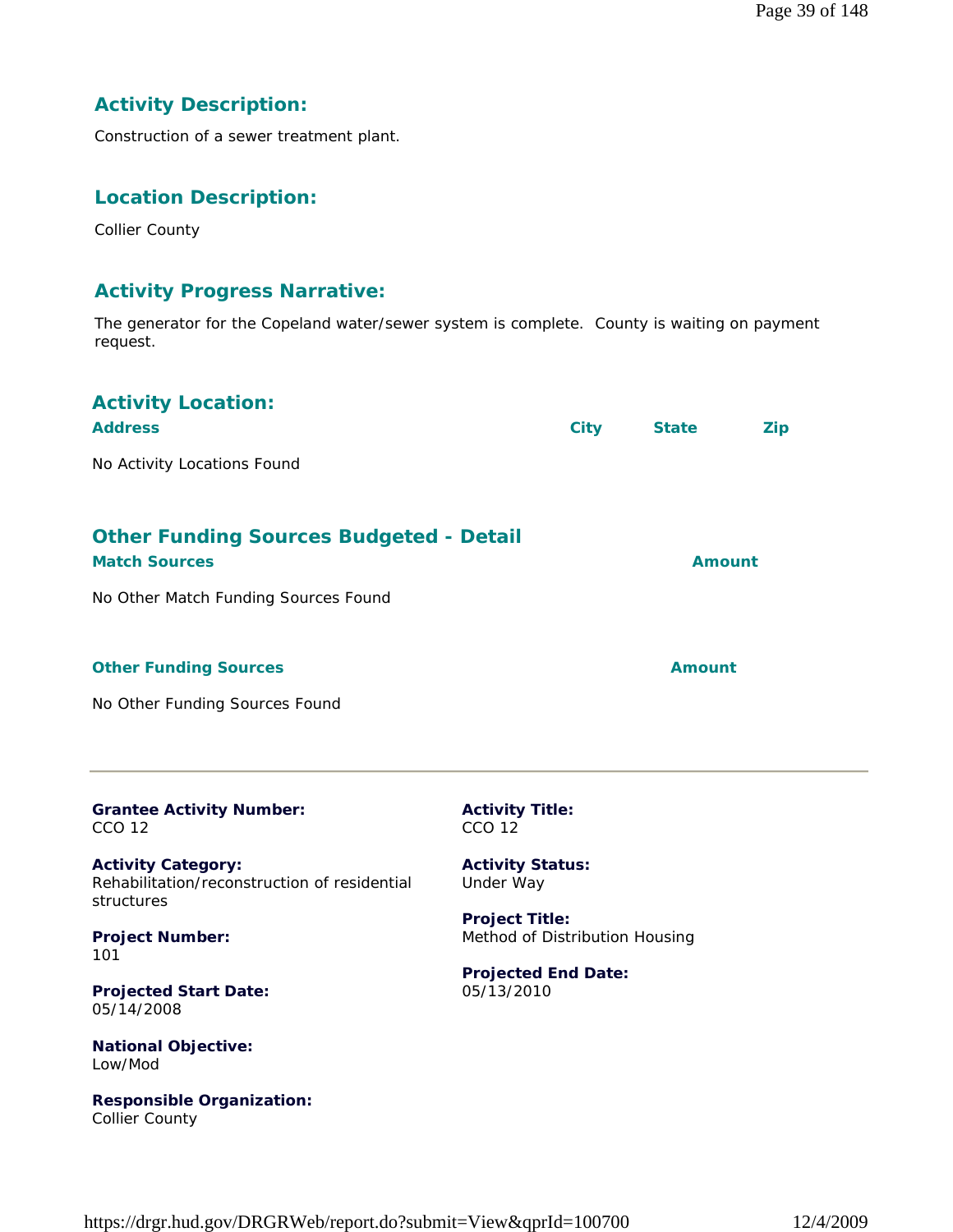## Activity Description:

Construction of a sewer treatment plant.

## Location Description:

Collier County

## Activity Progress Narrative:

The generator for the Copeland water/sewer system is complete. County is waiting on payment request.

## Activity Location:

| Address | City | State | Zip |
|---|---|---|---|

No Activity Locations Found

## Other Funding Sources Budgeted - Detail

| Match Sources | Amount |
|---|---|

No Other Match Funding Sources Found

| Other Funding Sources | Amount |
|---|---|

No Other Funding Sources Found

---

**Grantee Activity Number:**
CCO 12

**Activity Title:**
CCO 12

**Activity Category:**
Rehabilitation/reconstruction of residential structures

**Activity Status:**
Under Way

**Project Number:**
101

**Project Title:**
Method of Distribution Housing

**Projected Start Date:**
05/14/2008

**Projected End Date:**
05/13/2010

**National Objective:**
Low/Mod

**Responsible Organization:**
Collier County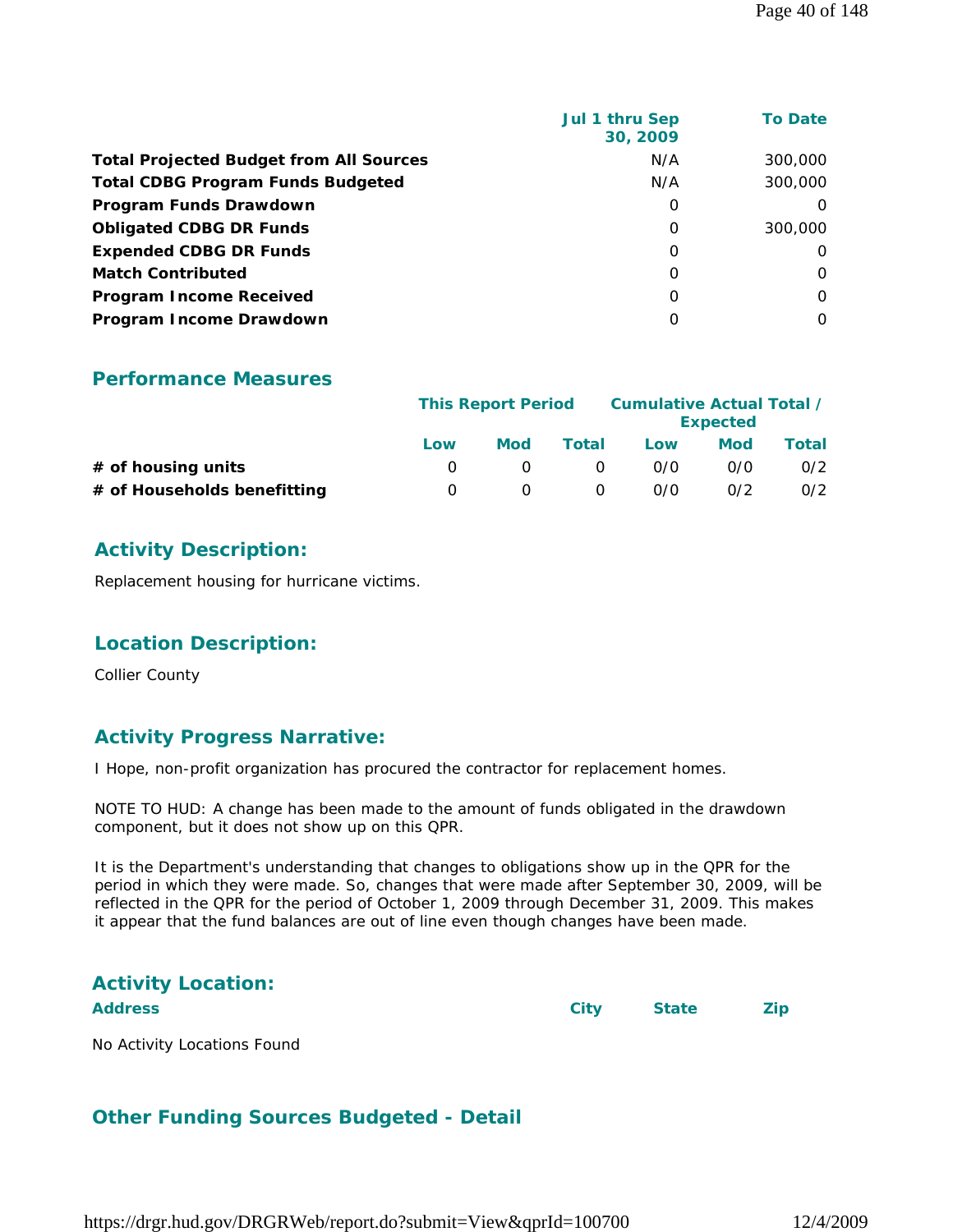| | Jul 1 thru Sep 30, 2009 | To Date |
|---|---|---|
| **Total Projected Budget from All Sources** | N/A | 300,000 |
| **Total CDBG Program Funds Budgeted** | N/A | 300,000 |
| **Program Funds Drawdown** | 0 | 0 |
| **Obligated CDBG DR Funds** | 0 | 300,000 |
| **Expended CDBG DR Funds** | 0 | 0 |
| **Match Contributed** | 0 | 0 |
| **Program Income Received** | 0 | 0 |
| **Program Income Drawdown** | 0 | 0 |

## Performance Measures

| | This Report Period | | | Cumulative Actual Total / Expected | | |
|---|---|---|---|---|---|---|
| | Low | Mod | Total | Low | Mod | Total |
| **# of housing units** | 0 | 0 | 0 | 0/0 | 0/0 | 0/2 |
| **# of Households benefitting** | 0 | 0 | 0 | 0/0 | 0/2 | 0/2 |

## Activity Description:

Replacement housing for hurricane victims.

## Location Description:

Collier County

## Activity Progress Narrative:

I Hope, non-profit organization has procured the contractor for replacement homes.

NOTE TO HUD: A change has been made to the amount of funds obligated in the drawdown component, but it does not show up on this QPR.

It is the Department's understanding that changes to obligations show up in the QPR for the period in which they were made. So, changes that were made after September 30, 2009, will be reflected in the QPR for the period of October 1, 2009 through December 31, 2009. This makes it appear that the fund balances are out of line even though changes have been made.

## Activity Location:

| Address | City | State | Zip |
|---|---|---|---|

No Activity Locations Found

## Other Funding Sources Budgeted - Detail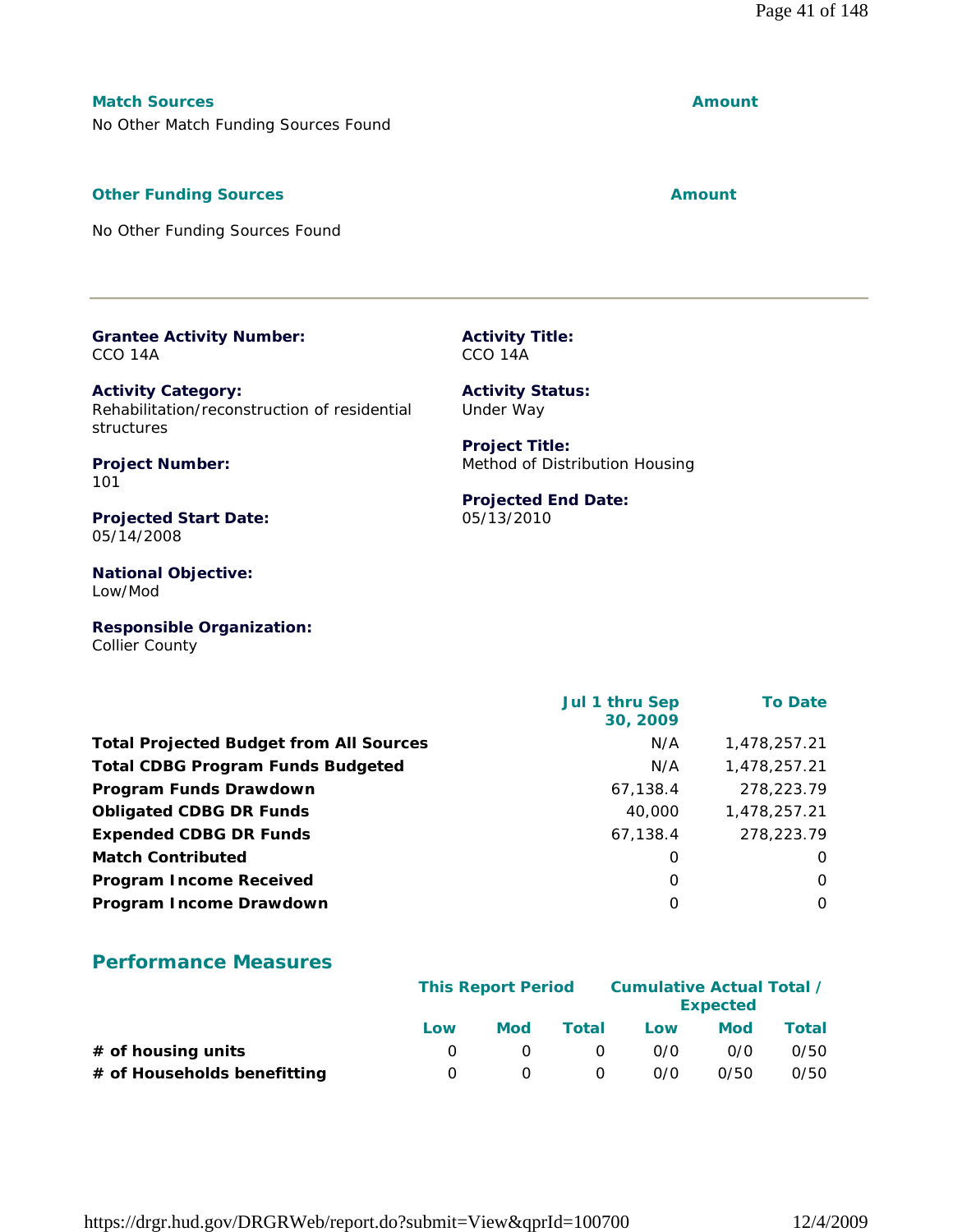| Match Sources | Amount |
| --- | --- |
| No Other Match Funding Sources Found | |

| Other Funding Sources | Amount |
| --- | --- |
| No Other Funding Sources Found | |

---

**Grantee Activity Number:**
CCO 14A

**Activity Title:**
CCO 14A

**Activity Category:**
Rehabilitation/reconstruction of residential structures

**Activity Status:**
Under Way

**Project Number:**
101

**Project Title:**
Method of Distribution Housing

**Projected Start Date:**
05/14/2008

**Projected End Date:**
05/13/2010

**National Objective:**
Low/Mod

**Responsible Organization:**
Collier County

| | Jul 1 thru Sep 30, 2009 | To Date |
| --- | --- | --- |
| **Total Projected Budget from All Sources** | N/A | 1,478,257.21 |
| **Total CDBG Program Funds Budgeted** | N/A | 1,478,257.21 |
| **Program Funds Drawdown** | 67,138.4 | 278,223.79 |
| **Obligated CDBG DR Funds** | 40,000 | 1,478,257.21 |
| **Expended CDBG DR Funds** | 67,138.4 | 278,223.79 |
| **Match Contributed** | 0 | 0 |
| **Program Income Received** | 0 | 0 |
| **Program Income Drawdown** | 0 | 0 |

## Performance Measures

| | This Report Period | | | Cumulative Actual Total / Expected | | |
| --- | --- | --- | --- | --- | --- | --- |
| | Low | Mod | Total | Low | Mod | Total |
| **# of housing units** | 0 | 0 | 0 | 0/0 | 0/0 | 0/50 |
| **# of Households benefitting** | 0 | 0 | 0 | 0/0 | 0/50 | 0/50 |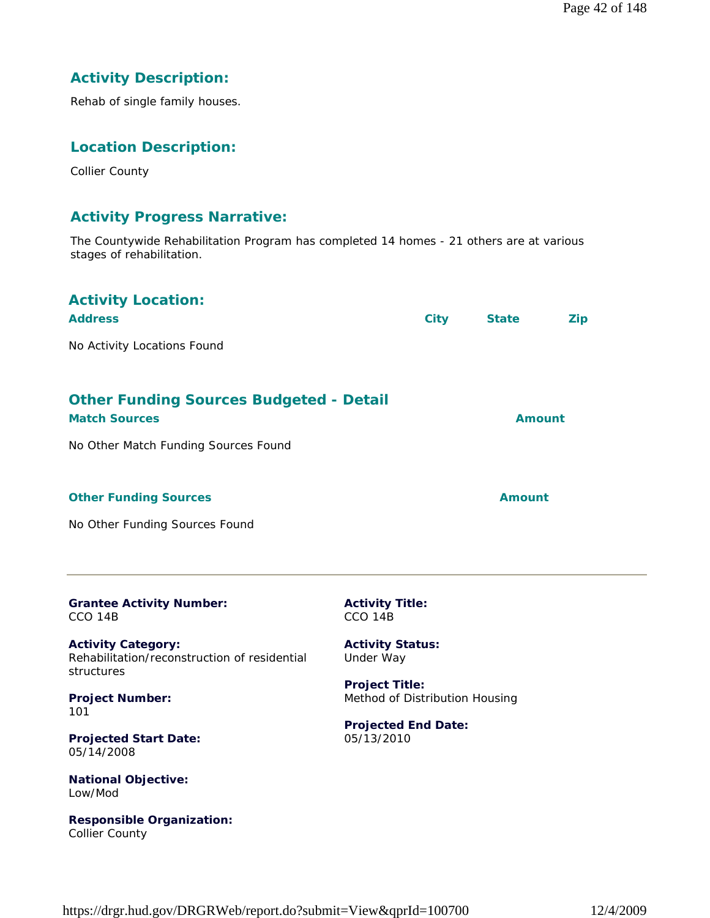## Activity Description:

Rehab of single family houses.

## Location Description:

Collier County

## Activity Progress Narrative:

The Countywide Rehabilitation Program has completed 14 homes - 21 others are at various stages of rehabilitation.

## Activity Location:

| Address | City | State | Zip |
| --- | --- | --- | --- |
| No Activity Locations Found | | | |

## Other Funding Sources Budgeted - Detail

| Match Sources | Amount |
| --- | --- |
| No Other Match Funding Sources Found | |

| Other Funding Sources | Amount |
| --- | --- |
| No Other Funding Sources Found | |

---

**Grantee Activity Number:**
CCO 14B

**Activity Title:**
CCO 14B

**Activity Category:**
Rehabilitation/reconstruction of residential structures

**Activity Status:**
Under Way

**Project Number:**
101

**Project Title:**
Method of Distribution Housing

**Projected Start Date:**
05/14/2008

**Projected End Date:**
05/13/2010

**National Objective:**
Low/Mod

**Responsible Organization:**
Collier County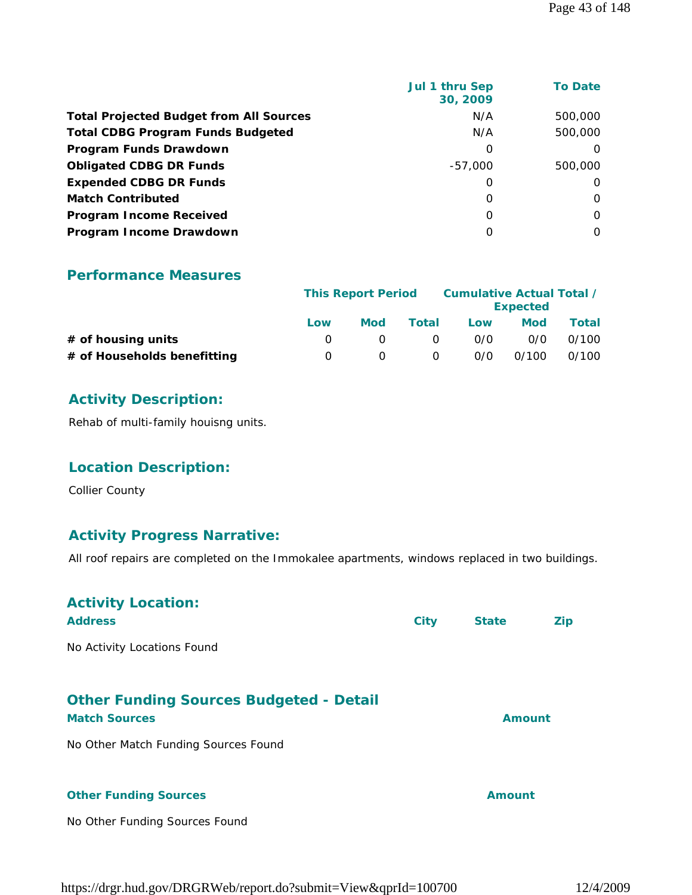| | Jul 1 thru Sep 30, 2009 | To Date |
|---|---|---|
| **Total Projected Budget from All Sources** | N/A | 500,000 |
| **Total CDBG Program Funds Budgeted** | N/A | 500,000 |
| **Program Funds Drawdown** | 0 | 0 |
| **Obligated CDBG DR Funds** | -57,000 | 500,000 |
| **Expended CDBG DR Funds** | 0 | 0 |
| **Match Contributed** | 0 | 0 |
| **Program Income Received** | 0 | 0 |
| **Program Income Drawdown** | 0 | 0 |

## Performance Measures

| | This Report Period | | | Cumulative Actual Total / Expected | | |
|---|---|---|---|---|---|---|
| | Low | Mod | Total | Low | Mod | Total |
| **# of housing units** | 0 | 0 | 0 | 0/0 | 0/0 | 0/100 |
| **# of Households benefitting** | 0 | 0 | 0 | 0/0 | 0/100 | 0/100 |

## Activity Description:

Rehab of multi-family houisng units.

## Location Description:

Collier County

## Activity Progress Narrative:

All roof repairs are completed on the Immokalee apartments, windows replaced in two buildings.

## Activity Location:

| Address | City | State | Zip |
|---|---|---|---|

No Activity Locations Found

## Other Funding Sources Budgeted - Detail

| Match Sources | Amount |
|---|---|

No Other Match Funding Sources Found

| Other Funding Sources | Amount |
|---|---|

No Other Funding Sources Found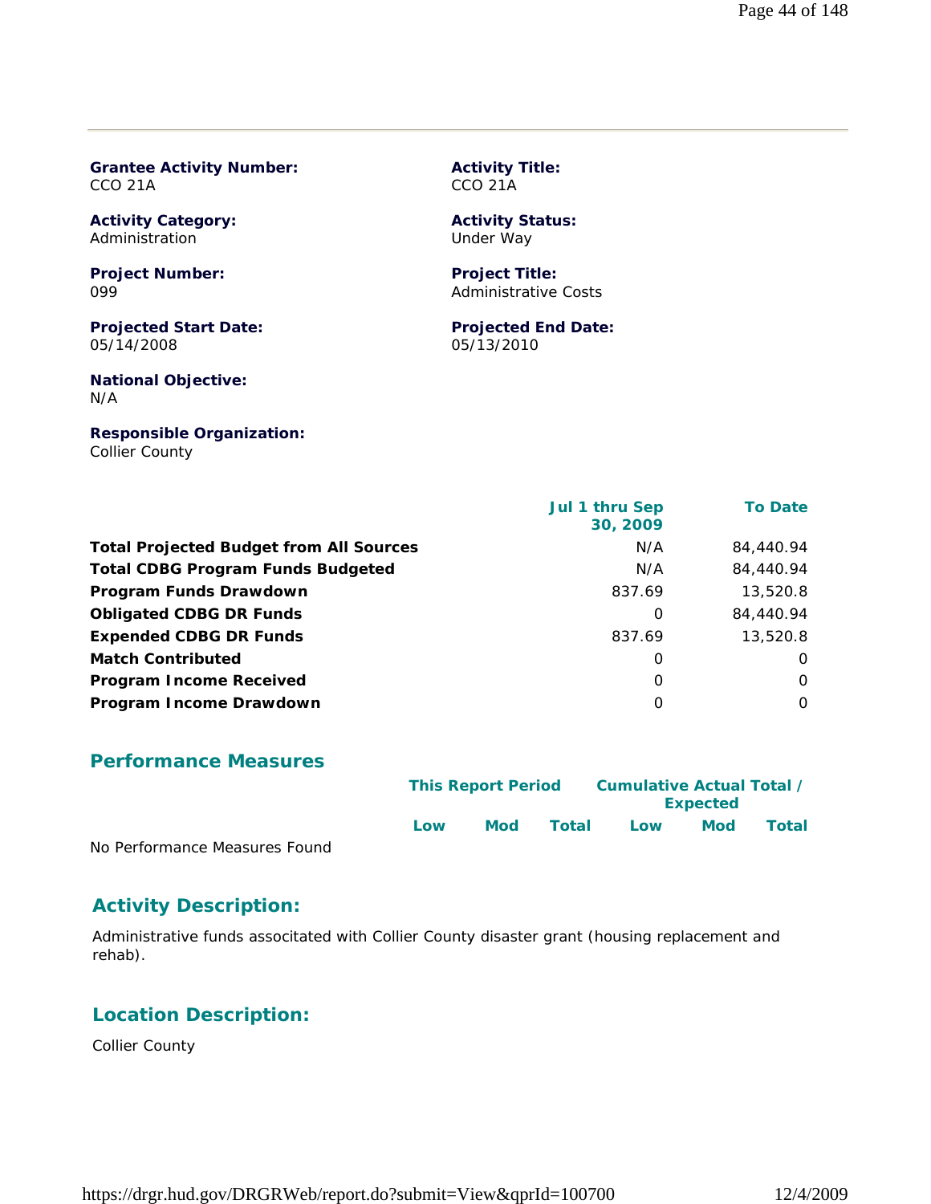**Grantee Activity Number:**
CCO 21A

**Activity Title:**
CCO 21A

**Activity Category:**
Administration

**Activity Status:**
Under Way

**Project Number:**
099

**Project Title:**
Administrative Costs

**Projected Start Date:**
05/14/2008

**Projected End Date:**
05/13/2010

**National Objective:**
N/A

**Responsible Organization:**
Collier County

| | Jul 1 thru Sep 30, 2009 | To Date |
|---|---|---|
| **Total Projected Budget from All Sources** | N/A | 84,440.94 |
| **Total CDBG Program Funds Budgeted** | N/A | 84,440.94 |
| **Program Funds Drawdown** | 837.69 | 13,520.8 |
| **Obligated CDBG DR Funds** | 0 | 84,440.94 |
| **Expended CDBG DR Funds** | 837.69 | 13,520.8 |
| **Match Contributed** | 0 | 0 |
| **Program Income Received** | 0 | 0 |
| **Program Income Drawdown** | 0 | 0 |

## Performance Measures

| | This Report Period | | | Cumulative Actual Total / Expected | | |
|---|---|---|---|---|---|---|
| | Low | Mod | Total | Low | Mod | Total |
| No Performance Measures Found | | | | | | |

## Activity Description:

Administrative funds assoictated with Collier County disaster grant (housing replacement and rehab).

## Location Description:

Collier County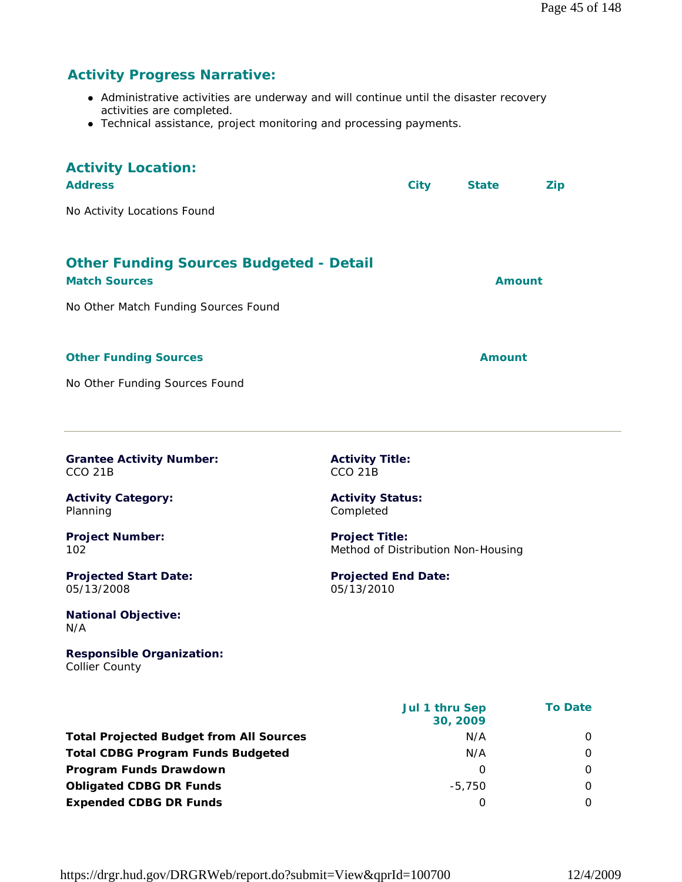## Activity Progress Narrative:

- Administrative activities are underway and will continue until the disaster recovery activities are completed.
- Technical assistance, project monitoring and processing payments.

## Activity Location:

| Address | City | State | Zip |
|---|---|---|---|

No Activity Locations Found

## Other Funding Sources Budgeted - Detail

| Match Sources | Amount |
|---|---|

No Other Match Funding Sources Found

| Other Funding Sources | Amount |
|---|---|

No Other Funding Sources Found

---

**Grantee Activity Number:**
CCO 21B

**Activity Title:**
CCO 21B

**Activity Category:**
Planning

**Activity Status:**
Completed

**Project Number:**
102

**Project Title:**
Method of Distribution Non-Housing

**Projected Start Date:**
05/13/2008

**Projected End Date:**
05/13/2010

**National Objective:**
N/A

**Responsible Organization:**
Collier County

| | Jul 1 thru Sep 30, 2009 | To Date |
|---|---|---|
| **Total Projected Budget from All Sources** | N/A | 0 |
| **Total CDBG Program Funds Budgeted** | N/A | 0 |
| **Program Funds Drawdown** | 0 | 0 |
| **Obligated CDBG DR Funds** | -5,750 | 0 |
| **Expended CDBG DR Funds** | 0 | 0 |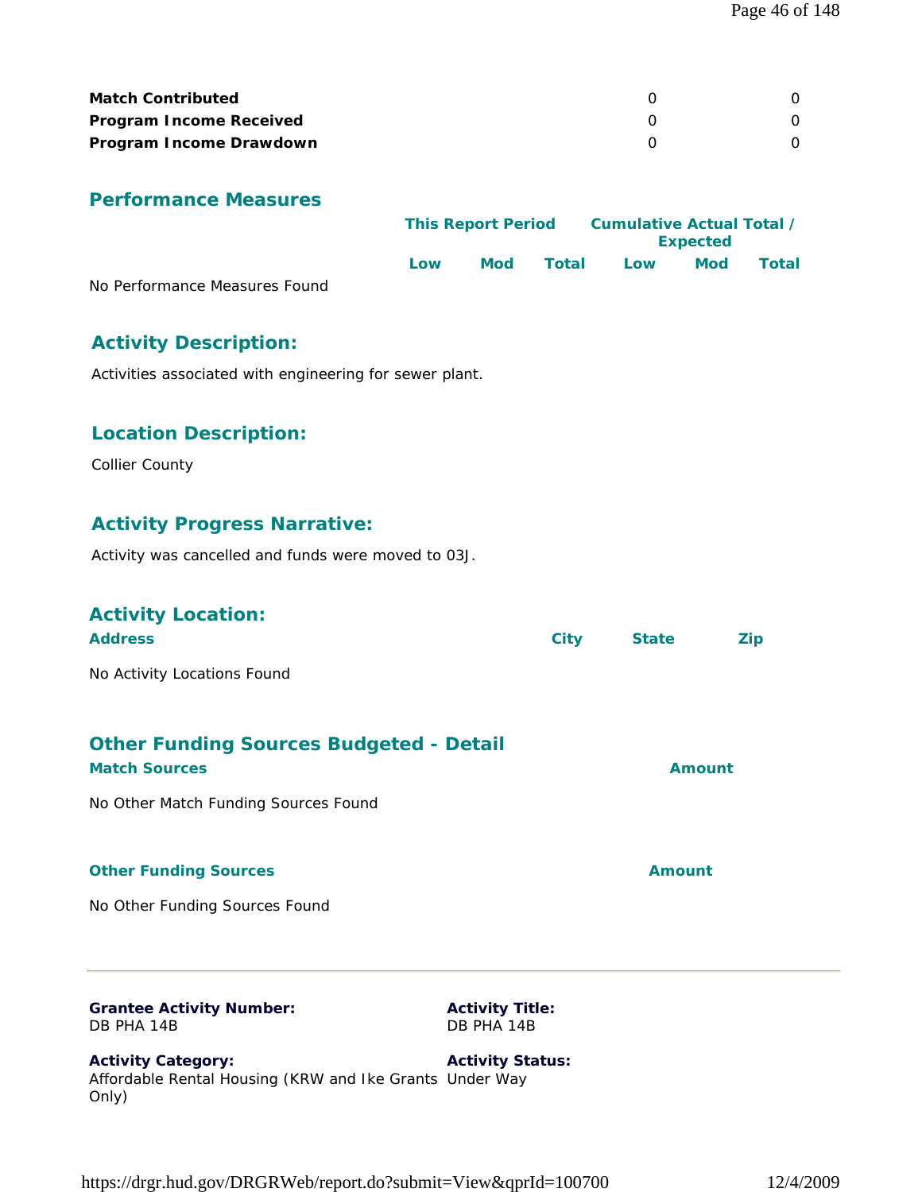| | | |
|---|---|---|
| **Match Contributed** | 0 | 0 |
| **Program Income Received** | 0 | 0 |
| **Program Income Drawdown** | 0 | 0 |

## Performance Measures

| | This Report Period | | | Cumulative Actual Total / Expected | | |
|---|---|---|---|---|---|---|
| | Low | Mod | Total | Low | Mod | Total |
| No Performance Measures Found | | | | | | |

## Activity Description:

Activities associated with engineering for sewer plant.

## Location Description:

Collier County

## Activity Progress Narrative:

Activity was cancelled and funds were moved to 03J.

## Activity Location:

| Address | City | State | Zip |
|---|---|---|---|
| No Activity Locations Found | | | |

## Other Funding Sources Budgeted - Detail

| Match Sources | Amount |
|---|---|
| No Other Match Funding Sources Found | |

| Other Funding Sources | Amount |
|---|---|
| No Other Funding Sources Found | |

---

**Grantee Activity Number:**
DB PHA 14B

**Activity Title:**
DB PHA 14B

**Activity Category:**
Affordable Rental Housing (KRW and Ike Grants Only)

**Activity Status:**
Under Way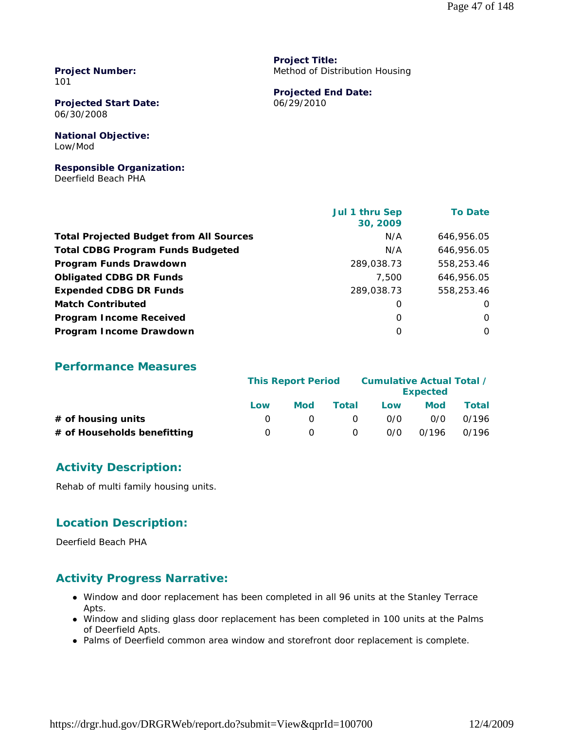**Project Number:**
101

**Project Title:**
Method of Distribution Housing

**Projected Start Date:**
06/30/2008

**Projected End Date:**
06/29/2010

**National Objective:**
Low/Mod

**Responsible Organization:**
Deerfield Beach PHA

| | Jul 1 thru Sep 30, 2009 | To Date |
|---|---|---|
| **Total Projected Budget from All Sources** | N/A | 646,956.05 |
| **Total CDBG Program Funds Budgeted** | N/A | 646,956.05 |
| **Program Funds Drawdown** | 289,038.73 | 558,253.46 |
| **Obligated CDBG DR Funds** | 7,500 | 646,956.05 |
| **Expended CDBG DR Funds** | 289,038.73 | 558,253.46 |
| **Match Contributed** | 0 | 0 |
| **Program Income Received** | 0 | 0 |
| **Program Income Drawdown** | 0 | 0 |

## Performance Measures

| | This Report Period | | | Cumulative Actual Total / Expected | | |
|---|---|---|---|---|---|---|
| | Low | Mod | Total | Low | Mod | Total |
| **# of housing units** | 0 | 0 | 0 | 0/0 | 0/0 | 0/196 |
| **# of Households benefitting** | 0 | 0 | 0 | 0/0 | 0/196 | 0/196 |

## Activity Description:

Rehab of multi family housing units.

## Location Description:

Deerfield Beach PHA

## Activity Progress Narrative:

- Window and door replacement has been completed in all 96 units at the Stanley Terrace Apts.
- Window and sliding glass door replacement has been completed in 100 units at the Palms of Deerfield Apts.
- Palms of Deerfield common area window and storefront door replacement is complete.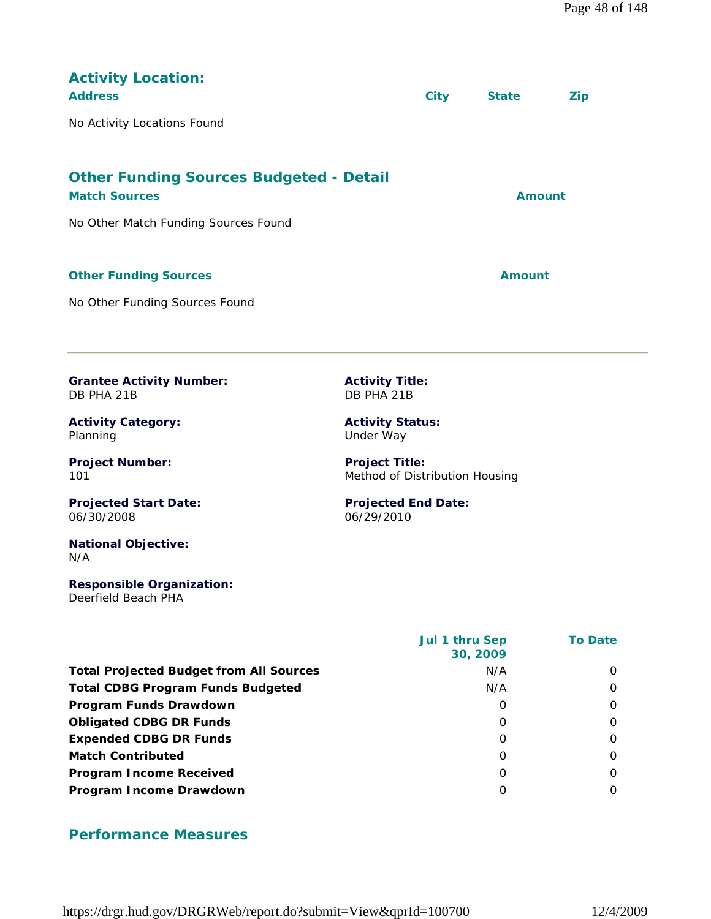## Activity Location:

| Address | City | State | Zip |
|---|---|---|---|
| No Activity Locations Found | | | |

## Other Funding Sources Budgeted - Detail

| Match Sources | Amount |
|---|---|
| No Other Match Funding Sources Found | |

| Other Funding Sources | Amount |
|---|---|
| No Other Funding Sources Found | |

---

**Grantee Activity Number:**
DB PHA 21B

**Activity Title:**
DB PHA 21B

**Activity Category:**
Planning

**Activity Status:**
Under Way

**Project Number:**
101

**Project Title:**
Method of Distribution Housing

**Projected Start Date:**
06/30/2008

**Projected End Date:**
06/29/2010

**National Objective:**
N/A

**Responsible Organization:**
Deerfield Beach PHA

| | Jul 1 thru Sep 30, 2009 | To Date |
|---|---|---|
| **Total Projected Budget from All Sources** | N/A | 0 |
| **Total CDBG Program Funds Budgeted** | N/A | 0 |
| **Program Funds Drawdown** | 0 | 0 |
| **Obligated CDBG DR Funds** | 0 | 0 |
| **Expended CDBG DR Funds** | 0 | 0 |
| **Match Contributed** | 0 | 0 |
| **Program Income Received** | 0 | 0 |
| **Program Income Drawdown** | 0 | 0 |

## Performance Measures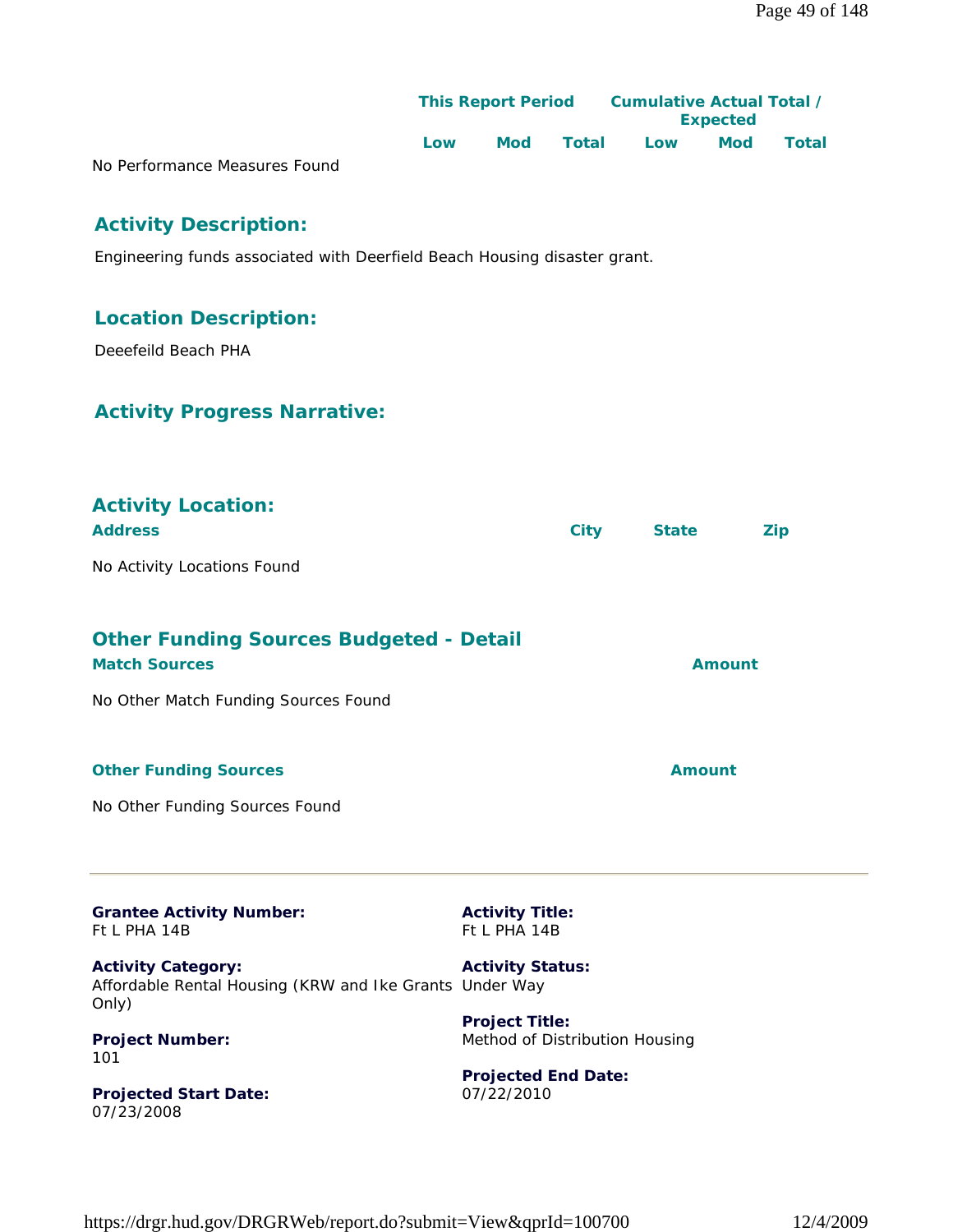| | This Report Period | | | Cumulative Actual Total / Expected | | |
|---|---|---|---|---|---|---|
| | Low | Mod | Total | Low | Mod | Total |
| No Performance Measures Found | | | | | | |

## Activity Description:

Engineering funds associated with Deerfield Beach Housing disaster grant.

## Location Description:

Deeefeild Beach PHA

## Activity Progress Narrative:

## Activity Location:

| Address | City | State | Zip |
|---|---|---|---|
| No Activity Locations Found | | | |

## Other Funding Sources Budgeted - Detail

| Match Sources | Amount |
|---|---|
| No Other Match Funding Sources Found | |

| Other Funding Sources | Amount |
|---|---|
| No Other Funding Sources Found | |

---

**Grantee Activity Number:**
Ft L PHA 14B

**Activity Title:**
Ft L PHA 14B

**Activity Category:**
Affordable Rental Housing (KRW and Ike Grants Only)

**Activity Status:**
Under Way

**Project Number:**
101

**Project Title:**
Method of Distribution Housing

**Projected Start Date:**
07/23/2008

**Projected End Date:**
07/22/2010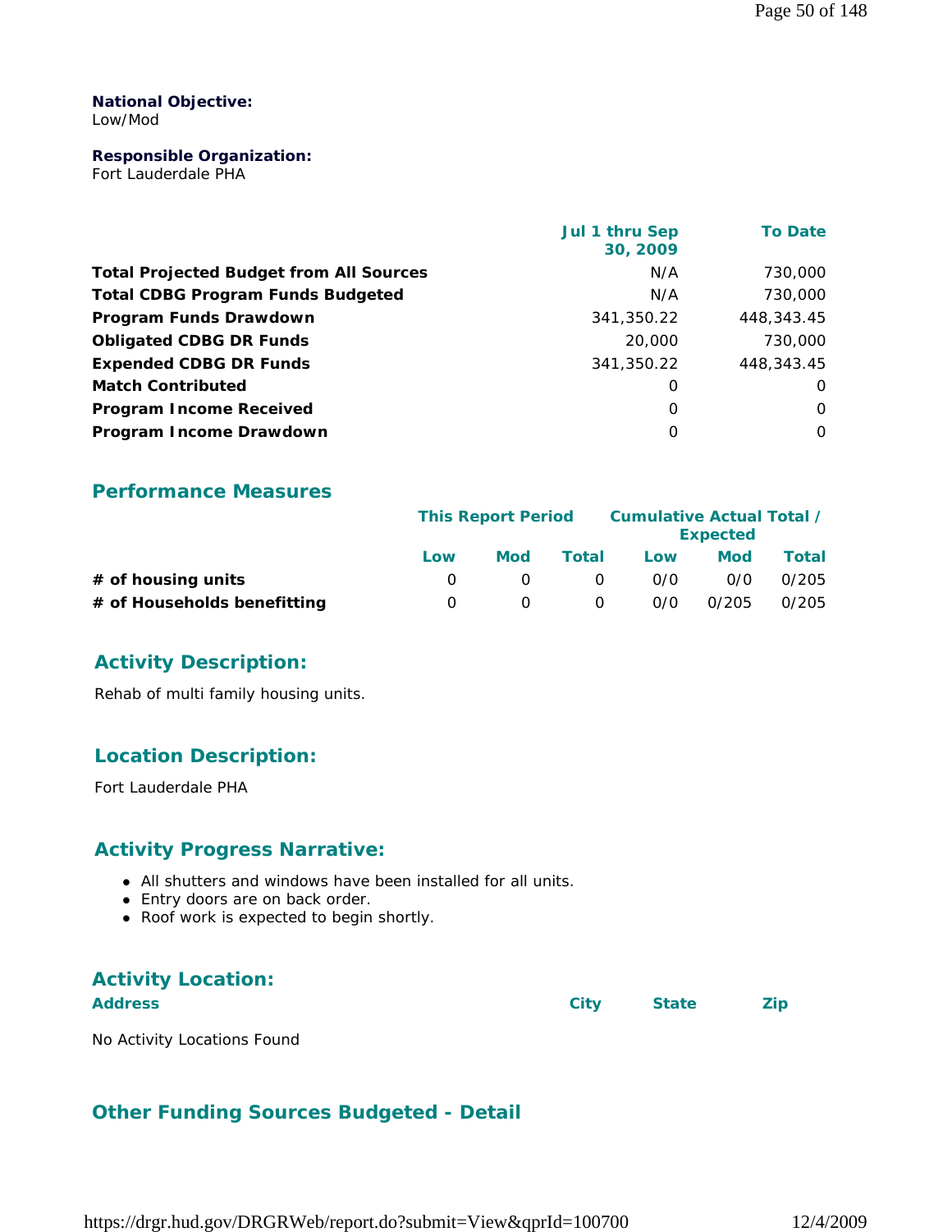**National Objective:**
Low/Mod

**Responsible Organization:**
Fort Lauderdale PHA

| | Jul 1 thru Sep 30, 2009 | To Date |
|---|---|---|
| **Total Projected Budget from All Sources** | N/A | 730,000 |
| **Total CDBG Program Funds Budgeted** | N/A | 730,000 |
| **Program Funds Drawdown** | 341,350.22 | 448,343.45 |
| **Obligated CDBG DR Funds** | 20,000 | 730,000 |
| **Expended CDBG DR Funds** | 341,350.22 | 448,343.45 |
| **Match Contributed** | 0 | 0 |
| **Program Income Received** | 0 | 0 |
| **Program Income Drawdown** | 0 | 0 |

## Performance Measures

| | This Report Period | | | Cumulative Actual Total / Expected | | |
|---|---|---|---|---|---|---|
| | Low | Mod | Total | Low | Mod | Total |
| **# of housing units** | 0 | 0 | 0 | 0/0 | 0/0 | 0/205 |
| **# of Households benefitting** | 0 | 0 | 0 | 0/0 | 0/205 | 0/205 |

## Activity Description:

Rehab of multi family housing units.

## Location Description:

Fort Lauderdale PHA

## Activity Progress Narrative:

- All shutters and windows have been installed for all units.
- Entry doors are on back order.
- Roof work is expected to begin shortly.

## Activity Location:

| Address | City | State | Zip |
|---|---|---|---|

No Activity Locations Found

## Other Funding Sources Budgeted - Detail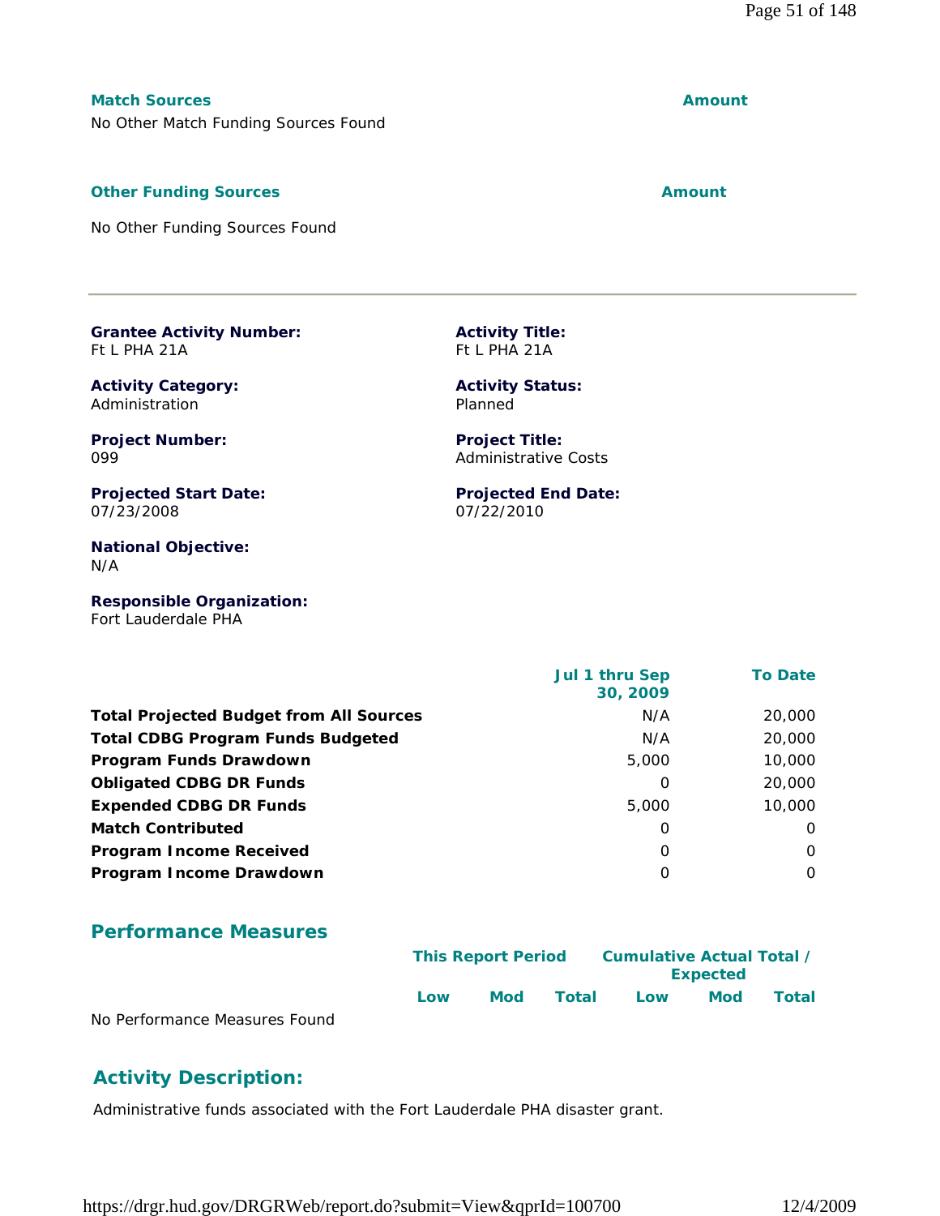**Match Sources** | **Amount**

No Other Match Funding Sources Found

**Other Funding Sources** | **Amount**

No Other Funding Sources Found

---

**Grantee Activity Number:**
Ft L PHA 21A

**Activity Title:**
Ft L PHA 21A

**Activity Category:**
Administration

**Activity Status:**
Planned

**Project Number:**
099

**Project Title:**
Administrative Costs

**Projected Start Date:**
07/23/2008

**Projected End Date:**
07/22/2010

**National Objective:**
N/A

**Responsible Organization:**
Fort Lauderdale PHA

| | Jul 1 thru Sep 30, 2009 | To Date |
|---|---|---|
| **Total Projected Budget from All Sources** | N/A | 20,000 |
| **Total CDBG Program Funds Budgeted** | N/A | 20,000 |
| **Program Funds Drawdown** | 5,000 | 10,000 |
| **Obligated CDBG DR Funds** | 0 | 20,000 |
| **Expended CDBG DR Funds** | 5,000 | 10,000 |
| **Match Contributed** | 0 | 0 |
| **Program Income Received** | 0 | 0 |
| **Program Income Drawdown** | 0 | 0 |

## Performance Measures

| | This Report Period | | | Cumulative Actual Total / Expected | | |
|---|---|---|---|---|---|---|
| | Low | Mod | Total | Low | Mod | Total |
| No Performance Measures Found | | | | | | |

## Activity Description:

Administrative funds associated with the Fort Lauderdale PHA disaster grant.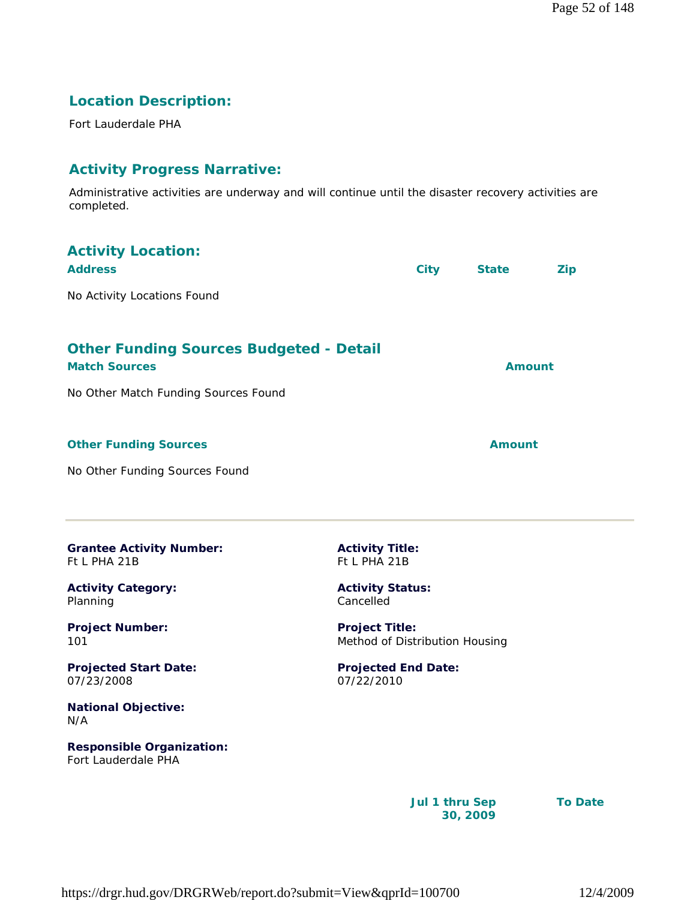## Location Description:

Fort Lauderdale PHA

## Activity Progress Narrative:

Administrative activities are underway and will continue until the disaster recovery activities are completed.

## Activity Location:

| Address | City | State | Zip |
|---|---|---|---|
| No Activity Locations Found | | | |

## Other Funding Sources Budgeted - Detail

| Match Sources | Amount |
|---|---|
| No Other Match Funding Sources Found | |

| Other Funding Sources | Amount |
|---|---|
| No Other Funding Sources Found | |

---

**Grantee Activity Number:**
Ft L PHA 21B

**Activity Title:**
Ft L PHA 21B

**Activity Category:**
Planning

**Activity Status:**
Cancelled

**Project Number:**
101

**Project Title:**
Method of Distribution Housing

**Projected Start Date:**
07/23/2008

**Projected End Date:**
07/22/2010

**National Objective:**
N/A

**Responsible Organization:**
Fort Lauderdale PHA

| | Jul 1 thru Sep 30, 2009 | To Date |
|---|---|---|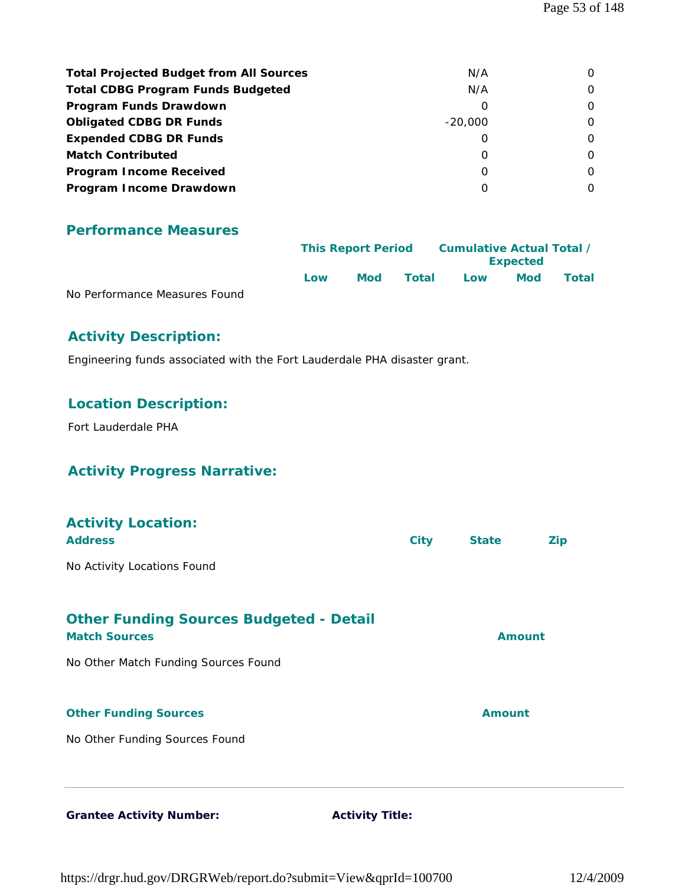| | | |
|---|---|---|
| **Total Projected Budget from All Sources** | N/A | 0 |
| **Total CDBG Program Funds Budgeted** | N/A | 0 |
| **Program Funds Drawdown** | 0 | 0 |
| **Obligated CDBG DR Funds** | -20,000 | 0 |
| **Expended CDBG DR Funds** | 0 | 0 |
| **Match Contributed** | 0 | 0 |
| **Program Income Received** | 0 | 0 |
| **Program Income Drawdown** | 0 | 0 |

## Performance Measures

| | This Report Period | | | Cumulative Actual Total / Expected | | |
|---|---|---|---|---|---|---|
| | Low | Mod | Total | Low | Mod | Total |
| No Performance Measures Found | | | | | | |

## Activity Description:

Engineering funds associated with the Fort Lauderdale PHA disaster grant.

## Location Description:

Fort Lauderdale PHA

## Activity Progress Narrative:

## Activity Location:

| Address | City | State | Zip |
|---|---|---|---|
| No Activity Locations Found | | | |

## Other Funding Sources Budgeted - Detail

| Match Sources | Amount |
|---|---|
| No Other Match Funding Sources Found | |

| Other Funding Sources | Amount |
|---|---|
| No Other Funding Sources Found | |

---

**Grantee Activity Number:** **Activity Title:**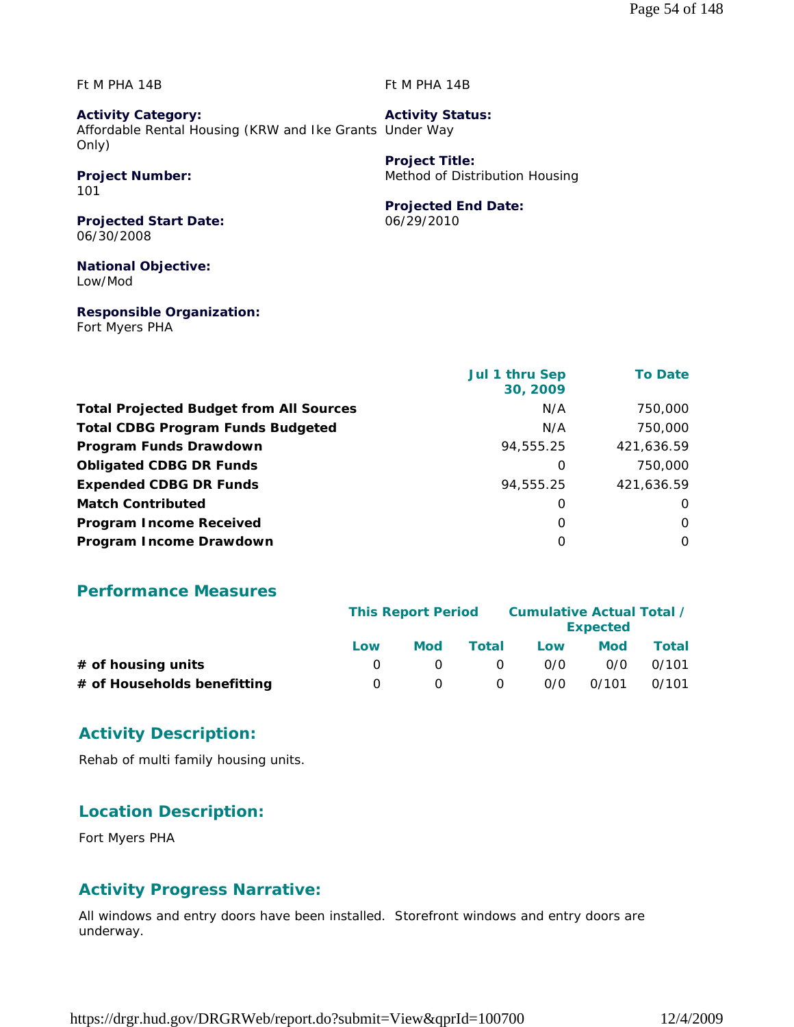Ft M PHA 14B

Ft M PHA 14B

**Activity Category:**
Affordable Rental Housing (KRW and Ike Grants Only)

**Activity Status:**
Under Way

**Project Number:**
101

**Project Title:**
Method of Distribution Housing

**Projected Start Date:**
06/30/2008

**Projected End Date:**
06/29/2010

**National Objective:**
Low/Mod

**Responsible Organization:**
Fort Myers PHA

| | Jul 1 thru Sep 30, 2009 | To Date |
|---|---|---|
| **Total Projected Budget from All Sources** | N/A | 750,000 |
| **Total CDBG Program Funds Budgeted** | N/A | 750,000 |
| **Program Funds Drawdown** | 94,555.25 | 421,636.59 |
| **Obligated CDBG DR Funds** | 0 | 750,000 |
| **Expended CDBG DR Funds** | 94,555.25 | 421,636.59 |
| **Match Contributed** | 0 | 0 |
| **Program Income Received** | 0 | 0 |
| **Program Income Drawdown** | 0 | 0 |

## Performance Measures

| | This Report Period | | | Cumulative Actual Total / Expected | | |
|---|---|---|---|---|---|---|
| | Low | Mod | Total | Low | Mod | Total |
| **# of housing units** | 0 | 0 | 0 | 0/0 | 0/0 | 0/101 |
| **# of Households benefitting** | 0 | 0 | 0 | 0/0 | 0/101 | 0/101 |

## Activity Description:

Rehab of multi family housing units.

## Location Description:

Fort Myers PHA

## Activity Progress Narrative:

All windows and entry doors have been installed. Storefront windows and entry doors are underway.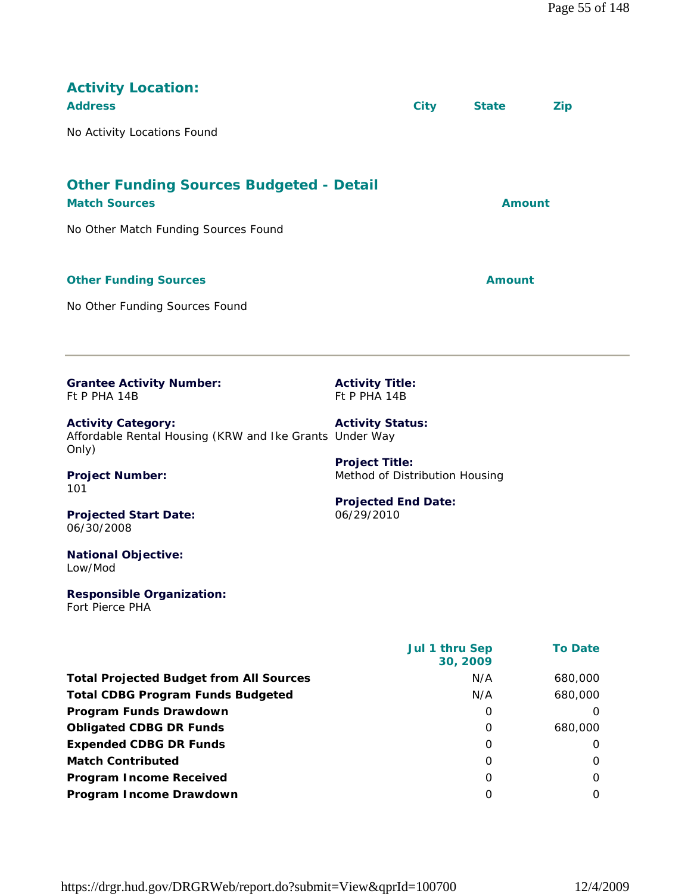## Activity Location:

| Address | City | State | Zip |
|---|---|---|---|

No Activity Locations Found

## Other Funding Sources Budgeted - Detail

| Match Sources | Amount |
|---|---|

No Other Match Funding Sources Found

| Other Funding Sources | Amount |
|---|---|

No Other Funding Sources Found

---

**Grantee Activity Number:**
Ft P PHA 14B

**Activity Title:**
Ft P PHA 14B

**Activity Category:**
Affordable Rental Housing (KRW and Ike Grants Only)

**Activity Status:**
Under Way

**Project Number:**
101

**Project Title:**
Method of Distribution Housing

**Projected Start Date:**
06/30/2008

**Projected End Date:**
06/29/2010

**National Objective:**
Low/Mod

**Responsible Organization:**
Fort Pierce PHA

| | Jul 1 thru Sep 30, 2009 | To Date |
|---|---|---|
| **Total Projected Budget from All Sources** | N/A | 680,000 |
| **Total CDBG Program Funds Budgeted** | N/A | 680,000 |
| **Program Funds Drawdown** | 0 | 0 |
| **Obligated CDBG DR Funds** | 0 | 680,000 |
| **Expended CDBG DR Funds** | 0 | 0 |
| **Match Contributed** | 0 | 0 |
| **Program Income Received** | 0 | 0 |
| **Program Income Drawdown** | 0 | 0 |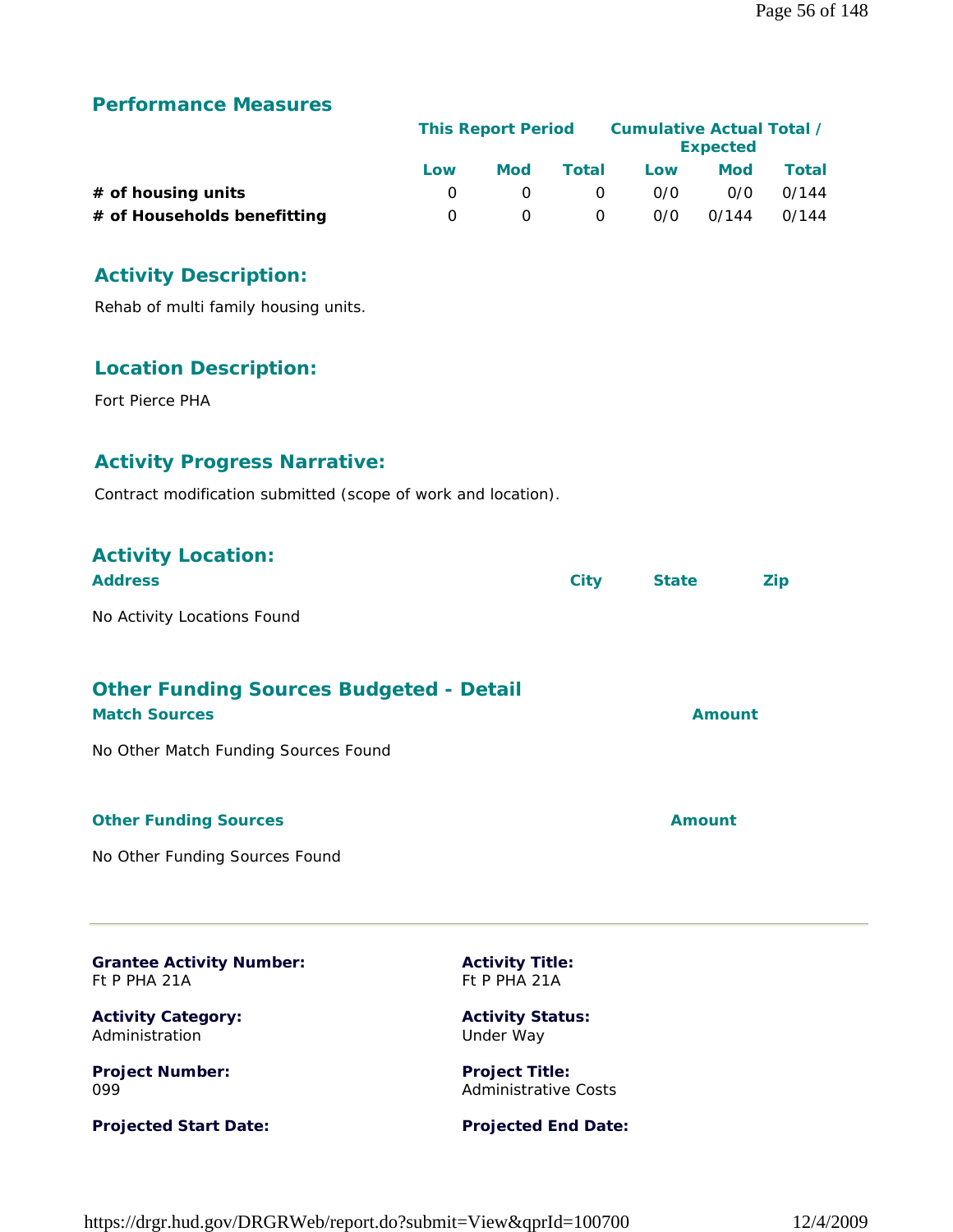## Performance Measures

| | This Report Period | | | Cumulative Actual Total / Expected | | |
|---|---|---|---|---|---|---|
| | Low | Mod | Total | Low | Mod | Total |
| **# of housing units** | 0 | 0 | 0 | 0/0 | 0/0 | 0/144 |
| **# of Households benefitting** | 0 | 0 | 0 | 0/0 | 0/144 | 0/144 |

## Activity Description:

Rehab of multi family housing units.

## Location Description:

Fort Pierce PHA

## Activity Progress Narrative:

Contract modification submitted (scope of work and location).

## Activity Location:

| Address | City | State | Zip |
|---|---|---|---|

No Activity Locations Found

## Other Funding Sources Budgeted - Detail

| Match Sources | Amount |
|---|---|

No Other Match Funding Sources Found

| Other Funding Sources | Amount |
|---|---|

No Other Funding Sources Found

---

**Grantee Activity Number:**
Ft P PHA 21A

**Activity Title:**
Ft P PHA 21A

**Activity Category:**
Administration

**Activity Status:**
Under Way

**Project Number:**
099

**Project Title:**
Administrative Costs

**Projected Start Date:**

**Projected End Date:**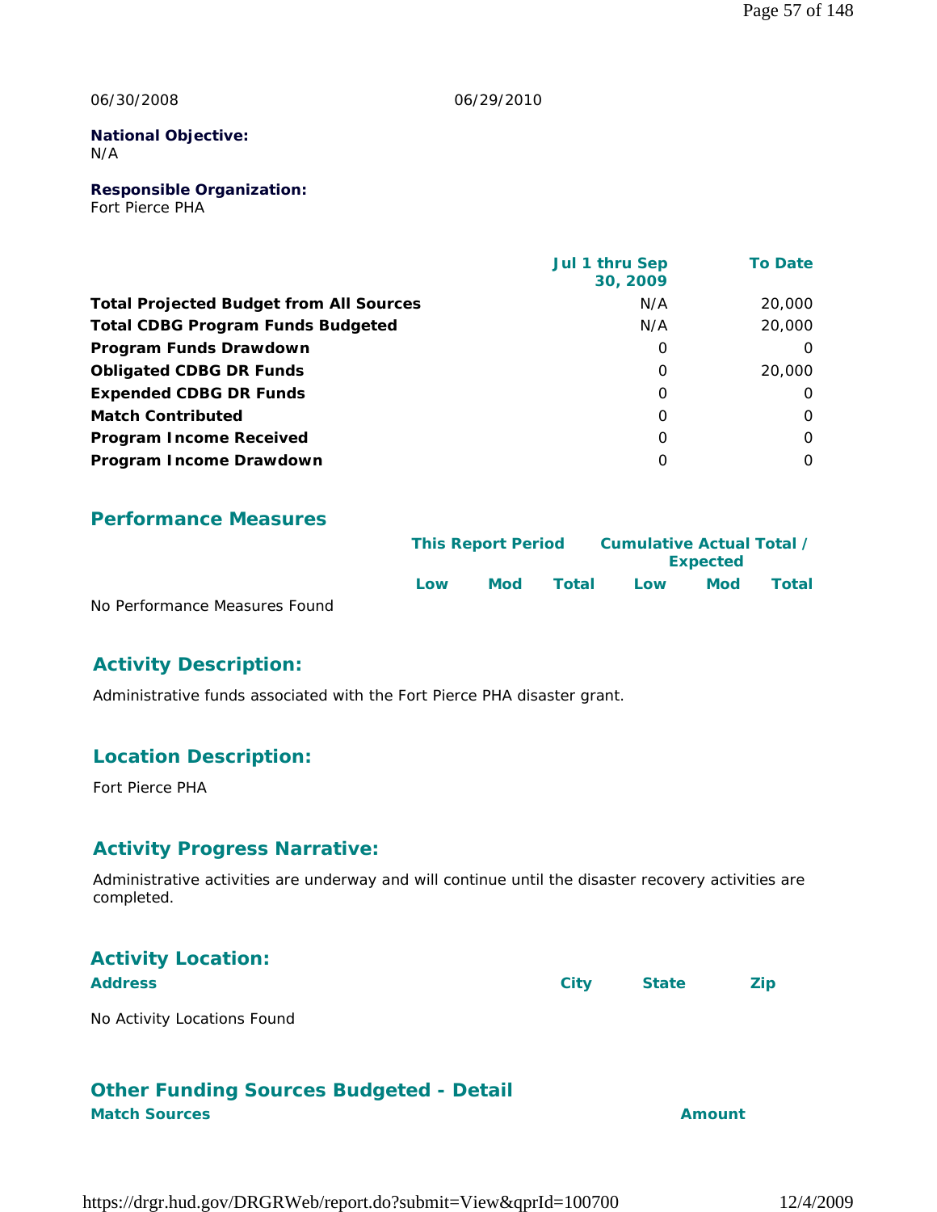06/30/2008 06/29/2010

**National Objective:**
N/A

**Responsible Organization:**
Fort Pierce PHA

| | Jul 1 thru Sep 30, 2009 | To Date |
|---|---|---|
| **Total Projected Budget from All Sources** | N/A | 20,000 |
| **Total CDBG Program Funds Budgeted** | N/A | 20,000 |
| **Program Funds Drawdown** | 0 | 0 |
| **Obligated CDBG DR Funds** | 0 | 20,000 |
| **Expended CDBG DR Funds** | 0 | 0 |
| **Match Contributed** | 0 | 0 |
| **Program Income Received** | 0 | 0 |
| **Program Income Drawdown** | 0 | 0 |

## Performance Measures

| | This Report Period | | | Cumulative Actual Total / Expected | | |
|---|---|---|---|---|---|---|
| | Low | Mod | Total | Low | Mod | Total |

No Performance Measures Found

## Activity Description:

Administrative funds associated with the Fort Pierce PHA disaster grant.

## Location Description:

Fort Pierce PHA

## Activity Progress Narrative:

Administrative activities are underway and will continue until the disaster recovery activities are completed.

## Activity Location:

| Address | City | State | Zip |
|---|---|---|---|

No Activity Locations Found

## Other Funding Sources Budgeted - Detail

| Match Sources | Amount |
|---|---|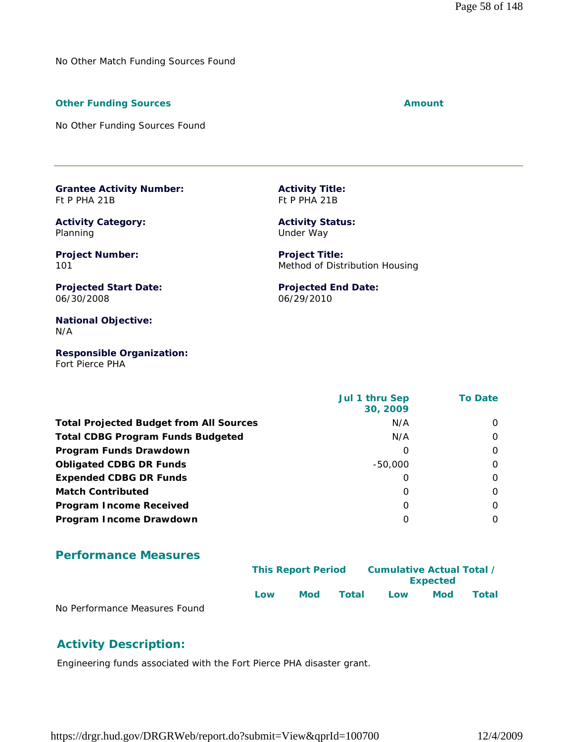No Other Match Funding Sources Found

| **Other Funding Sources** | **Amount** |
|---|---|

No Other Funding Sources Found

---

**Grantee Activity Number:**
Ft P PHA 21B

**Activity Title:**
Ft P PHA 21B

**Activity Category:**
Planning

**Activity Status:**
Under Way

**Project Number:**
101

**Project Title:**
Method of Distribution Housing

**Projected Start Date:**
06/30/2008

**Projected End Date:**
06/29/2010

**National Objective:**
N/A

**Responsible Organization:**
Fort Pierce PHA

| | Jul 1 thru Sep 30, 2009 | To Date |
|---|---|---|
| **Total Projected Budget from All Sources** | N/A | 0 |
| **Total CDBG Program Funds Budgeted** | N/A | 0 |
| **Program Funds Drawdown** | 0 | 0 |
| **Obligated CDBG DR Funds** | -50,000 | 0 |
| **Expended CDBG DR Funds** | 0 | 0 |
| **Match Contributed** | 0 | 0 |
| **Program Income Received** | 0 | 0 |
| **Program Income Drawdown** | 0 | 0 |

## Performance Measures

| | This Report Period | | | Cumulative Actual Total / Expected | | |
|---|---|---|---|---|---|---|
| | Low | Mod | Total | Low | Mod | Total |

No Performance Measures Found

## Activity Description:

Engineering funds associated with the Fort Pierce PHA disaster grant.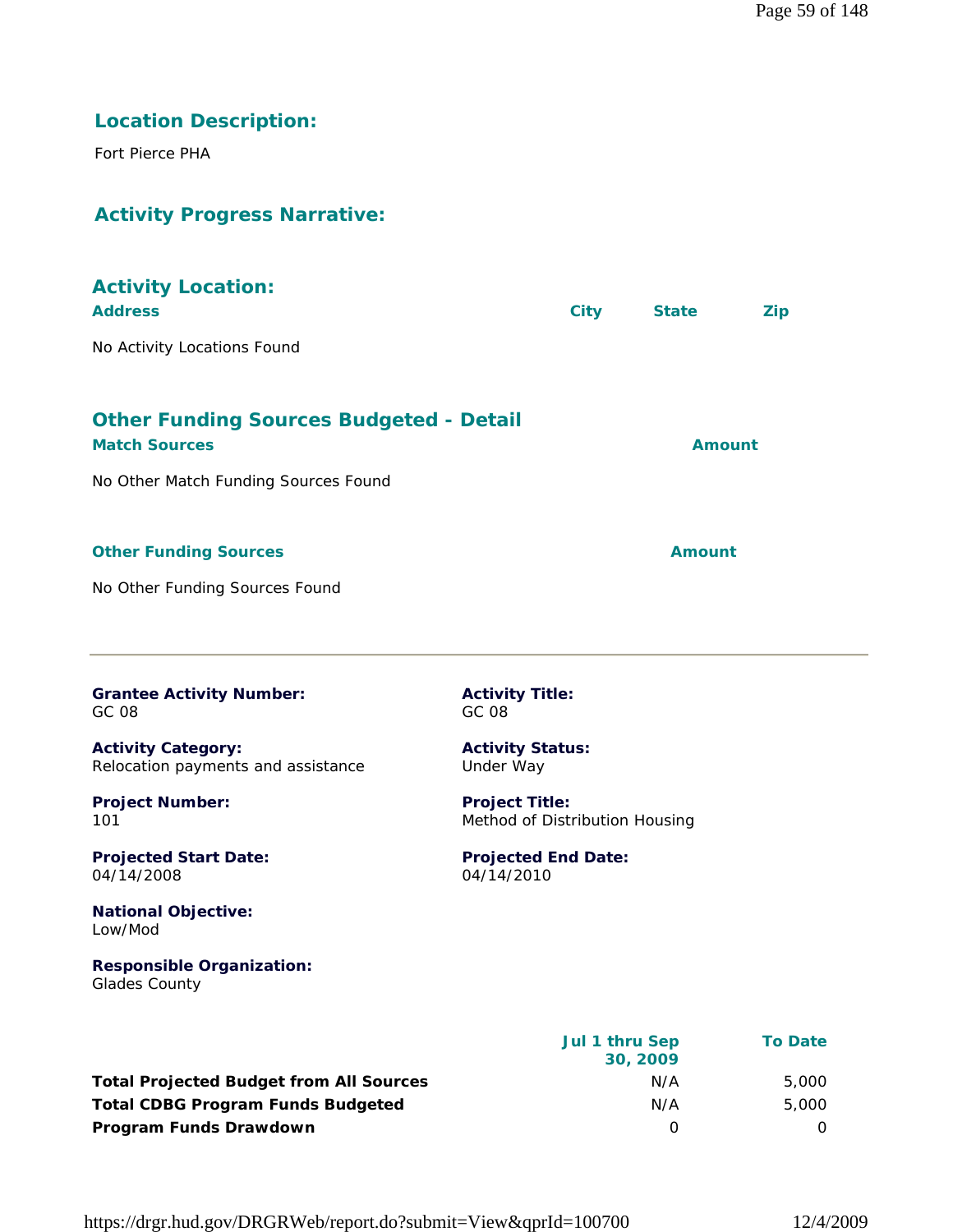## Location Description:

Fort Pierce PHA

## Activity Progress Narrative:

## Activity Location:

| Address | City | State | Zip |
|---|---|---|---|
| No Activity Locations Found | | | |

## Other Funding Sources Budgeted - Detail

| Match Sources | Amount |
|---|---|
| No Other Match Funding Sources Found | |

| Other Funding Sources | Amount |
|---|---|
| No Other Funding Sources Found | |

---

**Grantee Activity Number:**
GC 08

**Activity Title:**
GC 08

**Activity Category:**
Relocation payments and assistance

**Activity Status:**
Under Way

**Project Number:**
101

**Project Title:**
Method of Distribution Housing

**Projected Start Date:**
04/14/2008

**Projected End Date:**
04/14/2010

**National Objective:**
Low/Mod

**Responsible Organization:**
Glades County

| | Jul 1 thru Sep 30, 2009 | To Date |
|---|---|---|
| **Total Projected Budget from All Sources** | N/A | 5,000 |
| **Total CDBG Program Funds Budgeted** | N/A | 5,000 |
| **Program Funds Drawdown** | 0 | 0 |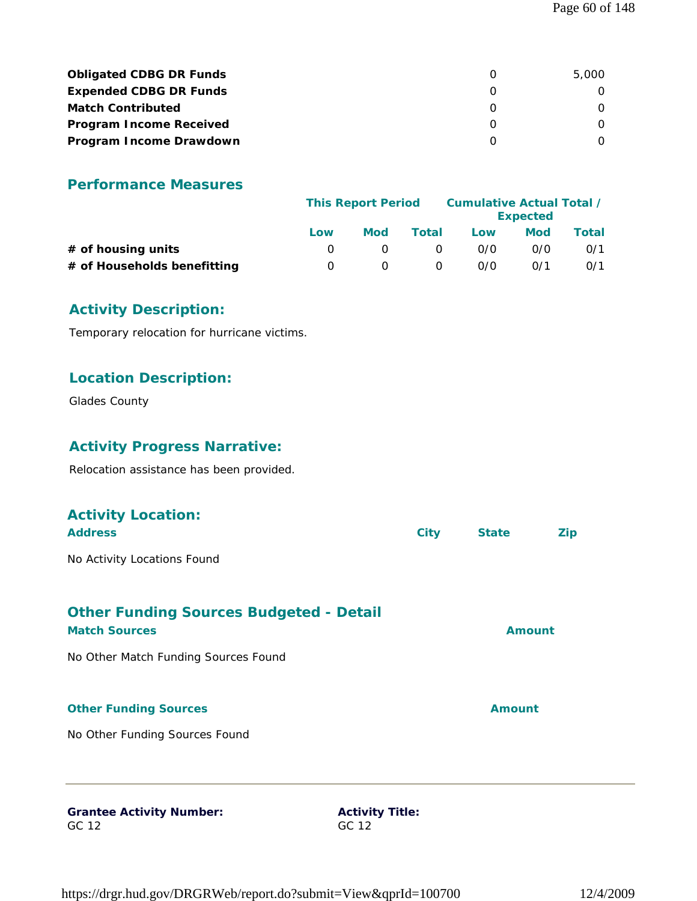| | | |
|---|---|---|
| **Obligated CDBG DR Funds** | 0 | 5,000 |
| **Expended CDBG DR Funds** | 0 | 0 |
| **Match Contributed** | 0 | 0 |
| **Program Income Received** | 0 | 0 |
| **Program Income Drawdown** | 0 | 0 |

## Performance Measures

| | This Report Period | | | Cumulative Actual Total / Expected | | |
|---|---|---|---|---|---|---|
| | Low | Mod | Total | Low | Mod | Total |
| **# of housing units** | 0 | 0 | 0 | 0/0 | 0/0 | 0/1 |
| **# of Households benefitting** | 0 | 0 | 0 | 0/0 | 0/1 | 0/1 |

## Activity Description:

Temporary relocation for hurricane victims.

## Location Description:

Glades County

## Activity Progress Narrative:

Relocation assistance has been provided.

## Activity Location:

| Address | City | State | Zip |
|---|---|---|---|

No Activity Locations Found

## Other Funding Sources Budgeted - Detail

| Match Sources | Amount |
|---|---|

No Other Match Funding Sources Found

| Other Funding Sources | Amount |
|---|---|

No Other Funding Sources Found

---

**Grantee Activity Number:**
GC 12

**Activity Title:**
GC 12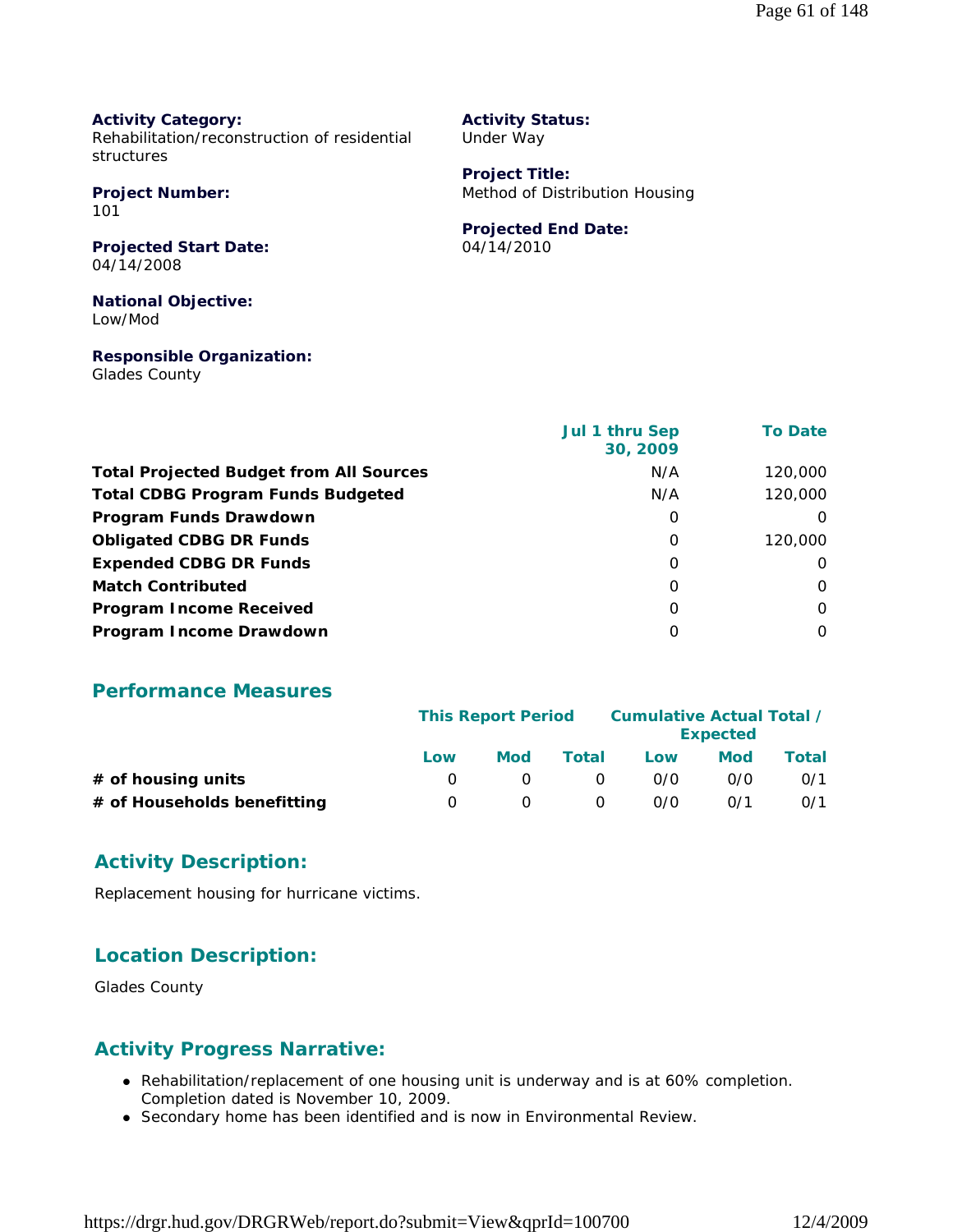**Activity Category:**
Rehabilitation/reconstruction of residential structures

**Activity Status:**
Under Way

**Project Number:**
101

**Project Title:**
Method of Distribution Housing

**Projected Start Date:**
04/14/2008

**Projected End Date:**
04/14/2010

**National Objective:**
Low/Mod

**Responsible Organization:**
Glades County

| | Jul 1 thru Sep 30, 2009 | To Date |
|---|---|---|
| **Total Projected Budget from All Sources** | N/A | 120,000 |
| **Total CDBG Program Funds Budgeted** | N/A | 120,000 |
| **Program Funds Drawdown** | 0 | 0 |
| **Obligated CDBG DR Funds** | 0 | 120,000 |
| **Expended CDBG DR Funds** | 0 | 0 |
| **Match Contributed** | 0 | 0 |
| **Program Income Received** | 0 | 0 |
| **Program Income Drawdown** | 0 | 0 |

## Performance Measures

| | This Report Period | | | Cumulative Actual Total / Expected | | |
|---|---|---|---|---|---|---|
| | Low | Mod | Total | Low | Mod | Total |
| **# of housing units** | 0 | 0 | 0 | 0/0 | 0/0 | 0/1 |
| **# of Households benefitting** | 0 | 0 | 0 | 0/0 | 0/1 | 0/1 |

## Activity Description:

Replacement housing for hurricane victims.

## Location Description:

Glades County

## Activity Progress Narrative:

- Rehabilitation/replacement of one housing unit is underway and is at 60% completion. Completion dated is November 10, 2009.
- Secondary home has been identified and is now in Environmental Review.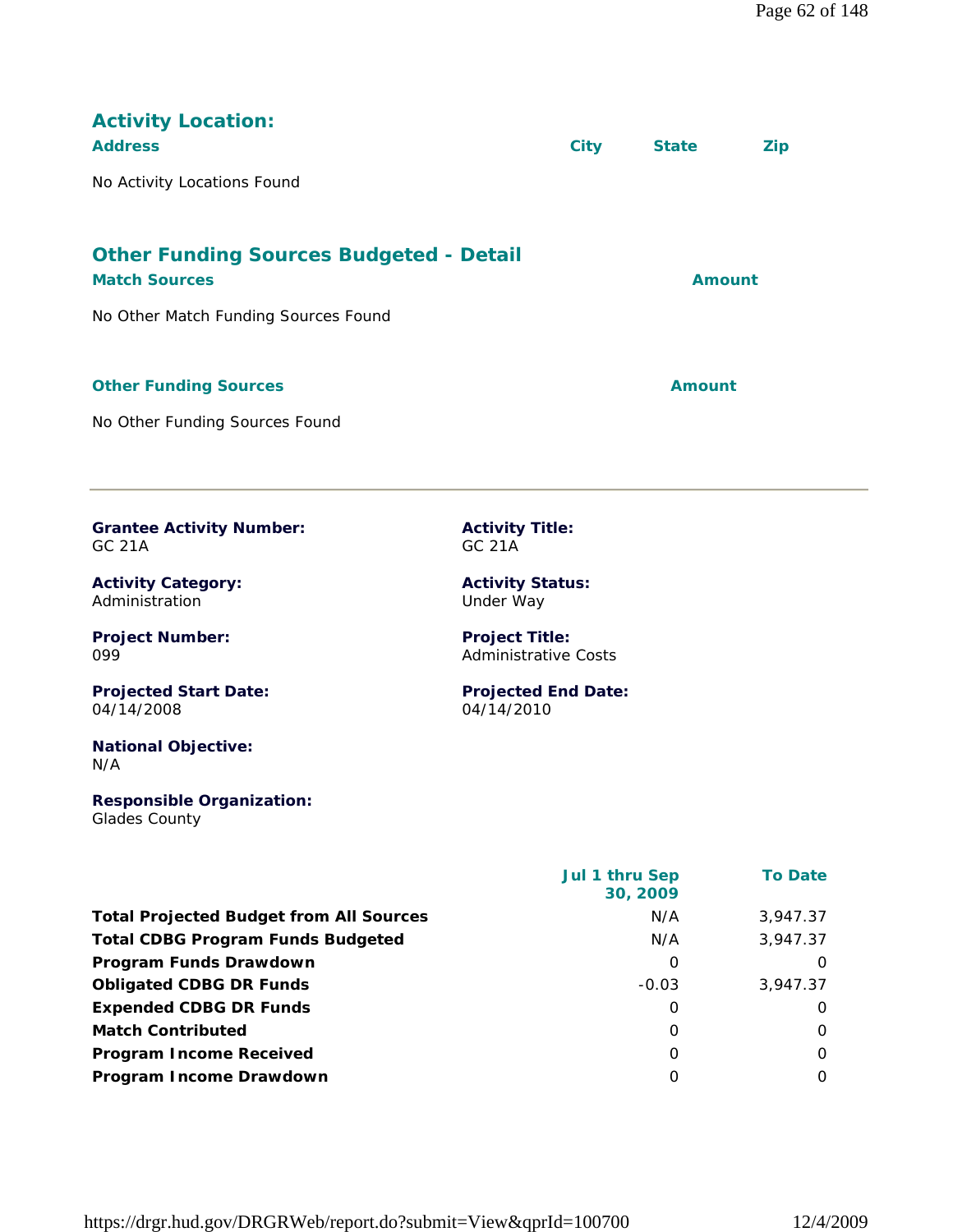## Activity Location:

| Address | City | State | Zip |
|---|---|---|---|
| No Activity Locations Found | | | |

## Other Funding Sources Budgeted - Detail

| Match Sources | Amount |
|---|---|
| No Other Match Funding Sources Found | |

| Other Funding Sources | Amount |
|---|---|
| No Other Funding Sources Found | |

---

**Grantee Activity Number:**
GC 21A

**Activity Title:**
GC 21A

**Activity Category:**
Administration

**Activity Status:**
Under Way

**Project Number:**
099

**Project Title:**
Administrative Costs

**Projected Start Date:**
04/14/2008

**Projected End Date:**
04/14/2010

**National Objective:**
N/A

**Responsible Organization:**
Glades County

| | Jul 1 thru Sep 30, 2009 | To Date |
|---|---|---|
| **Total Projected Budget from All Sources** | N/A | 3,947.37 |
| **Total CDBG Program Funds Budgeted** | N/A | 3,947.37 |
| **Program Funds Drawdown** | 0 | 0 |
| **Obligated CDBG DR Funds** | -0.03 | 3,947.37 |
| **Expended CDBG DR Funds** | 0 | 0 |
| **Match Contributed** | 0 | 0 |
| **Program Income Received** | 0 | 0 |
| **Program Income Drawdown** | 0 | 0 |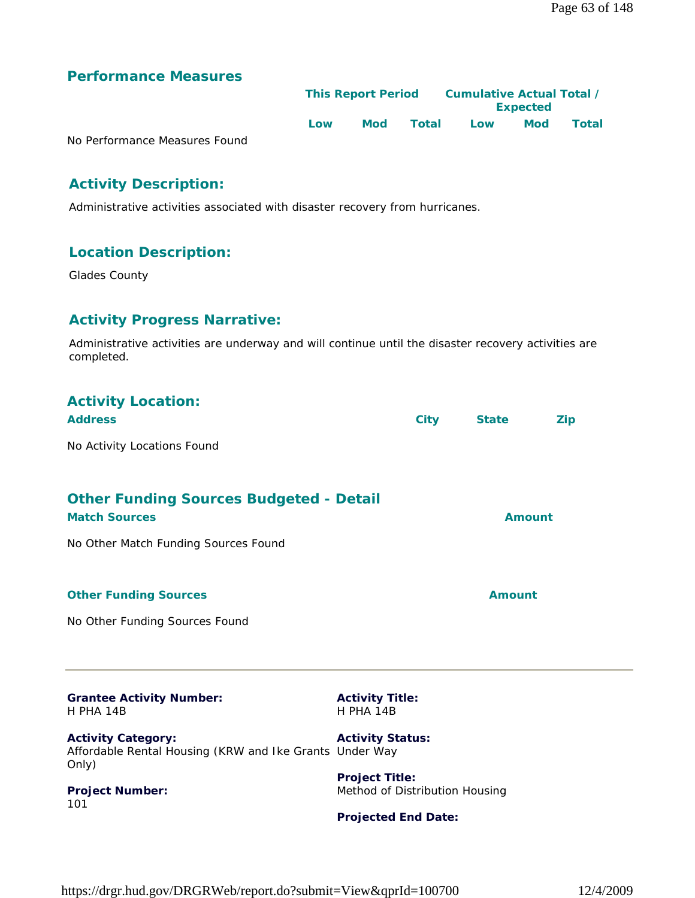## Performance Measures

| | This Report Period | | | Cumulative Actual Total / Expected | | |
|---|---|---|---|---|---|---|
| | Low | Mod | Total | Low | Mod | Total |
| No Performance Measures Found | | | | | | |

## Activity Description:

Administrative activities associated with disaster recovery from hurricanes.

## Location Description:

Glades County

## Activity Progress Narrative:

Administrative activities are underway and will continue until the disaster recovery activities are completed.

## Activity Location:

| Address | City | State | Zip |
|---|---|---|---|
| No Activity Locations Found | | | |

## Other Funding Sources Budgeted - Detail

| Match Sources | Amount |
|---|---|
| No Other Match Funding Sources Found | |

| Other Funding Sources | Amount |
|---|---|
| No Other Funding Sources Found | |

---

**Grantee Activity Number:**
H PHA 14B

**Activity Title:**
H PHA 14B

**Activity Category:**
Affordable Rental Housing (KRW and Ike Grants Only)

**Activity Status:**
Under Way

**Project Number:**
101

**Project Title:**
Method of Distribution Housing

**Projected End Date:**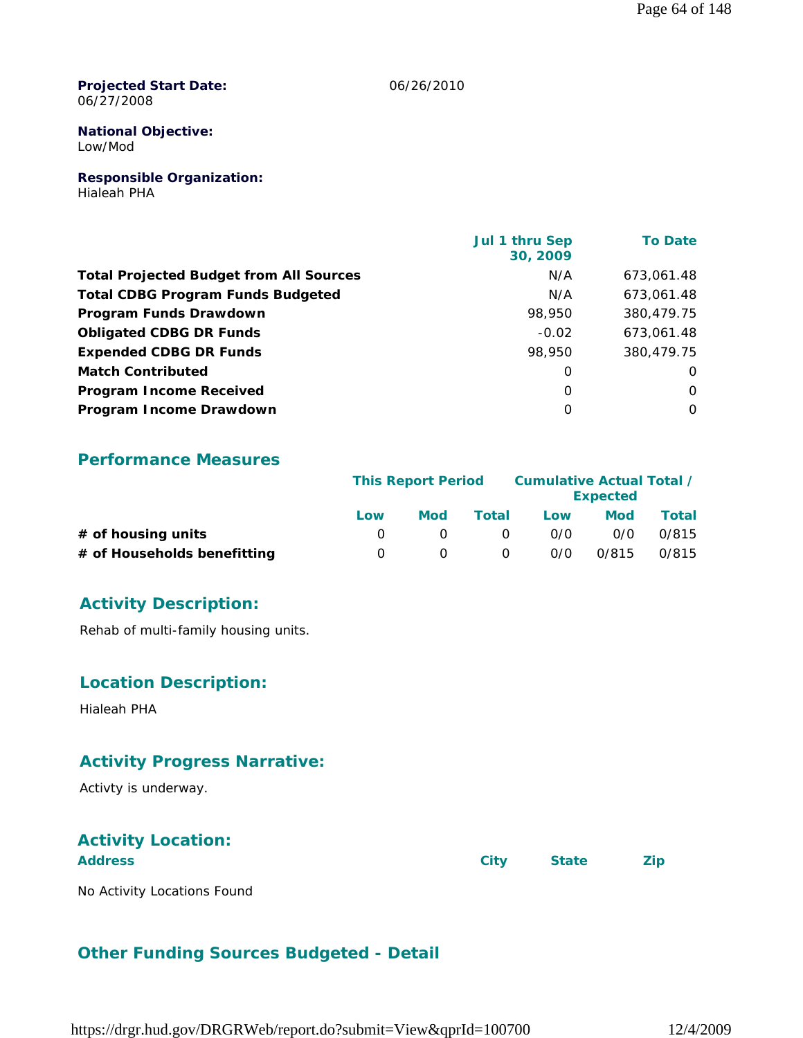**Projected Start Date:**
06/27/2008

06/26/2010

**National Objective:**
Low/Mod

**Responsible Organization:**
Hialeah PHA

| | Jul 1 thru Sep 30, 2009 | To Date |
|---|---|---|
| **Total Projected Budget from All Sources** | N/A | 673,061.48 |
| **Total CDBG Program Funds Budgeted** | N/A | 673,061.48 |
| **Program Funds Drawdown** | 98,950 | 380,479.75 |
| **Obligated CDBG DR Funds** | -0.02 | 673,061.48 |
| **Expended CDBG DR Funds** | 98,950 | 380,479.75 |
| **Match Contributed** | 0 | 0 |
| **Program Income Received** | 0 | 0 |
| **Program Income Drawdown** | 0 | 0 |

## Performance Measures

| | This Report Period | | | Cumulative Actual Total / Expected | | |
|---|---|---|---|---|---|---|
| | Low | Mod | Total | Low | Mod | Total |
| **# of housing units** | 0 | 0 | 0 | 0/0 | 0/0 | 0/815 |
| **# of Households benefitting** | 0 | 0 | 0 | 0/0 | 0/815 | 0/815 |

## Activity Description:

Rehab of multi-family housing units.

## Location Description:

Hialeah PHA

## Activity Progress Narrative:

Activty is underway.

## Activity Location:

| Address | City | State | Zip |
|---|---|---|---|

No Activity Locations Found

## Other Funding Sources Budgeted - Detail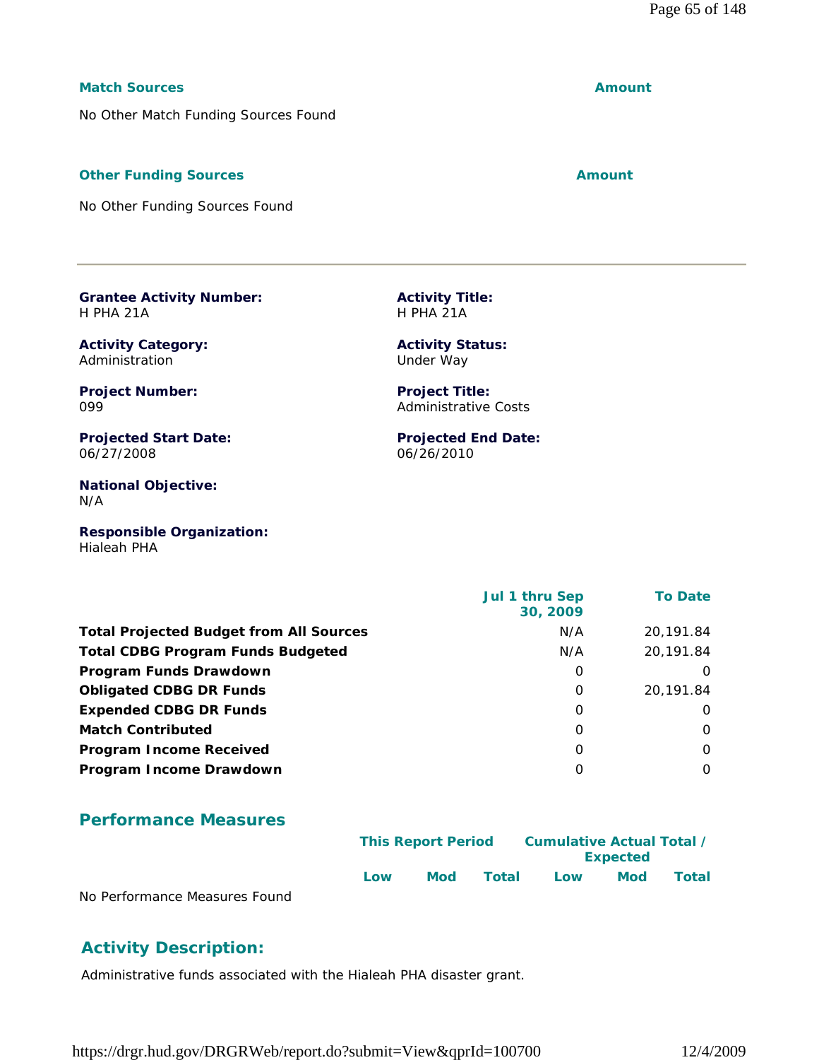**Match Sources** | **Amount**

No Other Match Funding Sources Found

**Other Funding Sources** | **Amount**

No Other Funding Sources Found

---

**Grantee Activity Number:**
H PHA 21A

**Activity Title:**
H PHA 21A

**Activity Category:**
Administration

**Activity Status:**
Under Way

**Project Number:**
099

**Project Title:**
Administrative Costs

**Projected Start Date:**
06/27/2008

**Projected End Date:**
06/26/2010

**National Objective:**
N/A

**Responsible Organization:**
Hialeah PHA

| | Jul 1 thru Sep 30, 2009 | To Date |
|---|---|---|
| **Total Projected Budget from All Sources** | N/A | 20,191.84 |
| **Total CDBG Program Funds Budgeted** | N/A | 20,191.84 |
| **Program Funds Drawdown** | 0 | 0 |
| **Obligated CDBG DR Funds** | 0 | 20,191.84 |
| **Expended CDBG DR Funds** | 0 | 0 |
| **Match Contributed** | 0 | 0 |
| **Program Income Received** | 0 | 0 |
| **Program Income Drawdown** | 0 | 0 |

## Performance Measures

| | This Report Period | | | Cumulative Actual Total / Expected | | |
|---|---|---|---|---|---|---|
| | Low | Mod | Total | Low | Mod | Total |
| No Performance Measures Found | | | | | | |

## Activity Description:

Administrative funds associated with the Hialeah PHA disaster grant.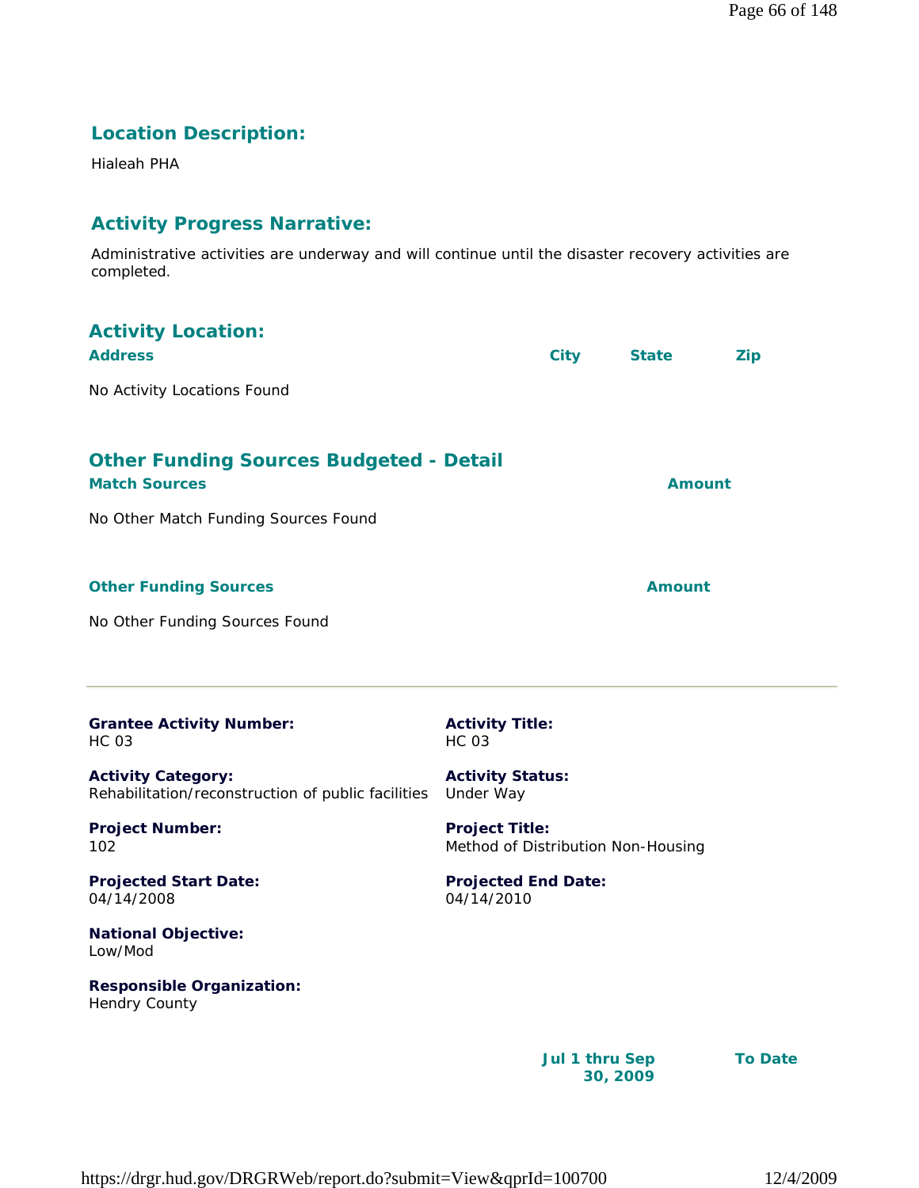## Location Description:

Hialeah PHA

## Activity Progress Narrative:

Administrative activities are underway and will continue until the disaster recovery activities are completed.

## Activity Location:

| Address | City | State | Zip |
|---|---|---|---|
| No Activity Locations Found | | | |

## Other Funding Sources Budgeted - Detail

| Match Sources | Amount |
|---|---|
| No Other Match Funding Sources Found | |

| Other Funding Sources | Amount |
|---|---|
| No Other Funding Sources Found | |

---

**Grantee Activity Number:**
HC 03

**Activity Title:**
HC 03

**Activity Category:**
Rehabilitation/reconstruction of public facilities

**Activity Status:**
Under Way

**Project Number:**
102

**Project Title:**
Method of Distribution Non-Housing

**Projected Start Date:**
04/14/2008

**Projected End Date:**
04/14/2010

**National Objective:**
Low/Mod

**Responsible Organization:**
Hendry County

| | Jul 1 thru Sep 30, 2009 | To Date |
|---|---|---|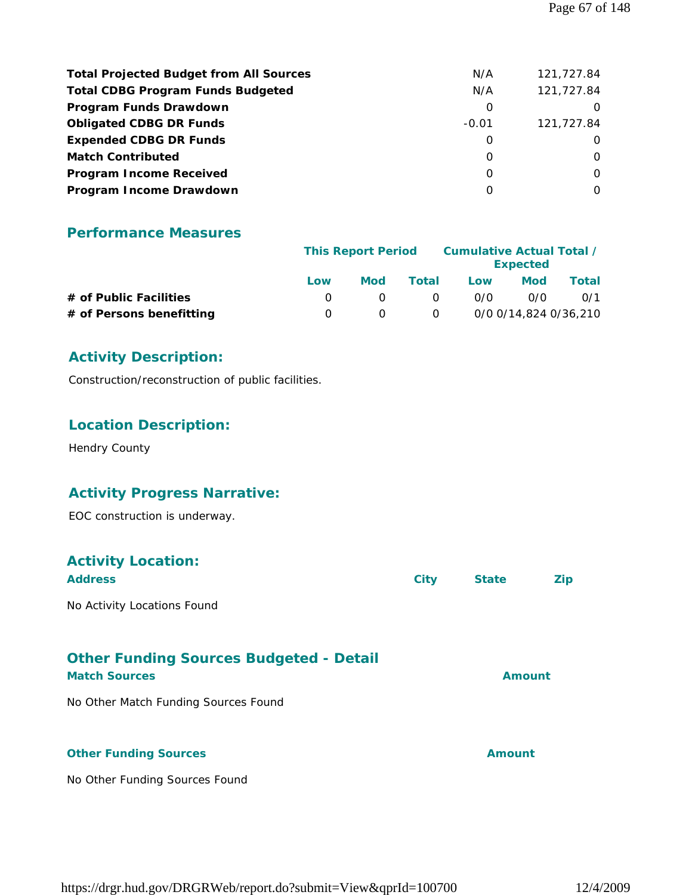| | | |
|---|---|---|
| **Total Projected Budget from All Sources** | N/A | 121,727.84 |
| **Total CDBG Program Funds Budgeted** | N/A | 121,727.84 |
| **Program Funds Drawdown** | 0 | 0 |
| **Obligated CDBG DR Funds** | -0.01 | 121,727.84 |
| **Expended CDBG DR Funds** | 0 | 0 |
| **Match Contributed** | 0 | 0 |
| **Program Income Received** | 0 | 0 |
| **Program Income Drawdown** | 0 | 0 |

## Performance Measures

| | This Report Period | | | Cumulative Actual Total / Expected | | |
|---|---|---|---|---|---|---|
| | Low | Mod | Total | Low | Mod | Total |
| **# of Public Facilities** | 0 | 0 | 0 | 0/0 | 0/0 | 0/1 |
| **# of Persons benefitting** | 0 | 0 | 0 | 0/0 | 0/14,824 | 0/36,210 |

## Activity Description:

Construction/reconstruction of public facilities.

## Location Description:

Hendry County

## Activity Progress Narrative:

EOC construction is underway.

## Activity Location:

| Address | City | State | Zip |
|---|---|---|---|

No Activity Locations Found

## Other Funding Sources Budgeted - Detail

| Match Sources | Amount |
|---|---|

No Other Match Funding Sources Found

| Other Funding Sources | Amount |
|---|---|

No Other Funding Sources Found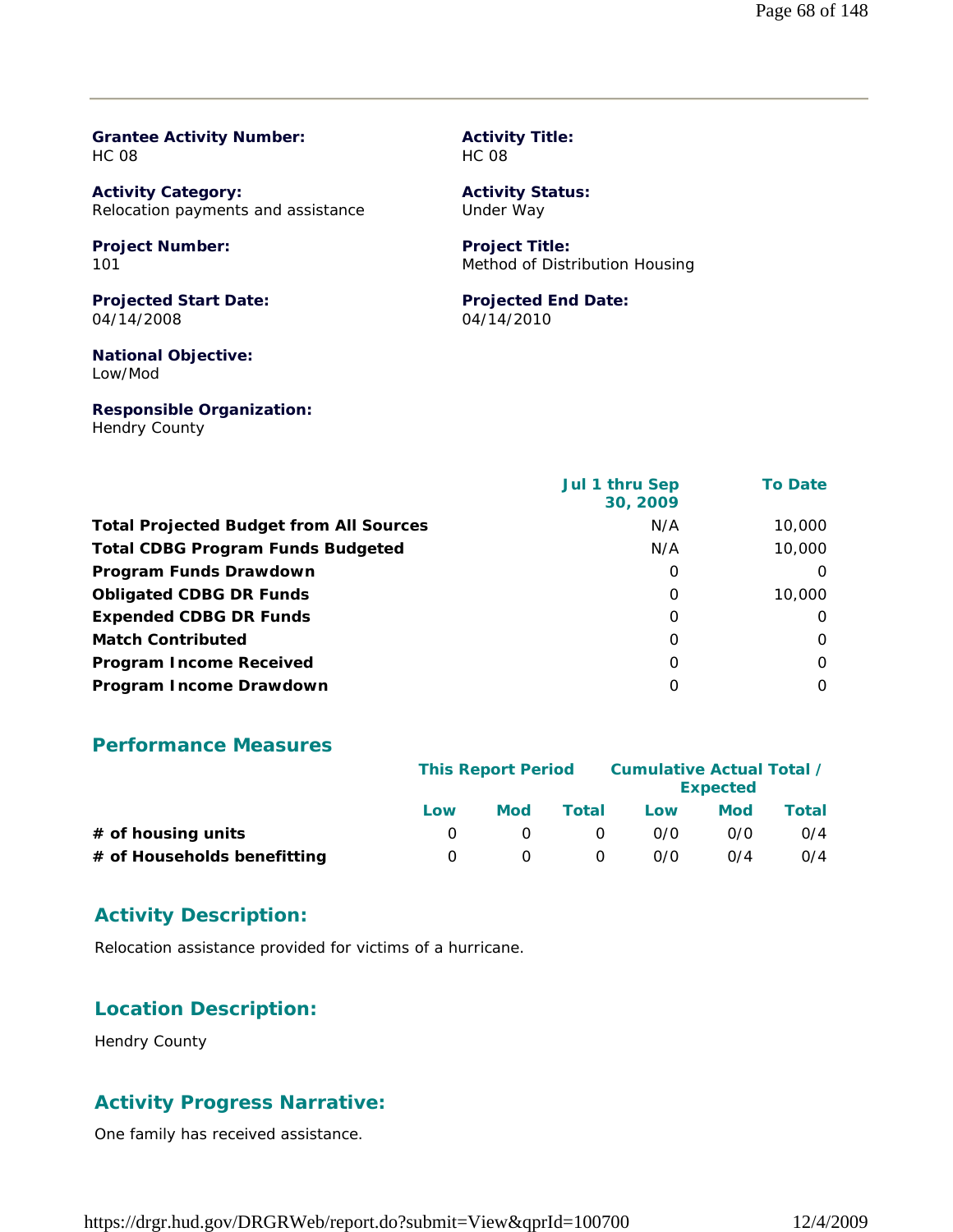**Grantee Activity Number:**
HC 08

**Activity Title:**
HC 08

**Activity Category:**
Relocation payments and assistance

**Activity Status:**
Under Way

**Project Number:**
101

**Project Title:**
Method of Distribution Housing

**Projected Start Date:**
04/14/2008

**Projected End Date:**
04/14/2010

**National Objective:**
Low/Mod

**Responsible Organization:**
Hendry County

| | Jul 1 thru Sep 30, 2009 | To Date |
|---|---|---|
| **Total Projected Budget from All Sources** | N/A | 10,000 |
| **Total CDBG Program Funds Budgeted** | N/A | 10,000 |
| **Program Funds Drawdown** | 0 | 0 |
| **Obligated CDBG DR Funds** | 0 | 10,000 |
| **Expended CDBG DR Funds** | 0 | 0 |
| **Match Contributed** | 0 | 0 |
| **Program Income Received** | 0 | 0 |
| **Program Income Drawdown** | 0 | 0 |

## Performance Measures

| | This Report Period | | | Cumulative Actual Total / Expected | | |
|---|---|---|---|---|---|---|
| | Low | Mod | Total | Low | Mod | Total |
| **# of housing units** | 0 | 0 | 0 | 0/0 | 0/0 | 0/4 |
| **# of Households benefitting** | 0 | 0 | 0 | 0/0 | 0/4 | 0/4 |

## Activity Description:

Relocation assistance provided for victims of a hurricane.

## Location Description:

Hendry County

## Activity Progress Narrative:

One family has received assistance.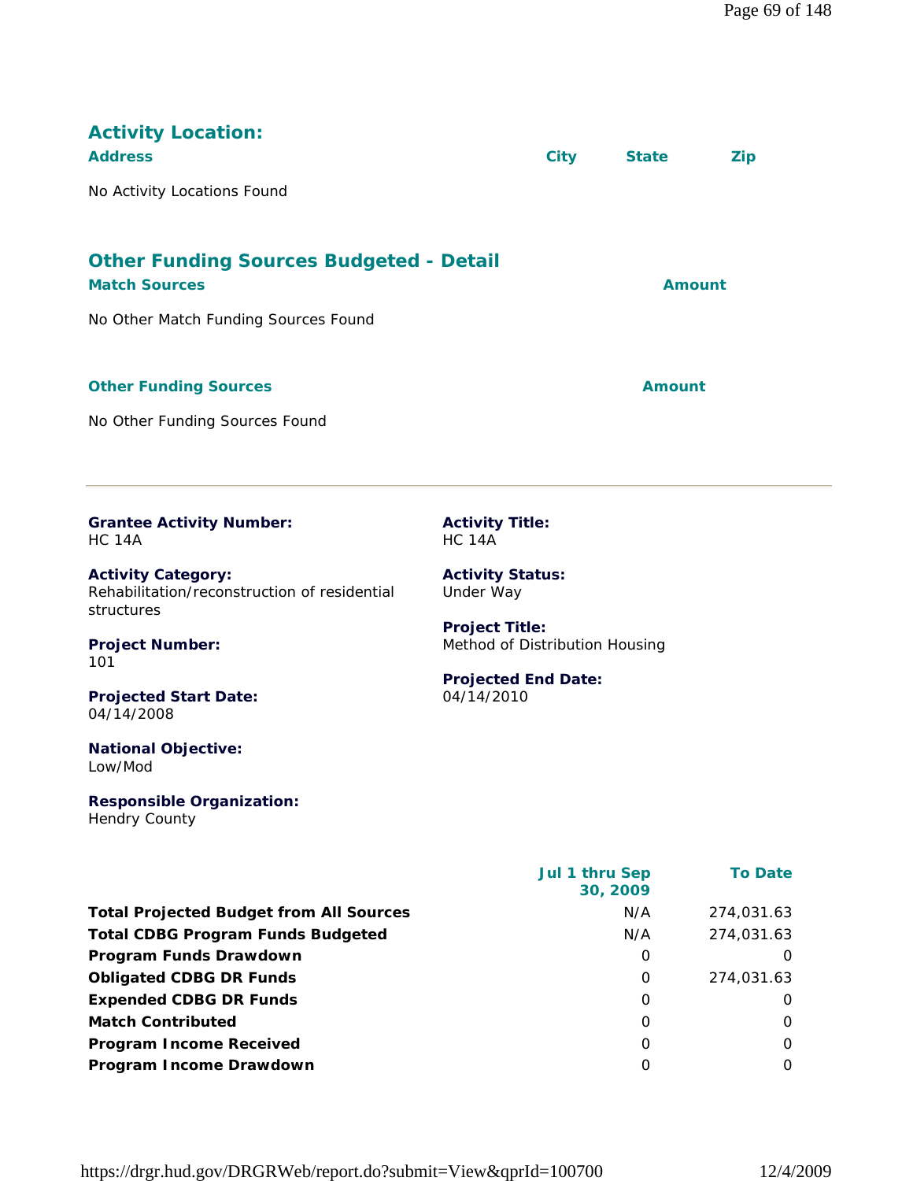## Activity Location:

| Address | City | State | Zip |
|---|---|---|---|
| No Activity Locations Found | | | |

## Other Funding Sources Budgeted - Detail

| Match Sources | Amount |
|---|---|
| No Other Match Funding Sources Found | |

| Other Funding Sources | Amount |
|---|---|
| No Other Funding Sources Found | |

---

**Grantee Activity Number:**
HC 14A

**Activity Title:**
HC 14A

**Activity Category:**
Rehabilitation/reconstruction of residential structures

**Activity Status:**
Under Way

**Project Number:**
101

**Project Title:**
Method of Distribution Housing

**Projected Start Date:**
04/14/2008

**Projected End Date:**
04/14/2010

**National Objective:**
Low/Mod

**Responsible Organization:**
Hendry County

| | Jul 1 thru Sep 30, 2009 | To Date |
|---|---|---|
| **Total Projected Budget from All Sources** | N/A | 274,031.63 |
| **Total CDBG Program Funds Budgeted** | N/A | 274,031.63 |
| **Program Funds Drawdown** | 0 | 0 |
| **Obligated CDBG DR Funds** | 0 | 274,031.63 |
| **Expended CDBG DR Funds** | 0 | 0 |
| **Match Contributed** | 0 | 0 |
| **Program Income Received** | 0 | 0 |
| **Program Income Drawdown** | 0 | 0 |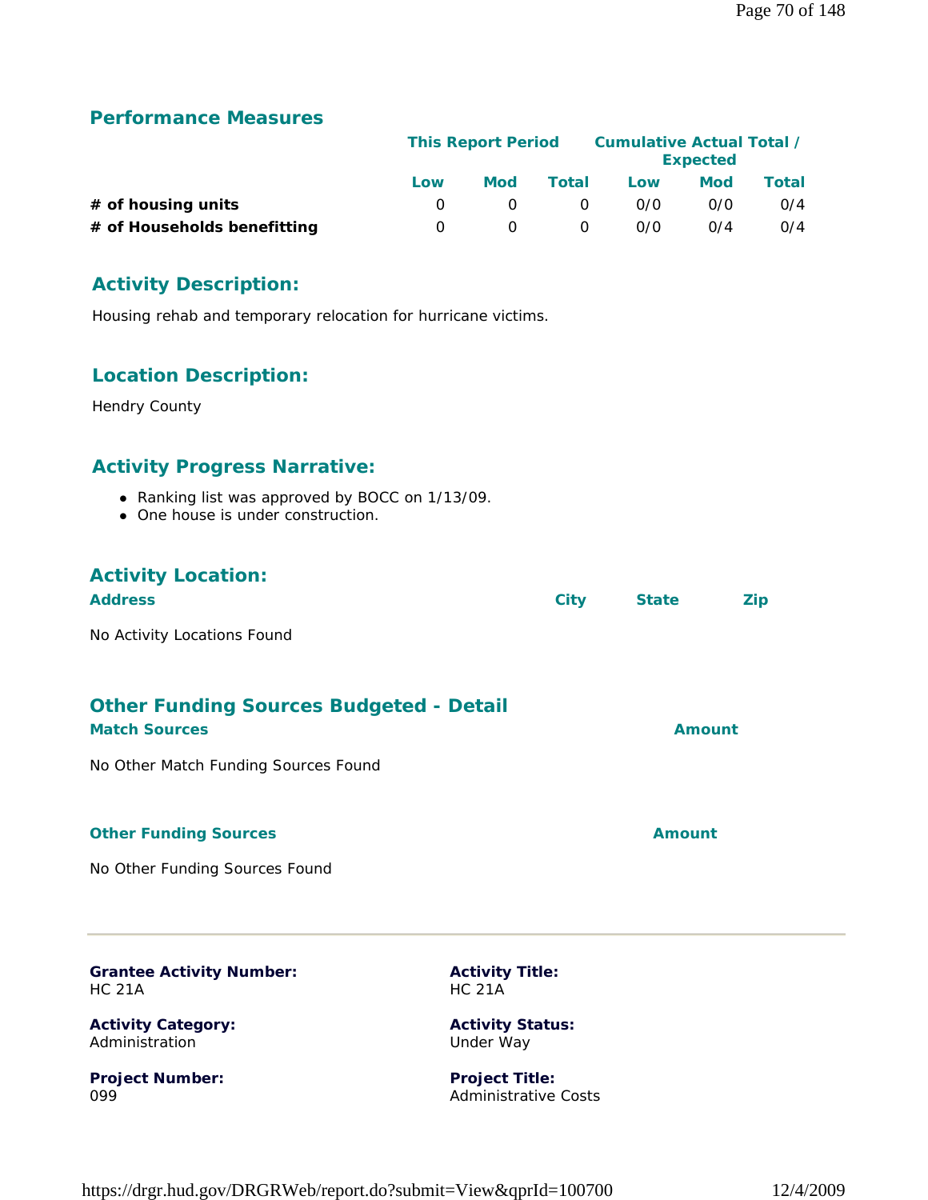## Performance Measures

| | This Report Period | | | Cumulative Actual Total / Expected | | |
|---|---|---|---|---|---|---|
| | Low | Mod | Total | Low | Mod | Total |
| **# of housing units** | 0 | 0 | 0 | 0/0 | 0/0 | 0/4 |
| **# of Households benefitting** | 0 | 0 | 0 | 0/0 | 0/4 | 0/4 |

## Activity Description:

Housing rehab and temporary relocation for hurricane victims.

## Location Description:

Hendry County

## Activity Progress Narrative:

- Ranking list was approved by BOCC on 1/13/09.
- One house is under construction.

## Activity Location:

| Address | City | State | Zip |
|---|---|---|---|

No Activity Locations Found

## Other Funding Sources Budgeted - Detail

| Match Sources | Amount |
|---|---|

No Other Match Funding Sources Found

| Other Funding Sources | Amount |
|---|---|

No Other Funding Sources Found

---

**Grantee Activity Number:**
HC 21A

**Activity Title:**
HC 21A

**Activity Category:**
Administration

**Activity Status:**
Under Way

**Project Number:**
099

**Project Title:**
Administrative Costs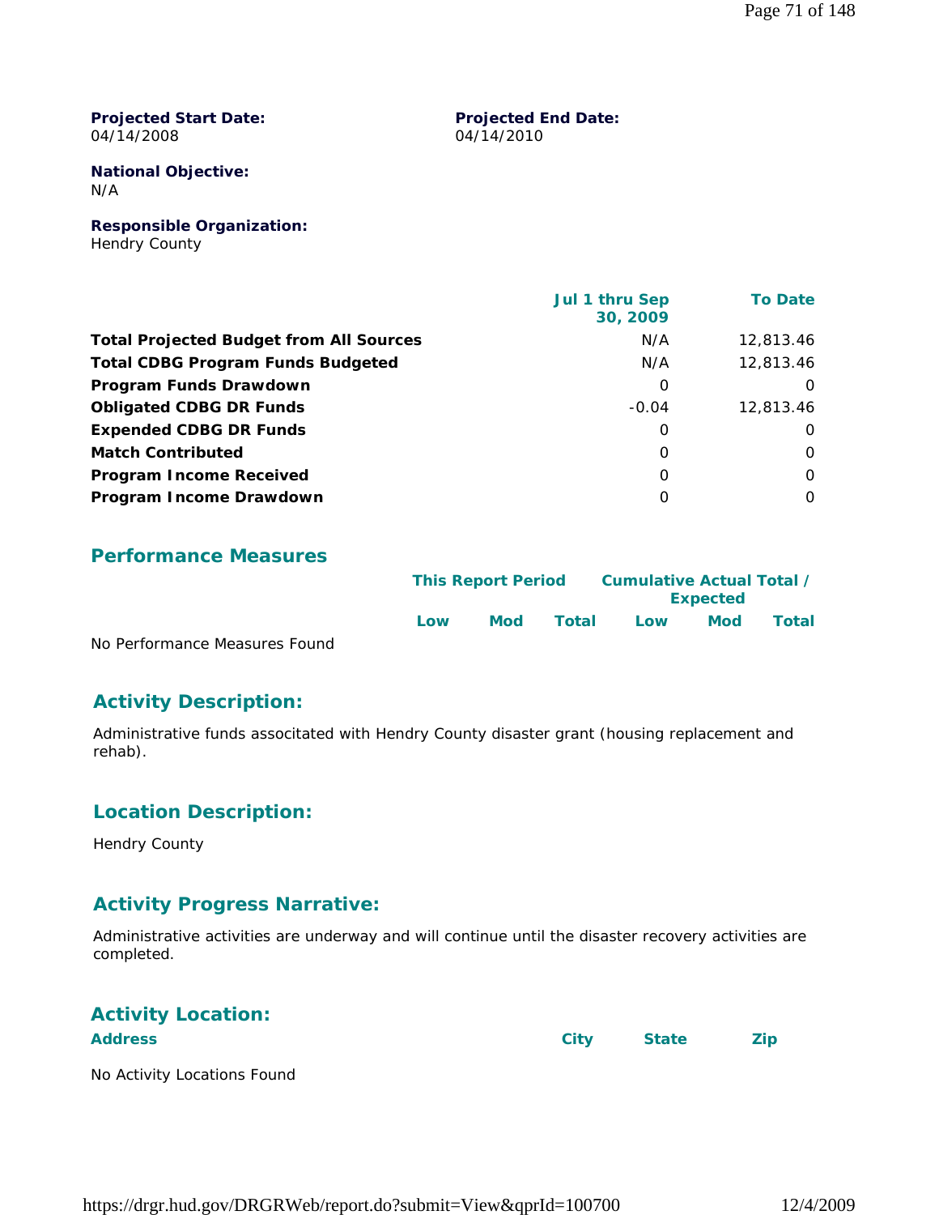**Projected Start Date:**
04/14/2008

**Projected End Date:**
04/14/2010

**National Objective:**
N/A

**Responsible Organization:**
Hendry County

| | Jul 1 thru Sep 30, 2009 | To Date |
|---|---|---|
| **Total Projected Budget from All Sources** | N/A | 12,813.46 |
| **Total CDBG Program Funds Budgeted** | N/A | 12,813.46 |
| **Program Funds Drawdown** | 0 | 0 |
| **Obligated CDBG DR Funds** | -0.04 | 12,813.46 |
| **Expended CDBG DR Funds** | 0 | 0 |
| **Match Contributed** | 0 | 0 |
| **Program Income Received** | 0 | 0 |
| **Program Income Drawdown** | 0 | 0 |

## Performance Measures

| | This Report Period | | | Cumulative Actual Total / Expected | | |
|---|---|---|---|---|---|---|
| | Low | Mod | Total | Low | Mod | Total |

No Performance Measures Found

## Activity Description:

Administrative funds associtated with Hendry County disaster grant (housing replacement and rehab).

## Location Description:

Hendry County

## Activity Progress Narrative:

Administrative activities are underway and will continue until the disaster recovery activities are completed.

## Activity Location:

| Address | City | State | Zip |
|---|---|---|---|

No Activity Locations Found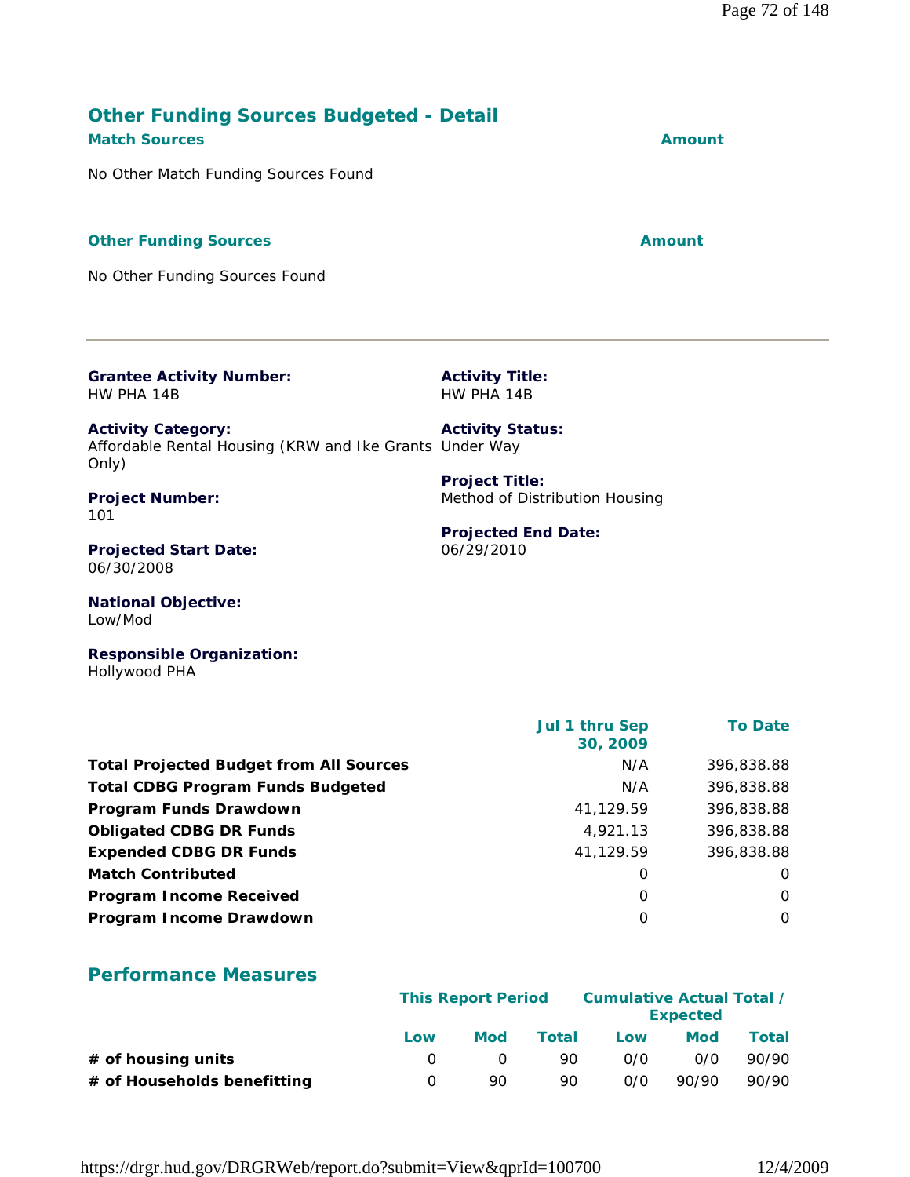## Other Funding Sources Budgeted - Detail

**Match Sources** | **Amount**

No Other Match Funding Sources Found

**Other Funding Sources** | **Amount**

No Other Funding Sources Found

---

**Grantee Activity Number:**
HW PHA 14B

**Activity Title:**
HW PHA 14B

**Activity Category:**
Affordable Rental Housing (KRW and Ike Grants Only)

**Activity Status:**
Under Way

**Project Number:**
101

**Project Title:**
Method of Distribution Housing

**Projected Start Date:**
06/30/2008

**Projected End Date:**
06/29/2010

**National Objective:**
Low/Mod

**Responsible Organization:**
Hollywood PHA

| | Jul 1 thru Sep 30, 2009 | To Date |
|---|---|---|
| **Total Projected Budget from All Sources** | N/A | 396,838.88 |
| **Total CDBG Program Funds Budgeted** | N/A | 396,838.88 |
| **Program Funds Drawdown** | 41,129.59 | 396,838.88 |
| **Obligated CDBG DR Funds** | 4,921.13 | 396,838.88 |
| **Expended CDBG DR Funds** | 41,129.59 | 396,838.88 |
| **Match Contributed** | 0 | 0 |
| **Program Income Received** | 0 | 0 |
| **Program Income Drawdown** | 0 | 0 |

## Performance Measures

| | This Report Period | | | Cumulative Actual Total / Expected | | |
|---|---|---|---|---|---|---|
| | Low | Mod | Total | Low | Mod | Total |
| **# of housing units** | 0 | 0 | 90 | 0/0 | 0/0 | 90/90 |
| **# of Households benefitting** | 0 | 90 | 90 | 0/0 | 90/90 | 90/90 |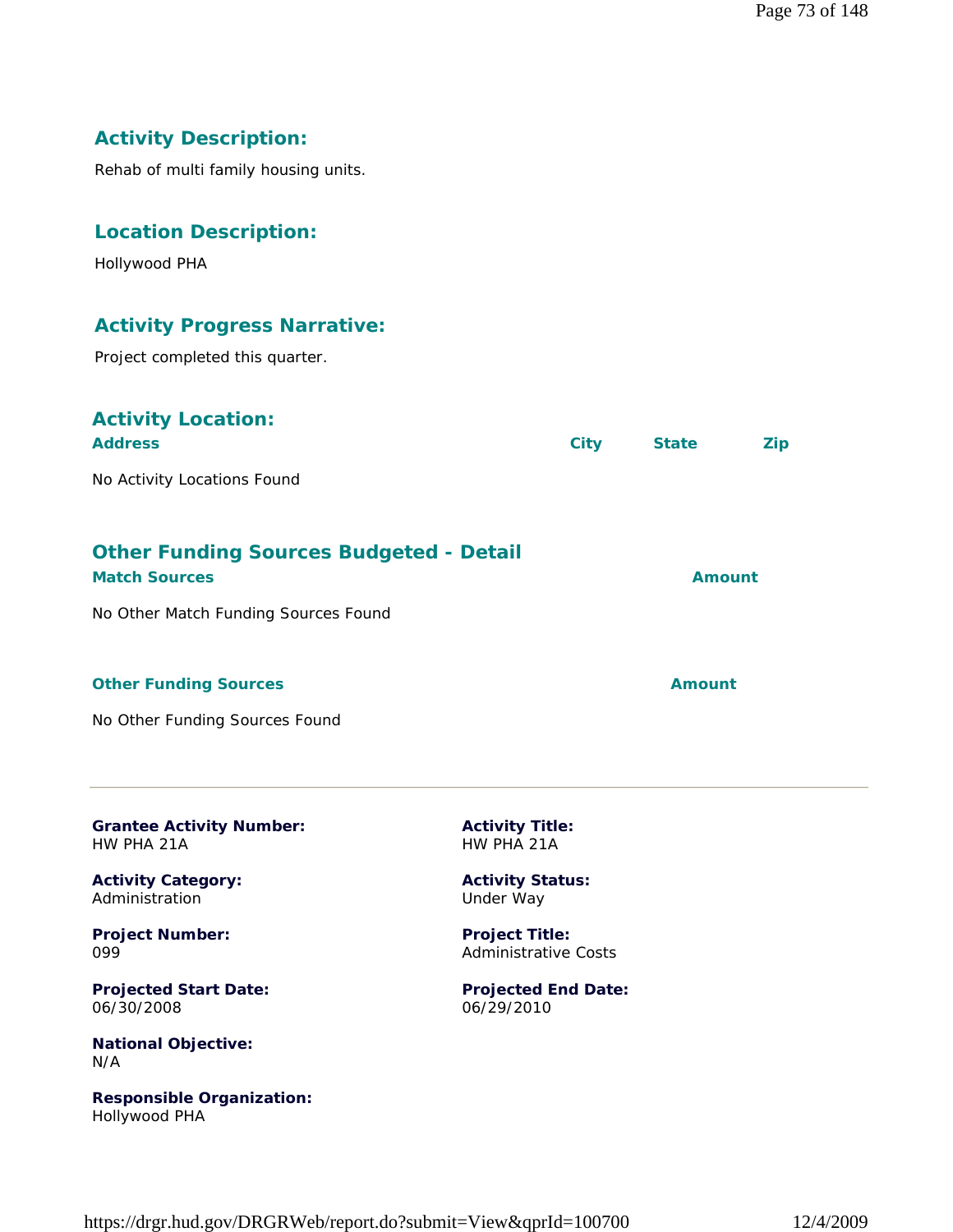## Activity Description:

Rehab of multi family housing units.

## Location Description:

Hollywood PHA

## Activity Progress Narrative:

Project completed this quarter.

## Activity Location:

| Address | City | State | Zip |
|---|---|---|---|
| No Activity Locations Found | | | |

## Other Funding Sources Budgeted - Detail

| Match Sources | Amount |
|---|---|
| No Other Match Funding Sources Found | |

| Other Funding Sources | Amount |
|---|---|
| No Other Funding Sources Found | |

---

**Grantee Activity Number:**
HW PHA 21A

**Activity Title:**
HW PHA 21A

**Activity Category:**
Administration

**Activity Status:**
Under Way

**Project Number:**
099

**Project Title:**
Administrative Costs

**Projected Start Date:**
06/30/2008

**Projected End Date:**
06/29/2010

**National Objective:**
N/A

**Responsible Organization:**
Hollywood PHA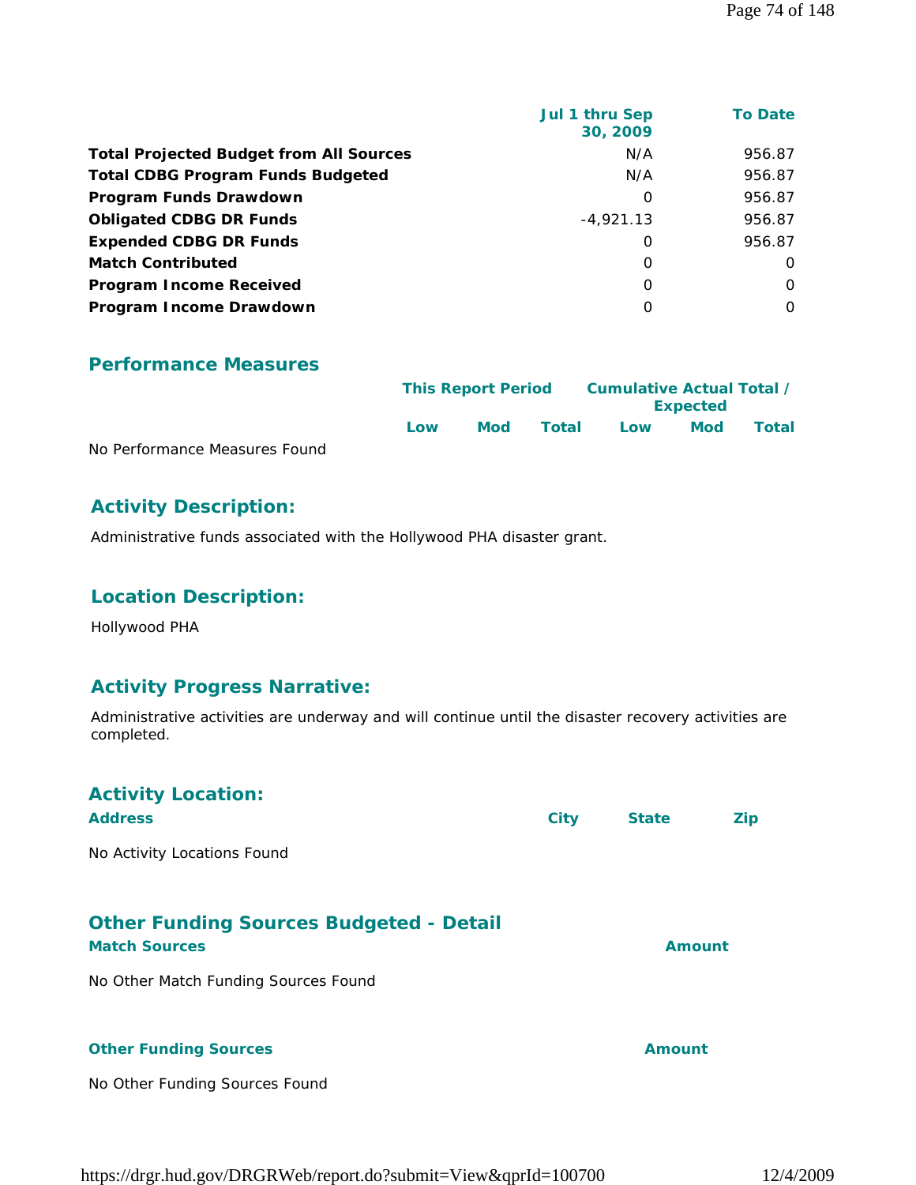| | Jul 1 thru Sep 30, 2009 | To Date |
|---|---|---|
| **Total Projected Budget from All Sources** | N/A | 956.87 |
| **Total CDBG Program Funds Budgeted** | N/A | 956.87 |
| **Program Funds Drawdown** | 0 | 956.87 |
| **Obligated CDBG DR Funds** | -4,921.13 | 956.87 |
| **Expended CDBG DR Funds** | 0 | 956.87 |
| **Match Contributed** | 0 | 0 |
| **Program Income Received** | 0 | 0 |
| **Program Income Drawdown** | 0 | 0 |

## Performance Measures

| | This Report Period | | | Cumulative Actual Total / Expected | | |
|---|---|---|---|---|---|---|
| | Low | Mod | Total | Low | Mod | Total |

No Performance Measures Found

## Activity Description:

Administrative funds associated with the Hollywood PHA disaster grant.

## Location Description:

Hollywood PHA

## Activity Progress Narrative:

Administrative activities are underway and will continue until the disaster recovery activities are completed.

## Activity Location:

| Address | City | State | Zip |
|---|---|---|---|

No Activity Locations Found

## Other Funding Sources Budgeted - Detail

| Match Sources | Amount |
|---|---|

No Other Match Funding Sources Found

| Other Funding Sources | Amount |
|---|---|

No Other Funding Sources Found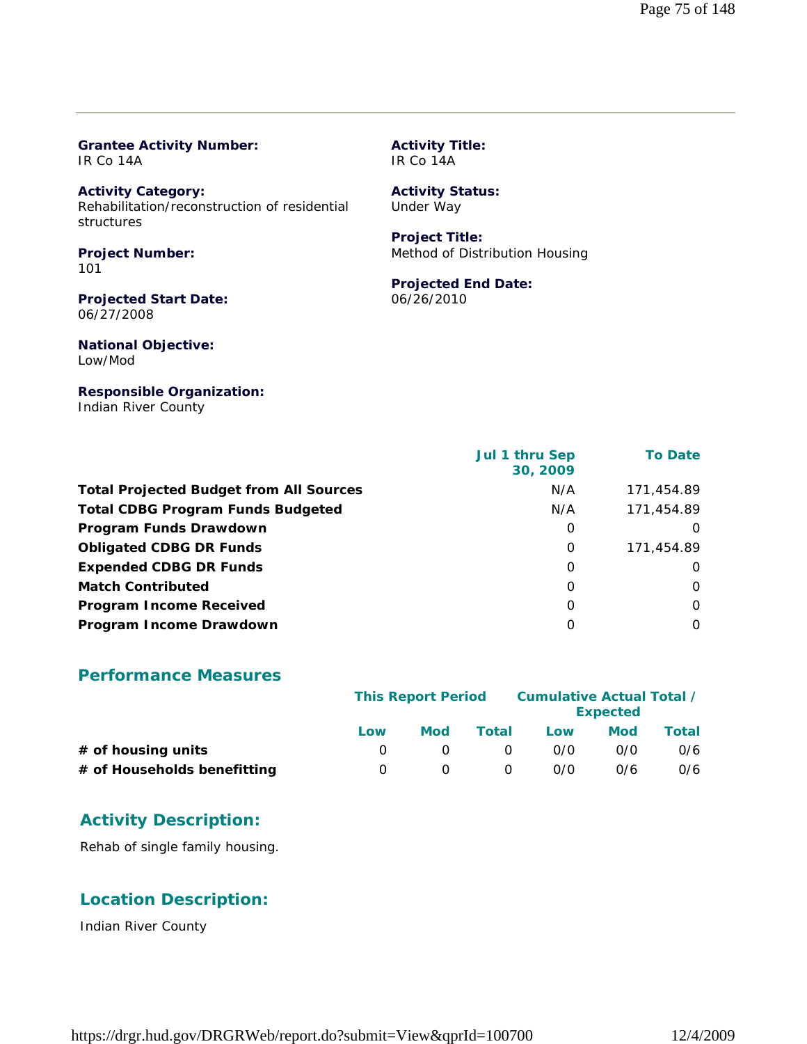**Grantee Activity Number:**
IR Co 14A

**Activity Title:**
IR Co 14A

**Activity Category:**
Rehabilitation/reconstruction of residential structures

**Activity Status:**
Under Way

**Project Number:**
101

**Project Title:**
Method of Distribution Housing

**Projected Start Date:**
06/27/2008

**Projected End Date:**
06/26/2010

**National Objective:**
Low/Mod

**Responsible Organization:**
Indian River County

| | Jul 1 thru Sep 30, 2009 | To Date |
|---|---|---|
| **Total Projected Budget from All Sources** | N/A | 171,454.89 |
| **Total CDBG Program Funds Budgeted** | N/A | 171,454.89 |
| **Program Funds Drawdown** | 0 | 0 |
| **Obligated CDBG DR Funds** | 0 | 171,454.89 |
| **Expended CDBG DR Funds** | 0 | 0 |
| **Match Contributed** | 0 | 0 |
| **Program Income Received** | 0 | 0 |
| **Program Income Drawdown** | 0 | 0 |

## Performance Measures

| | This Report Period | | | Cumulative Actual Total / Expected | | |
|---|---|---|---|---|---|---|
| | Low | Mod | Total | Low | Mod | Total |
| **# of housing units** | 0 | 0 | 0 | 0/0 | 0/0 | 0/6 |
| **# of Households benefitting** | 0 | 0 | 0 | 0/0 | 0/6 | 0/6 |

## Activity Description:

Rehab of single family housing.

## Location Description:

Indian River County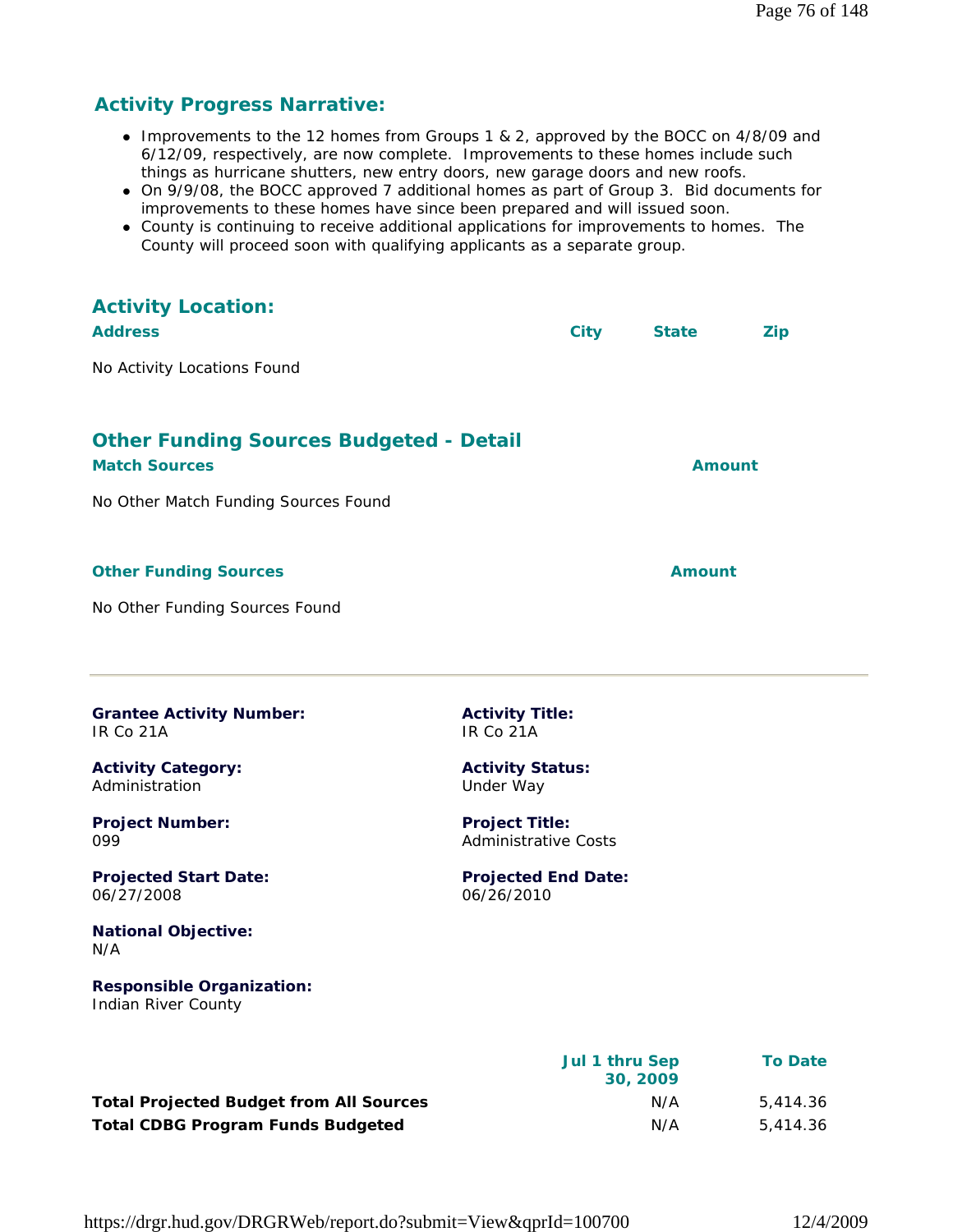## Activity Progress Narrative:

- Improvements to the 12 homes from Groups 1 & 2, approved by the BOCC on 4/8/09 and 6/12/09, respectively, are now complete. Improvements to these homes include such things as hurricane shutters, new entry doors, new garage doors and new roofs.
- On 9/9/08, the BOCC approved 7 additional homes as part of Group 3. Bid documents for improvements to these homes have since been prepared and will issued soon.
- County is continuing to receive additional applications for improvements to homes. The County will proceed soon with qualifying applicants as a separate group.

## Activity Location:

| Address | City | State | Zip |
|---|---|---|---|

No Activity Locations Found

## Other Funding Sources Budgeted - Detail

| Match Sources | Amount |
|---|---|

No Other Match Funding Sources Found

| Other Funding Sources | Amount |
|---|---|

No Other Funding Sources Found

---

**Grantee Activity Number:**
IR Co 21A

**Activity Title:**
IR Co 21A

**Activity Category:**
Administration

**Activity Status:**
Under Way

**Project Number:**
099

**Project Title:**
Administrative Costs

**Projected Start Date:**
06/27/2008

**Projected End Date:**
06/26/2010

**National Objective:**
N/A

**Responsible Organization:**
Indian River County

| | Jul 1 thru Sep 30, 2009 | To Date |
|---|---|---|
| **Total Projected Budget from All Sources** | N/A | 5,414.36 |
| **Total CDBG Program Funds Budgeted** | N/A | 5,414.36 |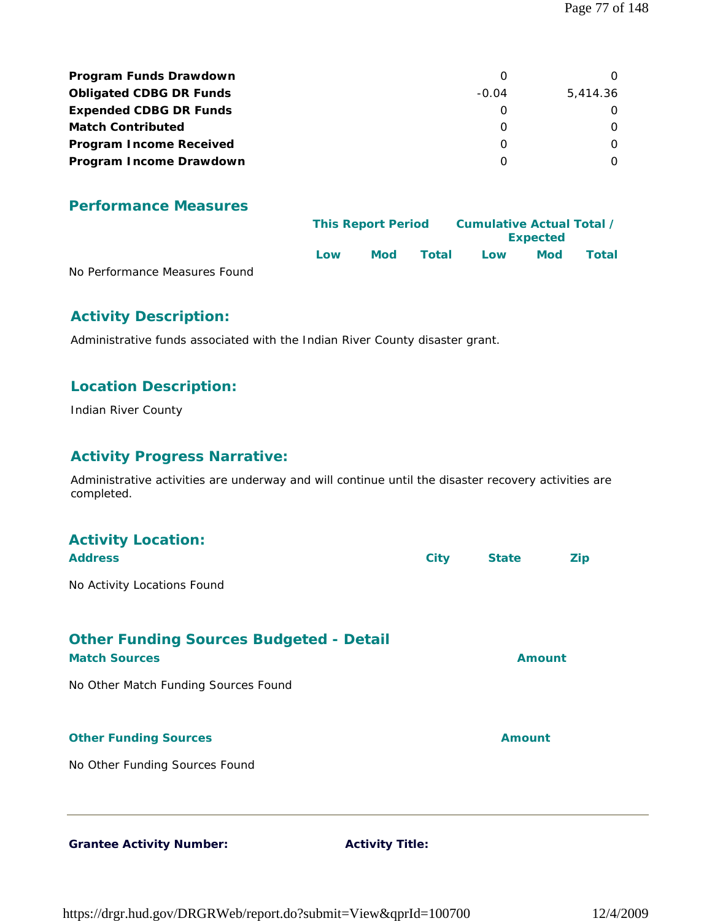| | | |
|---|---|---|
| **Program Funds Drawdown** | 0 | 0 |
| **Obligated CDBG DR Funds** | -0.04 | 5,414.36 |
| **Expended CDBG DR Funds** | 0 | 0 |
| **Match Contributed** | 0 | 0 |
| **Program Income Received** | 0 | 0 |
| **Program Income Drawdown** | 0 | 0 |

## Performance Measures

| | This Report Period | | | Cumulative Actual Total / Expected | | |
|---|---|---|---|---|---|---|
| | Low | Mod | Total | Low | Mod | Total |

No Performance Measures Found

## Activity Description:

Administrative funds associated with the Indian River County disaster grant.

## Location Description:

Indian River County

## Activity Progress Narrative:

Administrative activities are underway and will continue until the disaster recovery activities are completed.

## Activity Location:

| Address | City | State | Zip |
|---|---|---|---|

No Activity Locations Found

## Other Funding Sources Budgeted - Detail

| Match Sources | Amount |
|---|---|

No Other Match Funding Sources Found

| Other Funding Sources | Amount |
|---|---|

No Other Funding Sources Found

---

**Grantee Activity Number:** **Activity Title:**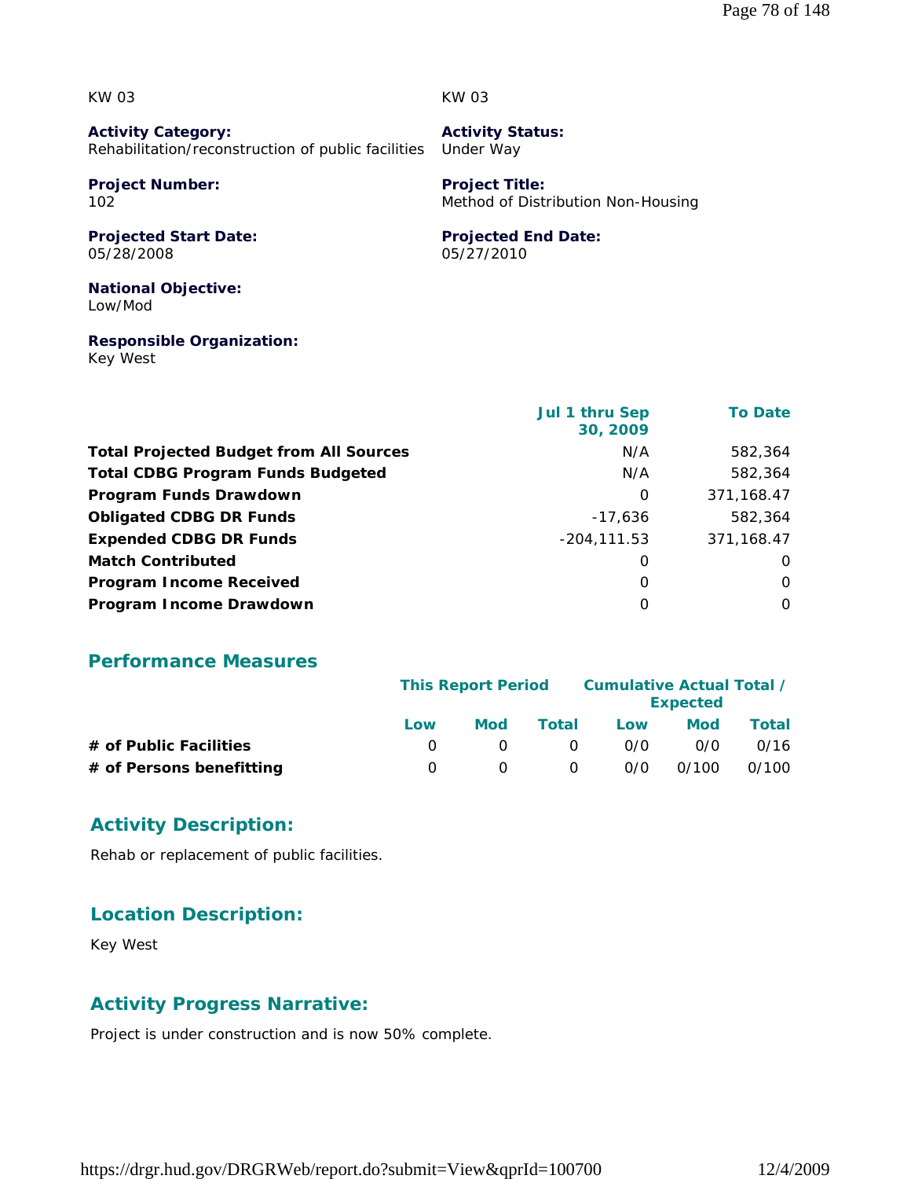KW 03

KW 03

**Activity Category:**
Rehabilitation/reconstruction of public facilities

**Activity Status:**
Under Way

**Project Number:**
102

**Project Title:**
Method of Distribution Non-Housing

**Projected Start Date:**
05/28/2008

**Projected End Date:**
05/27/2010

**National Objective:**
Low/Mod

**Responsible Organization:**
Key West

| | Jul 1 thru Sep 30, 2009 | To Date |
|---|---|---|
| **Total Projected Budget from All Sources** | N/A | 582,364 |
| **Total CDBG Program Funds Budgeted** | N/A | 582,364 |
| **Program Funds Drawdown** | 0 | 371,168.47 |
| **Obligated CDBG DR Funds** | -17,636 | 582,364 |
| **Expended CDBG DR Funds** | -204,111.53 | 371,168.47 |
| **Match Contributed** | 0 | 0 |
| **Program Income Received** | 0 | 0 |
| **Program Income Drawdown** | 0 | 0 |

## Performance Measures

| | This Report Period | | | Cumulative Actual Total / Expected | | |
|---|---|---|---|---|---|---|
| | Low | Mod | Total | Low | Mod | Total |
| **# of Public Facilities** | 0 | 0 | 0 | 0/0 | 0/0 | 0/16 |
| **# of Persons benefitting** | 0 | 0 | 0 | 0/0 | 0/100 | 0/100 |

## Activity Description:

Rehab or replacement of public facilities.

## Location Description:

Key West

## Activity Progress Narrative:

Project is under construction and is now 50% complete.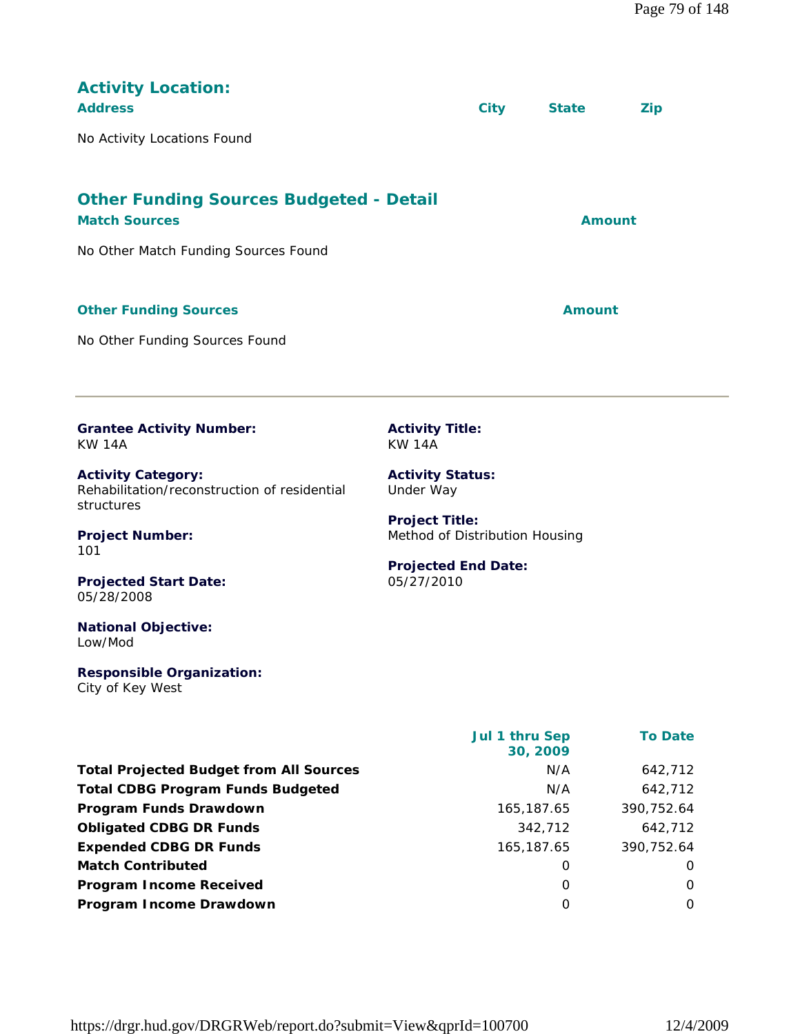## Activity Location:

| Address | City | State | Zip |
|---|---|---|---|
| No Activity Locations Found | | | |

## Other Funding Sources Budgeted - Detail

| Match Sources | Amount |
|---|---|
| No Other Match Funding Sources Found | |

| Other Funding Sources | Amount |
|---|---|
| No Other Funding Sources Found | |

---

**Grantee Activity Number:**
KW 14A

**Activity Title:**
KW 14A

**Activity Category:**
Rehabilitation/reconstruction of residential structures

**Activity Status:**
Under Way

**Project Number:**
101

**Project Title:**
Method of Distribution Housing

**Projected Start Date:**
05/28/2008

**Projected End Date:**
05/27/2010

**National Objective:**
Low/Mod

**Responsible Organization:**
City of Key West

| | Jul 1 thru Sep 30, 2009 | To Date |
|---|---|---|
| **Total Projected Budget from All Sources** | N/A | 642,712 |
| **Total CDBG Program Funds Budgeted** | N/A | 642,712 |
| **Program Funds Drawdown** | 165,187.65 | 390,752.64 |
| **Obligated CDBG DR Funds** | 342,712 | 642,712 |
| **Expended CDBG DR Funds** | 165,187.65 | 390,752.64 |
| **Match Contributed** | 0 | 0 |
| **Program Income Received** | 0 | 0 |
| **Program Income Drawdown** | 0 | 0 |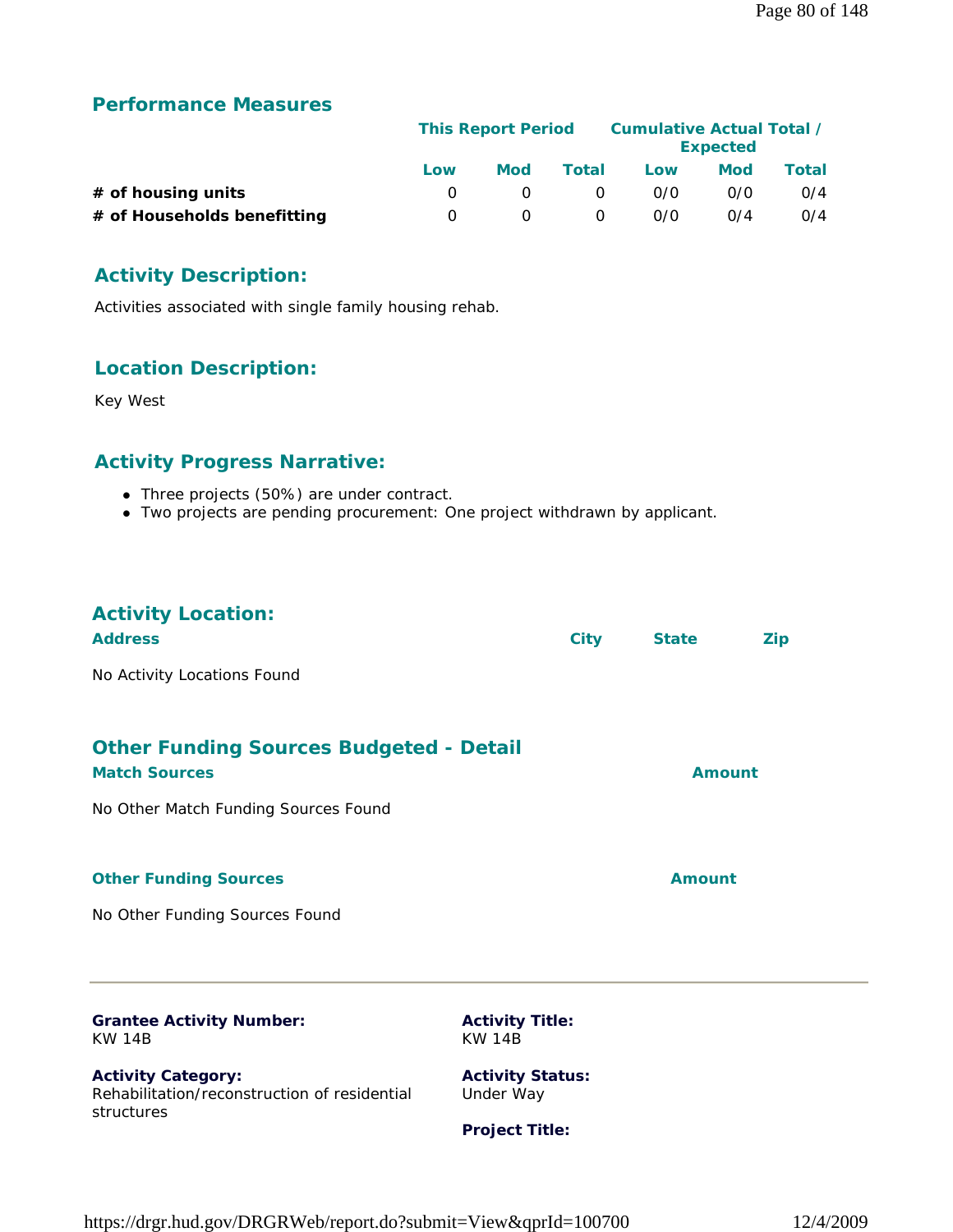## Performance Measures

| | This Report Period | | | Cumulative Actual Total / Expected | | |
|---|---|---|---|---|---|---|
| | Low | Mod | Total | Low | Mod | Total |
| **# of housing units** | 0 | 0 | 0 | 0/0 | 0/0 | 0/4 |
| **# of Households benefitting** | 0 | 0 | 0 | 0/0 | 0/4 | 0/4 |

## Activity Description:

Activities associated with single family housing rehab.

## Location Description:

Key West

## Activity Progress Narrative:

- Three projects (50%) are under contract.
- Two projects are pending procurement: One project withdrawn by applicant.

## Activity Location:

| Address | City | State | Zip |
|---|---|---|---|

No Activity Locations Found

## Other Funding Sources Budgeted - Detail

| Match Sources | Amount |
|---|---|

No Other Match Funding Sources Found

| Other Funding Sources | Amount |
|---|---|

No Other Funding Sources Found

---

**Grantee Activity Number:**
KW 14B

**Activity Category:**
Rehabilitation/reconstruction of residential structures

**Activity Title:**
KW 14B

**Activity Status:**
Under Way

**Project Title:**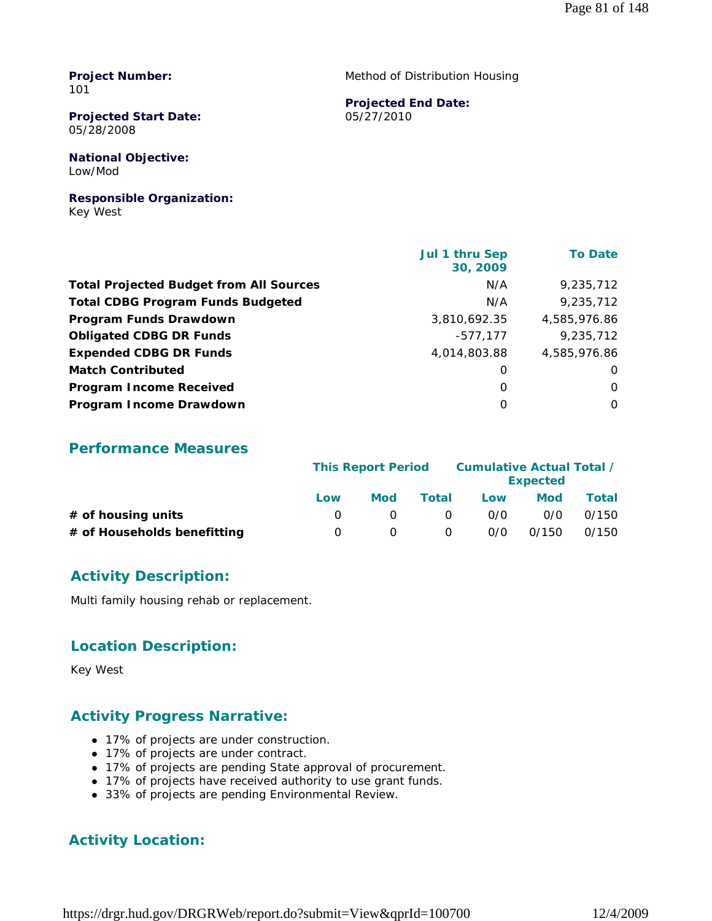**Project Number:**
101

Method of Distribution Housing

**Projected Start Date:**
05/28/2008

**Projected End Date:**
05/27/2010

**National Objective:**
Low/Mod

**Responsible Organization:**
Key West

| | Jul 1 thru Sep 30, 2009 | To Date |
|---|---|---|
| **Total Projected Budget from All Sources** | N/A | 9,235,712 |
| **Total CDBG Program Funds Budgeted** | N/A | 9,235,712 |
| **Program Funds Drawdown** | 3,810,692.35 | 4,585,976.86 |
| **Obligated CDBG DR Funds** | -577,177 | 9,235,712 |
| **Expended CDBG DR Funds** | 4,014,803.88 | 4,585,976.86 |
| **Match Contributed** | 0 | 0 |
| **Program Income Received** | 0 | 0 |
| **Program Income Drawdown** | 0 | 0 |

## Performance Measures

| | This Report Period | | | Cumulative Actual Total / Expected | | |
|---|---|---|---|---|---|---|
| | Low | Mod | Total | Low | Mod | Total |
| **# of housing units** | 0 | 0 | 0 | 0/0 | 0/0 | 0/150 |
| **# of Households benefitting** | 0 | 0 | 0 | 0/0 | 0/150 | 0/150 |

## Activity Description:

Multi family housing rehab or replacement.

## Location Description:

Key West

## Activity Progress Narrative:

- 17% of projects are under construction.
- 17% of projects are under contract.
- 17% of projects are pending State approval of procurement.
- 17% of projects have received authority to use grant funds.
- 33% of projects are pending Environmental Review.

## Activity Location: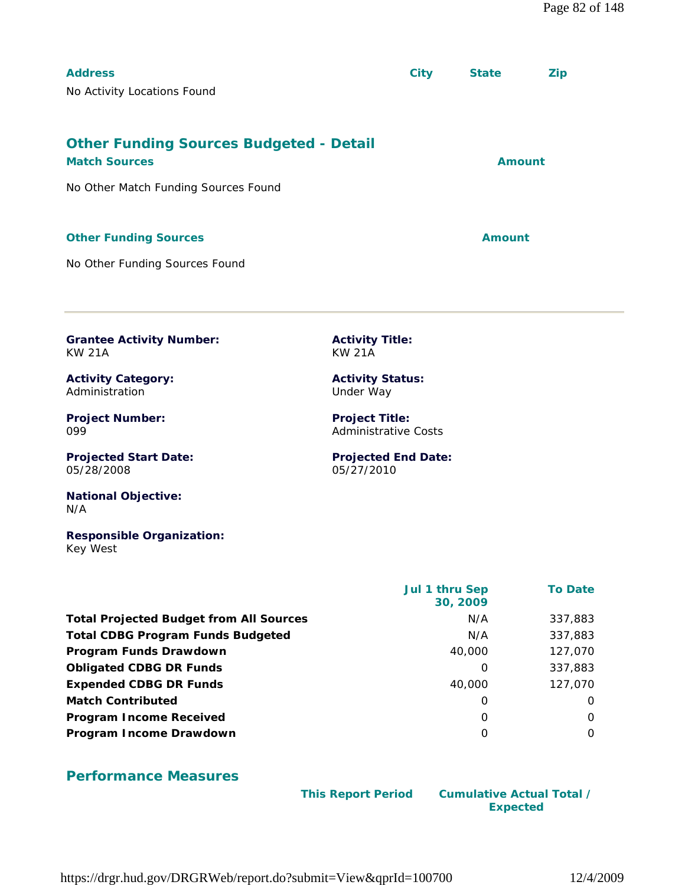| Address | City | State | Zip |
|---|---|---|---|
| No Activity Locations Found | | | |

## Other Funding Sources Budgeted - Detail

| Match Sources | Amount |
|---|---|
| No Other Match Funding Sources Found | |

| Other Funding Sources | Amount |
|---|---|
| No Other Funding Sources Found | |

---

**Grantee Activity Number:**
KW 21A

**Activity Title:**
KW 21A

**Activity Category:**
Administration

**Activity Status:**
Under Way

**Project Number:**
099

**Project Title:**
Administrative Costs

**Projected Start Date:**
05/28/2008

**Projected End Date:**
05/27/2010

**National Objective:**
N/A

**Responsible Organization:**
Key West

| | Jul 1 thru Sep 30, 2009 | To Date |
|---|---|---|
| **Total Projected Budget from All Sources** | N/A | 337,883 |
| **Total CDBG Program Funds Budgeted** | N/A | 337,883 |
| **Program Funds Drawdown** | 40,000 | 127,070 |
| **Obligated CDBG DR Funds** | 0 | 337,883 |
| **Expended CDBG DR Funds** | 40,000 | 127,070 |
| **Match Contributed** | 0 | 0 |
| **Program Income Received** | 0 | 0 |
| **Program Income Drawdown** | 0 | 0 |

## Performance Measures

| | This Report Period | Cumulative Actual Total / Expected |
|---|---|---|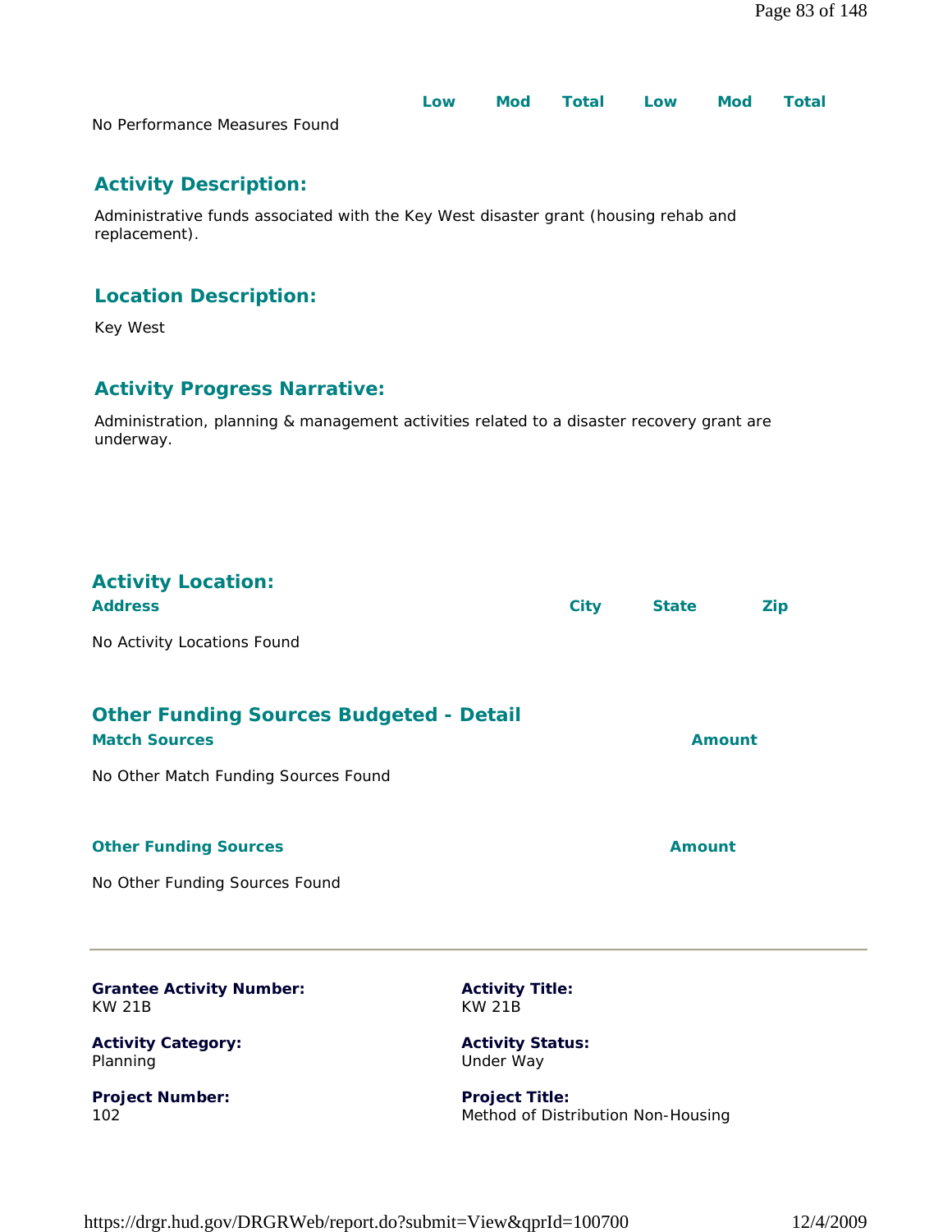| | Low | Mod | Total | Low | Mod | Total |
|---|---|---|---|---|---|---|
| No Performance Measures Found | | | | | | |

## Activity Description:

Administrative funds associated with the Key West disaster grant (housing rehab and replacement).

## Location Description:

Key West

## Activity Progress Narrative:

Administration, planning & management activities related to a disaster recovery grant are underway.

## Activity Location:

| Address | City | State | Zip |
|---|---|---|---|
| No Activity Locations Found | | | |

## Other Funding Sources Budgeted - Detail

| Match Sources | Amount |
|---|---|
| No Other Match Funding Sources Found | |

| Other Funding Sources | Amount |
|---|---|
| No Other Funding Sources Found | |

---

**Grantee Activity Number:**
KW 21B

**Activity Title:**
KW 21B

**Activity Category:**
Planning

**Activity Status:**
Under Way

**Project Number:**
102

**Project Title:**
Method of Distribution Non-Housing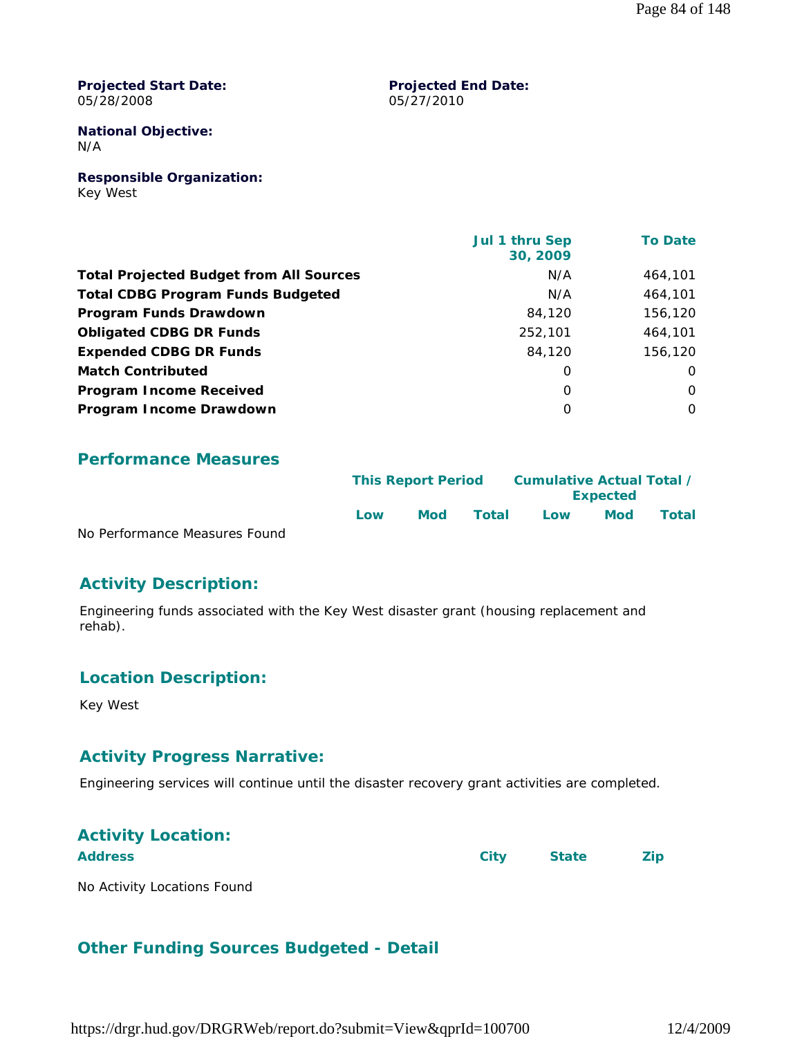**Projected Start Date:**
05/28/2008

**Projected End Date:**
05/27/2010

**National Objective:**
N/A

**Responsible Organization:**
Key West

| | Jul 1 thru Sep 30, 2009 | To Date |
|---|---|---|
| **Total Projected Budget from All Sources** | N/A | 464,101 |
| **Total CDBG Program Funds Budgeted** | N/A | 464,101 |
| **Program Funds Drawdown** | 84,120 | 156,120 |
| **Obligated CDBG DR Funds** | 252,101 | 464,101 |
| **Expended CDBG DR Funds** | 84,120 | 156,120 |
| **Match Contributed** | 0 | 0 |
| **Program Income Received** | 0 | 0 |
| **Program Income Drawdown** | 0 | 0 |

## Performance Measures

| | This Report Period | | | Cumulative Actual Total / Expected | | |
|---|---|---|---|---|---|---|
| | Low | Mod | Total | Low | Mod | Total |

No Performance Measures Found

## Activity Description:

Engineering funds associated with the Key West disaster grant (housing replacement and rehab).

## Location Description:

Key West

## Activity Progress Narrative:

Engineering services will continue until the disaster recovery grant activities are completed.

## Activity Location:

| Address | City | State | Zip |
|---|---|---|---|

No Activity Locations Found

## Other Funding Sources Budgeted - Detail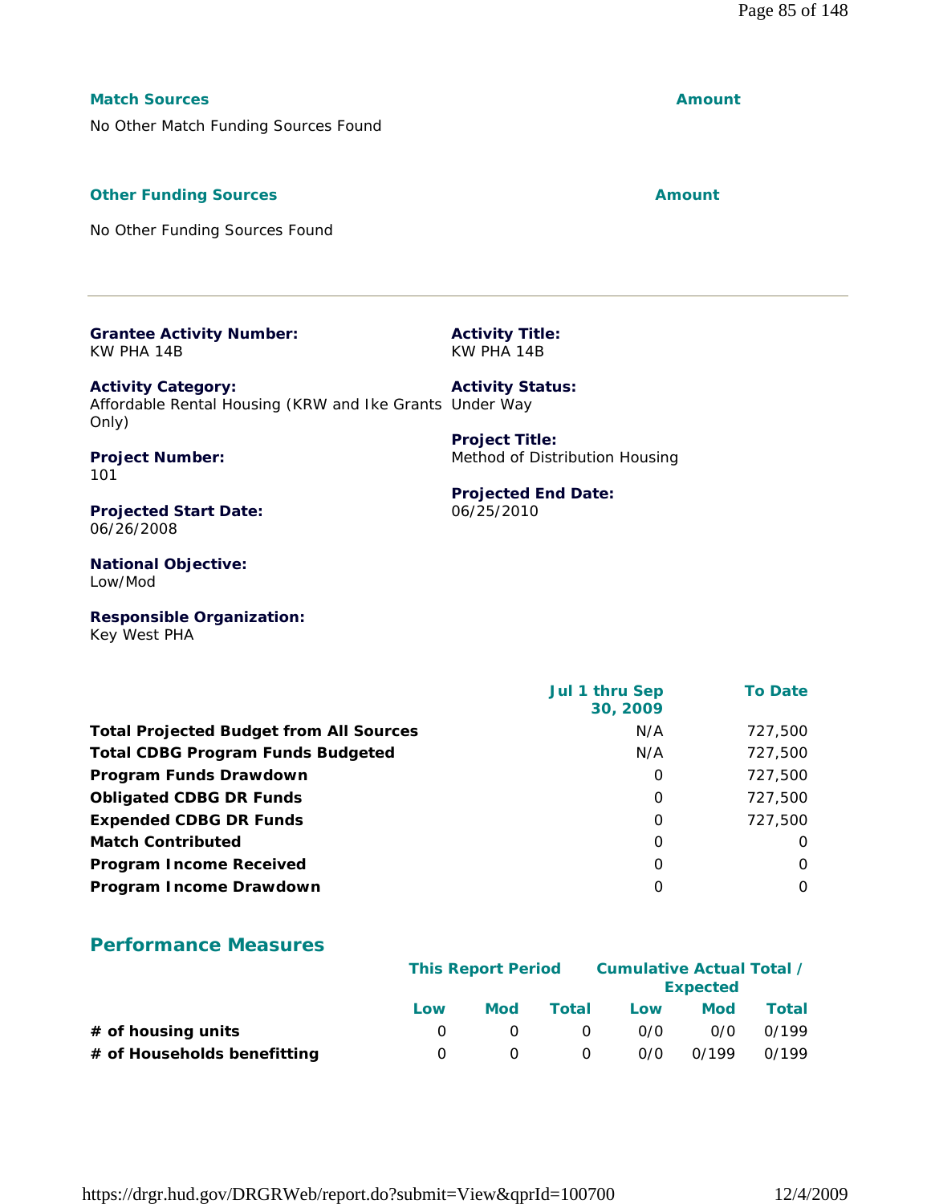| Match Sources | Amount |
|---|---|
| No Other Match Funding Sources Found | |

| Other Funding Sources | Amount |
|---|---|
| No Other Funding Sources Found | |

---

**Grantee Activity Number:**
KW PHA 14B

**Activity Title:**
KW PHA 14B

**Activity Category:**
Affordable Rental Housing (KRW and Ike Grants Only)

**Activity Status:**
Under Way

**Project Number:**
101

**Project Title:**
Method of Distribution Housing

**Projected Start Date:**
06/26/2008

**Projected End Date:**
06/25/2010

**National Objective:**
Low/Mod

**Responsible Organization:**
Key West PHA

| | Jul 1 thru Sep 30, 2009 | To Date |
|---|---|---|
| **Total Projected Budget from All Sources** | N/A | 727,500 |
| **Total CDBG Program Funds Budgeted** | N/A | 727,500 |
| **Program Funds Drawdown** | 0 | 727,500 |
| **Obligated CDBG DR Funds** | 0 | 727,500 |
| **Expended CDBG DR Funds** | 0 | 727,500 |
| **Match Contributed** | 0 | 0 |
| **Program Income Received** | 0 | 0 |
| **Program Income Drawdown** | 0 | 0 |

## Performance Measures

| | This Report Period | | | Cumulative Actual Total / Expected | | |
|---|---|---|---|---|---|---|
| | Low | Mod | Total | Low | Mod | Total |
| **# of housing units** | 0 | 0 | 0 | 0/0 | 0/0 | 0/199 |
| **# of Households benefitting** | 0 | 0 | 0 | 0/0 | 0/199 | 0/199 |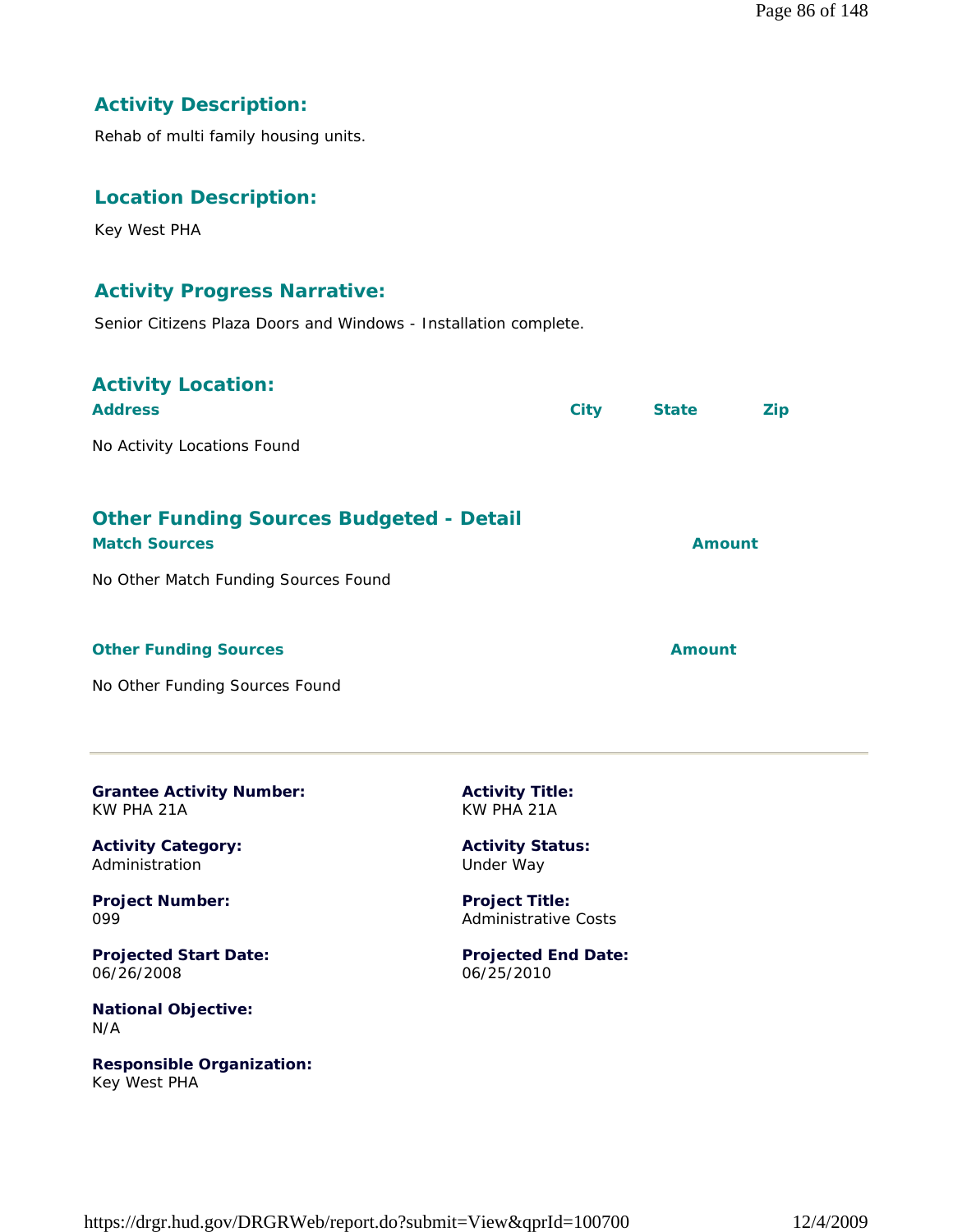## Activity Description:

Rehab of multi family housing units.

## Location Description:

Key West PHA

## Activity Progress Narrative:

Senior Citizens Plaza Doors and Windows - Installation complete.

## Activity Location:

| Address | City | State | Zip |
|---|---|---|---|
| No Activity Locations Found | | | |

## Other Funding Sources Budgeted - Detail

| Match Sources | Amount |
|---|---|
| No Other Match Funding Sources Found | |

| Other Funding Sources | Amount |
|---|---|
| No Other Funding Sources Found | |

---

**Grantee Activity Number:**
KW PHA 21A

**Activity Title:**
KW PHA 21A

**Activity Category:**
Administration

**Activity Status:**
Under Way

**Project Number:**
099

**Project Title:**
Administrative Costs

**Projected Start Date:**
06/26/2008

**Projected End Date:**
06/25/2010

**National Objective:**
N/A

**Responsible Organization:**
Key West PHA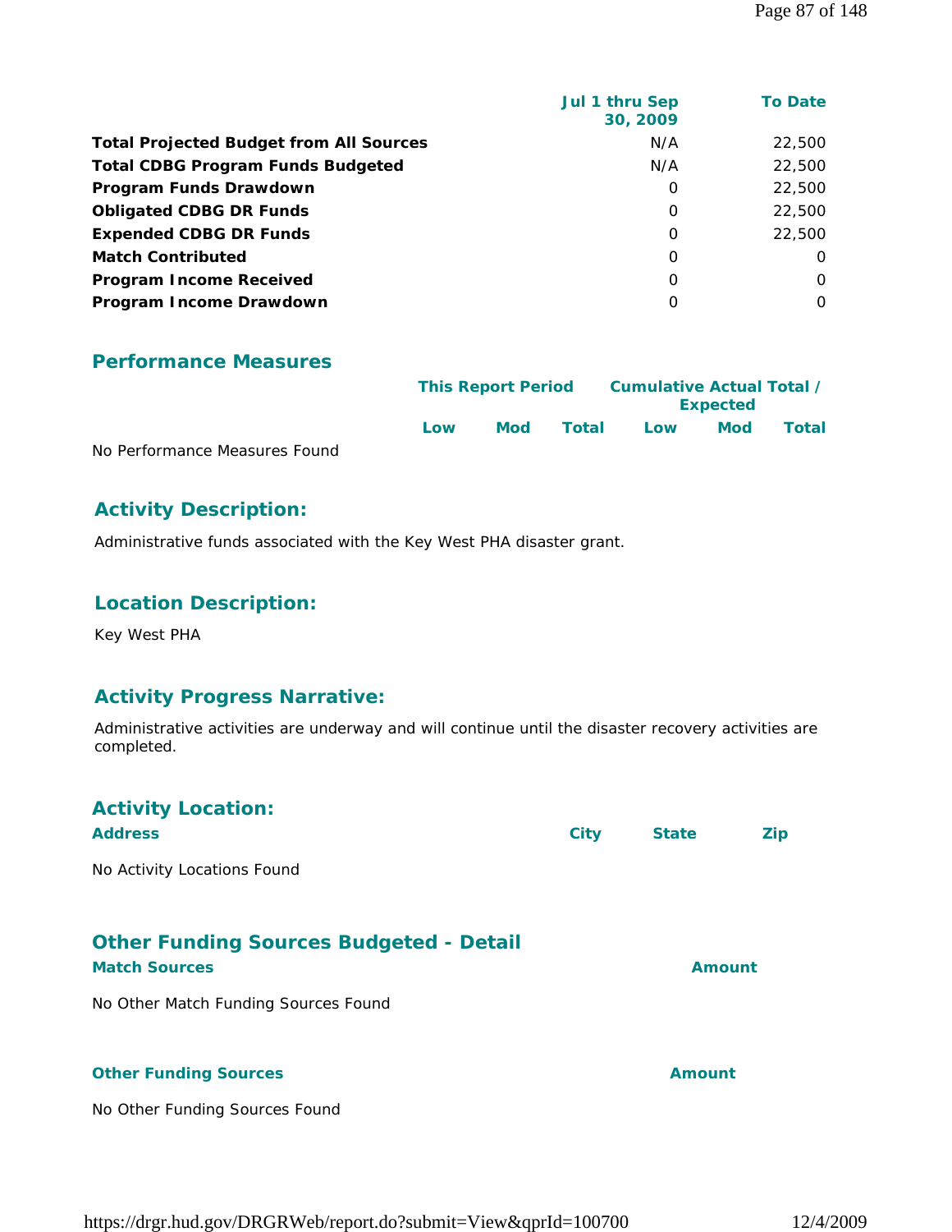| | Jul 1 thru Sep 30, 2009 | To Date |
|---|---|---|
| **Total Projected Budget from All Sources** | N/A | 22,500 |
| **Total CDBG Program Funds Budgeted** | N/A | 22,500 |
| **Program Funds Drawdown** | 0 | 22,500 |
| **Obligated CDBG DR Funds** | 0 | 22,500 |
| **Expended CDBG DR Funds** | 0 | 22,500 |
| **Match Contributed** | 0 | 0 |
| **Program Income Received** | 0 | 0 |
| **Program Income Drawdown** | 0 | 0 |

## Performance Measures

| | This Report Period | | | Cumulative Actual Total / Expected | | |
|---|---|---|---|---|---|---|
| | Low | Mod | Total | Low | Mod | Total |

No Performance Measures Found

## Activity Description:

Administrative funds associated with the Key West PHA disaster grant.

## Location Description:

Key West PHA

## Activity Progress Narrative:

Administrative activities are underway and will continue until the disaster recovery activities are completed.

## Activity Location:

| Address | City | State | Zip |
|---|---|---|---|

No Activity Locations Found

## Other Funding Sources Budgeted - Detail

| Match Sources | Amount |
|---|---|

No Other Match Funding Sources Found

| Other Funding Sources | Amount |
|---|---|

No Other Funding Sources Found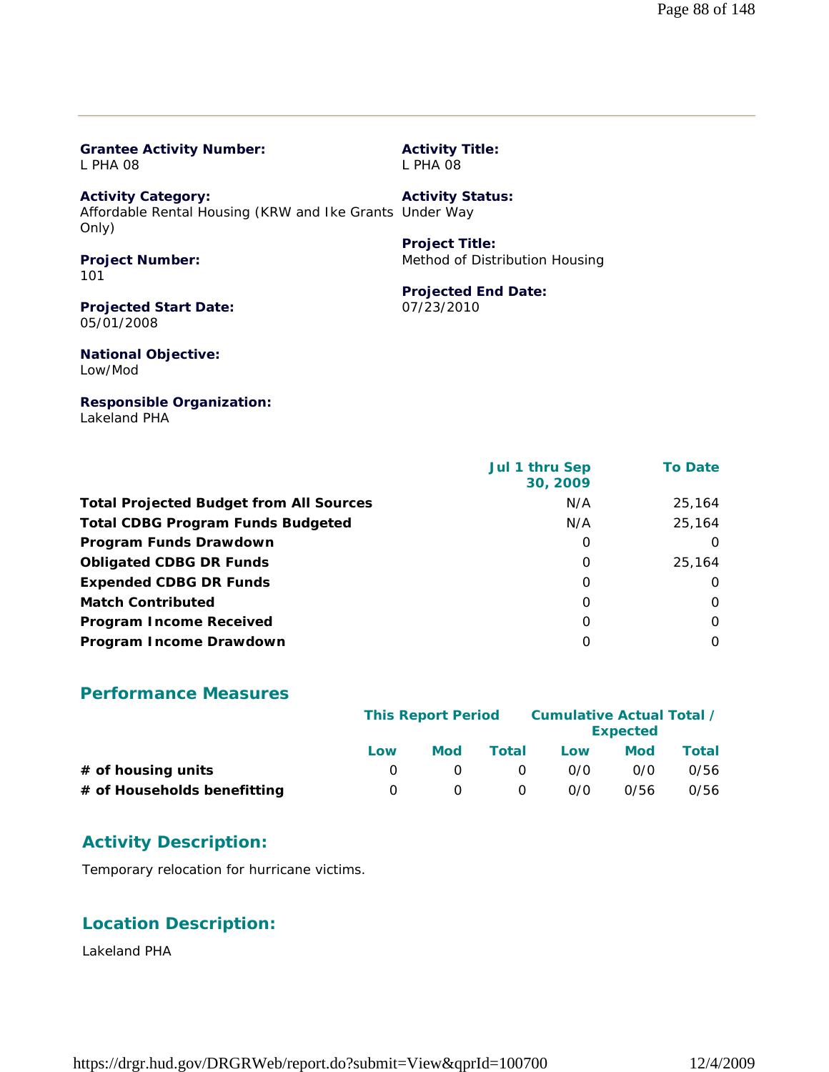**Grantee Activity Number:**
L PHA 08

**Activity Title:**
L PHA 08

**Activity Category:**
Affordable Rental Housing (KRW and Ike Grants Only)

**Activity Status:**
Under Way

**Project Number:**
101

**Project Title:**
Method of Distribution Housing

**Projected Start Date:**
05/01/2008

**Projected End Date:**
07/23/2010

**National Objective:**
Low/Mod

**Responsible Organization:**
Lakeland PHA

| | Jul 1 thru Sep 30, 2009 | To Date |
|---|---|---|
| **Total Projected Budget from All Sources** | N/A | 25,164 |
| **Total CDBG Program Funds Budgeted** | N/A | 25,164 |
| **Program Funds Drawdown** | 0 | 0 |
| **Obligated CDBG DR Funds** | 0 | 25,164 |
| **Expended CDBG DR Funds** | 0 | 0 |
| **Match Contributed** | 0 | 0 |
| **Program Income Received** | 0 | 0 |
| **Program Income Drawdown** | 0 | 0 |

## Performance Measures

| | This Report Period | | | Cumulative Actual Total / Expected | | |
|---|---|---|---|---|---|---|
| | Low | Mod | Total | Low | Mod | Total |
| **# of housing units** | 0 | 0 | 0 | 0/0 | 0/0 | 0/56 |
| **# of Households benefitting** | 0 | 0 | 0 | 0/0 | 0/56 | 0/56 |

## Activity Description:

Temporary relocation for hurricane victims.

## Location Description:

Lakeland PHA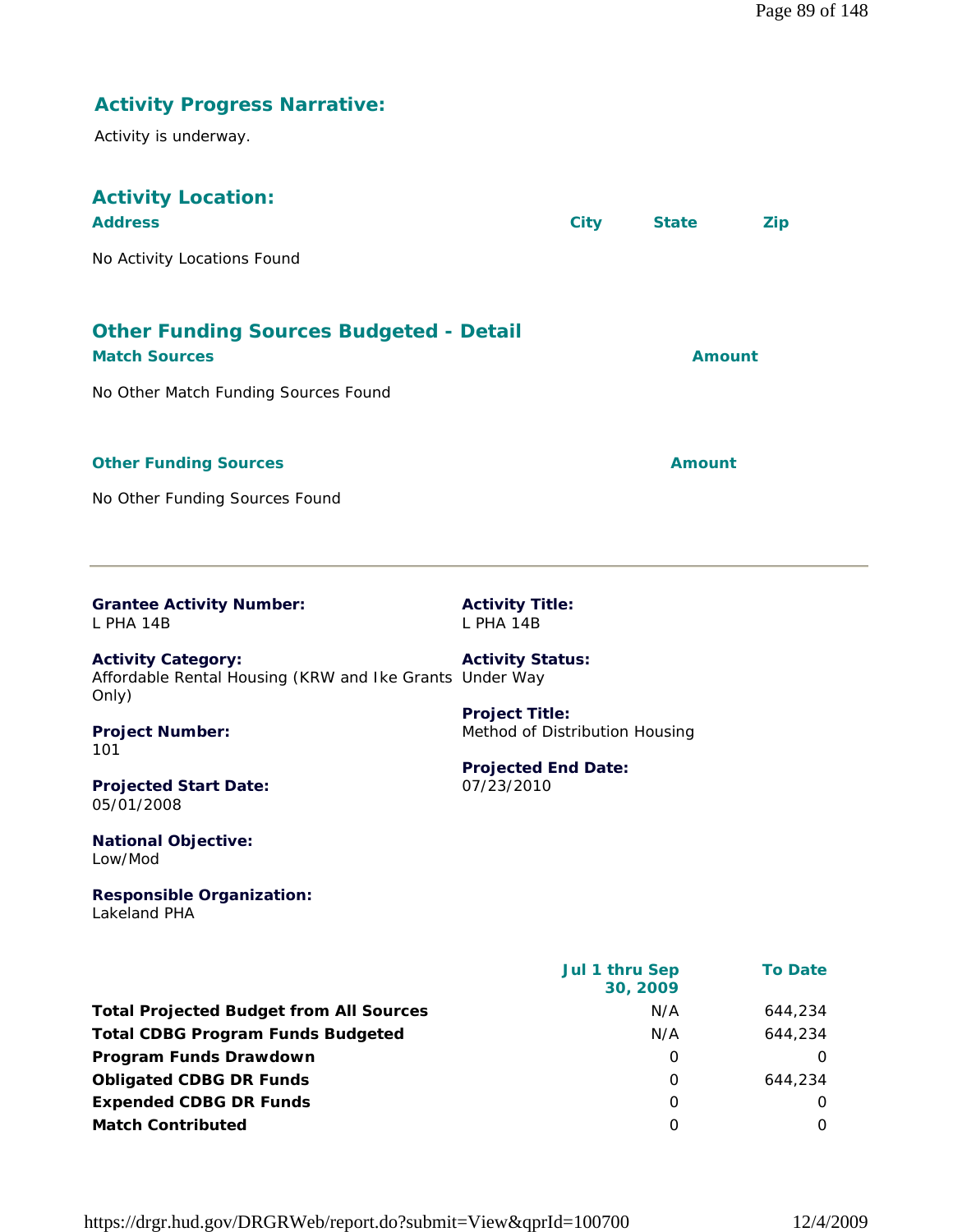## Activity Progress Narrative:

Activity is underway.

## Activity Location:

| Address | City | State | Zip |
|---|---|---|---|
| No Activity Locations Found | | | |

## Other Funding Sources Budgeted - Detail

| Match Sources | Amount |
|---|---|
| No Other Match Funding Sources Found | |

| Other Funding Sources | Amount |
|---|---|
| No Other Funding Sources Found | |

---

**Grantee Activity Number:**
L PHA 14B

**Activity Title:**
L PHA 14B

**Activity Category:**
Affordable Rental Housing (KRW and Ike Grants Only)

**Activity Status:**
Under Way

**Project Number:**
101

**Project Title:**
Method of Distribution Housing

**Projected Start Date:**
05/01/2008

**Projected End Date:**
07/23/2010

**National Objective:**
Low/Mod

**Responsible Organization:**
Lakeland PHA

| | Jul 1 thru Sep 30, 2009 | To Date |
|---|---|---|
| **Total Projected Budget from All Sources** | N/A | 644,234 |
| **Total CDBG Program Funds Budgeted** | N/A | 644,234 |
| **Program Funds Drawdown** | 0 | 0 |
| **Obligated CDBG DR Funds** | 0 | 644,234 |
| **Expended CDBG DR Funds** | 0 | 0 |
| **Match Contributed** | 0 | 0 |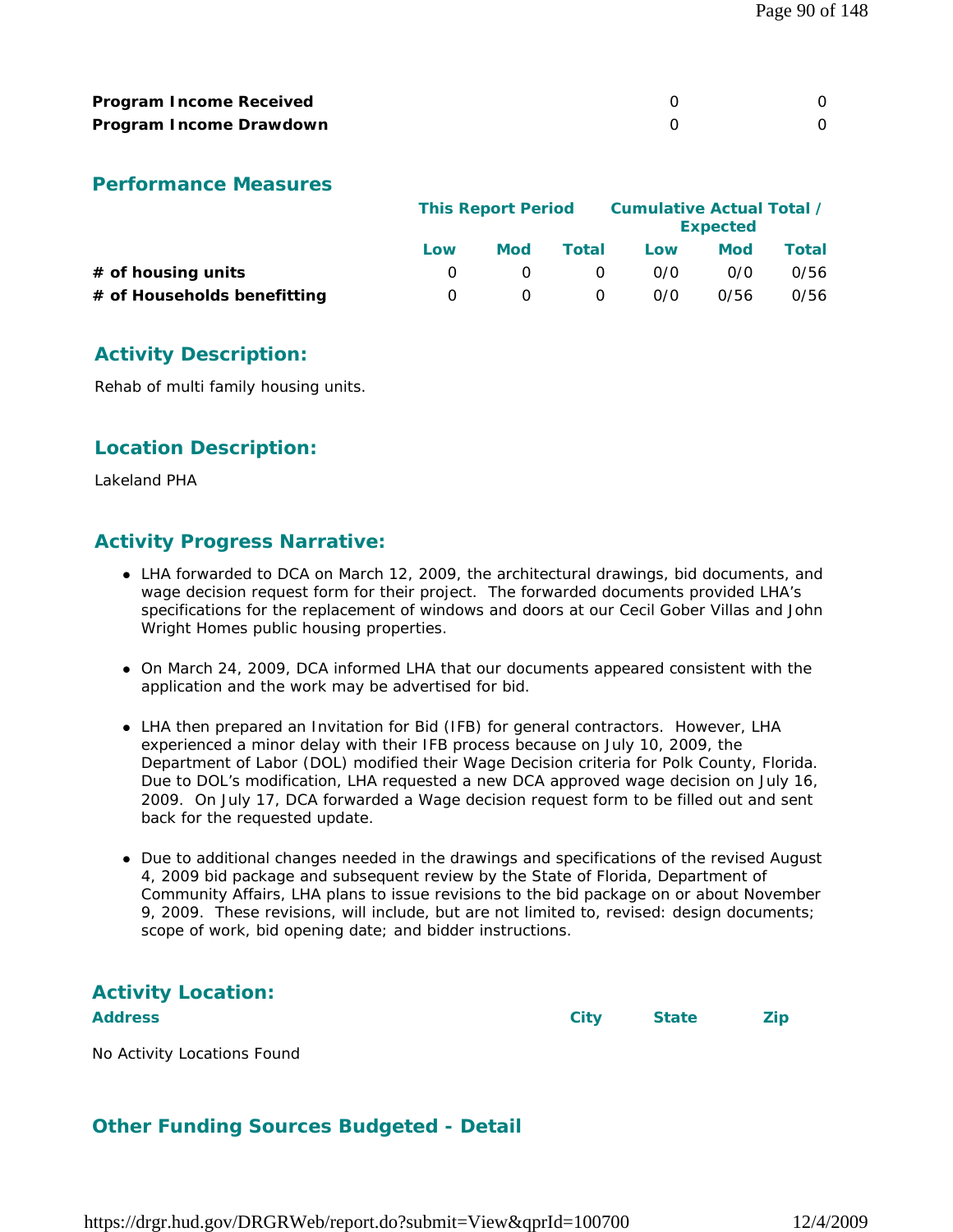| | | |
|---|---|---|
| **Program Income Received** | 0 | 0 |
| **Program Income Drawdown** | 0 | 0 |

## Performance Measures

| | This Report Period | | | Cumulative Actual Total / Expected | | |
|---|---|---|---|---|---|---|
| | Low | Mod | Total | Low | Mod | Total |
| **# of housing units** | 0 | 0 | 0 | 0/0 | 0/0 | 0/56 |
| **# of Households benefitting** | 0 | 0 | 0 | 0/0 | 0/56 | 0/56 |

## Activity Description:

Rehab of multi family housing units.

## Location Description:

Lakeland PHA

## Activity Progress Narrative:

- LHA forwarded to DCA on March 12, 2009, the architectural drawings, bid documents, and wage decision request form for their project. The forwarded documents provided LHA's specifications for the replacement of windows and doors at our Cecil Gober Villas and John Wright Homes public housing properties.
- On March 24, 2009, DCA informed LHA that our documents appeared consistent with the application and the work may be advertised for bid.
- LHA then prepared an Invitation for Bid (IFB) for general contractors. However, LHA experienced a minor delay with their IFB process because on July 10, 2009, the Department of Labor (DOL) modified their Wage Decision criteria for Polk County, Florida. Due to DOL's modification, LHA requested a new DCA approved wage decision on July 16, 2009. On July 17, DCA forwarded a Wage decision request form to be filled out and sent back for the requested update.
- Due to additional changes needed in the drawings and specifications of the revised August 4, 2009 bid package and subsequent review by the State of Florida, Department of Community Affairs, LHA plans to issue revisions to the bid package on or about November 9, 2009. These revisions, will include, but are not limited to, revised: design documents; scope of work, bid opening date; and bidder instructions.

## Activity Location:

| Address | City | State | Zip |
|---|---|---|---|

No Activity Locations Found

## Other Funding Sources Budgeted - Detail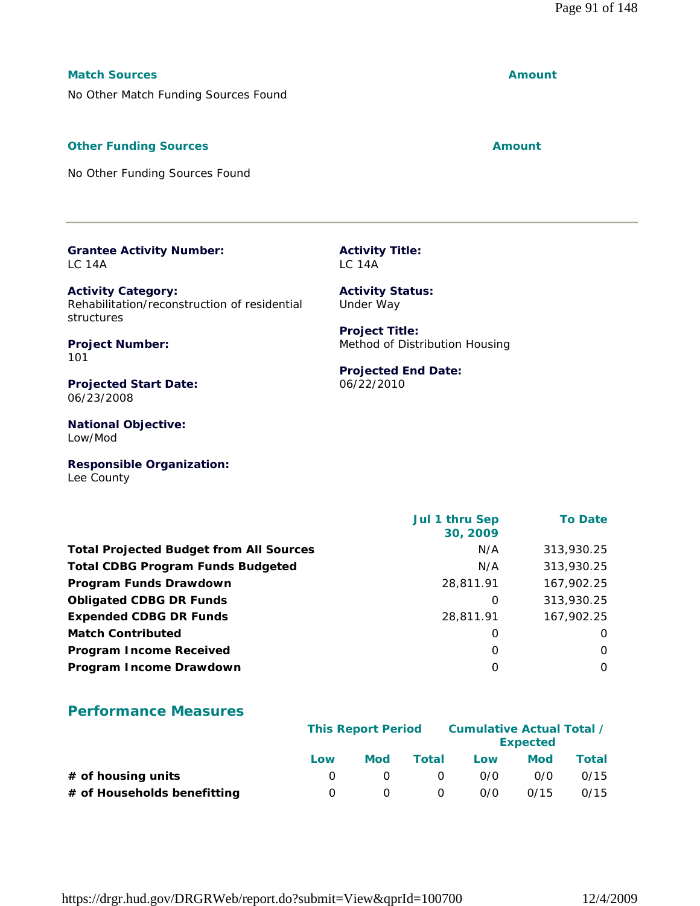**Match Sources** | **Amount**

No Other Match Funding Sources Found

**Other Funding Sources** | **Amount**

No Other Funding Sources Found

---

**Grantee Activity Number:**
LC 14A

**Activity Title:**
LC 14A

**Activity Category:**
Rehabilitation/reconstruction of residential structures

**Activity Status:**
Under Way

**Project Number:**
101

**Project Title:**
Method of Distribution Housing

**Projected Start Date:**
06/23/2008

**Projected End Date:**
06/22/2010

**National Objective:**
Low/Mod

**Responsible Organization:**
Lee County

| | Jul 1 thru Sep 30, 2009 | To Date |
|---|---|---|
| **Total Projected Budget from All Sources** | N/A | 313,930.25 |
| **Total CDBG Program Funds Budgeted** | N/A | 313,930.25 |
| **Program Funds Drawdown** | 28,811.91 | 167,902.25 |
| **Obligated CDBG DR Funds** | 0 | 313,930.25 |
| **Expended CDBG DR Funds** | 28,811.91 | 167,902.25 |
| **Match Contributed** | 0 | 0 |
| **Program Income Received** | 0 | 0 |
| **Program Income Drawdown** | 0 | 0 |

## Performance Measures

| | This Report Period | | | Cumulative Actual Total / Expected | | |
|---|---|---|---|---|---|---|
| | Low | Mod | Total | Low | Mod | Total |
| **# of housing units** | 0 | 0 | 0 | 0/0 | 0/0 | 0/15 |
| **# of Households benefitting** | 0 | 0 | 0 | 0/0 | 0/15 | 0/15 |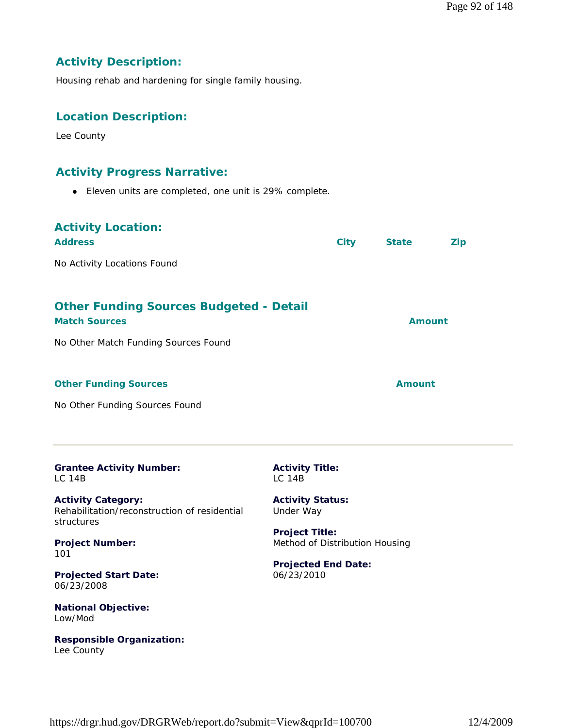## Activity Description:

Housing rehab and hardening for single family housing.

## Location Description:

Lee County

## Activity Progress Narrative:

- Eleven units are completed, one unit is 29% complete.

## Activity Location:

| Address | City | State | Zip |
|---|---|---|---|
| No Activity Locations Found | | | |

## Other Funding Sources Budgeted - Detail

| Match Sources | Amount |
|---|---|
| No Other Match Funding Sources Found | |

| Other Funding Sources | Amount |
|---|---|
| No Other Funding Sources Found | |

---

**Grantee Activity Number:**
LC 14B

**Activity Title:**
LC 14B

**Activity Category:**
Rehabilitation/reconstruction of residential structures

**Activity Status:**
Under Way

**Project Number:**
101

**Project Title:**
Method of Distribution Housing

**Projected Start Date:**
06/23/2008

**Projected End Date:**
06/23/2010

**National Objective:**
Low/Mod

**Responsible Organization:**
Lee County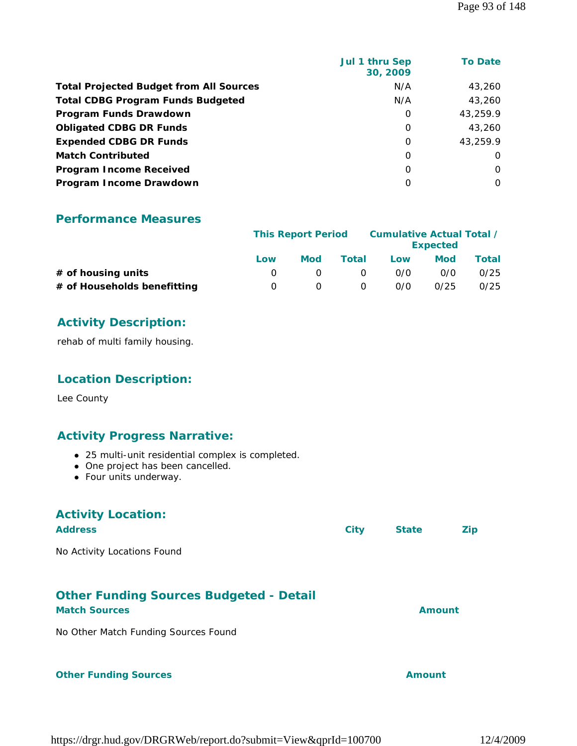| | Jul 1 thru Sep 30, 2009 | To Date |
|---|---|---|
| **Total Projected Budget from All Sources** | N/A | 43,260 |
| **Total CDBG Program Funds Budgeted** | N/A | 43,260 |
| **Program Funds Drawdown** | 0 | 43,259.9 |
| **Obligated CDBG DR Funds** | 0 | 43,260 |
| **Expended CDBG DR Funds** | 0 | 43,259.9 |
| **Match Contributed** | 0 | 0 |
| **Program Income Received** | 0 | 0 |
| **Program Income Drawdown** | 0 | 0 |

## Performance Measures

| | This Report Period | | | Cumulative Actual Total / Expected | | |
|---|---|---|---|---|---|---|
| | Low | Mod | Total | Low | Mod | Total |
| **# of housing units** | 0 | 0 | 0 | 0/0 | 0/0 | 0/25 |
| **# of Households benefitting** | 0 | 0 | 0 | 0/0 | 0/25 | 0/25 |

## Activity Description:

rehab of multi family housing.

## Location Description:

Lee County

## Activity Progress Narrative:

- 25 multi-unit residential complex is completed.
- One project has been cancelled.
- Four units underway.

## Activity Location:

| Address | City | State | Zip |
|---|---|---|---|

No Activity Locations Found

## Other Funding Sources Budgeted - Detail

| Match Sources | Amount |
|---|---|

No Other Match Funding Sources Found

| Other Funding Sources | Amount |
|---|---|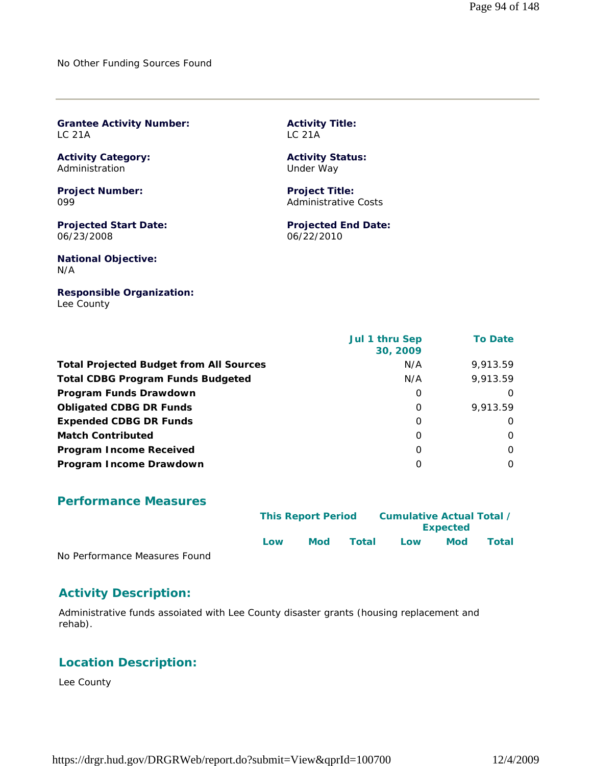No Other Funding Sources Found

---

**Grantee Activity Number:**
LC 21A

**Activity Title:**
LC 21A

**Activity Category:**
Administration

**Activity Status:**
Under Way

**Project Number:**
099

**Project Title:**
Administrative Costs

**Projected Start Date:**
06/23/2008

**Projected End Date:**
06/22/2010

**National Objective:**
N/A

**Responsible Organization:**
Lee County

| | Jul 1 thru Sep 30, 2009 | To Date |
|---|---|---|
| **Total Projected Budget from All Sources** | N/A | 9,913.59 |
| **Total CDBG Program Funds Budgeted** | N/A | 9,913.59 |
| **Program Funds Drawdown** | 0 | 0 |
| **Obligated CDBG DR Funds** | 0 | 9,913.59 |
| **Expended CDBG DR Funds** | 0 | 0 |
| **Match Contributed** | 0 | 0 |
| **Program Income Received** | 0 | 0 |
| **Program Income Drawdown** | 0 | 0 |

## Performance Measures

| | This Report Period | | | Cumulative Actual Total / Expected | | |
|---|---|---|---|---|---|---|
| | Low | Mod | Total | Low | Mod | Total |

No Performance Measures Found

## Activity Description:

Administrative funds assoiated with Lee County disaster grants (housing replacement and rehab).

## Location Description:

Lee County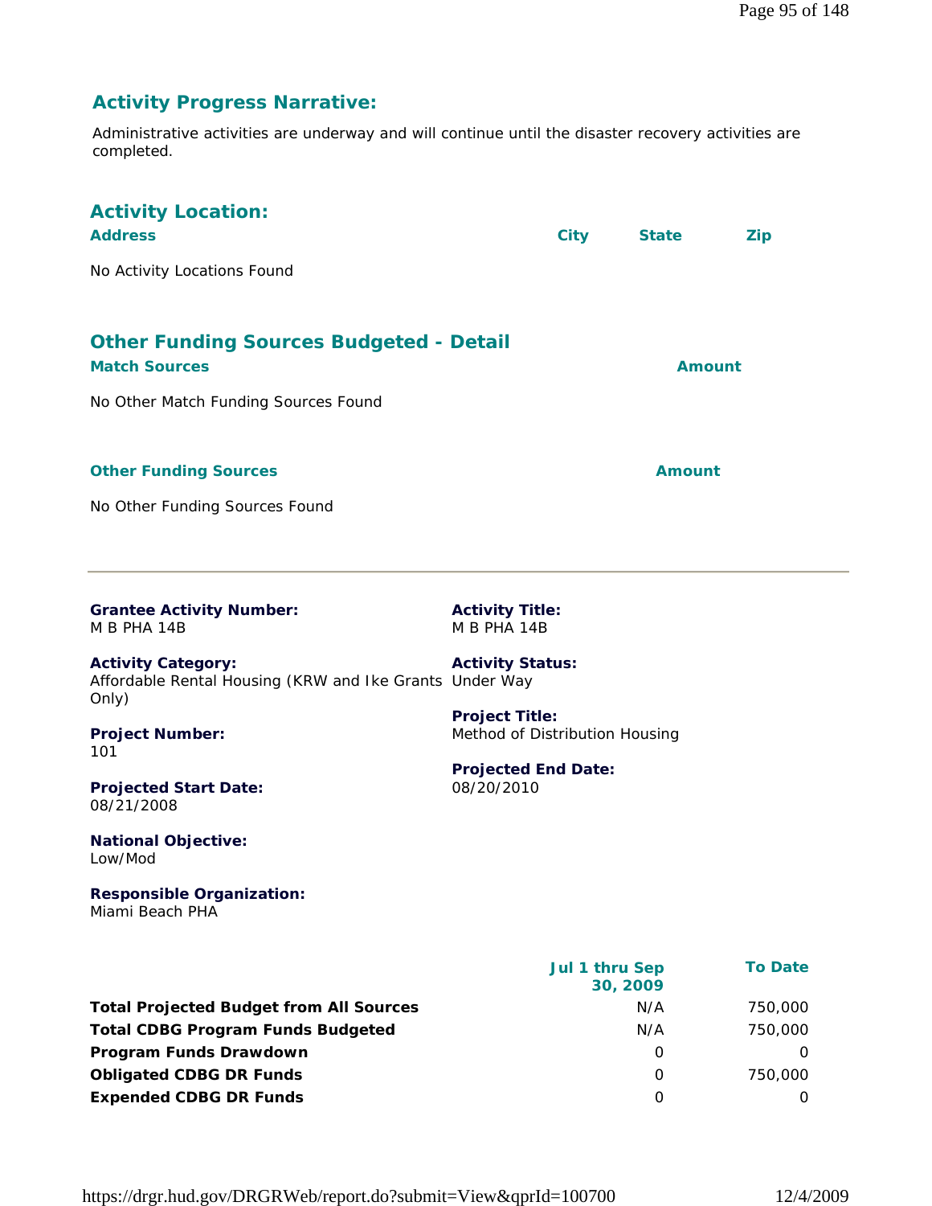## Activity Progress Narrative:

Administrative activities are underway and will continue until the disaster recovery activities are completed.

## Activity Location:

| Address | City | State | Zip |
|---|---|---|---|
| No Activity Locations Found | | | |

## Other Funding Sources Budgeted - Detail

| Match Sources | Amount |
|---|---|
| No Other Match Funding Sources Found | |

| Other Funding Sources | Amount |
|---|---|
| No Other Funding Sources Found | |

---

**Grantee Activity Number:**
M B PHA 14B

**Activity Title:**
M B PHA 14B

**Activity Category:**
Affordable Rental Housing (KRW and Ike Grants Only)

**Activity Status:**
Under Way

**Project Number:**
101

**Project Title:**
Method of Distribution Housing

**Projected Start Date:**
08/21/2008

**Projected End Date:**
08/20/2010

**National Objective:**
Low/Mod

**Responsible Organization:**
Miami Beach PHA

| | Jul 1 thru Sep 30, 2009 | To Date |
|---|---|---|
| **Total Projected Budget from All Sources** | N/A | 750,000 |
| **Total CDBG Program Funds Budgeted** | N/A | 750,000 |
| **Program Funds Drawdown** | 0 | 0 |
| **Obligated CDBG DR Funds** | 0 | 750,000 |
| **Expended CDBG DR Funds** | 0 | 0 |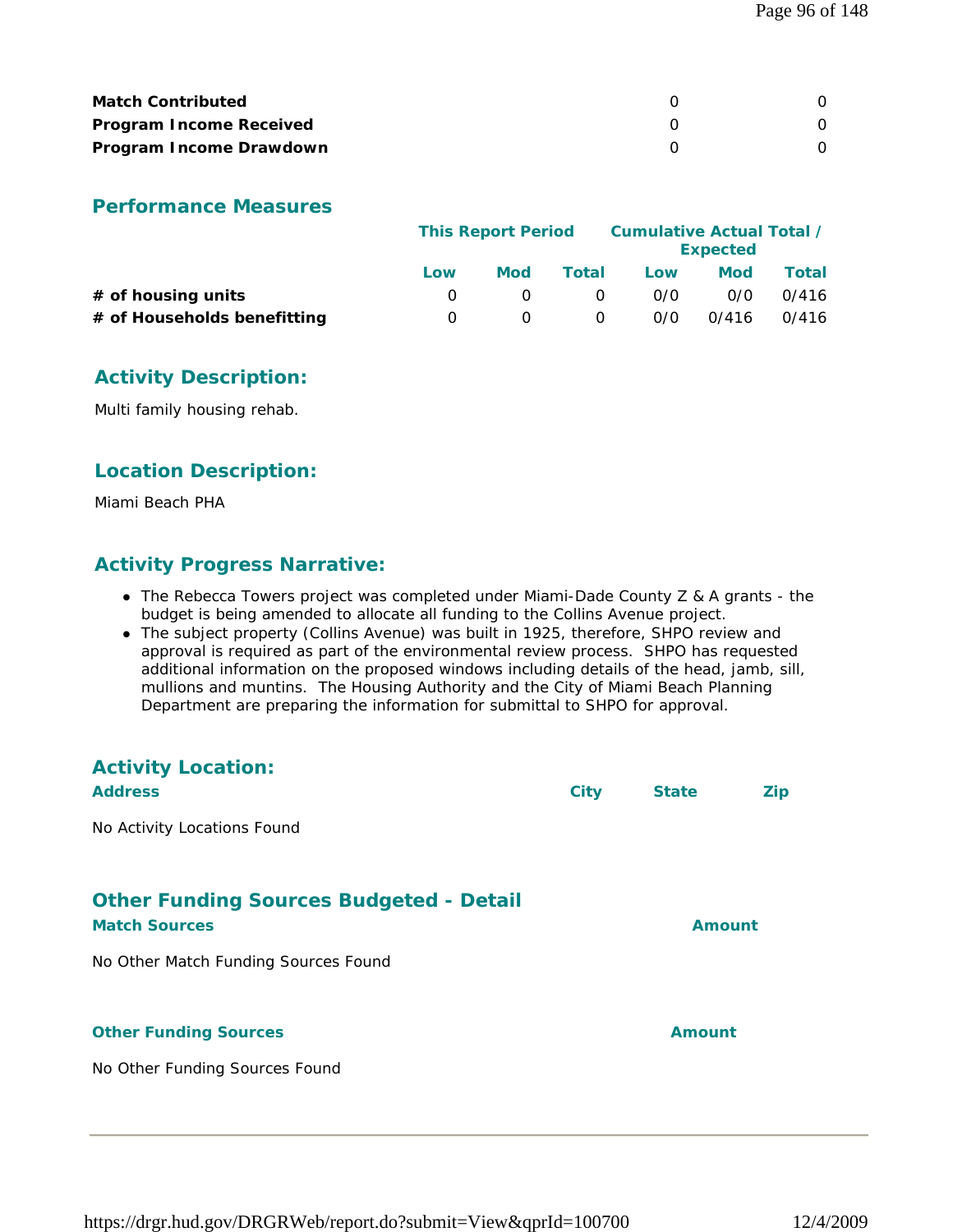| | | |
|---|---|---|
| **Match Contributed** | 0 | 0 |
| **Program Income Received** | 0 | 0 |
| **Program Income Drawdown** | 0 | 0 |

## Performance Measures

| | This Report Period | | | Cumulative Actual Total / Expected | | |
|---|---|---|---|---|---|---|
| | Low | Mod | Total | Low | Mod | Total |
| **# of housing units** | 0 | 0 | 0 | 0/0 | 0/0 | 0/416 |
| **# of Households benefitting** | 0 | 0 | 0 | 0/0 | 0/416 | 0/416 |

## Activity Description:

Multi family housing rehab.

## Location Description:

Miami Beach PHA

## Activity Progress Narrative:

- The Rebecca Towers project was completed under Miami-Dade County Z & A grants - the budget is being amended to allocate all funding to the Collins Avenue project.
- The subject property (Collins Avenue) was built in 1925, therefore, SHPO review and approval is required as part of the environmental review process. SHPO has requested additional information on the proposed windows including details of the head, jamb, sill, mullions and muntins. The Housing Authority and the City of Miami Beach Planning Department are preparing the information for submittal to SHPO for approval.

## Activity Location:

| Address | City | State | Zip |
|---|---|---|---|

No Activity Locations Found

## Other Funding Sources Budgeted - Detail

| Match Sources | Amount |
|---|---|

No Other Match Funding Sources Found

| Other Funding Sources | Amount |
|---|---|

No Other Funding Sources Found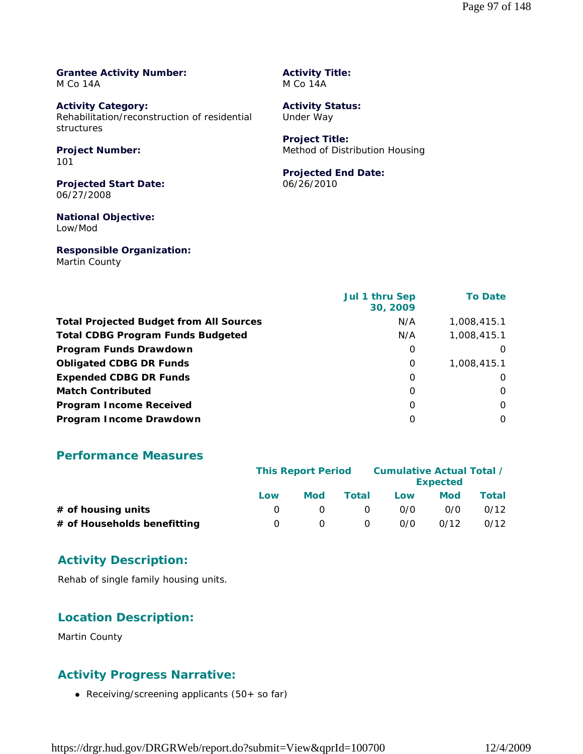**Grantee Activity Number:**
M Co 14A

**Activity Title:**
M Co 14A

**Activity Category:**
Rehabilitation/reconstruction of residential structures

**Activity Status:**
Under Way

**Project Number:**
101

**Project Title:**
Method of Distribution Housing

**Projected Start Date:**
06/27/2008

**Projected End Date:**
06/26/2010

**National Objective:**
Low/Mod

**Responsible Organization:**
Martin County

| | Jul 1 thru Sep 30, 2009 | To Date |
|---|---|---|
| **Total Projected Budget from All Sources** | N/A | 1,008,415.1 |
| **Total CDBG Program Funds Budgeted** | N/A | 1,008,415.1 |
| **Program Funds Drawdown** | 0 | 0 |
| **Obligated CDBG DR Funds** | 0 | 1,008,415.1 |
| **Expended CDBG DR Funds** | 0 | 0 |
| **Match Contributed** | 0 | 0 |
| **Program Income Received** | 0 | 0 |
| **Program Income Drawdown** | 0 | 0 |

## Performance Measures

| | This Report Period | | | Cumulative Actual Total / Expected | | |
|---|---|---|---|---|---|---|
| | Low | Mod | Total | Low | Mod | Total |
| **# of housing units** | 0 | 0 | 0 | 0/0 | 0/0 | 0/12 |
| **# of Households benefitting** | 0 | 0 | 0 | 0/0 | 0/12 | 0/12 |

## Activity Description:

Rehab of single family housing units.

## Location Description:

Martin County

## Activity Progress Narrative:

- Receiving/screening applicants (50+ so far)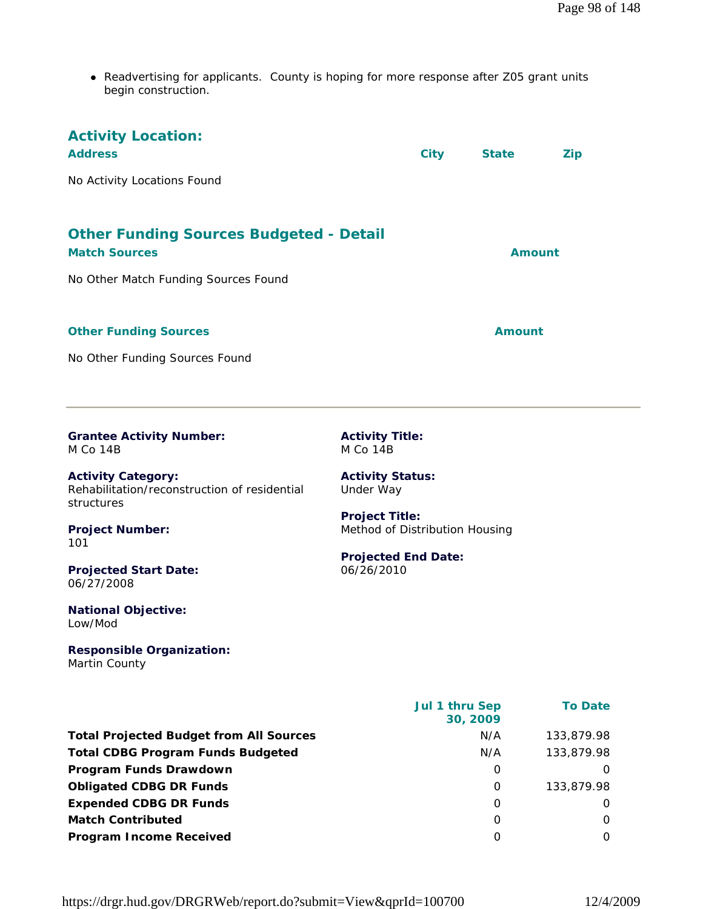- Readvertising for applicants.  County is hoping for more response after Z05 grant units begin construction.

## Activity Location:

| Address | City | State | Zip |
|---|---|---|---|

No Activity Locations Found

## Other Funding Sources Budgeted - Detail

| Match Sources | Amount |
|---|---|

No Other Match Funding Sources Found

| Other Funding Sources | Amount |
|---|---|

No Other Funding Sources Found

---

**Grantee Activity Number:**
M Co 14B

**Activity Title:**
M Co 14B

**Activity Category:**
Rehabilitation/reconstruction of residential structures

**Activity Status:**
Under Way

**Project Number:**
101

**Project Title:**
Method of Distribution Housing

**Projected Start Date:**
06/27/2008

**Projected End Date:**
06/26/2010

**National Objective:**
Low/Mod

**Responsible Organization:**
Martin County

| | Jul 1 thru Sep 30, 2009 | To Date |
|---|---|---|
| **Total Projected Budget from All Sources** | N/A | 133,879.98 |
| **Total CDBG Program Funds Budgeted** | N/A | 133,879.98 |
| **Program Funds Drawdown** | 0 | 0 |
| **Obligated CDBG DR Funds** | 0 | 133,879.98 |
| **Expended CDBG DR Funds** | 0 | 0 |
| **Match Contributed** | 0 | 0 |
| **Program Income Received** | 0 | 0 |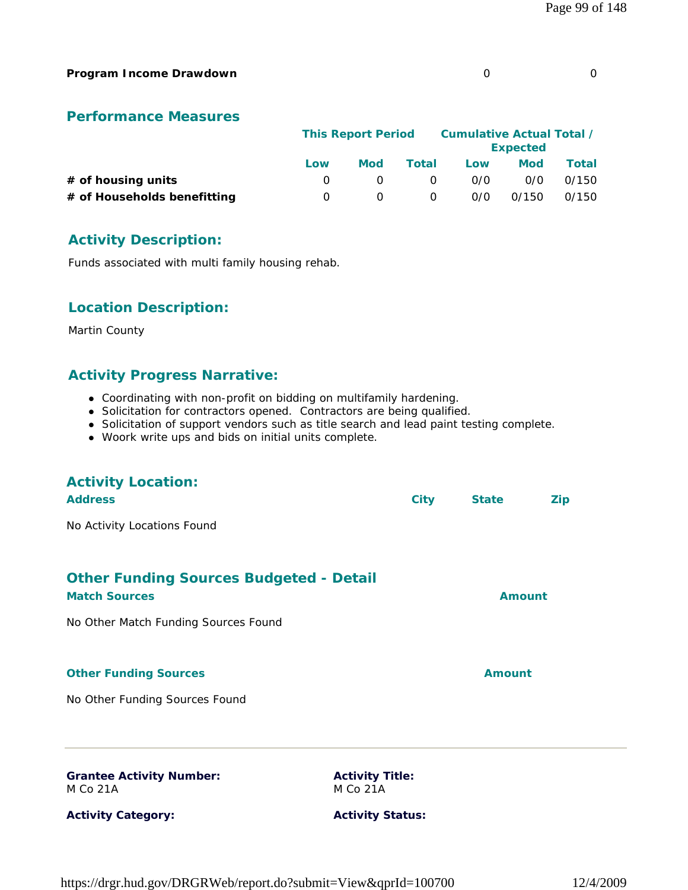| | | |
|---|---|---|
| **Program Income Drawdown** | 0 | 0 |

## Performance Measures

| | This Report Period | | | Cumulative Actual Total / Expected | | |
|---|---|---|---|---|---|---|
| | Low | Mod | Total | Low | Mod | Total |
| **# of housing units** | 0 | 0 | 0 | 0/0 | 0/0 | 0/150 |
| **# of Households benefitting** | 0 | 0 | 0 | 0/0 | 0/150 | 0/150 |

## Activity Description:

Funds associated with multi family housing rehab.

## Location Description:

Martin County

## Activity Progress Narrative:

- Coordinating with non-profit on bidding on multifamily hardening.
- Solicitation for contractors opened.  Contractors are being qualified.
- Solicitation of support vendors such as title search and lead paint testing complete.
- Woork write ups and bids on initial units complete.

## Activity Location:

| Address | City | State | Zip |
|---|---|---|---|
| No Activity Locations Found | | | |

## Other Funding Sources Budgeted - Detail

| Match Sources | Amount |
|---|---|
| No Other Match Funding Sources Found | |

| Other Funding Sources | Amount |
|---|---|
| No Other Funding Sources Found | |

---

**Grantee Activity Number:**
M Co 21A

**Activity Title:**
M Co 21A

**Activity Category:**

**Activity Status:**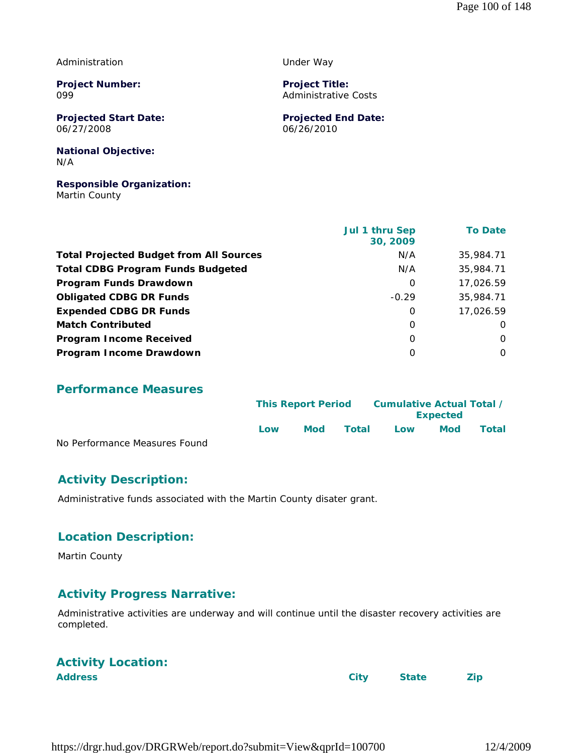Administration | Under Way

**Project Number:**
099

**Project Title:**
Administrative Costs

**Projected Start Date:**
06/27/2008

**Projected End Date:**
06/26/2010

**National Objective:**
N/A

**Responsible Organization:**
Martin County

| | Jul 1 thru Sep 30, 2009 | To Date |
|---|---|---|
| **Total Projected Budget from All Sources** | N/A | 35,984.71 |
| **Total CDBG Program Funds Budgeted** | N/A | 35,984.71 |
| **Program Funds Drawdown** | 0 | 17,026.59 |
| **Obligated CDBG DR Funds** | -0.29 | 35,984.71 |
| **Expended CDBG DR Funds** | 0 | 17,026.59 |
| **Match Contributed** | 0 | 0 |
| **Program Income Received** | 0 | 0 |
| **Program Income Drawdown** | 0 | 0 |

## Performance Measures

| | This Report Period | | | Cumulative Actual Total / Expected | | |
|---|---|---|---|---|---|---|
| | Low | Mod | Total | Low | Mod | Total |
| No Performance Measures Found | | | | | | |

## Activity Description:

Administrative funds associated with the Martin County disater grant.

## Location Description:

Martin County

## Activity Progress Narrative:

Administrative activities are underway and will continue until the disaster recovery activities are completed.

## Activity Location:

| Address | City | State | Zip |
|---|---|---|---|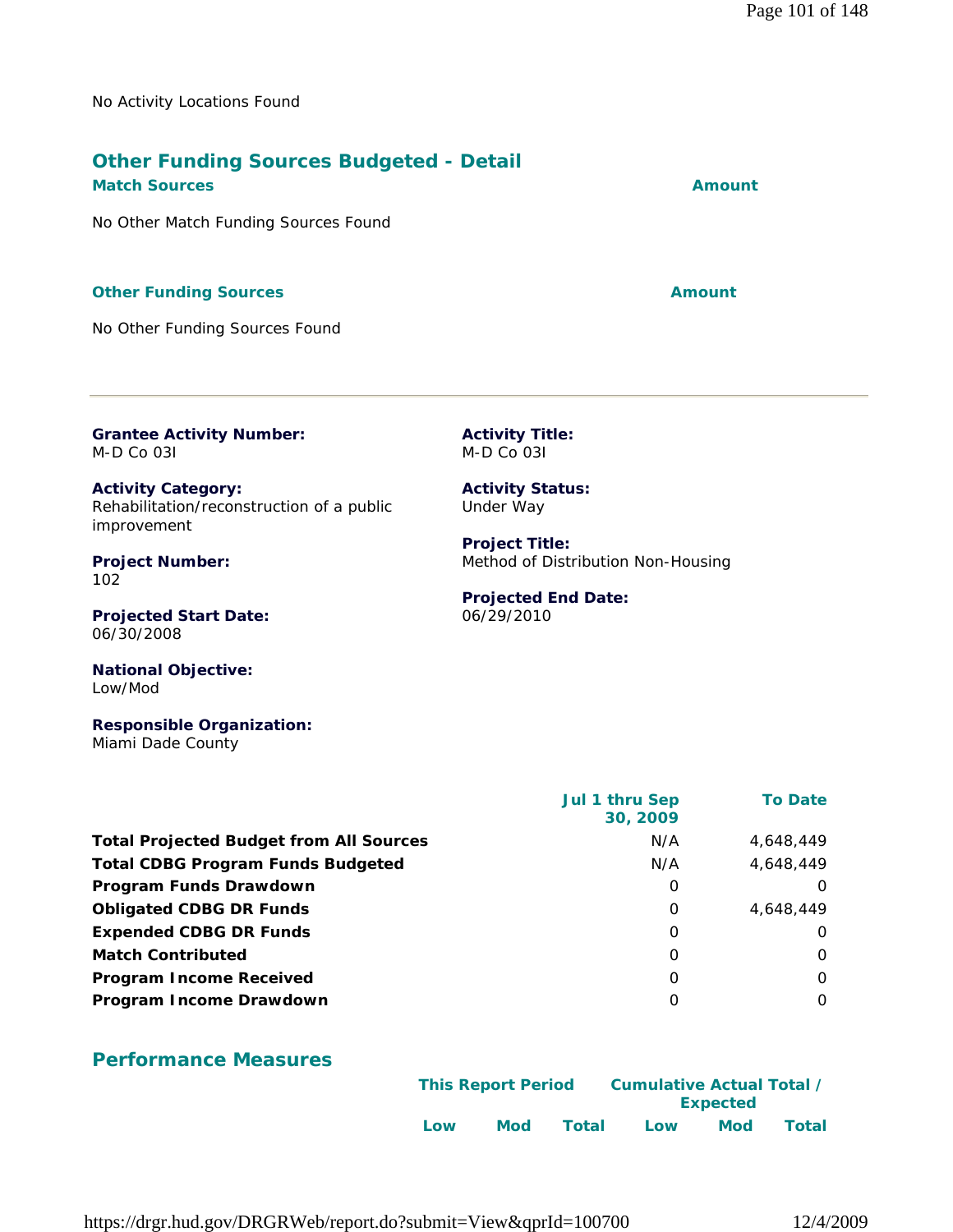No Activity Locations Found

## Other Funding Sources Budgeted - Detail

**Match Sources** | **Amount**

No Other Match Funding Sources Found

**Other Funding Sources** | **Amount**

No Other Funding Sources Found

---

**Grantee Activity Number:**
M-D Co 03I

**Activity Title:**
M-D Co 03I

**Activity Category:**
Rehabilitation/reconstruction of a public improvement

**Activity Status:**
Under Way

**Project Number:**
102

**Project Title:**
Method of Distribution Non-Housing

**Projected Start Date:**
06/30/2008

**Projected End Date:**
06/29/2010

**National Objective:**
Low/Mod

**Responsible Organization:**
Miami Dade County

| | Jul 1 thru Sep 30, 2009 | To Date |
|---|---|---|
| **Total Projected Budget from All Sources** | N/A | 4,648,449 |
| **Total CDBG Program Funds Budgeted** | N/A | 4,648,449 |
| **Program Funds Drawdown** | 0 | 0 |
| **Obligated CDBG DR Funds** | 0 | 4,648,449 |
| **Expended CDBG DR Funds** | 0 | 0 |
| **Match Contributed** | 0 | 0 |
| **Program Income Received** | 0 | 0 |
| **Program Income Drawdown** | 0 | 0 |

## Performance Measures

| | This Report Period | | | Cumulative Actual Total / Expected | | |
|---|---|---|---|---|---|---|
| | Low | Mod | Total | Low | Mod | Total |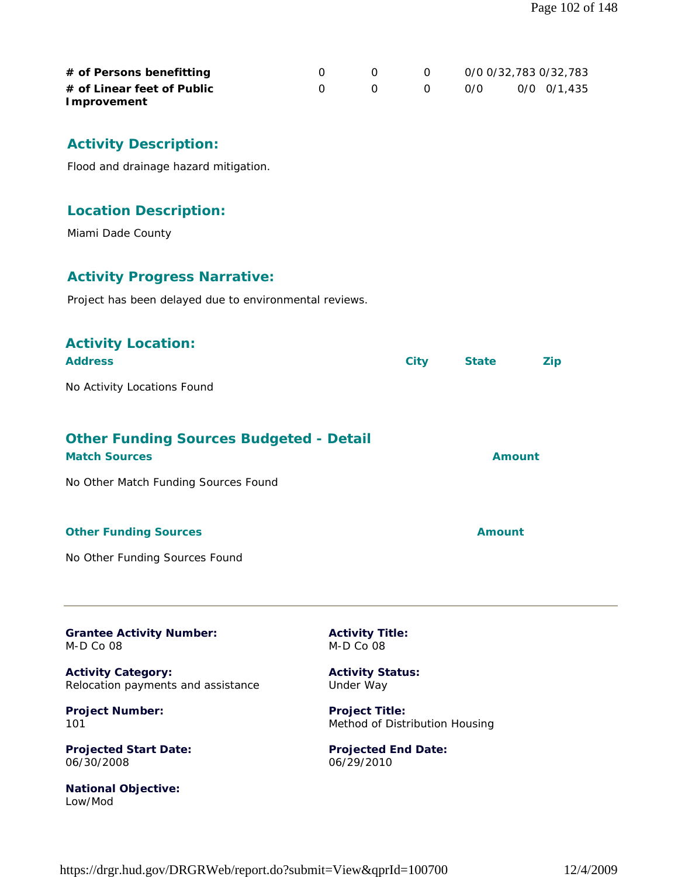| | | | | | | |
|---|---|---|---|---|---|---|
| **# of Persons benefitting** | 0 | 0 | 0 | 0/0 | 0/32,783 | 0/32,783 |
| **# of Linear feet of Public Improvement** | 0 | 0 | 0 | 0/0 | 0/0 | 0/1,435 |

### Activity Description:

Flood and drainage hazard mitigation.

### Location Description:

Miami Dade County

### Activity Progress Narrative:

Project has been delayed due to environmental reviews.

### Activity Location:

| Address | City | State | Zip |
|---|---|---|---|
| No Activity Locations Found | | | |

### Other Funding Sources Budgeted - Detail

| Match Sources | Amount |
|---|---|
| No Other Match Funding Sources Found | |

| Other Funding Sources | Amount |
|---|---|
| No Other Funding Sources Found | |

---

**Grantee Activity Number:**
M-D Co 08

**Activity Title:**
M-D Co 08

**Activity Category:**
Relocation payments and assistance

**Activity Status:**
Under Way

**Project Number:**
101

**Project Title:**
Method of Distribution Housing

**Projected Start Date:**
06/30/2008

**Projected End Date:**
06/29/2010

**National Objective:**
Low/Mod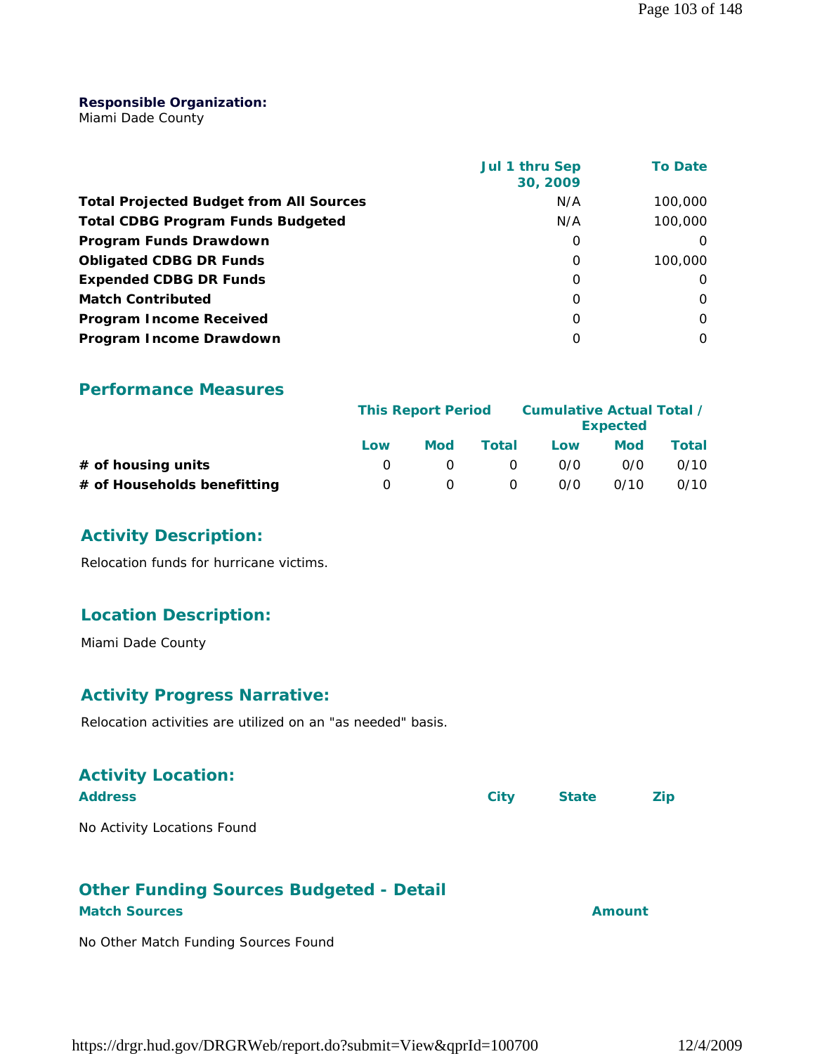**Responsible Organization:**
Miami Dade County

| | Jul 1 thru Sep 30, 2009 | To Date |
|---|---|---|
| **Total Projected Budget from All Sources** | N/A | 100,000 |
| **Total CDBG Program Funds Budgeted** | N/A | 100,000 |
| **Program Funds Drawdown** | 0 | 0 |
| **Obligated CDBG DR Funds** | 0 | 100,000 |
| **Expended CDBG DR Funds** | 0 | 0 |
| **Match Contributed** | 0 | 0 |
| **Program Income Received** | 0 | 0 |
| **Program Income Drawdown** | 0 | 0 |

## Performance Measures

| | This Report Period | | | Cumulative Actual Total / Expected | | |
|---|---|---|---|---|---|---|
| | Low | Mod | Total | Low | Mod | Total |
| **# of housing units** | 0 | 0 | 0 | 0/0 | 0/0 | 0/10 |
| **# of Households benefitting** | 0 | 0 | 0 | 0/0 | 0/10 | 0/10 |

## Activity Description:

Relocation funds for hurricane victims.

## Location Description:

Miami Dade County

## Activity Progress Narrative:

Relocation activities are utilized on an "as needed" basis.

## Activity Location:

| Address | City | State | Zip |
|---|---|---|---|

No Activity Locations Found

## Other Funding Sources Budgeted - Detail

| Match Sources | Amount |
|---|---|

No Other Match Funding Sources Found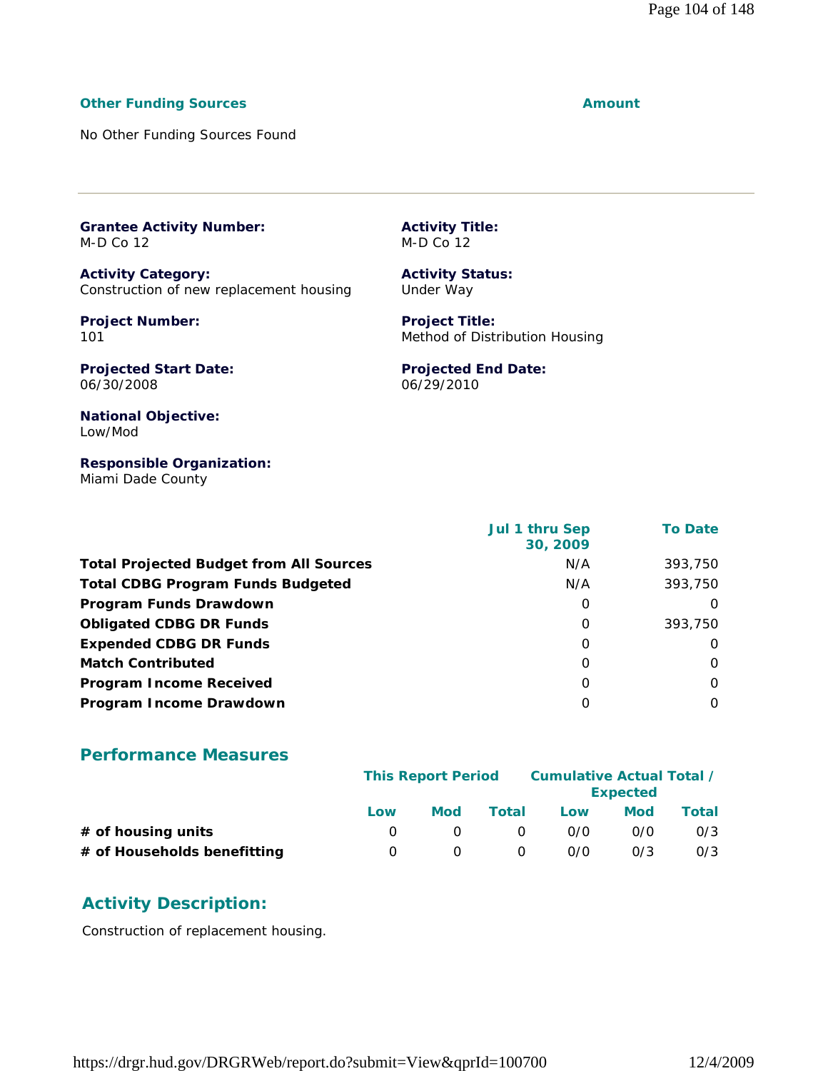| Other Funding Sources | Amount |
|---|---|
| No Other Funding Sources Found | |

**Grantee Activity Number:**
M-D Co 12

**Activity Title:**
M-D Co 12

**Activity Category:**
Construction of new replacement housing

**Activity Status:**
Under Way

**Project Number:**
101

**Project Title:**
Method of Distribution Housing

**Projected Start Date:**
06/30/2008

**Projected End Date:**
06/29/2010

**National Objective:**
Low/Mod

**Responsible Organization:**
Miami Dade County

| | Jul 1 thru Sep 30, 2009 | To Date |
|---|---|---|
| **Total Projected Budget from All Sources** | N/A | 393,750 |
| **Total CDBG Program Funds Budgeted** | N/A | 393,750 |
| **Program Funds Drawdown** | 0 | 0 |
| **Obligated CDBG DR Funds** | 0 | 393,750 |
| **Expended CDBG DR Funds** | 0 | 0 |
| **Match Contributed** | 0 | 0 |
| **Program Income Received** | 0 | 0 |
| **Program Income Drawdown** | 0 | 0 |

## Performance Measures

| | This Report Period | | | Cumulative Actual Total / Expected | | |
|---|---|---|---|---|---|---|
| | Low | Mod | Total | Low | Mod | Total |
| **# of housing units** | 0 | 0 | 0 | 0/0 | 0/0 | 0/3 |
| **# of Households benefitting** | 0 | 0 | 0 | 0/0 | 0/3 | 0/3 |

## Activity Description:

Construction of replacement housing.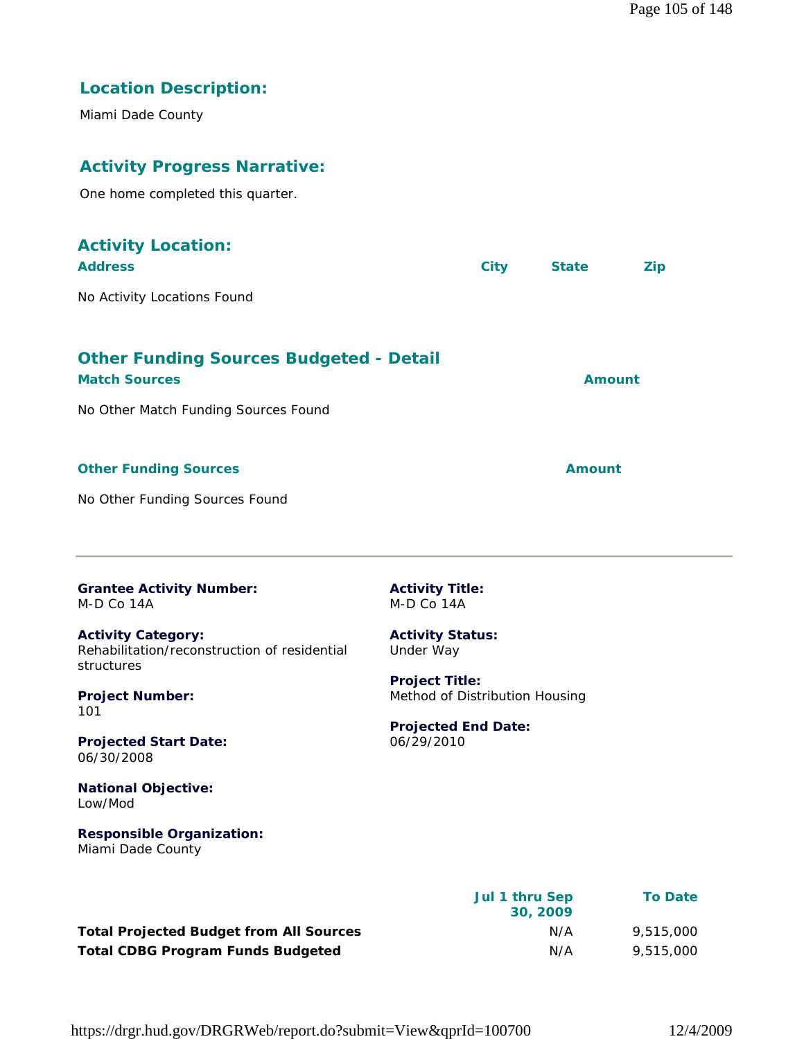## Location Description:

Miami Dade County

## Activity Progress Narrative:

One home completed this quarter.

## Activity Location:

| Address | City | State | Zip |
|---|---|---|---|

No Activity Locations Found

## Other Funding Sources Budgeted - Detail

| Match Sources | Amount |
|---|---|

No Other Match Funding Sources Found

| Other Funding Sources | Amount |
|---|---|

No Other Funding Sources Found

---

**Grantee Activity Number:**
M-D Co 14A

**Activity Title:**
M-D Co 14A

**Activity Category:**
Rehabilitation/reconstruction of residential structures

**Activity Status:**
Under Way

**Project Number:**
101

**Project Title:**
Method of Distribution Housing

**Projected Start Date:**
06/30/2008

**Projected End Date:**
06/29/2010

**National Objective:**
Low/Mod

**Responsible Organization:**
Miami Dade County

| | Jul 1 thru Sep 30, 2009 | To Date |
|---|---|---|
| **Total Projected Budget from All Sources** | N/A | 9,515,000 |
| **Total CDBG Program Funds Budgeted** | N/A | 9,515,000 |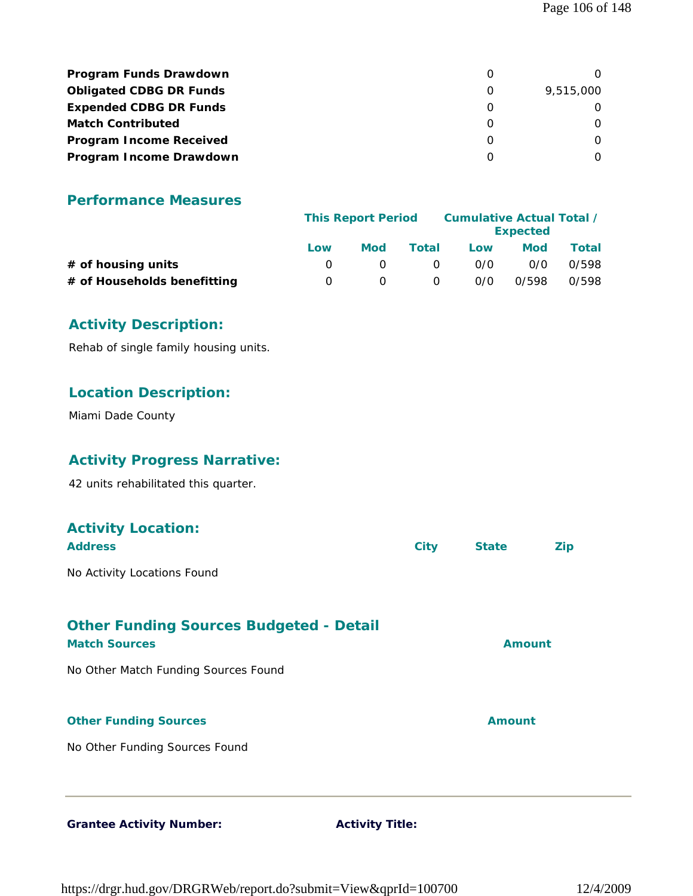| | | |
|---|---|---|
| **Program Funds Drawdown** | 0 | 0 |
| **Obligated CDBG DR Funds** | 0 | 9,515,000 |
| **Expended CDBG DR Funds** | 0 | 0 |
| **Match Contributed** | 0 | 0 |
| **Program Income Received** | 0 | 0 |
| **Program Income Drawdown** | 0 | 0 |

## Performance Measures

| | This Report Period | | | Cumulative Actual Total / Expected | | |
|---|---|---|---|---|---|---|
| | **Low** | **Mod** | **Total** | **Low** | **Mod** | **Total** |
| **# of housing units** | 0 | 0 | 0 | 0/0 | 0/0 | 0/598 |
| **# of Households benefitting** | 0 | 0 | 0 | 0/0 | 0/598 | 0/598 |

## Activity Description:

Rehab of single family housing units.

## Location Description:

Miami Dade County

## Activity Progress Narrative:

42 units rehabilitated this quarter.

## Activity Location:

| Address | City | State | Zip |
|---|---|---|---|

No Activity Locations Found

## Other Funding Sources Budgeted - Detail

| Match Sources | Amount |
|---|---|

No Other Match Funding Sources Found

| Other Funding Sources | Amount |
|---|---|

No Other Funding Sources Found

---

**Grantee Activity Number:** **Activity Title:**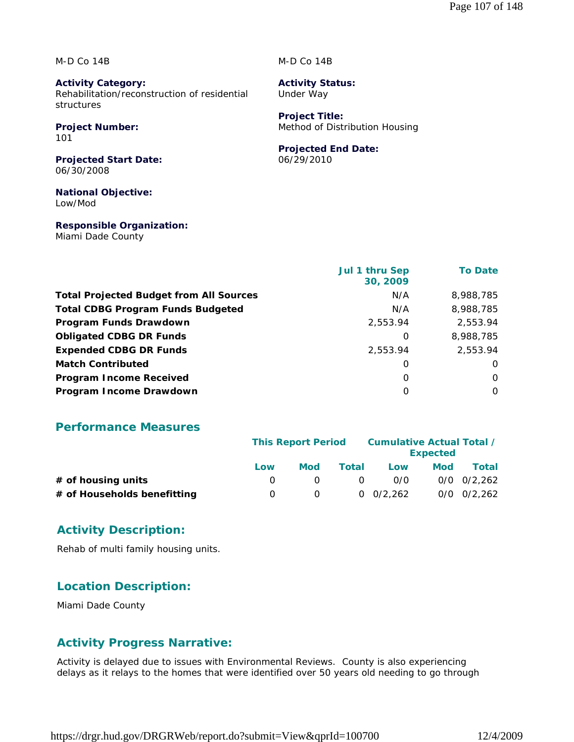M-D Co 14B

M-D Co 14B

**Activity Category:**
Rehabilitation/reconstruction of residential structures

**Activity Status:**
Under Way

**Project Number:**
101

**Project Title:**
Method of Distribution Housing

**Projected Start Date:**
06/30/2008

**Projected End Date:**
06/29/2010

**National Objective:**
Low/Mod

**Responsible Organization:**
Miami Dade County

| | Jul 1 thru Sep 30, 2009 | To Date |
|---|---|---|
| **Total Projected Budget from All Sources** | N/A | 8,988,785 |
| **Total CDBG Program Funds Budgeted** | N/A | 8,988,785 |
| **Program Funds Drawdown** | 2,553.94 | 2,553.94 |
| **Obligated CDBG DR Funds** | 0 | 8,988,785 |
| **Expended CDBG DR Funds** | 2,553.94 | 2,553.94 |
| **Match Contributed** | 0 | 0 |
| **Program Income Received** | 0 | 0 |
| **Program Income Drawdown** | 0 | 0 |

## Performance Measures

| | This Report Period | | | Cumulative Actual Total / Expected | | |
|---|---|---|---|---|---|---|
| | Low | Mod | Total | Low | Mod | Total |
| **# of housing units** | 0 | 0 | 0 | 0/0 | 0/0 | 0/2,262 |
| **# of Households benefitting** | 0 | 0 | 0 | 0/2,262 | 0/0 | 0/2,262 |

## Activity Description:

Rehab of multi family housing units.

## Location Description:

Miami Dade County

## Activity Progress Narrative:

Activity is delayed due to issues with Environmental Reviews. County is also experiencing delays as it relays to the homes that were identified over 50 years old needing to go through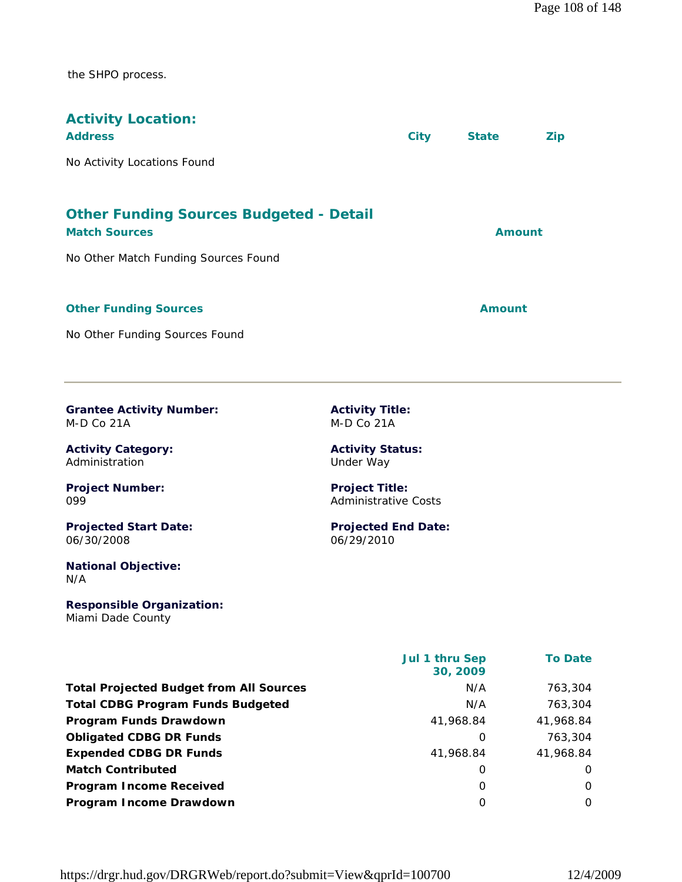the SHPO process.

## Activity Location:

| Address | City | State | Zip |
| --- | --- | --- | --- |
| No Activity Locations Found | | | |

## Other Funding Sources Budgeted - Detail

| Match Sources | Amount |
| --- | --- |
| No Other Match Funding Sources Found | |

| Other Funding Sources | Amount |
| --- | --- |
| No Other Funding Sources Found | |

---

**Grantee Activity Number:**
M-D Co 21A

**Activity Title:**
M-D Co 21A

**Activity Category:**
Administration

**Activity Status:**
Under Way

**Project Number:**
099

**Project Title:**
Administrative Costs

**Projected Start Date:**
06/30/2008

**Projected End Date:**
06/29/2010

**National Objective:**
N/A

**Responsible Organization:**
Miami Dade County

| | Jul 1 thru Sep 30, 2009 | To Date |
| --- | --- | --- |
| **Total Projected Budget from All Sources** | N/A | 763,304 |
| **Total CDBG Program Funds Budgeted** | N/A | 763,304 |
| **Program Funds Drawdown** | 41,968.84 | 41,968.84 |
| **Obligated CDBG DR Funds** | 0 | 763,304 |
| **Expended CDBG DR Funds** | 41,968.84 | 41,968.84 |
| **Match Contributed** | 0 | 0 |
| **Program Income Received** | 0 | 0 |
| **Program Income Drawdown** | 0 | 0 |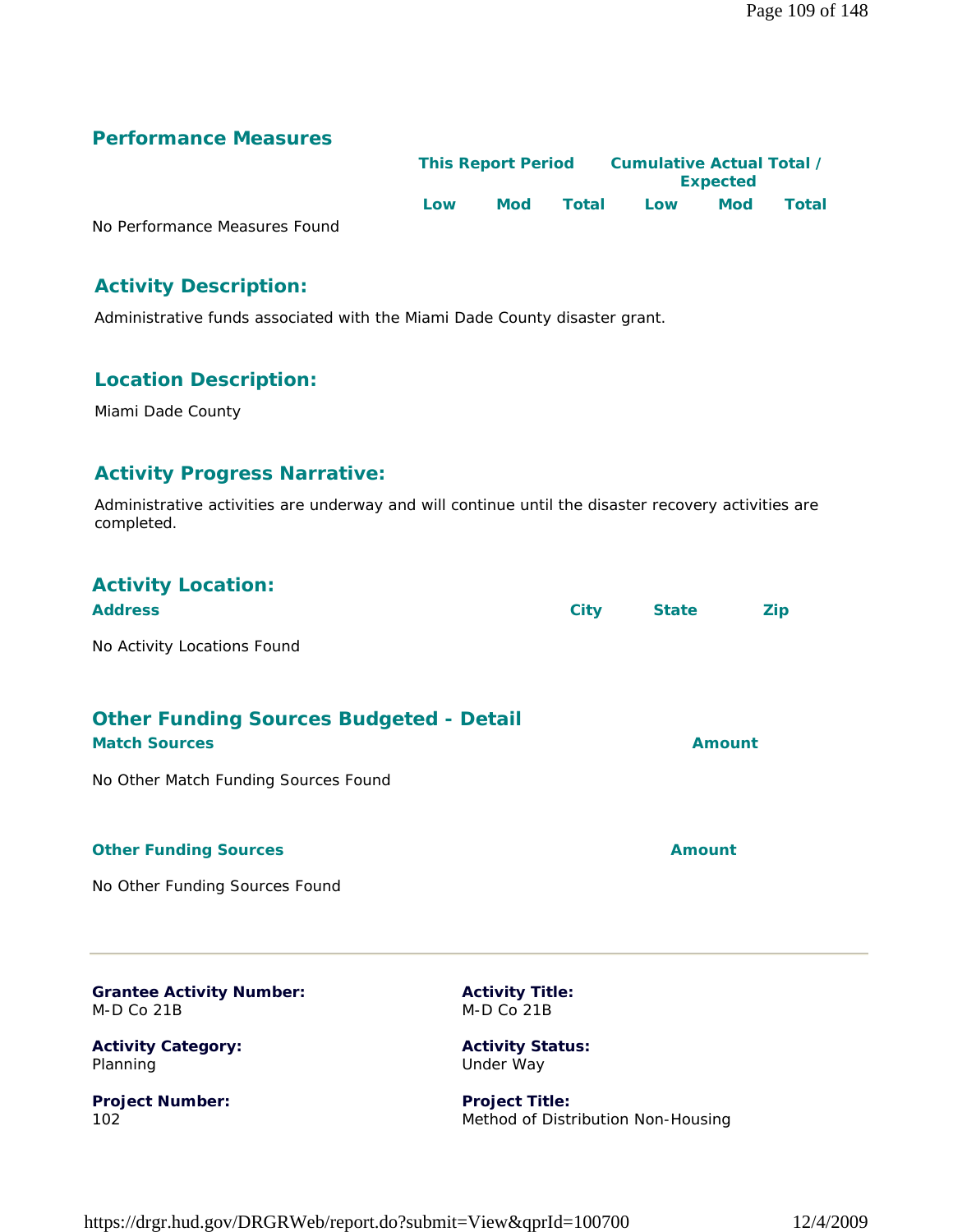## Performance Measures

| | This Report Period | | | Cumulative Actual Total / Expected | | |
|---|---|---|---|---|---|---|
| | Low | Mod | Total | Low | Mod | Total |
| No Performance Measures Found | | | | | | |

## Activity Description:

Administrative funds associated with the Miami Dade County disaster grant.

## Location Description:

Miami Dade County

## Activity Progress Narrative:

Administrative activities are underway and will continue until the disaster recovery activities are completed.

## Activity Location:

| Address | City | State | Zip |
|---|---|---|---|
| No Activity Locations Found | | | |

## Other Funding Sources Budgeted - Detail

| Match Sources | Amount |
|---|---|
| No Other Match Funding Sources Found | |

| Other Funding Sources | Amount |
|---|---|
| No Other Funding Sources Found | |

---

**Grantee Activity Number:**
M-D Co 21B

**Activity Title:**
M-D Co 21B

**Activity Category:**
Planning

**Activity Status:**
Under Way

**Project Number:**
102

**Project Title:**
Method of Distribution Non-Housing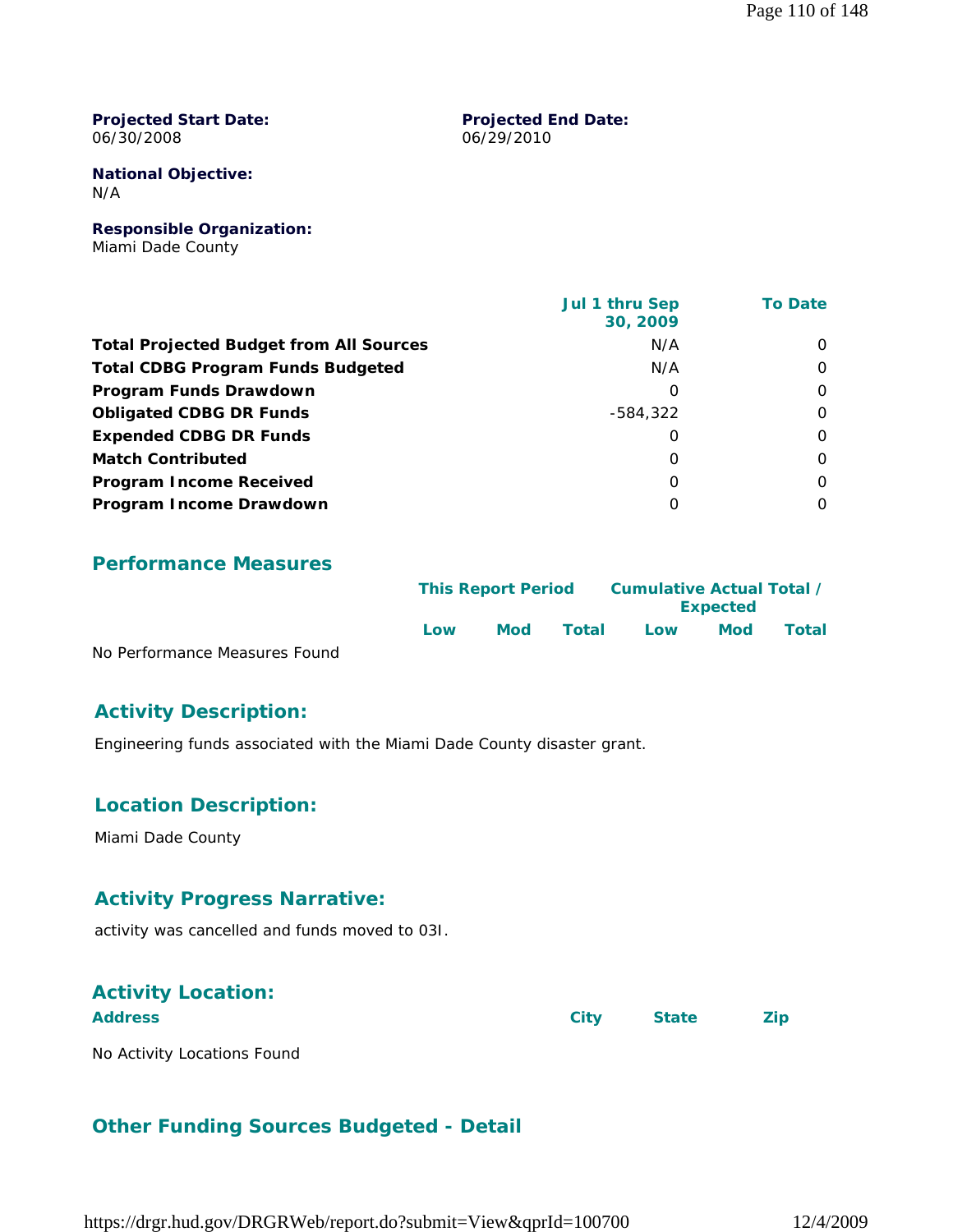**Projected Start Date:**
06/30/2008

**Projected End Date:**
06/29/2010

**National Objective:**
N/A

**Responsible Organization:**
Miami Dade County

| | Jul 1 thru Sep 30, 2009 | To Date |
|---|---|---|
| **Total Projected Budget from All Sources** | N/A | 0 |
| **Total CDBG Program Funds Budgeted** | N/A | 0 |
| **Program Funds Drawdown** | 0 | 0 |
| **Obligated CDBG DR Funds** | -584,322 | 0 |
| **Expended CDBG DR Funds** | 0 | 0 |
| **Match Contributed** | 0 | 0 |
| **Program Income Received** | 0 | 0 |
| **Program Income Drawdown** | 0 | 0 |

## Performance Measures

| | This Report Period | | | Cumulative Actual Total / Expected | | |
|---|---|---|---|---|---|---|
| | Low | Mod | Total | Low | Mod | Total |

No Performance Measures Found

## Activity Description:

Engineering funds associated with the Miami Dade County disaster grant.

## Location Description:

Miami Dade County

## Activity Progress Narrative:

activity was cancelled and funds moved to 03I.

## Activity Location:

| Address | City | State | Zip |
|---|---|---|---|

No Activity Locations Found

## Other Funding Sources Budgeted - Detail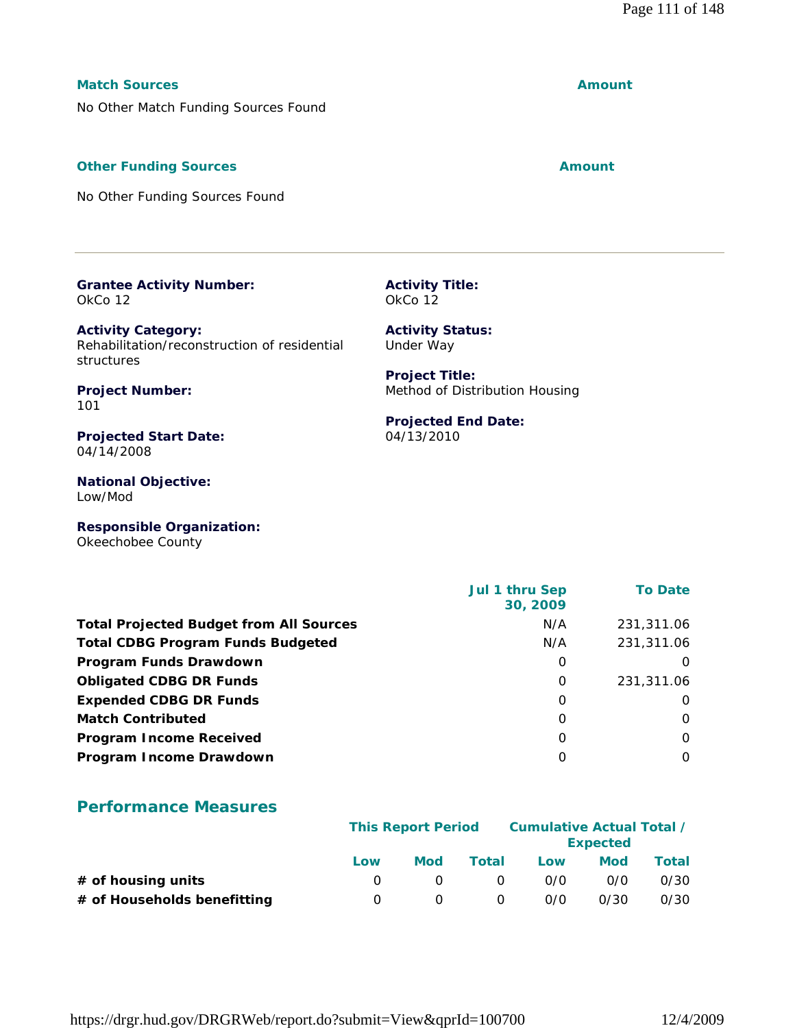**Match Sources** | **Amount**

No Other Match Funding Sources Found

**Other Funding Sources** | **Amount**

No Other Funding Sources Found

---

**Grantee Activity Number:**
OkCo 12

**Activity Title:**
OkCo 12

**Activity Category:**
Rehabilitation/reconstruction of residential structures

**Activity Status:**
Under Way

**Project Number:**
101

**Project Title:**
Method of Distribution Housing

**Projected Start Date:**
04/14/2008

**Projected End Date:**
04/13/2010

**National Objective:**
Low/Mod

**Responsible Organization:**
Okeechobee County

| | Jul 1 thru Sep 30, 2009 | To Date |
|---|---|---|
| **Total Projected Budget from All Sources** | N/A | 231,311.06 |
| **Total CDBG Program Funds Budgeted** | N/A | 231,311.06 |
| **Program Funds Drawdown** | 0 | 0 |
| **Obligated CDBG DR Funds** | 0 | 231,311.06 |
| **Expended CDBG DR Funds** | 0 | 0 |
| **Match Contributed** | 0 | 0 |
| **Program Income Received** | 0 | 0 |
| **Program Income Drawdown** | 0 | 0 |

## Performance Measures

| | This Report Period | | | Cumulative Actual Total / Expected | | |
|---|---|---|---|---|---|---|
| | Low | Mod | Total | Low | Mod | Total |
| **# of housing units** | 0 | 0 | 0 | 0/0 | 0/0 | 0/30 |
| **# of Households benefitting** | 0 | 0 | 0 | 0/0 | 0/30 | 0/30 |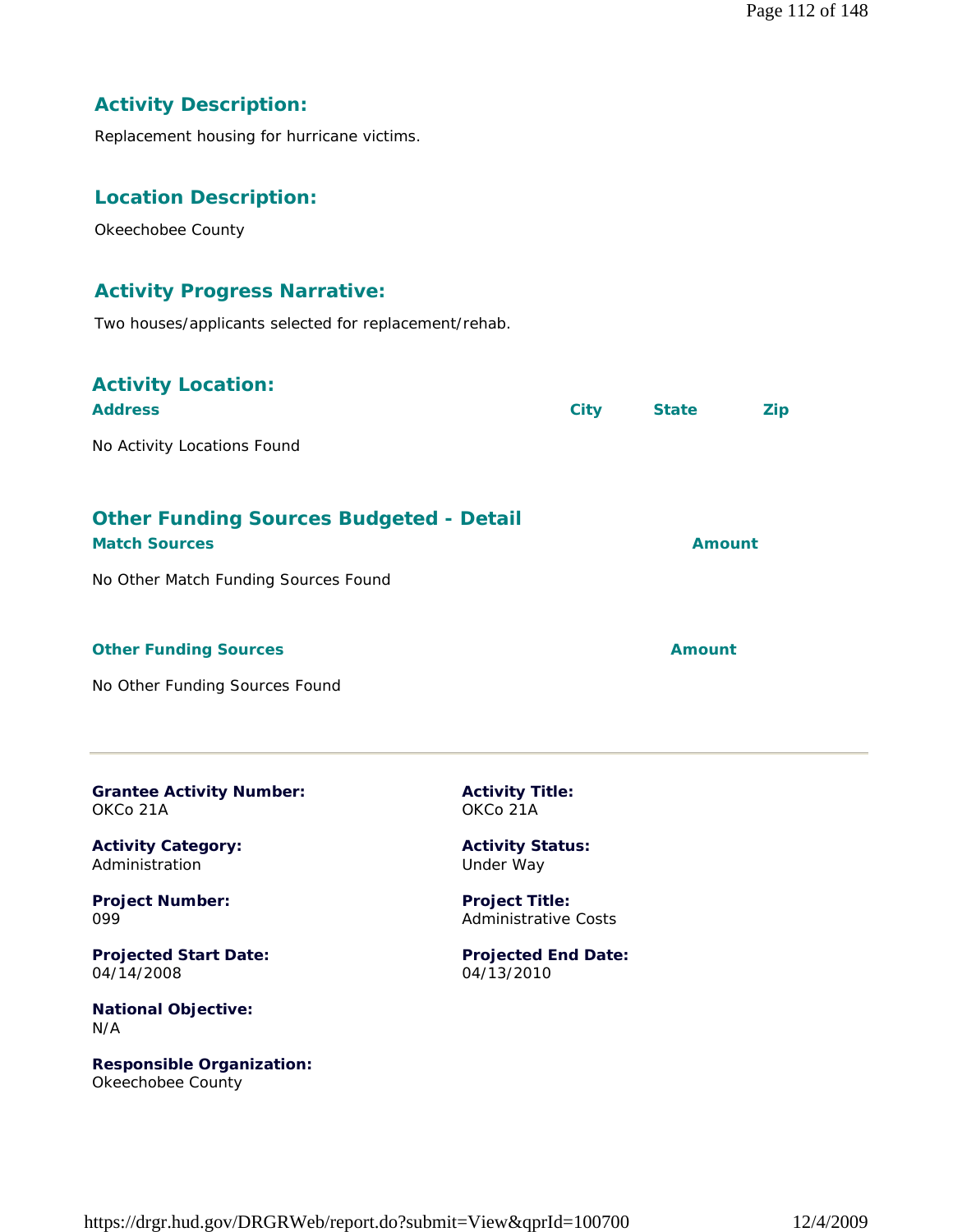## Activity Description:

Replacement housing for hurricane victims.

## Location Description:

Okeechobee County

## Activity Progress Narrative:

Two houses/applicants selected for replacement/rehab.

## Activity Location:

| Address | City | State | Zip |
|---|---|---|---|

No Activity Locations Found

## Other Funding Sources Budgeted - Detail

| Match Sources | Amount |
|---|---|

No Other Match Funding Sources Found

| Other Funding Sources | Amount |
|---|---|

No Other Funding Sources Found

---

**Grantee Activity Number:**
OKCo 21A

**Activity Title:**
OKCo 21A

**Activity Category:**
Administration

**Activity Status:**
Under Way

**Project Number:**
099

**Project Title:**
Administrative Costs

**Projected Start Date:**
04/14/2008

**Projected End Date:**
04/13/2010

**National Objective:**
N/A

**Responsible Organization:**
Okeechobee County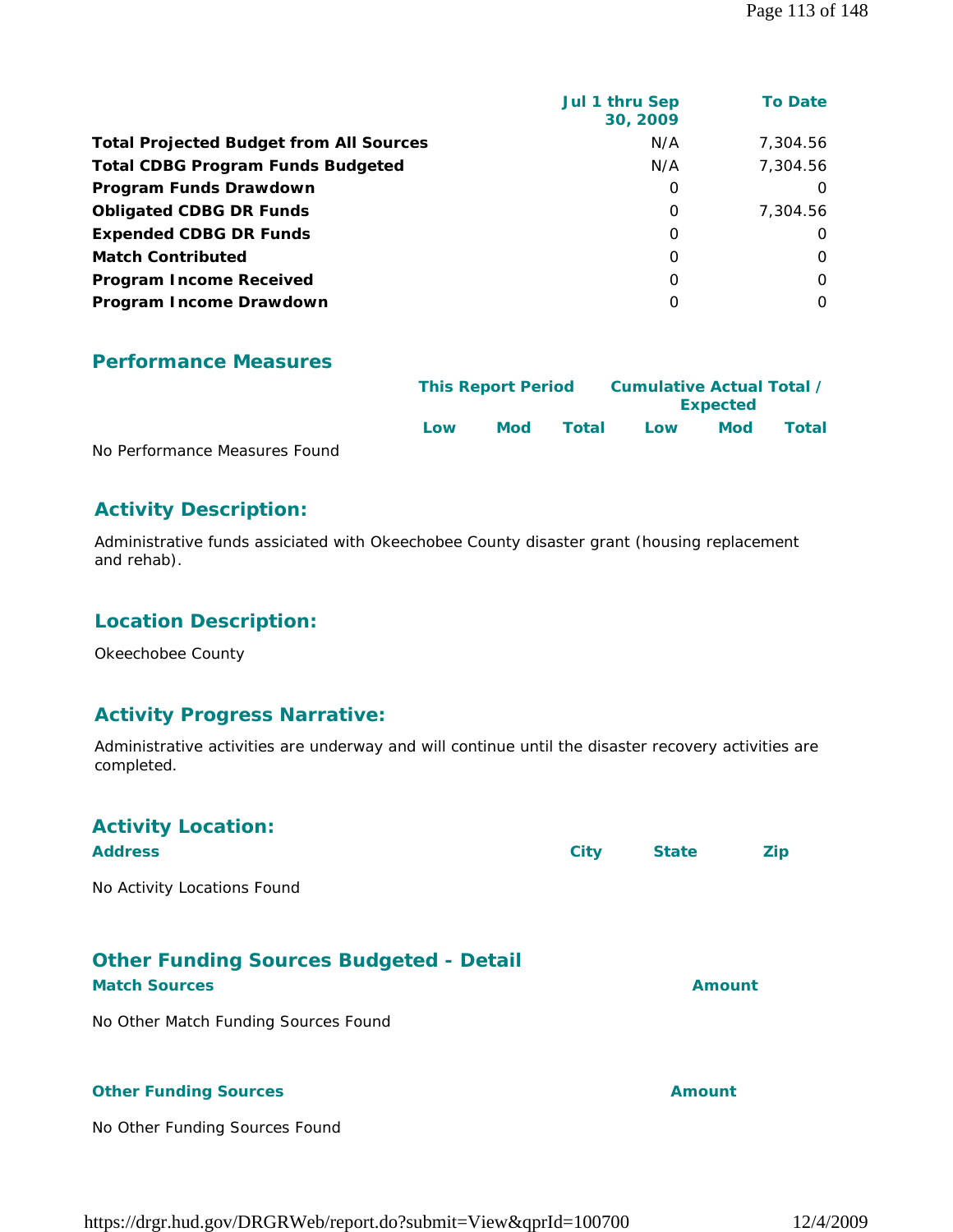| | Jul 1 thru Sep 30, 2009 | To Date |
|---|---|---|
| **Total Projected Budget from All Sources** | N/A | 7,304.56 |
| **Total CDBG Program Funds Budgeted** | N/A | 7,304.56 |
| **Program Funds Drawdown** | 0 | 0 |
| **Obligated CDBG DR Funds** | 0 | 7,304.56 |
| **Expended CDBG DR Funds** | 0 | 0 |
| **Match Contributed** | 0 | 0 |
| **Program Income Received** | 0 | 0 |
| **Program Income Drawdown** | 0 | 0 |

## Performance Measures

| | This Report Period | | | Cumulative Actual Total / Expected | | |
|---|---|---|---|---|---|---|
| | Low | Mod | Total | Low | Mod | Total |

No Performance Measures Found

## Activity Description:

Administrative funds assiciated with Okeechobee County disaster grant (housing replacement and rehab).

## Location Description:

Okeechobee County

## Activity Progress Narrative:

Administrative activities are underway and will continue until the disaster recovery activities are completed.

## Activity Location:

| Address | City | State | Zip |
|---|---|---|---|

No Activity Locations Found

## Other Funding Sources Budgeted - Detail

| Match Sources | Amount |
|---|---|

No Other Match Funding Sources Found

| Other Funding Sources | Amount |
|---|---|

No Other Funding Sources Found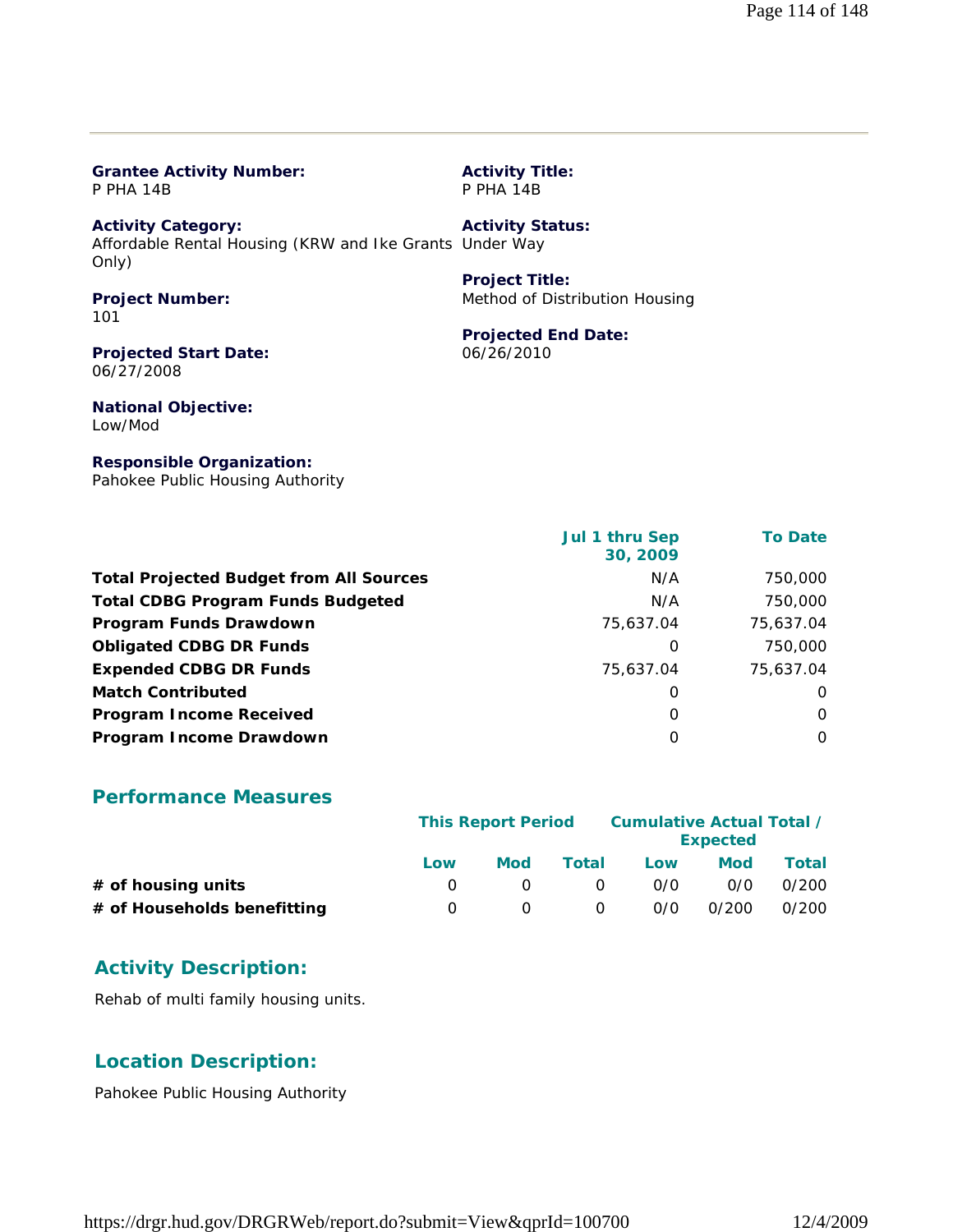**Grantee Activity Number:**
P PHA 14B

**Activity Title:**
P PHA 14B

**Activity Category:**
Affordable Rental Housing (KRW and Ike Grants Only)

**Activity Status:**
Under Way

**Project Number:**
101

**Project Title:**
Method of Distribution Housing

**Projected Start Date:**
06/27/2008

**Projected End Date:**
06/26/2010

**National Objective:**
Low/Mod

**Responsible Organization:**
Pahokee Public Housing Authority

| | Jul 1 thru Sep 30, 2009 | To Date |
|---|---|---|
| **Total Projected Budget from All Sources** | N/A | 750,000 |
| **Total CDBG Program Funds Budgeted** | N/A | 750,000 |
| **Program Funds Drawdown** | 75,637.04 | 75,637.04 |
| **Obligated CDBG DR Funds** | 0 | 750,000 |
| **Expended CDBG DR Funds** | 75,637.04 | 75,637.04 |
| **Match Contributed** | 0 | 0 |
| **Program Income Received** | 0 | 0 |
| **Program Income Drawdown** | 0 | 0 |

## Performance Measures

| | This Report Period | | | Cumulative Actual Total / Expected | | |
|---|---|---|---|---|---|---|
| | Low | Mod | Total | Low | Mod | Total |
| **# of housing units** | 0 | 0 | 0 | 0/0 | 0/0 | 0/200 |
| **# of Households benefitting** | 0 | 0 | 0 | 0/0 | 0/200 | 0/200 |

## Activity Description:

Rehab of multi family housing units.

## Location Description:

Pahokee Public Housing Authority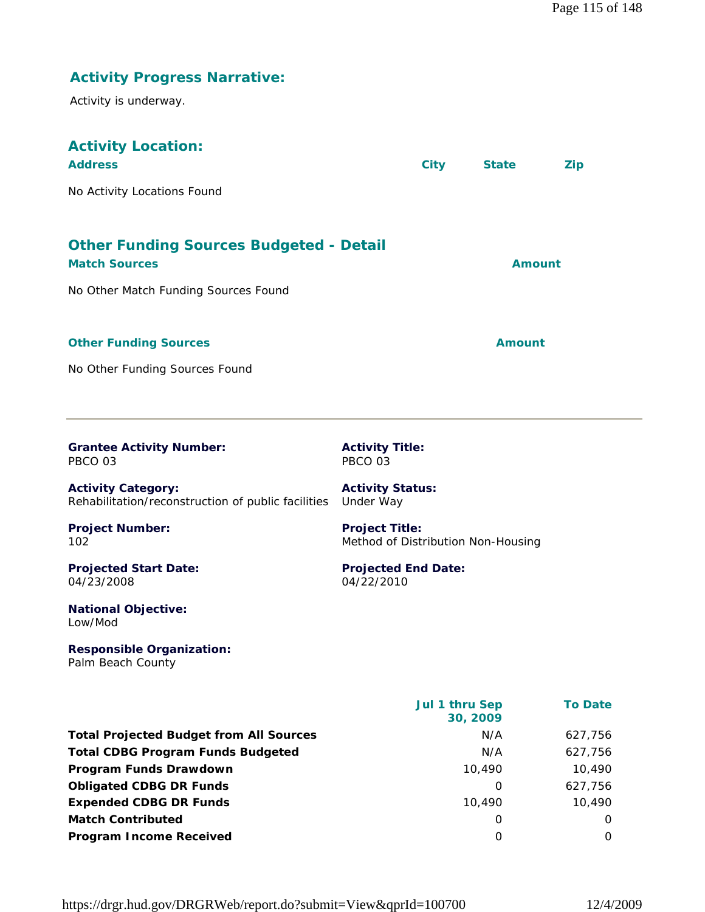## Activity Progress Narrative:

Activity is underway.

## Activity Location:

| Address | City | State | Zip |
|---|---|---|---|
| No Activity Locations Found | | | |

## Other Funding Sources Budgeted - Detail

| Match Sources | Amount |
|---|---|
| No Other Match Funding Sources Found | |

| Other Funding Sources | Amount |
|---|---|
| No Other Funding Sources Found | |

---

**Grantee Activity Number:**
PBCO 03

**Activity Title:**
PBCO 03

**Activity Category:**
Rehabilitation/reconstruction of public facilities

**Activity Status:**
Under Way

**Project Number:**
102

**Project Title:**
Method of Distribution Non-Housing

**Projected Start Date:**
04/23/2008

**Projected End Date:**
04/22/2010

**National Objective:**
Low/Mod

**Responsible Organization:**
Palm Beach County

| | Jul 1 thru Sep 30, 2009 | To Date |
|---|---|---|
| **Total Projected Budget from All Sources** | N/A | 627,756 |
| **Total CDBG Program Funds Budgeted** | N/A | 627,756 |
| **Program Funds Drawdown** | 10,490 | 10,490 |
| **Obligated CDBG DR Funds** | 0 | 627,756 |
| **Expended CDBG DR Funds** | 10,490 | 10,490 |
| **Match Contributed** | 0 | 0 |
| **Program Income Received** | 0 | 0 |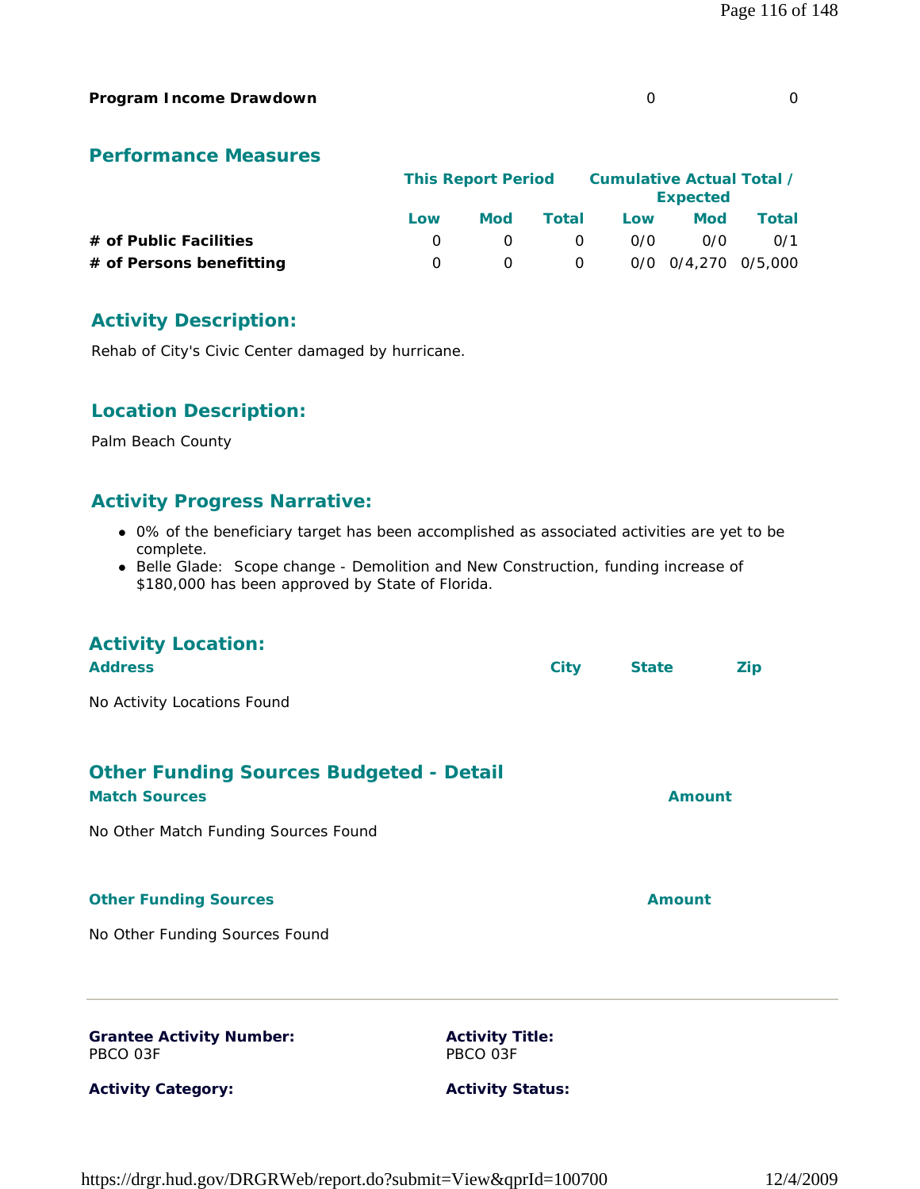| **Program Income Drawdown** | 0 | 0 |
|---|---|---|

## Performance Measures

| | This Report Period | | | Cumulative Actual Total / Expected | | |
|---|---|---|---|---|---|---|
| | Low | Mod | Total | Low | Mod | Total |
| **# of Public Facilities** | 0 | 0 | 0 | 0/0 | 0/0 | 0/1 |
| **# of Persons benefitting** | 0 | 0 | 0 | 0/0 | 0/4,270 | 0/5,000 |

## Activity Description:

Rehab of City's Civic Center damaged by hurricane.

## Location Description:

Palm Beach County

## Activity Progress Narrative:

- 0% of the beneficiary target has been accomplished as associated activities are yet to be complete.
- Belle Glade: Scope change - Demolition and New Construction, funding increase of $180,000 has been approved by State of Florida.

## Activity Location:

| Address | City | State | Zip |
|---|---|---|---|

No Activity Locations Found

## Other Funding Sources Budgeted - Detail

| Match Sources | Amount |
|---|---|

No Other Match Funding Sources Found

| Other Funding Sources | Amount |
|---|---|

No Other Funding Sources Found

---

**Grantee Activity Number:**
PBCO 03F

**Activity Title:**
PBCO 03F

**Activity Category:**

**Activity Status:**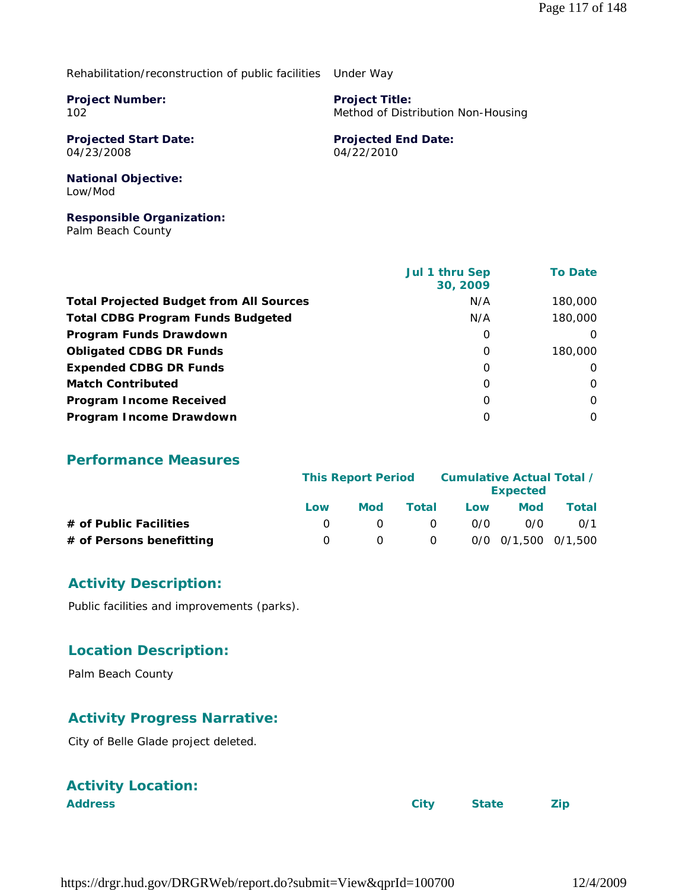Rehabilitation/reconstruction of public facilities Under Way

**Project Number:**
102

**Project Title:**
Method of Distribution Non-Housing

**Projected Start Date:**
04/23/2008

**Projected End Date:**
04/22/2010

**National Objective:**
Low/Mod

**Responsible Organization:**
Palm Beach County

| | Jul 1 thru Sep 30, 2009 | To Date |
|---|---|---|
| **Total Projected Budget from All Sources** | N/A | 180,000 |
| **Total CDBG Program Funds Budgeted** | N/A | 180,000 |
| **Program Funds Drawdown** | 0 | 0 |
| **Obligated CDBG DR Funds** | 0 | 180,000 |
| **Expended CDBG DR Funds** | 0 | 0 |
| **Match Contributed** | 0 | 0 |
| **Program Income Received** | 0 | 0 |
| **Program Income Drawdown** | 0 | 0 |

## Performance Measures

| | This Report Period | | | Cumulative Actual Total / Expected | | |
|---|---|---|---|---|---|---|
| | Low | Mod | Total | Low | Mod | Total |
| **# of Public Facilities** | 0 | 0 | 0 | 0/0 | 0/0 | 0/1 |
| **# of Persons benefitting** | 0 | 0 | 0 | 0/0 | 0/1,500 | 0/1,500 |

## Activity Description:

Public facilities and improvements (parks).

## Location Description:

Palm Beach County

## Activity Progress Narrative:

City of Belle Glade project deleted.

## Activity Location:

| Address | City | State | Zip |
|---|---|---|---|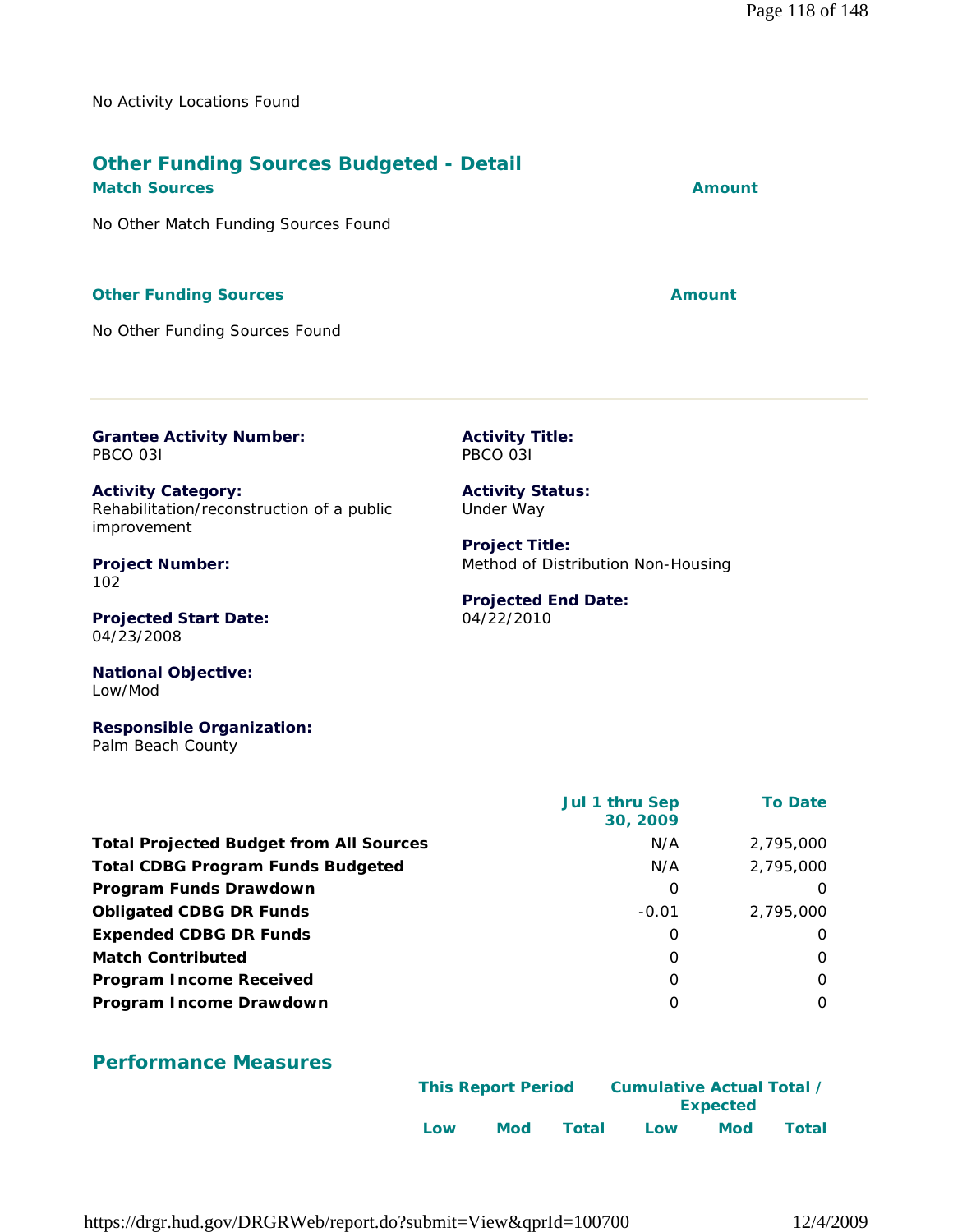No Activity Locations Found

## Other Funding Sources Budgeted - Detail

| Match Sources | Amount |
|---|---|
| No Other Match Funding Sources Found | |

| Other Funding Sources | Amount |
|---|---|
| No Other Funding Sources Found | |

---

**Grantee Activity Number:**
PBCO 03I

**Activity Title:**
PBCO 03I

**Activity Category:**
Rehabilitation/reconstruction of a public improvement

**Activity Status:**
Under Way

**Project Number:**
102

**Project Title:**
Method of Distribution Non-Housing

**Projected Start Date:**
04/23/2008

**Projected End Date:**
04/22/2010

**National Objective:**
Low/Mod

**Responsible Organization:**
Palm Beach County

| | Jul 1 thru Sep 30, 2009 | To Date |
|---|---|---|
| **Total Projected Budget from All Sources** | N/A | 2,795,000 |
| **Total CDBG Program Funds Budgeted** | N/A | 2,795,000 |
| **Program Funds Drawdown** | 0 | 0 |
| **Obligated CDBG DR Funds** | -0.01 | 2,795,000 |
| **Expended CDBG DR Funds** | 0 | 0 |
| **Match Contributed** | 0 | 0 |
| **Program Income Received** | 0 | 0 |
| **Program Income Drawdown** | 0 | 0 |

## Performance Measures

| | This Report Period | | | Cumulative Actual Total / Expected | | |
|---|---|---|---|---|---|---|
| | Low | Mod | Total | Low | Mod | Total |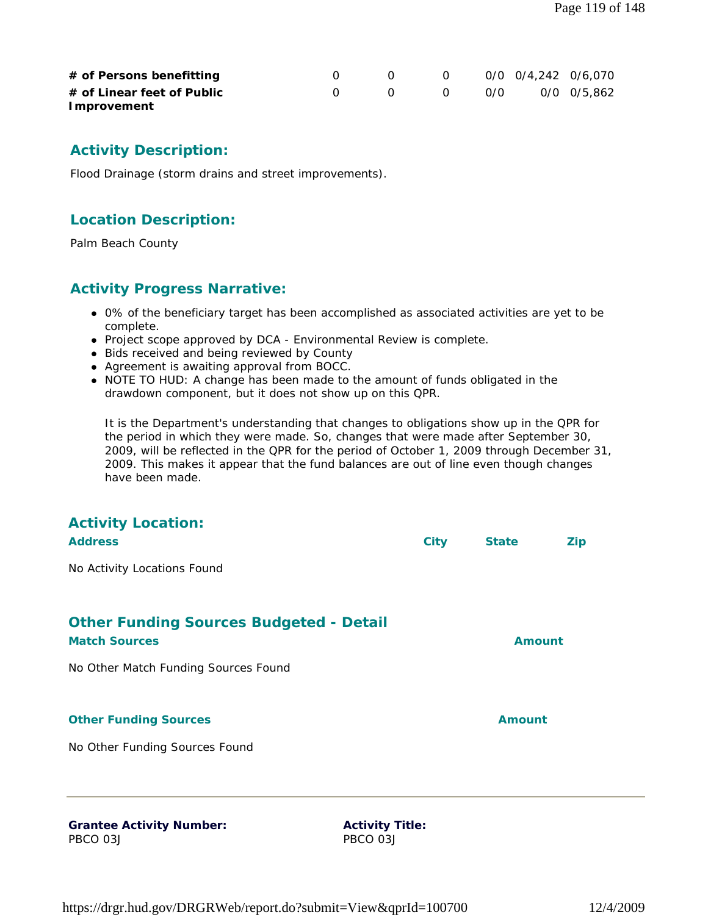| | | | | | | |
|---|---|---|---|---|---|---|
| **# of Persons benefitting** | 0 | 0 | 0 | 0/0 | 0/4,242 | 0/6,070 |
| **# of Linear feet of Public Improvement** | 0 | 0 | 0 | 0/0 | 0/0 | 0/5,862 |

## Activity Description:

Flood Drainage (storm drains and street improvements).

## Location Description:

Palm Beach County

## Activity Progress Narrative:

- 0% of the beneficiary target has been accomplished as associated activities are yet to be complete.
- Project scope approved by DCA - Environmental Review is complete.
- Bids received and being reviewed by County
- Agreement is awaiting approval from BOCC.
- NOTE TO HUD: A change has been made to the amount of funds obligated in the drawdown component, but it does not show up on this QPR.

  It is the Department's understanding that changes to obligations show up in the QPR for the period in which they were made. So, changes that were made after September 30, 2009, will be reflected in the QPR for the period of October 1, 2009 through December 31, 2009. This makes it appear that the fund balances are out of line even though changes have been made.

## Activity Location:

| Address | City | State | Zip |
|---|---|---|---|

No Activity Locations Found

## Other Funding Sources Budgeted - Detail

| Match Sources | Amount |
|---|---|

No Other Match Funding Sources Found

| Other Funding Sources | Amount |
|---|---|

No Other Funding Sources Found

---

**Grantee Activity Number:**
PBCO 03J

**Activity Title:**
PBCO 03J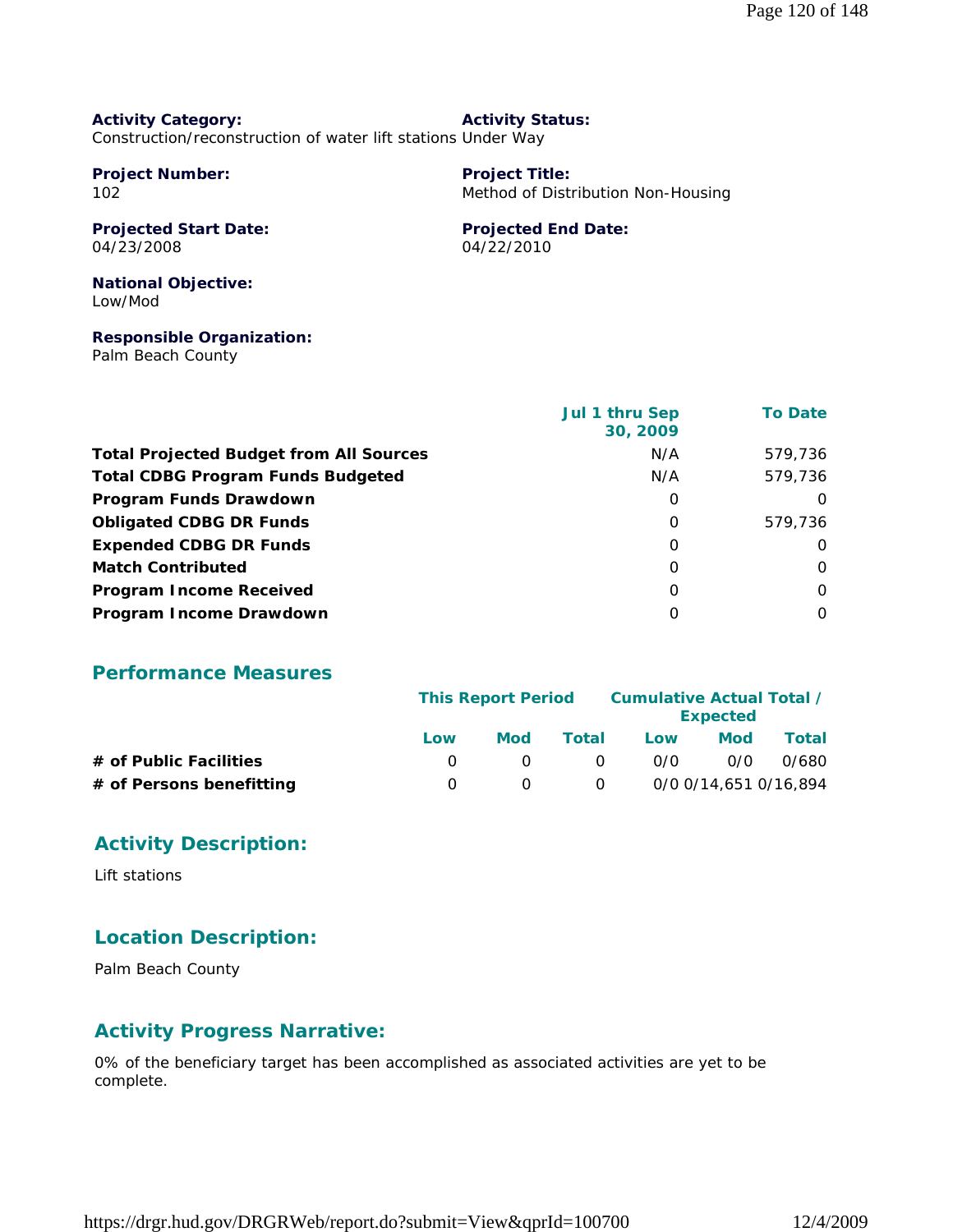**Activity Category:**
Construction/reconstruction of water lift stations

**Activity Status:**
Under Way

**Project Number:**
102

**Project Title:**
Method of Distribution Non-Housing

**Projected Start Date:**
04/23/2008

**Projected End Date:**
04/22/2010

**National Objective:**
Low/Mod

**Responsible Organization:**
Palm Beach County

| | Jul 1 thru Sep 30, 2009 | To Date |
|---|---|---|
| **Total Projected Budget from All Sources** | N/A | 579,736 |
| **Total CDBG Program Funds Budgeted** | N/A | 579,736 |
| **Program Funds Drawdown** | 0 | 0 |
| **Obligated CDBG DR Funds** | 0 | 579,736 |
| **Expended CDBG DR Funds** | 0 | 0 |
| **Match Contributed** | 0 | 0 |
| **Program Income Received** | 0 | 0 |
| **Program Income Drawdown** | 0 | 0 |

## Performance Measures

| | This Report Period | | | Cumulative Actual Total / Expected | | |
|---|---|---|---|---|---|---|
| | Low | Mod | Total | Low | Mod | Total |
| **# of Public Facilities** | 0 | 0 | 0 | 0/0 | 0/0 | 0/680 |
| **# of Persons benefitting** | 0 | 0 | 0 | 0/0 | 0/14,651 | 0/16,894 |

## Activity Description:

Lift stations

## Location Description:

Palm Beach County

## Activity Progress Narrative:

0% of the beneficiary target has been accomplished as associated activities are yet to be complete.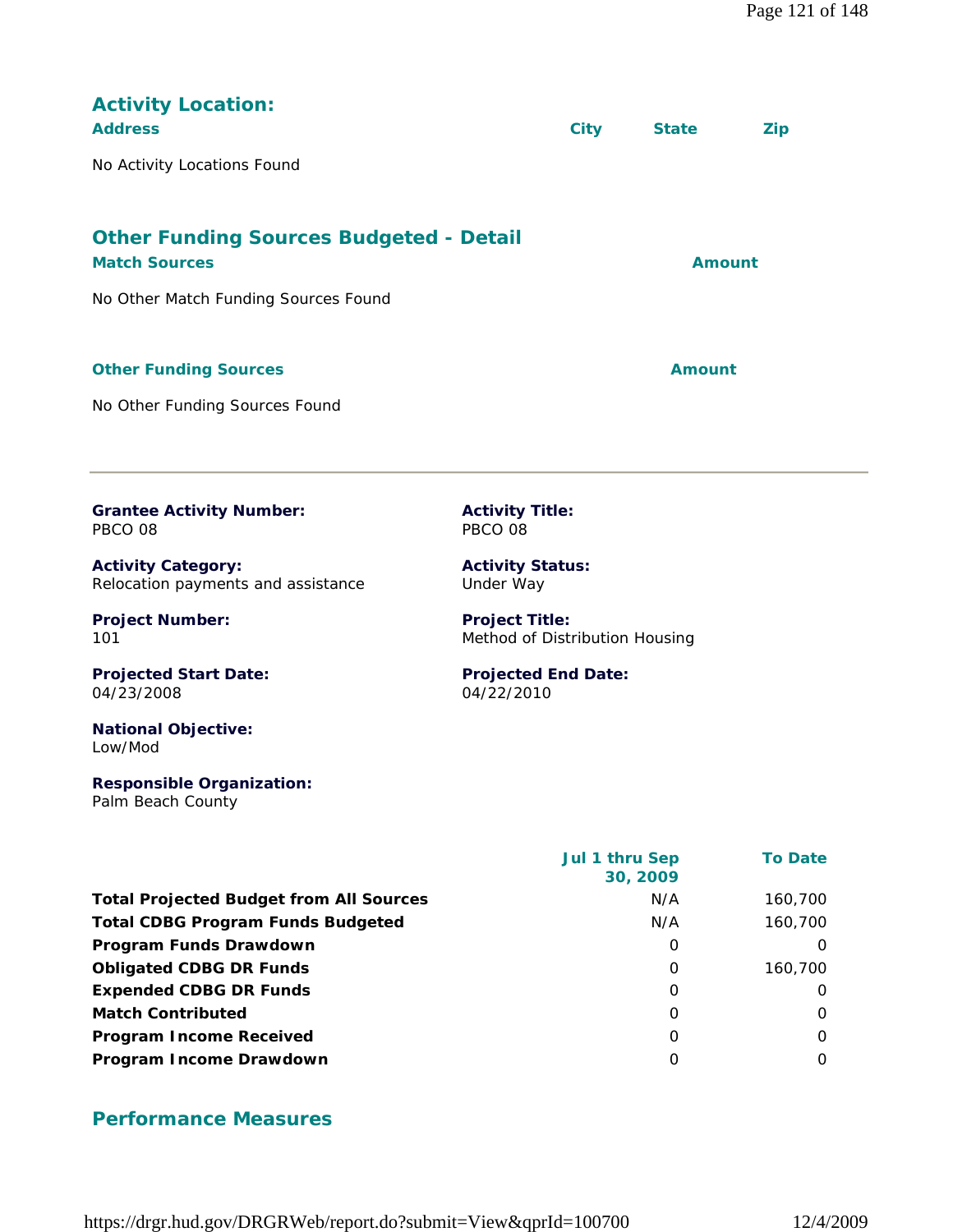## Activity Location:

| Address | City | State | Zip |
|---|---|---|---|

No Activity Locations Found

## Other Funding Sources Budgeted - Detail

| Match Sources | Amount |
|---|---|

No Other Match Funding Sources Found

| Other Funding Sources | Amount |
|---|---|

No Other Funding Sources Found

---

**Grantee Activity Number:**
PBCO 08

**Activity Title:**
PBCO 08

**Activity Category:**
Relocation payments and assistance

**Activity Status:**
Under Way

**Project Number:**
101

**Project Title:**
Method of Distribution Housing

**Projected Start Date:**
04/23/2008

**Projected End Date:**
04/22/2010

**National Objective:**
Low/Mod

**Responsible Organization:**
Palm Beach County

| | Jul 1 thru Sep 30, 2009 | To Date |
|---|---|---|
| **Total Projected Budget from All Sources** | N/A | 160,700 |
| **Total CDBG Program Funds Budgeted** | N/A | 160,700 |
| **Program Funds Drawdown** | 0 | 0 |
| **Obligated CDBG DR Funds** | 0 | 160,700 |
| **Expended CDBG DR Funds** | 0 | 0 |
| **Match Contributed** | 0 | 0 |
| **Program Income Received** | 0 | 0 |
| **Program Income Drawdown** | 0 | 0 |

## Performance Measures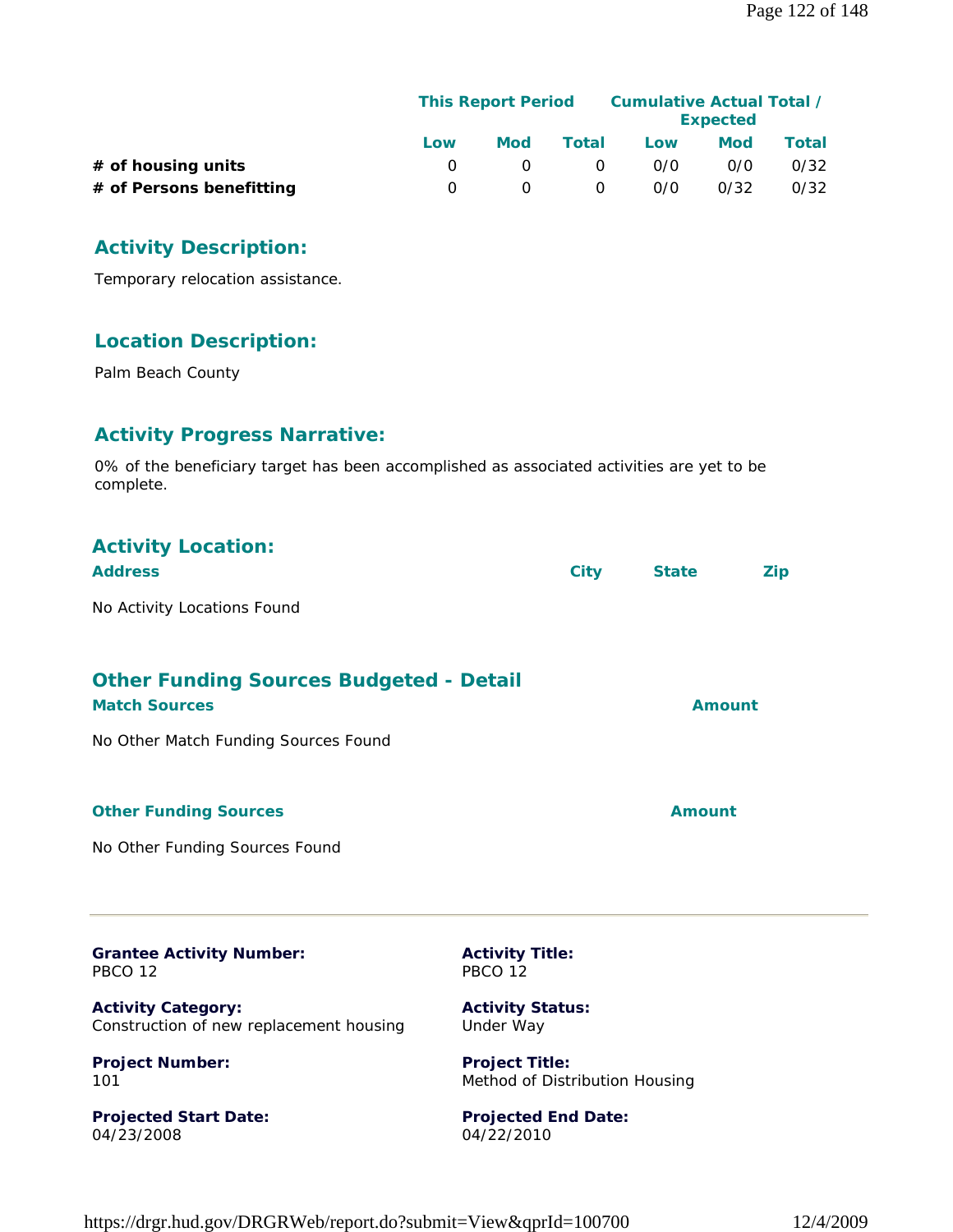| | This Report Period | | | Cumulative Actual Total / Expected | | |
|---|---|---|---|---|---|---|
| | Low | Mod | Total | Low | Mod | Total |
| **# of housing units** | 0 | 0 | 0 | 0/0 | 0/0 | 0/32 |
| **# of Persons benefitting** | 0 | 0 | 0 | 0/0 | 0/32 | 0/32 |

## Activity Description:

Temporary relocation assistance.

## Location Description:

Palm Beach County

## Activity Progress Narrative:

0% of the beneficiary target has been accomplished as associated activities are yet to be complete.

## Activity Location:

| Address | City | State | Zip |
|---|---|---|---|

No Activity Locations Found

## Other Funding Sources Budgeted - Detail

| Match Sources | Amount |
|---|---|

No Other Match Funding Sources Found

| Other Funding Sources | Amount |
|---|---|

No Other Funding Sources Found

---

**Grantee Activity Number:**
PBCO 12

**Activity Title:**
PBCO 12

**Activity Category:**
Construction of new replacement housing

**Activity Status:**
Under Way

**Project Number:**
101

**Project Title:**
Method of Distribution Housing

**Projected Start Date:**
04/23/2008

**Projected End Date:**
04/22/2010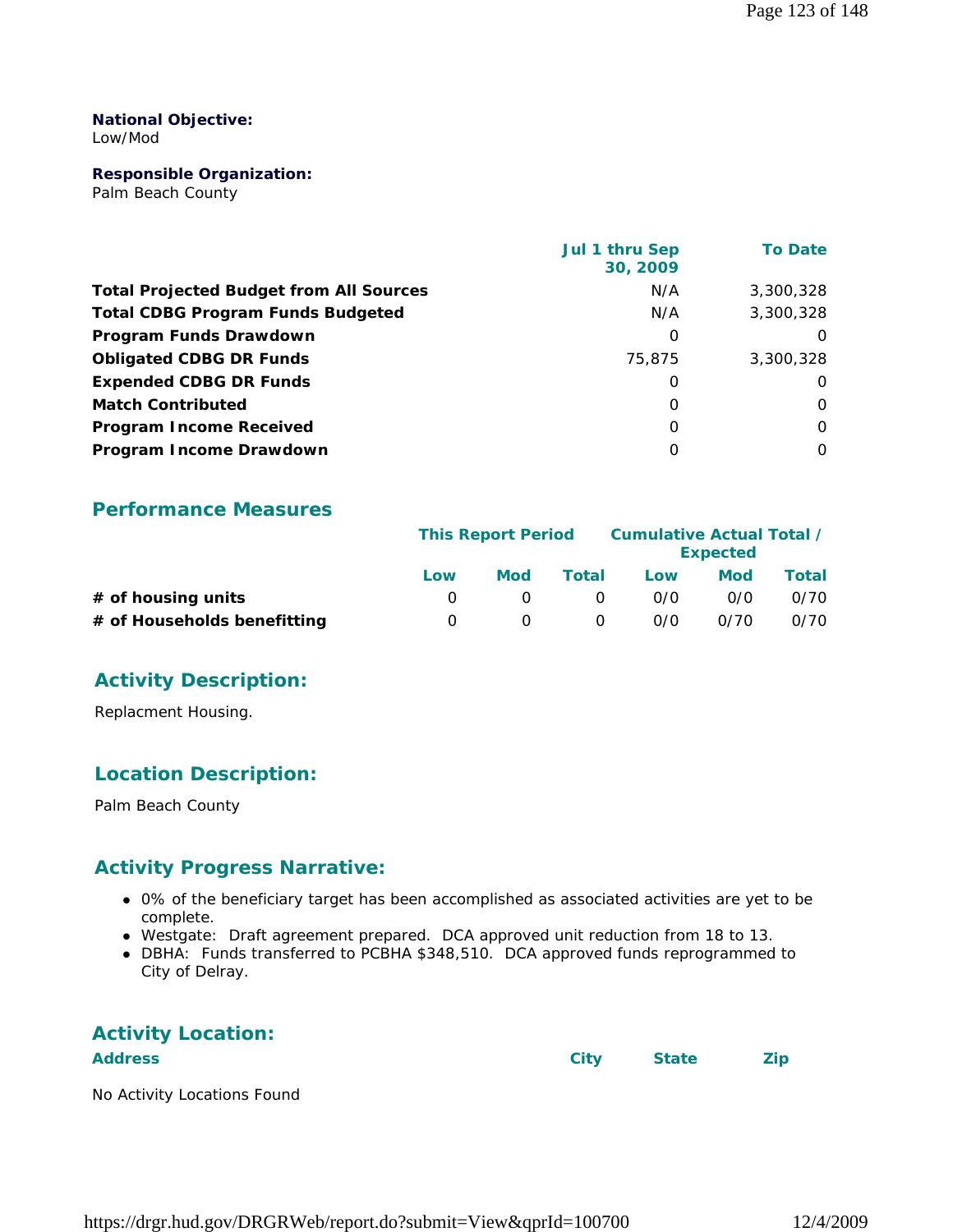**National Objective:**
Low/Mod

**Responsible Organization:**
Palm Beach County

| | Jul 1 thru Sep 30, 2009 | To Date |
|---|---|---|
| **Total Projected Budget from All Sources** | N/A | 3,300,328 |
| **Total CDBG Program Funds Budgeted** | N/A | 3,300,328 |
| **Program Funds Drawdown** | 0 | 0 |
| **Obligated CDBG DR Funds** | 75,875 | 3,300,328 |
| **Expended CDBG DR Funds** | 0 | 0 |
| **Match Contributed** | 0 | 0 |
| **Program Income Received** | 0 | 0 |
| **Program Income Drawdown** | 0 | 0 |

## Performance Measures

| | This Report Period | | | Cumulative Actual Total / Expected | | |
|---|---|---|---|---|---|---|
| | Low | Mod | Total | Low | Mod | Total |
| **# of housing units** | 0 | 0 | 0 | 0/0 | 0/0 | 0/70 |
| **# of Households benefitting** | 0 | 0 | 0 | 0/0 | 0/70 | 0/70 |

## Activity Description:

Replacment Housing.

## Location Description:

Palm Beach County

## Activity Progress Narrative:

- 0% of the beneficiary target has been accomplished as associated activities are yet to be complete.
- Westgate: Draft agreement prepared. DCA approved unit reduction from 18 to 13.
- DBHA: Funds transferred to PCBHA $348,510. DCA approved funds reprogrammed to City of Delray.

## Activity Location:

| Address | City | State | Zip |
|---|---|---|---|

No Activity Locations Found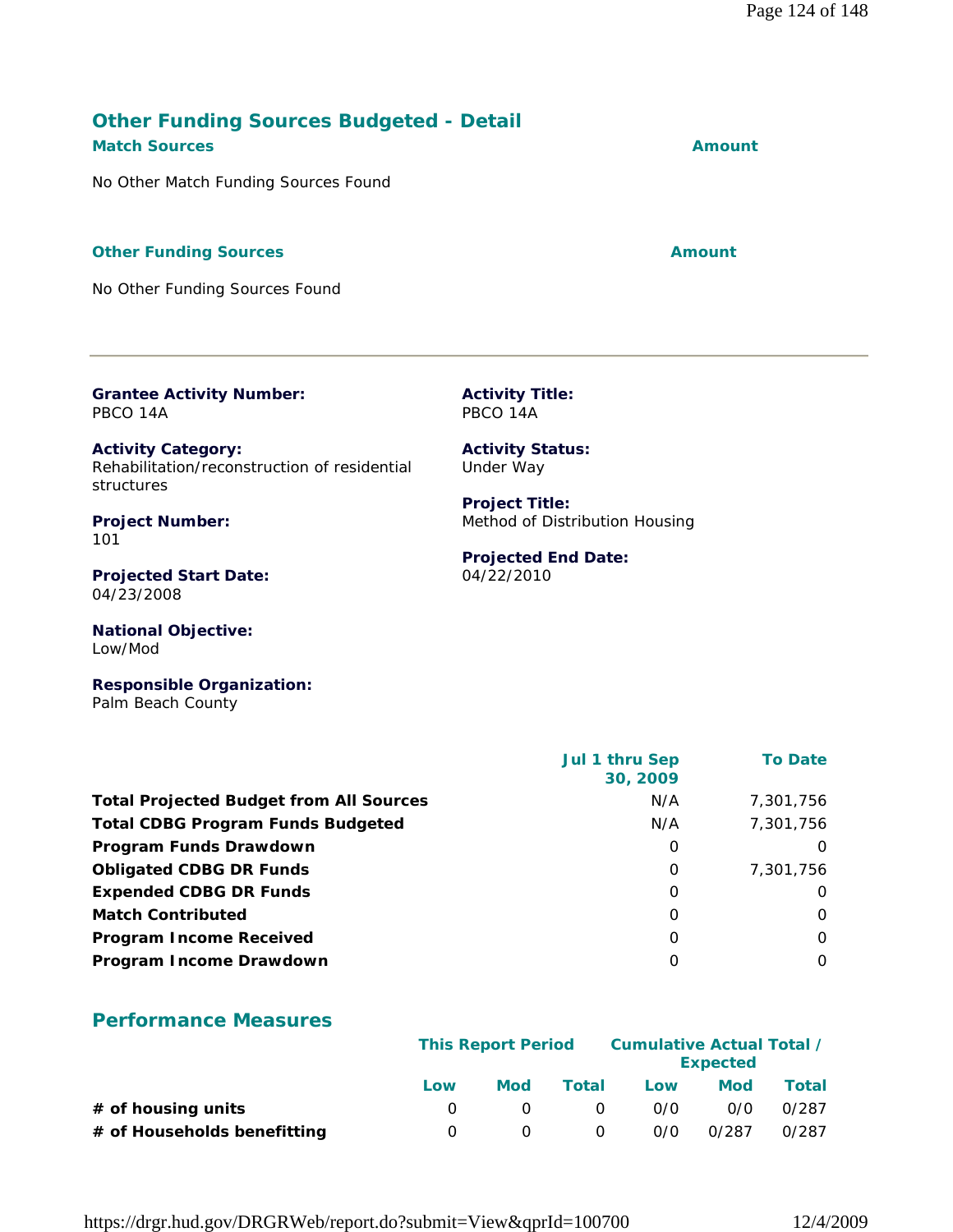## Other Funding Sources Budgeted - Detail

| Match Sources | Amount |
|---|---|
| No Other Match Funding Sources Found | |

| Other Funding Sources | Amount |
|---|---|
| No Other Funding Sources Found | |

---

**Grantee Activity Number:**
PBCO 14A

**Activity Title:**
PBCO 14A

**Activity Category:**
Rehabilitation/reconstruction of residential structures

**Activity Status:**
Under Way

**Project Number:**
101

**Project Title:**
Method of Distribution Housing

**Projected Start Date:**
04/23/2008

**Projected End Date:**
04/22/2010

**National Objective:**
Low/Mod

**Responsible Organization:**
Palm Beach County

| | Jul 1 thru Sep 30, 2009 | To Date |
|---|---|---|
| **Total Projected Budget from All Sources** | N/A | 7,301,756 |
| **Total CDBG Program Funds Budgeted** | N/A | 7,301,756 |
| **Program Funds Drawdown** | 0 | 0 |
| **Obligated CDBG DR Funds** | 0 | 7,301,756 |
| **Expended CDBG DR Funds** | 0 | 0 |
| **Match Contributed** | 0 | 0 |
| **Program Income Received** | 0 | 0 |
| **Program Income Drawdown** | 0 | 0 |

## Performance Measures

| | This Report Period | | | Cumulative Actual Total / Expected | | |
|---|---|---|---|---|---|---|
| | Low | Mod | Total | Low | Mod | Total |
| **# of housing units** | 0 | 0 | 0 | 0/0 | 0/0 | 0/287 |
| **# of Households benefitting** | 0 | 0 | 0 | 0/0 | 0/287 | 0/287 |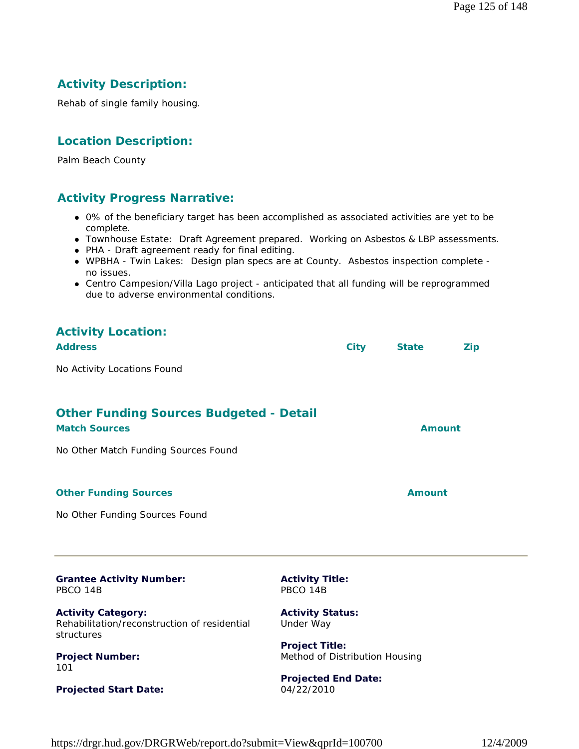## Activity Description:

Rehab of single family housing.

## Location Description:

Palm Beach County

## Activity Progress Narrative:

- 0% of the beneficiary target has been accomplished as associated activities are yet to be complete.
- Townhouse Estate: Draft Agreement prepared. Working on Asbestos & LBP assessments.
- PHA - Draft agreement ready for final editing.
- WPBHA - Twin Lakes: Design plan specs are at County. Asbestos inspection complete - no issues.
- Centro Campesion/Villa Lago project - anticipated that all funding will be reprogrammed due to adverse environmental conditions.

## Activity Location:

| Address | City | State | Zip |
|---|---|---|---|

No Activity Locations Found

## Other Funding Sources Budgeted - Detail

| Match Sources | Amount |
|---|---|

No Other Match Funding Sources Found

| Other Funding Sources | Amount |
|---|---|

No Other Funding Sources Found

---

**Grantee Activity Number:**
PBCO 14B

**Activity Title:**
PBCO 14B

**Activity Category:**
Rehabilitation/reconstruction of residential structures

**Activity Status:**
Under Way

**Project Number:**
101

**Project Title:**
Method of Distribution Housing

**Projected Start Date:**

**Projected End Date:**
04/22/2010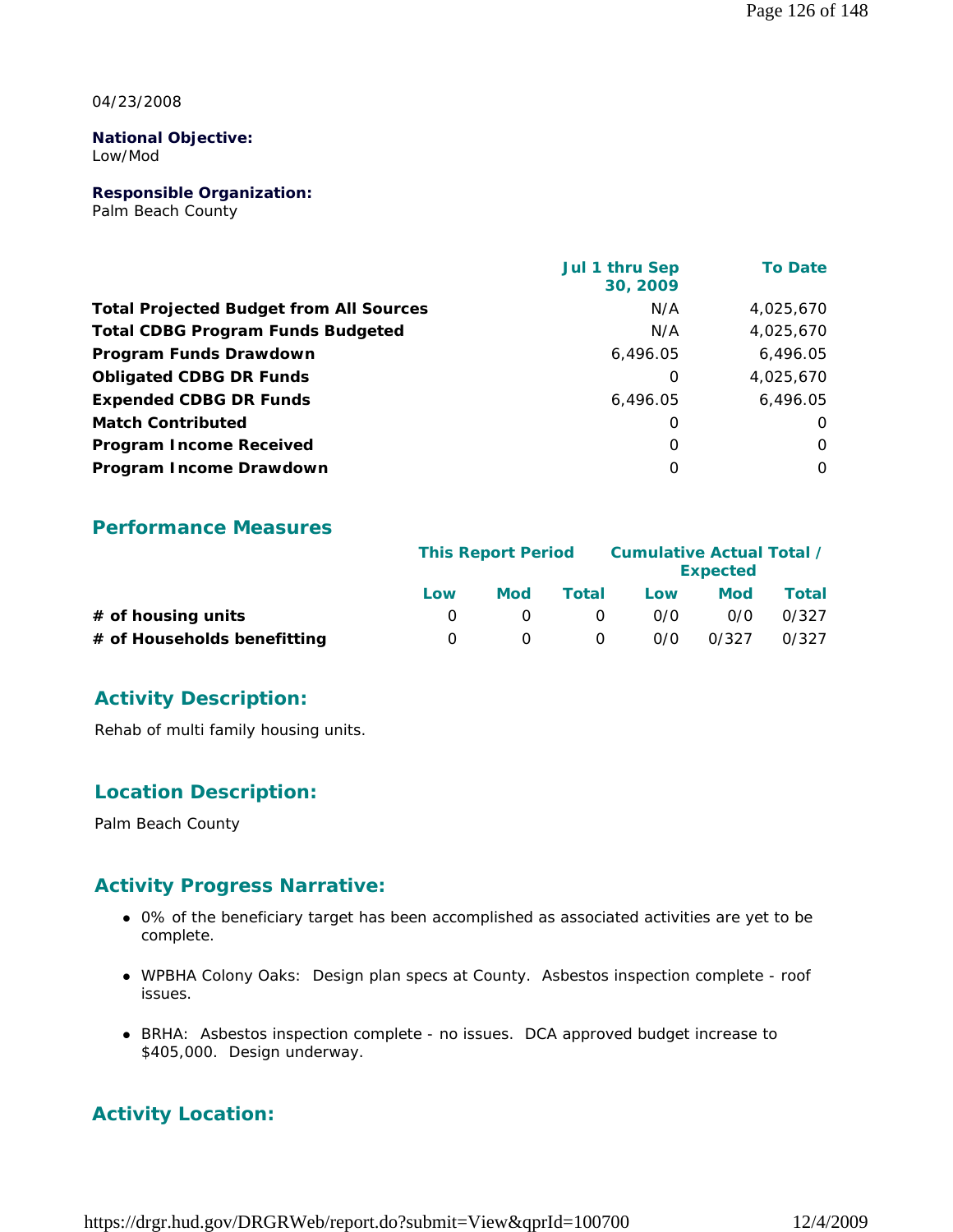04/23/2008

**National Objective:**
Low/Mod

**Responsible Organization:**
Palm Beach County

| | Jul 1 thru Sep 30, 2009 | To Date |
|---|---|---|
| **Total Projected Budget from All Sources** | N/A | 4,025,670 |
| **Total CDBG Program Funds Budgeted** | N/A | 4,025,670 |
| **Program Funds Drawdown** | 6,496.05 | 6,496.05 |
| **Obligated CDBG DR Funds** | 0 | 4,025,670 |
| **Expended CDBG DR Funds** | 6,496.05 | 6,496.05 |
| **Match Contributed** | 0 | 0 |
| **Program Income Received** | 0 | 0 |
| **Program Income Drawdown** | 0 | 0 |

## Performance Measures

| | This Report Period | | | Cumulative Actual Total / Expected | | |
|---|---|---|---|---|---|---|
| | Low | Mod | Total | Low | Mod | Total |
| **# of housing units** | 0 | 0 | 0 | 0/0 | 0/0 | 0/327 |
| **# of Households benefitting** | 0 | 0 | 0 | 0/0 | 0/327 | 0/327 |

## Activity Description:

Rehab of multi family housing units.

## Location Description:

Palm Beach County

## Activity Progress Narrative:

- 0% of the beneficiary target has been accomplished as associated activities are yet to be complete.
- WPBHA Colony Oaks: Design plan specs at County. Asbestos inspection complete - roof issues.
- BRHA: Asbestos inspection complete - no issues. DCA approved budget increase to $405,000. Design underway.

## Activity Location: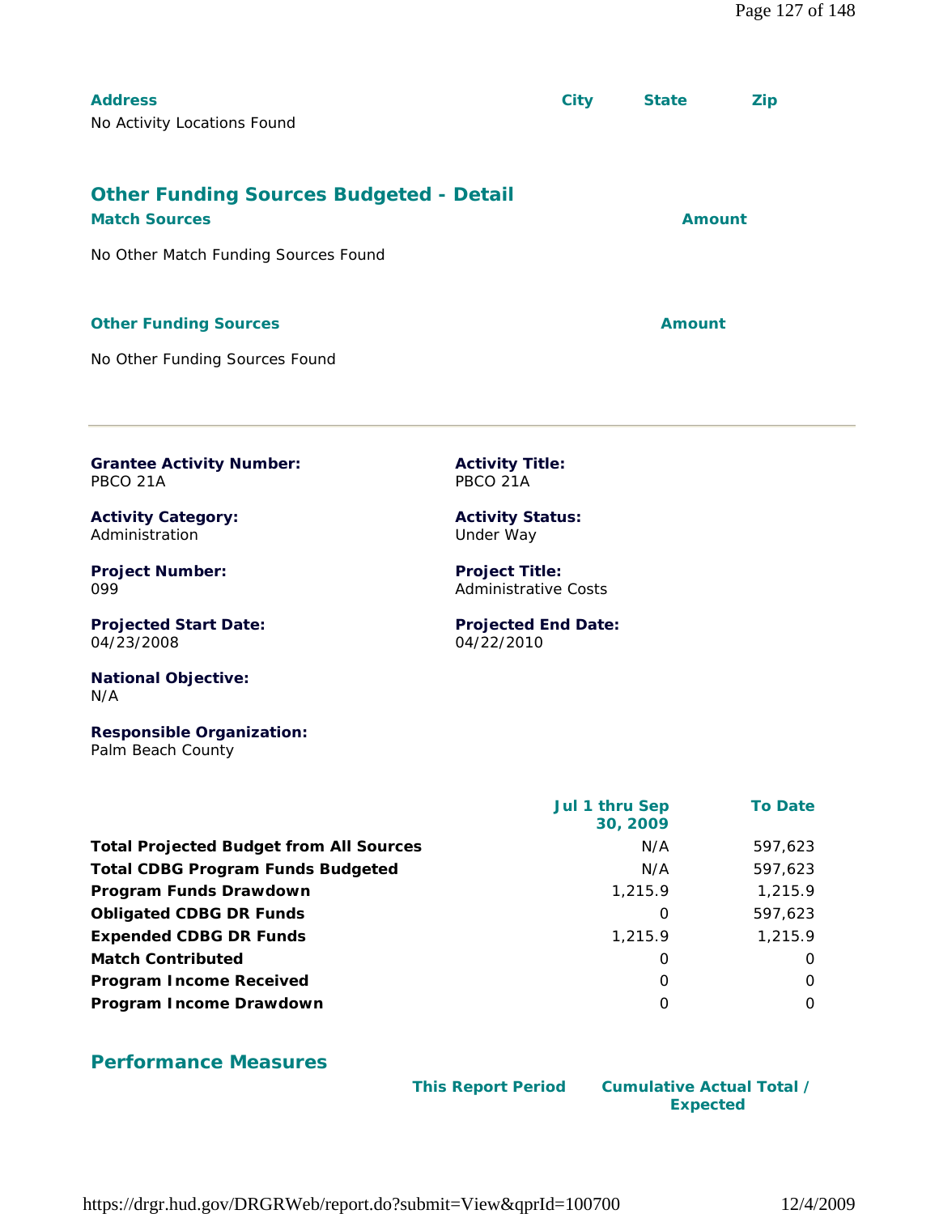| Address | City | State | Zip |
|---|---|---|---|
| No Activity Locations Found | | | |

## Other Funding Sources Budgeted - Detail

| Match Sources | Amount |
|---|---|
| No Other Match Funding Sources Found | |

| Other Funding Sources | Amount |
|---|---|
| No Other Funding Sources Found | |

---

**Grantee Activity Number:**
PBCO 21A

**Activity Title:**
PBCO 21A

**Activity Category:**
Administration

**Activity Status:**
Under Way

**Project Number:**
099

**Project Title:**
Administrative Costs

**Projected Start Date:**
04/23/2008

**Projected End Date:**
04/22/2010

**National Objective:**
N/A

**Responsible Organization:**
Palm Beach County

| | Jul 1 thru Sep 30, 2009 | To Date |
|---|---|---|
| **Total Projected Budget from All Sources** | N/A | 597,623 |
| **Total CDBG Program Funds Budgeted** | N/A | 597,623 |
| **Program Funds Drawdown** | 1,215.9 | 1,215.9 |
| **Obligated CDBG DR Funds** | 0 | 597,623 |
| **Expended CDBG DR Funds** | 1,215.9 | 1,215.9 |
| **Match Contributed** | 0 | 0 |
| **Program Income Received** | 0 | 0 |
| **Program Income Drawdown** | 0 | 0 |

## Performance Measures

| | This Report Period | Cumulative Actual Total / Expected |
|---|---|---|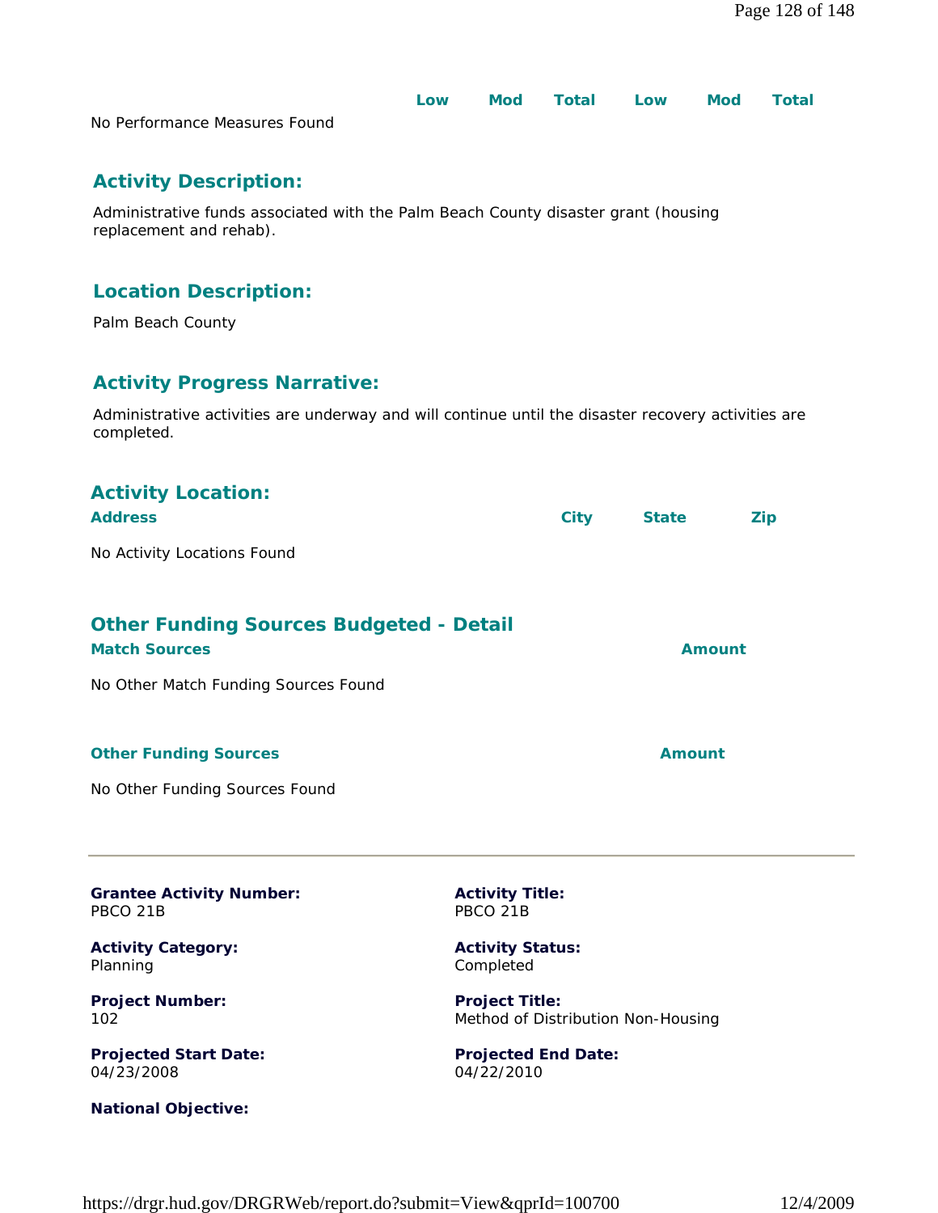| | Low | Mod | Total | Low | Mod | Total |
|---|---|---|---|---|---|---|
| No Performance Measures Found | | | | | | |

## Activity Description:

Administrative funds associated with the Palm Beach County disaster grant (housing replacement and rehab).

## Location Description:

Palm Beach County

## Activity Progress Narrative:

Administrative activities are underway and will continue until the disaster recovery activities are completed.

## Activity Location:

| Address | City | State | Zip |
|---|---|---|---|
| No Activity Locations Found | | | |

## Other Funding Sources Budgeted - Detail

| Match Sources | Amount |
|---|---|
| No Other Match Funding Sources Found | |

| Other Funding Sources | Amount |
|---|---|
| No Other Funding Sources Found | |

---

**Grantee Activity Number:**
PBCO 21B

**Activity Title:**
PBCO 21B

**Activity Category:**
Planning

**Activity Status:**
Completed

**Project Number:**
102

**Project Title:**
Method of Distribution Non-Housing

**Projected Start Date:**
04/23/2008

**Projected End Date:**
04/22/2010

**National Objective:**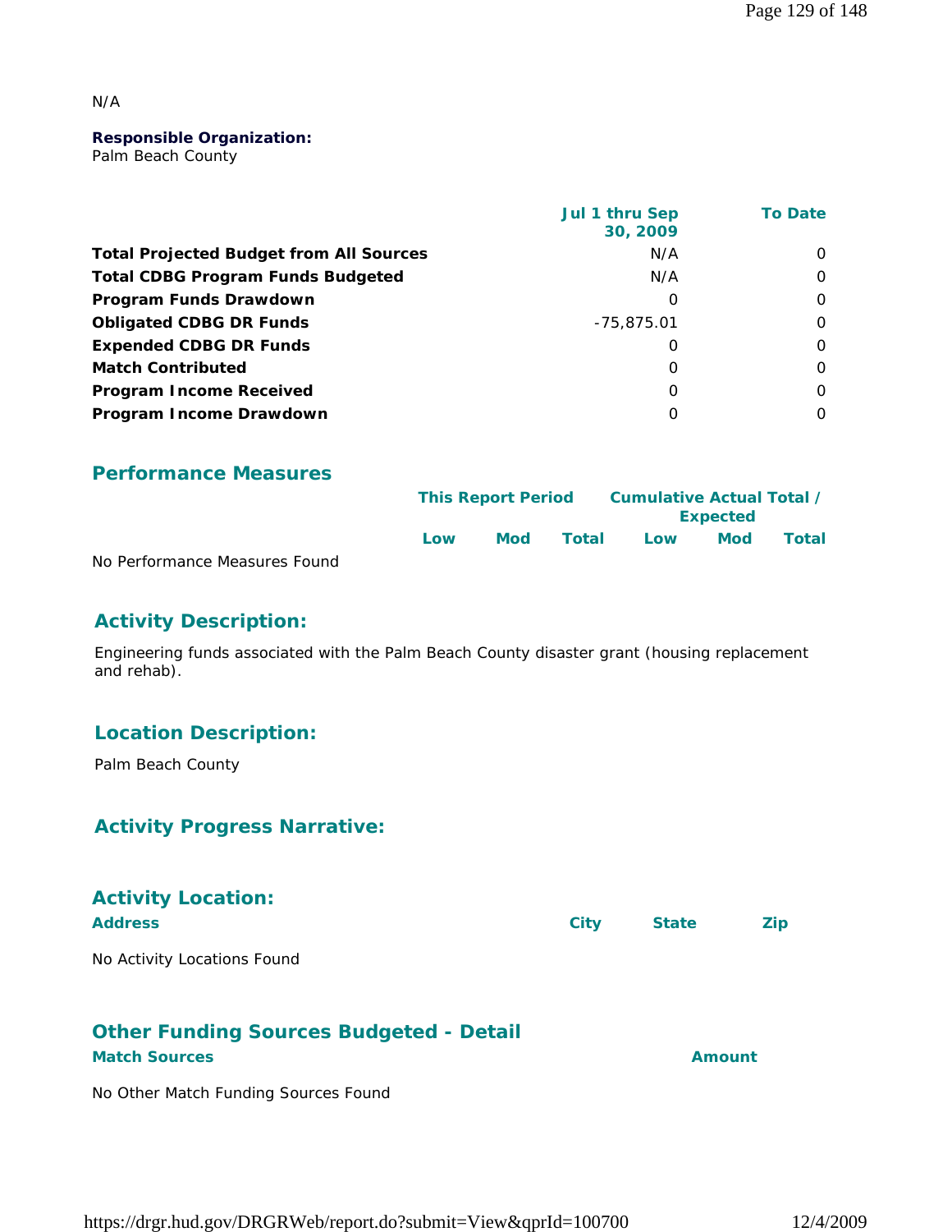N/A

**Responsible Organization:**
Palm Beach County

| | Jul 1 thru Sep 30, 2009 | To Date |
|---|---|---|
| **Total Projected Budget from All Sources** | N/A | 0 |
| **Total CDBG Program Funds Budgeted** | N/A | 0 |
| **Program Funds Drawdown** | 0 | 0 |
| **Obligated CDBG DR Funds** | -75,875.01 | 0 |
| **Expended CDBG DR Funds** | 0 | 0 |
| **Match Contributed** | 0 | 0 |
| **Program Income Received** | 0 | 0 |
| **Program Income Drawdown** | 0 | 0 |

## Performance Measures

| | This Report Period | | | Cumulative Actual Total / Expected | | |
|---|---|---|---|---|---|---|
| | Low | Mod | Total | Low | Mod | Total |

No Performance Measures Found

## Activity Description:

Engineering funds associated with the Palm Beach County disaster grant (housing replacement and rehab).

## Location Description:

Palm Beach County

## Activity Progress Narrative:

## Activity Location:

| Address | City | State | Zip |
|---|---|---|---|

No Activity Locations Found

## Other Funding Sources Budgeted - Detail

| Match Sources | Amount |
|---|---|

No Other Match Funding Sources Found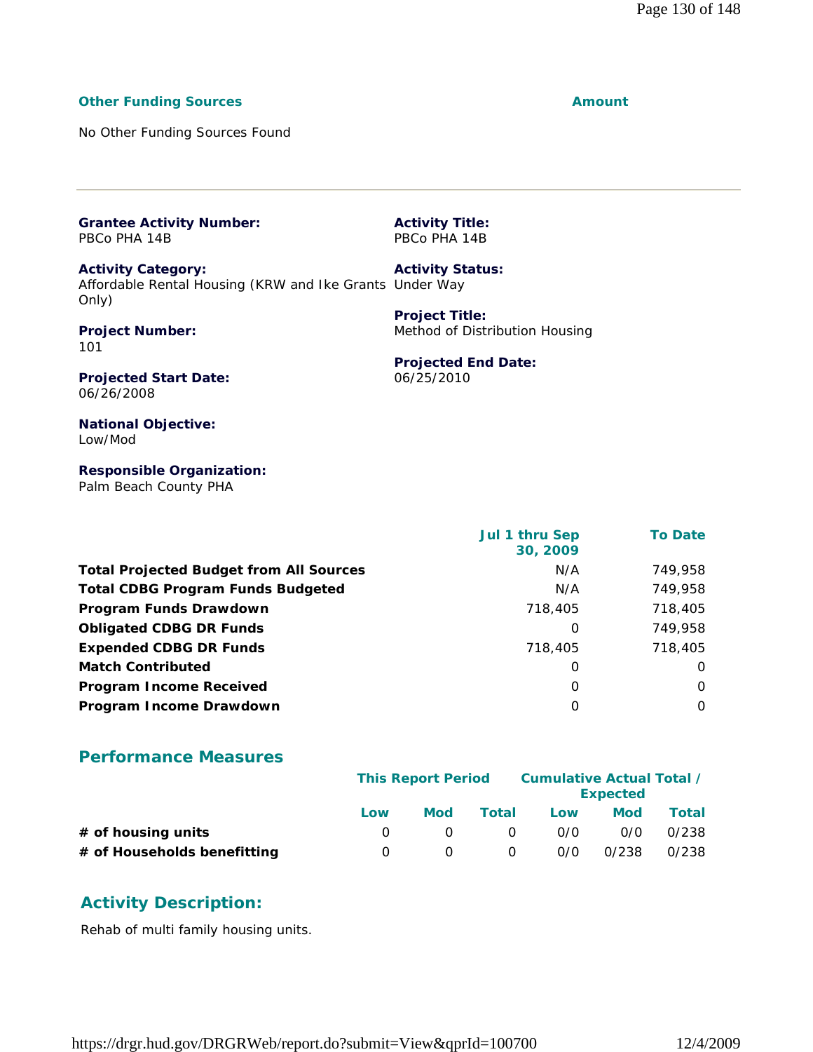| **Other Funding Sources** | **Amount** |
| --- | --- |
| No Other Funding Sources Found | |

---

**Grantee Activity Number:**
PBCo PHA 14B

**Activity Title:**
PBCo PHA 14B

**Activity Category:**
Affordable Rental Housing (KRW and Ike Grants Only)

**Activity Status:**
Under Way

**Project Number:**
101

**Project Title:**
Method of Distribution Housing

**Projected Start Date:**
06/26/2008

**Projected End Date:**
06/25/2010

**National Objective:**
Low/Mod

**Responsible Organization:**
Palm Beach County PHA

| | Jul 1 thru Sep 30, 2009 | To Date |
| --- | --- | --- |
| **Total Projected Budget from All Sources** | N/A | 749,958 |
| **Total CDBG Program Funds Budgeted** | N/A | 749,958 |
| **Program Funds Drawdown** | 718,405 | 718,405 |
| **Obligated CDBG DR Funds** | 0 | 749,958 |
| **Expended CDBG DR Funds** | 718,405 | 718,405 |
| **Match Contributed** | 0 | 0 |
| **Program Income Received** | 0 | 0 |
| **Program Income Drawdown** | 0 | 0 |

## Performance Measures

| | This Report Period | | | Cumulative Actual Total / Expected | | |
| --- | --- | --- | --- | --- | --- | --- |
| | Low | Mod | Total | Low | Mod | Total |
| **# of housing units** | 0 | 0 | 0 | 0/0 | 0/0 | 0/238 |
| **# of Households benefitting** | 0 | 0 | 0 | 0/0 | 0/238 | 0/238 |

## Activity Description:

Rehab of multi family housing units.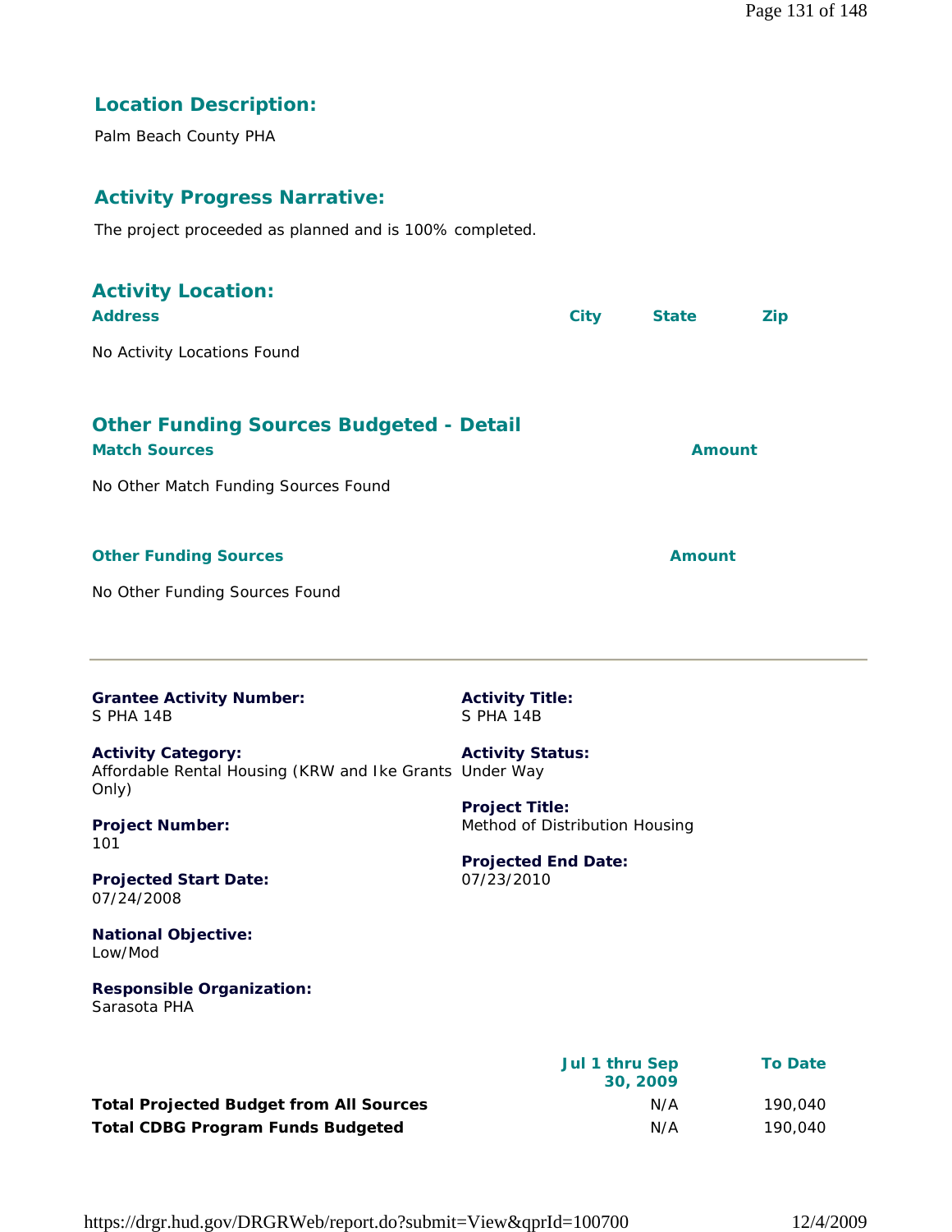## Location Description:

Palm Beach County PHA

## Activity Progress Narrative:

The project proceeded as planned and is 100% completed.

## Activity Location:

| Address | City | State | Zip |
|---|---|---|---|
| No Activity Locations Found | | | |

## Other Funding Sources Budgeted - Detail

| Match Sources | Amount |
|---|---|
| No Other Match Funding Sources Found | |

| Other Funding Sources | Amount |
|---|---|
| No Other Funding Sources Found | |

---

**Grantee Activity Number:**
S PHA 14B

**Activity Title:**
S PHA 14B

**Activity Category:**
Affordable Rental Housing (KRW and Ike Grants Only)

**Activity Status:**
Under Way

**Project Number:**
101

**Project Title:**
Method of Distribution Housing

**Projected Start Date:**
07/24/2008

**Projected End Date:**
07/23/2010

**National Objective:**
Low/Mod

**Responsible Organization:**
Sarasota PHA

| | Jul 1 thru Sep 30, 2009 | To Date |
|---|---|---|
| **Total Projected Budget from All Sources** | N/A | 190,040 |
| **Total CDBG Program Funds Budgeted** | N/A | 190,040 |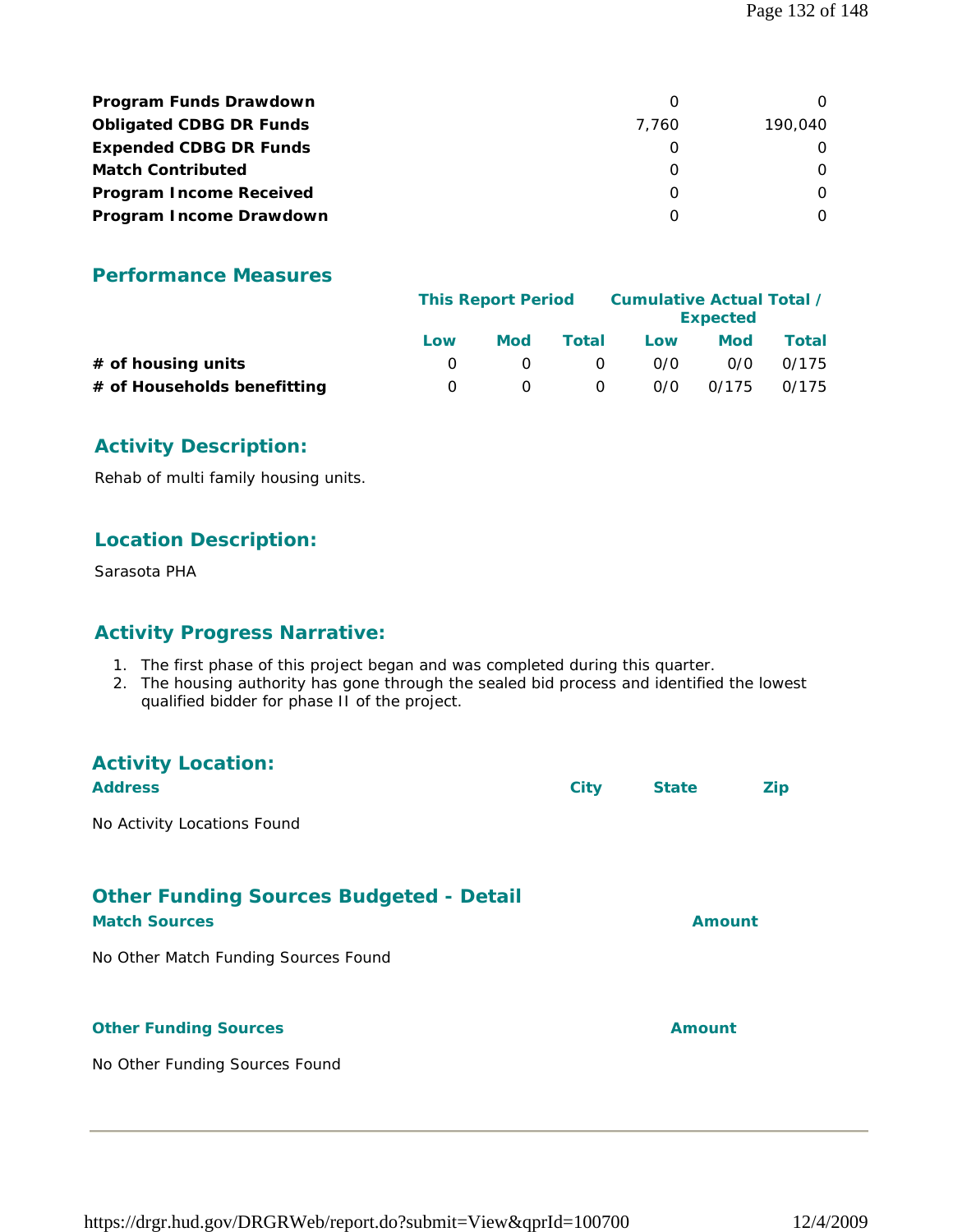| | | |
|---|---|---|
| **Program Funds Drawdown** | 0 | 0 |
| **Obligated CDBG DR Funds** | 7,760 | 190,040 |
| **Expended CDBG DR Funds** | 0 | 0 |
| **Match Contributed** | 0 | 0 |
| **Program Income Received** | 0 | 0 |
| **Program Income Drawdown** | 0 | 0 |

## Performance Measures

| | This Report Period | | | Cumulative Actual Total / Expected | | |
|---|---|---|---|---|---|---|
| | Low | Mod | Total | Low | Mod | Total |
| **# of housing units** | 0 | 0 | 0 | 0/0 | 0/0 | 0/175 |
| **# of Households benefitting** | 0 | 0 | 0 | 0/0 | 0/175 | 0/175 |

## Activity Description:

Rehab of multi family housing units.

## Location Description:

Sarasota PHA

## Activity Progress Narrative:

1. The first phase of this project began and was completed during this quarter.
2. The housing authority has gone through the sealed bid process and identified the lowest qualified bidder for phase II of the project.

## Activity Location:

| Address | City | State | Zip |
|---|---|---|---|

No Activity Locations Found

## Other Funding Sources Budgeted - Detail

| Match Sources | Amount |
|---|---|

No Other Match Funding Sources Found

| Other Funding Sources | Amount |
|---|---|

No Other Funding Sources Found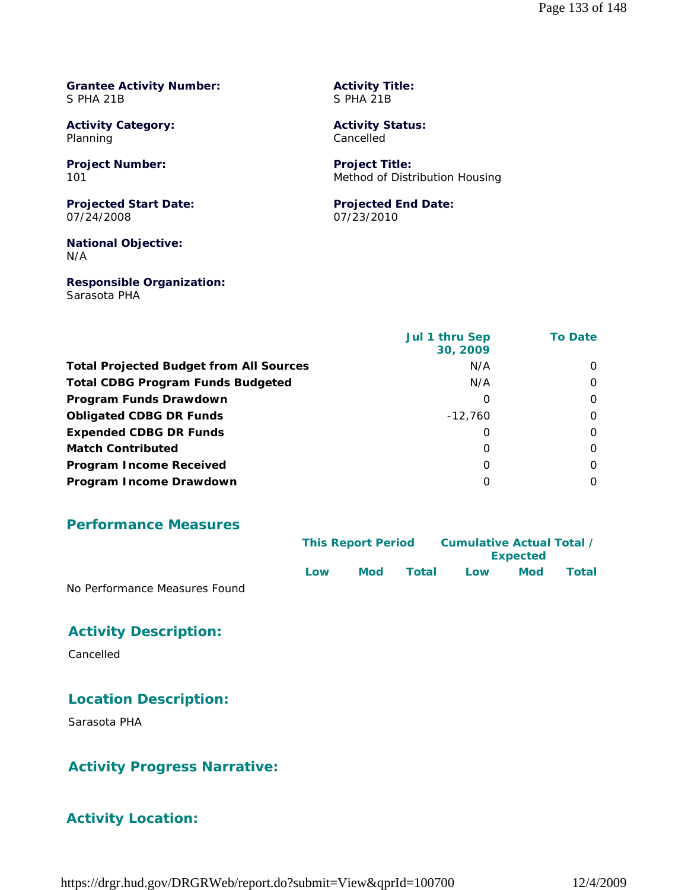**Grantee Activity Number:**
S PHA 21B

**Activity Title:**
S PHA 21B

**Activity Category:**
Planning

**Activity Status:**
Cancelled

**Project Number:**
101

**Project Title:**
Method of Distribution Housing

**Projected Start Date:**
07/24/2008

**Projected End Date:**
07/23/2010

**National Objective:**
N/A

**Responsible Organization:**
Sarasota PHA

| | Jul 1 thru Sep 30, 2009 | To Date |
|---|---|---|
| **Total Projected Budget from All Sources** | N/A | 0 |
| **Total CDBG Program Funds Budgeted** | N/A | 0 |
| **Program Funds Drawdown** | 0 | 0 |
| **Obligated CDBG DR Funds** | -12,760 | 0 |
| **Expended CDBG DR Funds** | 0 | 0 |
| **Match Contributed** | 0 | 0 |
| **Program Income Received** | 0 | 0 |
| **Program Income Drawdown** | 0 | 0 |

## Performance Measures

| | This Report Period | | | Cumulative Actual Total / Expected | | |
|---|---|---|---|---|---|---|
| | Low | Mod | Total | Low | Mod | Total |
| No Performance Measures Found | | | | | | |

## Activity Description:

Cancelled

## Location Description:

Sarasota PHA

## Activity Progress Narrative:

## Activity Location: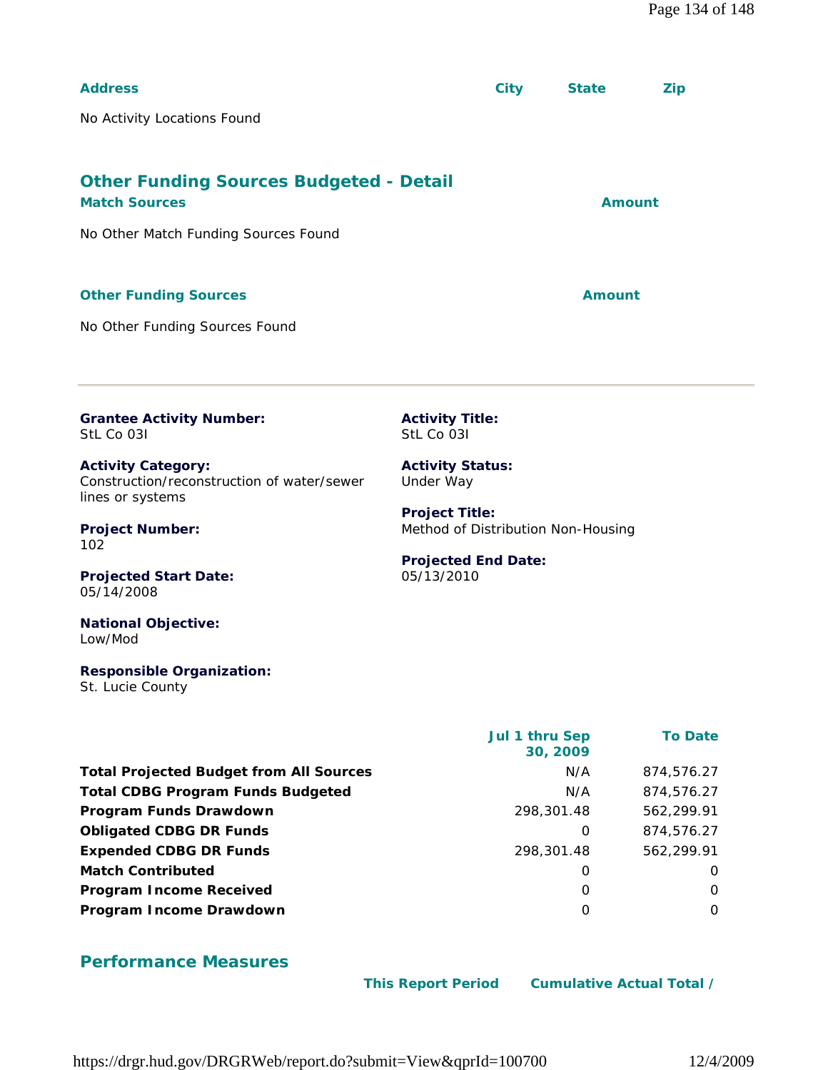| Address | City | State | Zip |
|---|---|---|---|
| No Activity Locations Found | | | |

## Other Funding Sources Budgeted - Detail

| Match Sources | Amount |
|---|---|
| No Other Match Funding Sources Found | |

| Other Funding Sources | Amount |
|---|---|
| No Other Funding Sources Found | |

---

**Grantee Activity Number:**
StL Co 03I

**Activity Title:**
StL Co 03I

**Activity Category:**
Construction/reconstruction of water/sewer lines or systems

**Activity Status:**
Under Way

**Project Number:**
102

**Project Title:**
Method of Distribution Non-Housing

**Projected Start Date:**
05/14/2008

**Projected End Date:**
05/13/2010

**National Objective:**
Low/Mod

**Responsible Organization:**
St. Lucie County

| | Jul 1 thru Sep 30, 2009 | To Date |
|---|---|---|
| **Total Projected Budget from All Sources** | N/A | 874,576.27 |
| **Total CDBG Program Funds Budgeted** | N/A | 874,576.27 |
| **Program Funds Drawdown** | 298,301.48 | 562,299.91 |
| **Obligated CDBG DR Funds** | 0 | 874,576.27 |
| **Expended CDBG DR Funds** | 298,301.48 | 562,299.91 |
| **Match Contributed** | 0 | 0 |
| **Program Income Received** | 0 | 0 |
| **Program Income Drawdown** | 0 | 0 |

## Performance Measures

| | This Report Period | Cumulative Actual Total / |
|---|---|---|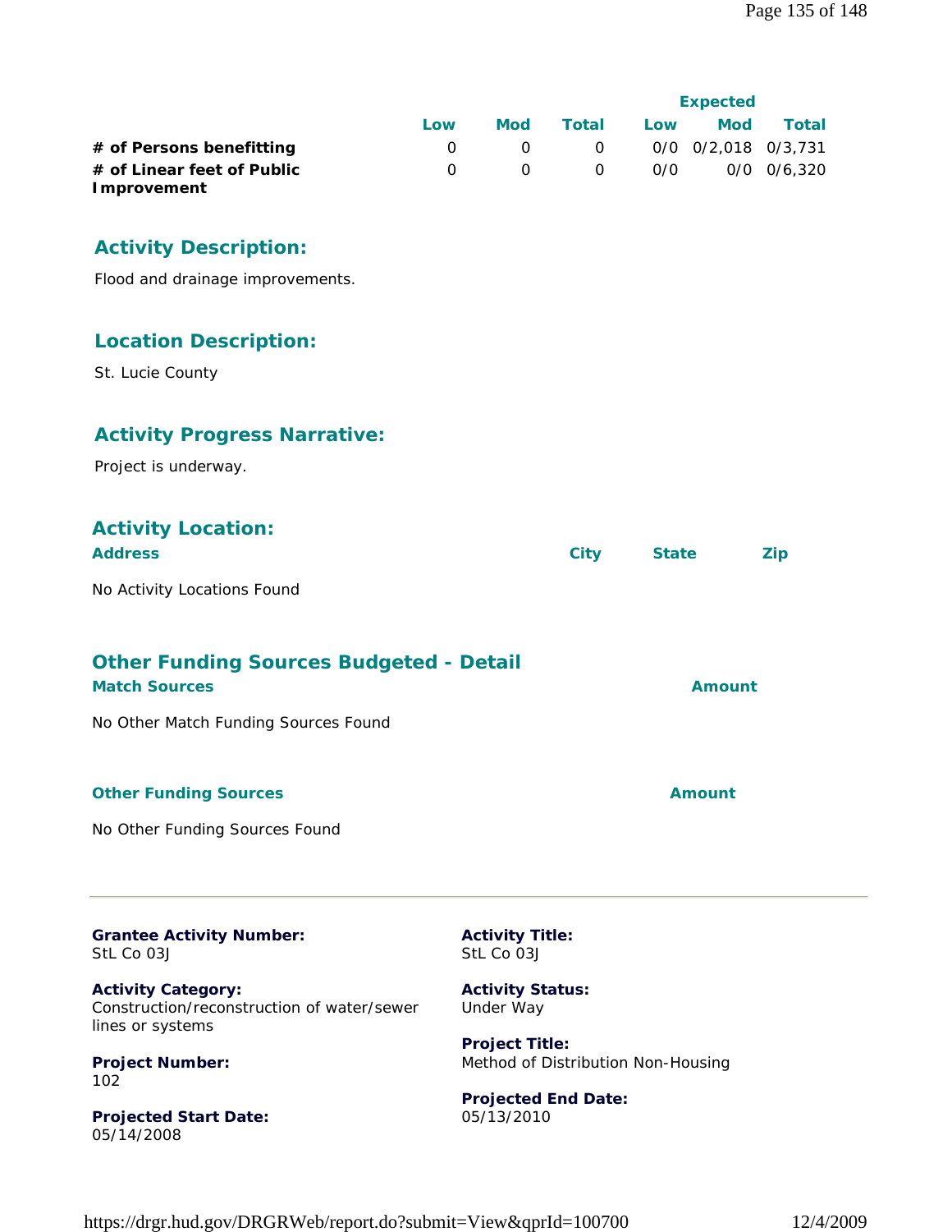| | Low | Mod | Total | Expected Low | Expected Mod | Expected Total |
|---|---|---|---|---|---|---|
| **# of Persons benefitting** | 0 | 0 | 0 | 0/0 | 0/2,018 | 0/3,731 |
| **# of Linear feet of Public Improvement** | 0 | 0 | 0 | 0/0 | 0/0 | 0/6,320 |

## Activity Description:

Flood and drainage improvements.

## Location Description:

St. Lucie County

## Activity Progress Narrative:

Project is underway.

## Activity Location:

| Address | City | State | Zip |
|---|---|---|---|

No Activity Locations Found

## Other Funding Sources Budgeted - Detail

| Match Sources | Amount |
|---|---|

No Other Match Funding Sources Found

| Other Funding Sources | Amount |
|---|---|

No Other Funding Sources Found

---

**Grantee Activity Number:**
StL Co 03J

**Activity Title:**
StL Co 03J

**Activity Category:**
Construction/reconstruction of water/sewer lines or systems

**Activity Status:**
Under Way

**Project Number:**
102

**Project Title:**
Method of Distribution Non-Housing

**Projected Start Date:**
05/14/2008

**Projected End Date:**
05/13/2010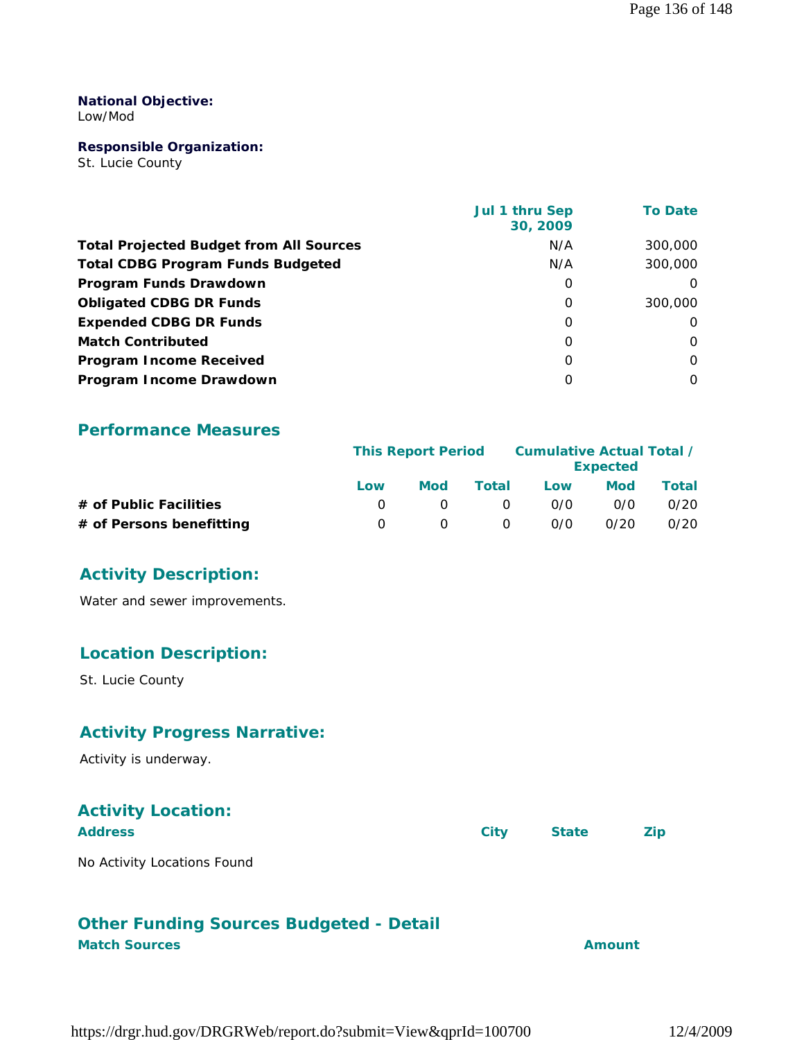**National Objective:**
Low/Mod

**Responsible Organization:**
St. Lucie County

| | Jul 1 thru Sep 30, 2009 | To Date |
|---|---|---|
| **Total Projected Budget from All Sources** | N/A | 300,000 |
| **Total CDBG Program Funds Budgeted** | N/A | 300,000 |
| **Program Funds Drawdown** | 0 | 0 |
| **Obligated CDBG DR Funds** | 0 | 300,000 |
| **Expended CDBG DR Funds** | 0 | 0 |
| **Match Contributed** | 0 | 0 |
| **Program Income Received** | 0 | 0 |
| **Program Income Drawdown** | 0 | 0 |

## Performance Measures

| | This Report Period | | | Cumulative Actual Total / Expected | | |
|---|---|---|---|---|---|---|
| | Low | Mod | Total | Low | Mod | Total |
| **# of Public Facilities** | 0 | 0 | 0 | 0/0 | 0/0 | 0/20 |
| **# of Persons benefitting** | 0 | 0 | 0 | 0/0 | 0/20 | 0/20 |

## Activity Description:

Water and sewer improvements.

## Location Description:

St. Lucie County

## Activity Progress Narrative:

Activity is underway.

## Activity Location:

| Address | City | State | Zip |
|---|---|---|---|
| No Activity Locations Found | | | |

## Other Funding Sources Budgeted - Detail

| Match Sources | Amount |
|---|---|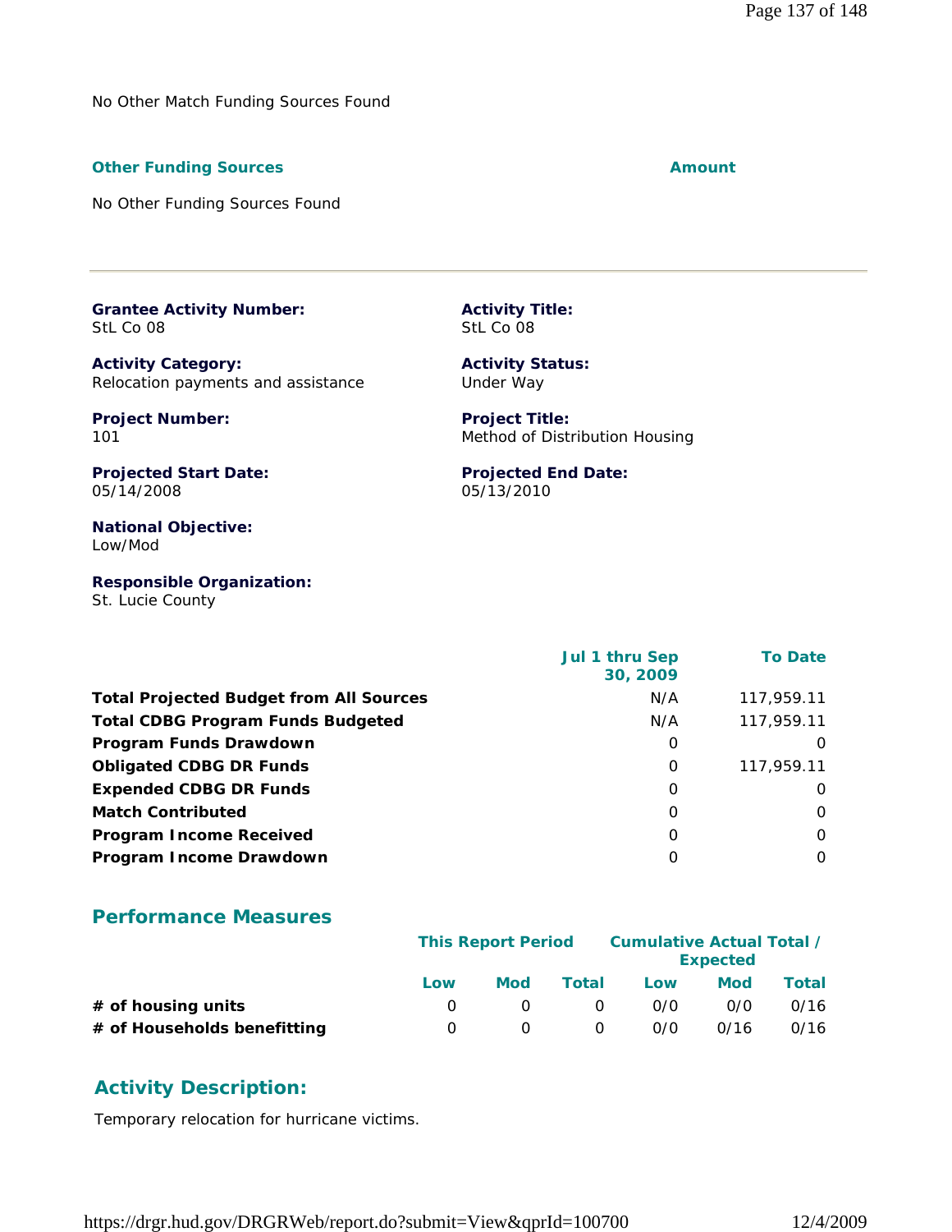No Other Match Funding Sources Found

| **Other Funding Sources** | **Amount** |
|---|---|
| No Other Funding Sources Found | |

---

**Grantee Activity Number:**
StL Co 08

**Activity Title:**
StL Co 08

**Activity Category:**
Relocation payments and assistance

**Activity Status:**
Under Way

**Project Number:**
101

**Project Title:**
Method of Distribution Housing

**Projected Start Date:**
05/14/2008

**Projected End Date:**
05/13/2010

**National Objective:**
Low/Mod

**Responsible Organization:**
St. Lucie County

| | Jul 1 thru Sep 30, 2009 | To Date |
|---|---|---|
| **Total Projected Budget from All Sources** | N/A | 117,959.11 |
| **Total CDBG Program Funds Budgeted** | N/A | 117,959.11 |
| **Program Funds Drawdown** | 0 | 0 |
| **Obligated CDBG DR Funds** | 0 | 117,959.11 |
| **Expended CDBG DR Funds** | 0 | 0 |
| **Match Contributed** | 0 | 0 |
| **Program Income Received** | 0 | 0 |
| **Program Income Drawdown** | 0 | 0 |

## Performance Measures

| | This Report Period | | | Cumulative Actual Total / Expected | | |
|---|---|---|---|---|---|---|
| | Low | Mod | Total | Low | Mod | Total |
| **# of housing units** | 0 | 0 | 0 | 0/0 | 0/0 | 0/16 |
| **# of Households benefitting** | 0 | 0 | 0 | 0/0 | 0/16 | 0/16 |

## Activity Description:

Temporary relocation for hurricane victims.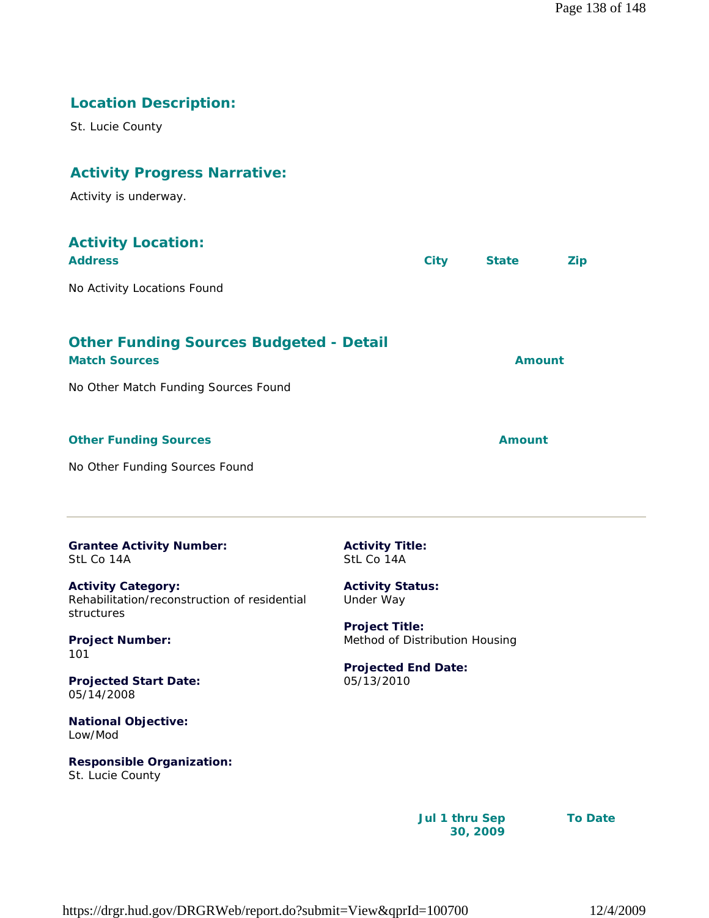## Location Description:

St. Lucie County

## Activity Progress Narrative:

Activity is underway.

## Activity Location:

| Address | City | State | Zip |
| --- | --- | --- | --- |

No Activity Locations Found

## Other Funding Sources Budgeted - Detail

| Match Sources | Amount |
| --- | --- |

No Other Match Funding Sources Found

| Other Funding Sources | Amount |
| --- | --- |

No Other Funding Sources Found

---

**Grantee Activity Number:**
StL Co 14A

**Activity Title:**
StL Co 14A

**Activity Category:**
Rehabilitation/reconstruction of residential structures

**Activity Status:**
Under Way

**Project Number:**
101

**Project Title:**
Method of Distribution Housing

**Projected Start Date:**
05/14/2008

**Projected End Date:**
05/13/2010

**National Objective:**
Low/Mod

**Responsible Organization:**
St. Lucie County

| | Jul 1 thru Sep 30, 2009 | To Date |
| --- | --- | --- |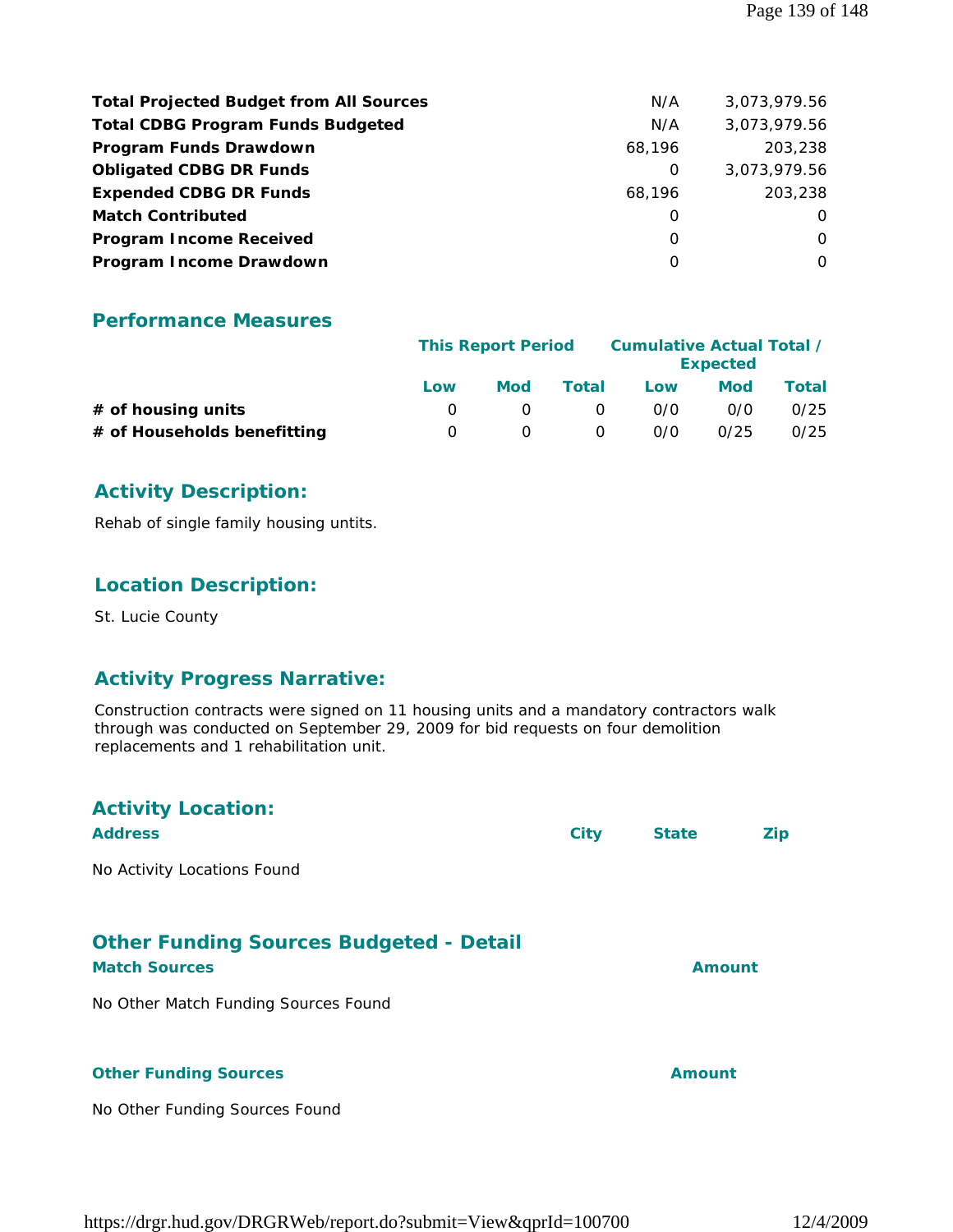| | | |
|---|---|---|
| **Total Projected Budget from All Sources** | N/A | 3,073,979.56 |
| **Total CDBG Program Funds Budgeted** | N/A | 3,073,979.56 |
| **Program Funds Drawdown** | 68,196 | 203,238 |
| **Obligated CDBG DR Funds** | 0 | 3,073,979.56 |
| **Expended CDBG DR Funds** | 68,196 | 203,238 |
| **Match Contributed** | 0 | 0 |
| **Program Income Received** | 0 | 0 |
| **Program Income Drawdown** | 0 | 0 |

## Performance Measures

| | This Report Period | | | Cumulative Actual Total / Expected | | |
|---|---|---|---|---|---|---|
| | Low | Mod | Total | Low | Mod | Total |
| **# of housing units** | 0 | 0 | 0 | 0/0 | 0/0 | 0/25 |
| **# of Households benefitting** | 0 | 0 | 0 | 0/0 | 0/25 | 0/25 |

## Activity Description:

Rehab of single family housing untits.

## Location Description:

St. Lucie County

## Activity Progress Narrative:

Construction contracts were signed on 11 housing units and a mandatory contractors walk through was conducted on September 29, 2009 for bid requests on four demolition replacements and 1 rehabilitation unit.

## Activity Location:

| Address | City | State | Zip |
|---|---|---|---|

No Activity Locations Found

## Other Funding Sources Budgeted - Detail

| Match Sources | Amount |
|---|---|

No Other Match Funding Sources Found

| Other Funding Sources | Amount |
|---|---|

No Other Funding Sources Found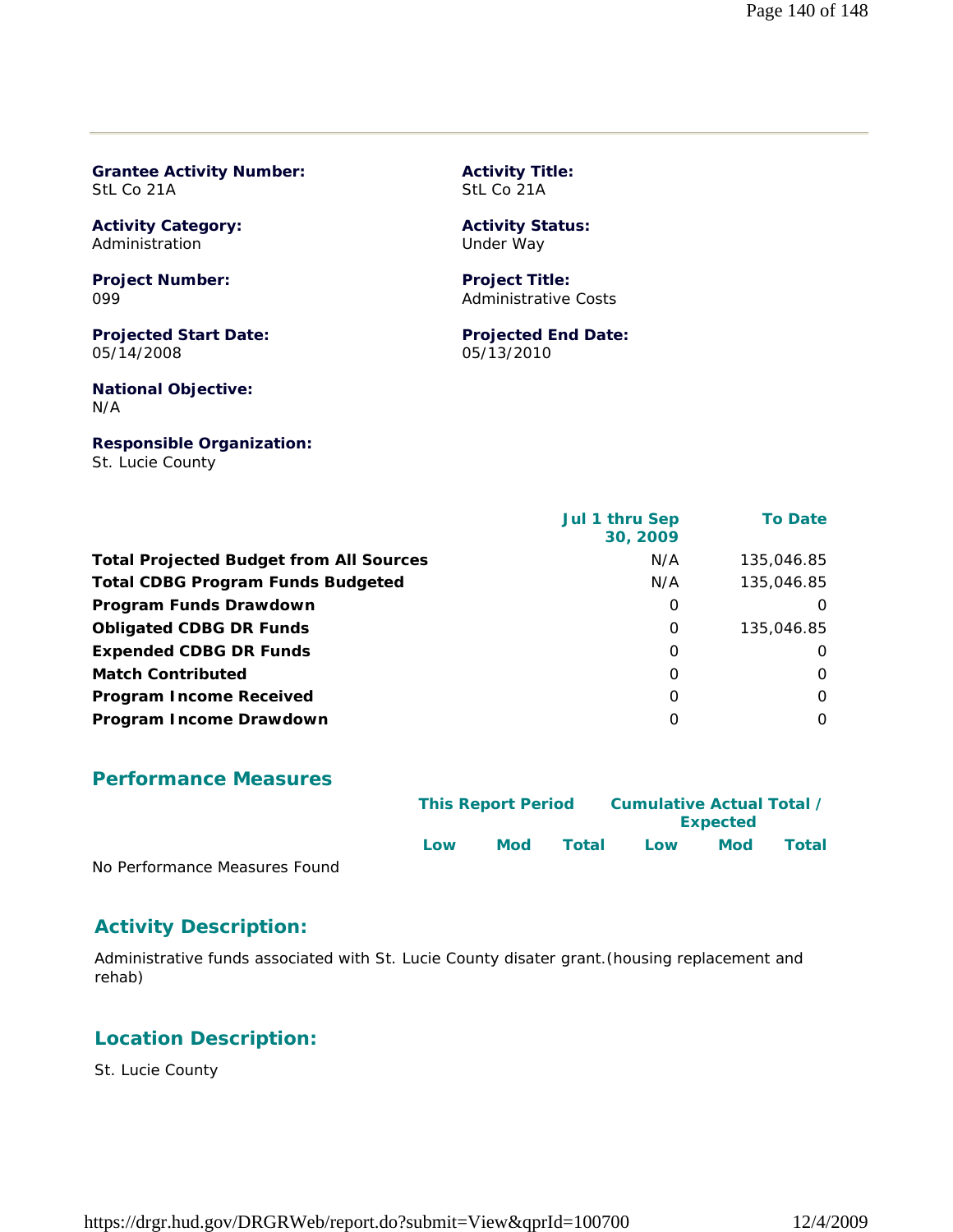**Grantee Activity Number:**
StL Co 21A

**Activity Title:**
StL Co 21A

**Activity Category:**
Administration

**Activity Status:**
Under Way

**Project Number:**
099

**Project Title:**
Administrative Costs

**Projected Start Date:**
05/14/2008

**Projected End Date:**
05/13/2010

**National Objective:**
N/A

**Responsible Organization:**
St. Lucie County

| | Jul 1 thru Sep 30, 2009 | To Date |
|---|---|---|
| **Total Projected Budget from All Sources** | N/A | 135,046.85 |
| **Total CDBG Program Funds Budgeted** | N/A | 135,046.85 |
| **Program Funds Drawdown** | 0 | 0 |
| **Obligated CDBG DR Funds** | 0 | 135,046.85 |
| **Expended CDBG DR Funds** | 0 | 0 |
| **Match Contributed** | 0 | 0 |
| **Program Income Received** | 0 | 0 |
| **Program Income Drawdown** | 0 | 0 |

## Performance Measures

| | This Report Period | | | Cumulative Actual Total / Expected | | |
|---|---|---|---|---|---|---|
| | Low | Mod | Total | Low | Mod | Total |
| No Performance Measures Found | | | | | | |

## Activity Description:

Administrative funds associated with St. Lucie County disater grant.(housing replacement and rehab)

## Location Description:

St. Lucie County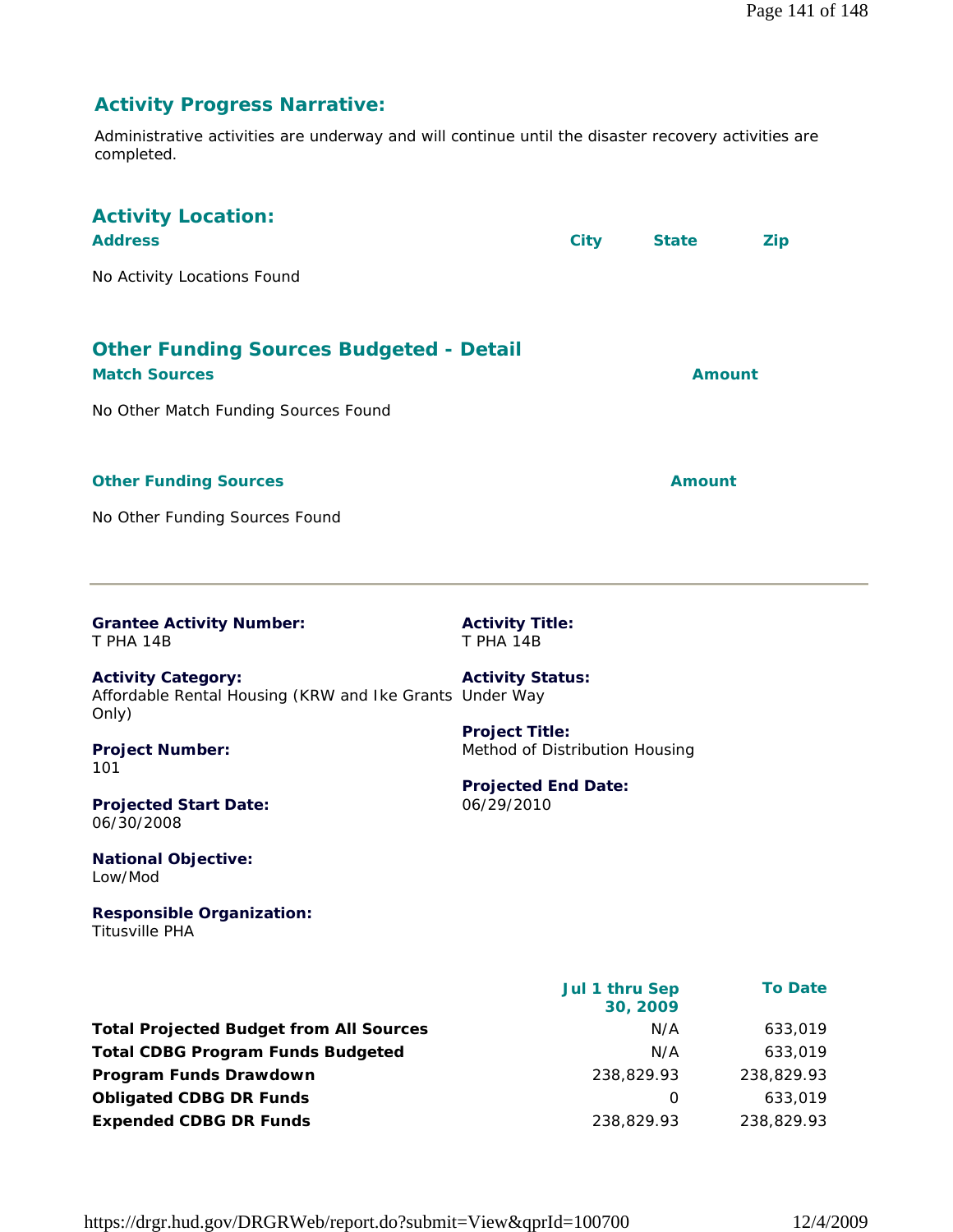## Activity Progress Narrative:

Administrative activities are underway and will continue until the disaster recovery activities are completed.

## Activity Location:

| Address | City | State | Zip |
|---|---|---|---|
| No Activity Locations Found | | | |

## Other Funding Sources Budgeted - Detail

| Match Sources | Amount |
|---|---|
| No Other Match Funding Sources Found | |

| Other Funding Sources | Amount |
|---|---|
| No Other Funding Sources Found | |

---

**Grantee Activity Number:**
T PHA 14B

**Activity Title:**
T PHA 14B

**Activity Category:**
Affordable Rental Housing (KRW and Ike Grants Only)

**Activity Status:**
Under Way

**Project Number:**
101

**Project Title:**
Method of Distribution Housing

**Projected Start Date:**
06/30/2008

**Projected End Date:**
06/29/2010

**National Objective:**
Low/Mod

**Responsible Organization:**
Titusville PHA

| | Jul 1 thru Sep 30, 2009 | To Date |
|---|---|---|
| **Total Projected Budget from All Sources** | N/A | 633,019 |
| **Total CDBG Program Funds Budgeted** | N/A | 633,019 |
| **Program Funds Drawdown** | 238,829.93 | 238,829.93 |
| **Obligated CDBG DR Funds** | 0 | 633,019 |
| **Expended CDBG DR Funds** | 238,829.93 | 238,829.93 |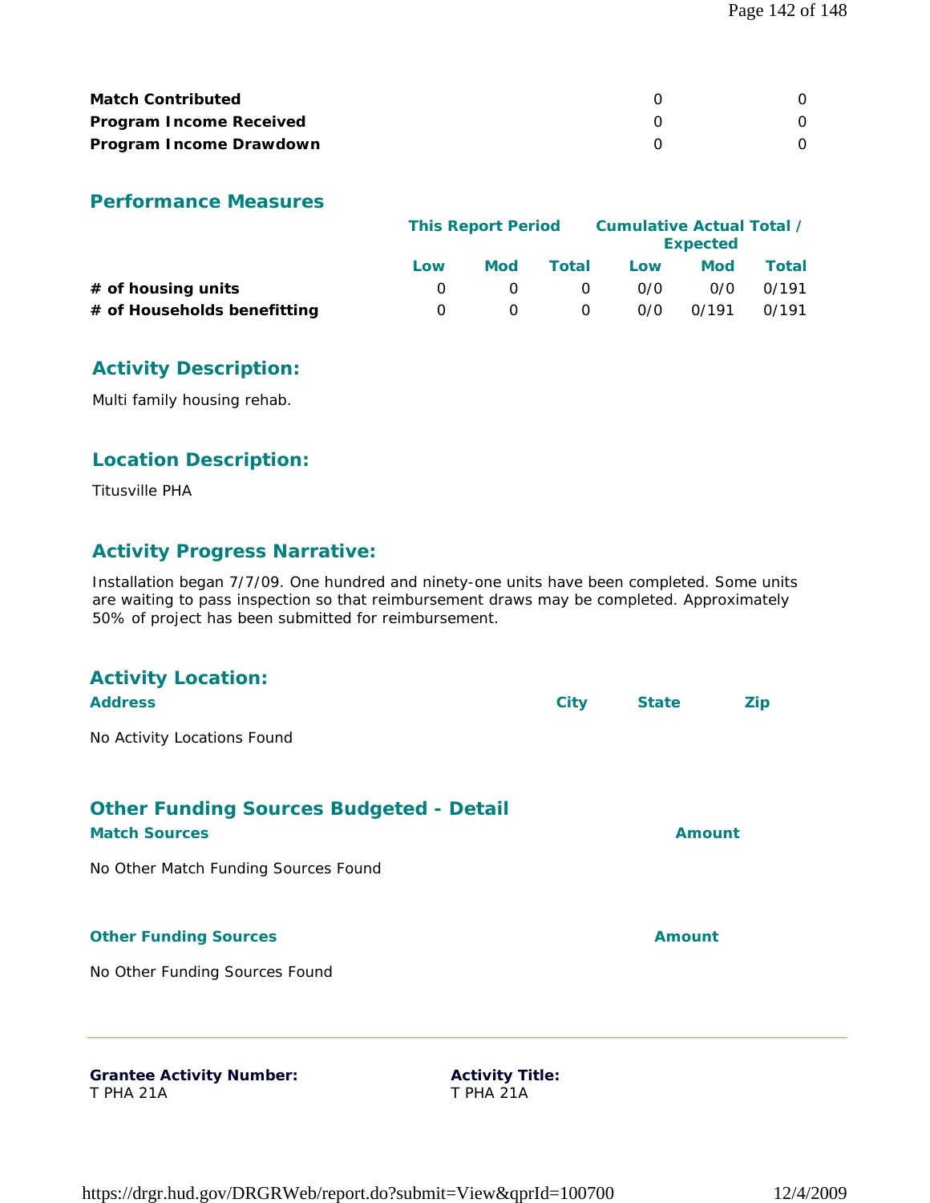| | | |
|---|---|---|
| **Match Contributed** | 0 | 0 |
| **Program Income Received** | 0 | 0 |
| **Program Income Drawdown** | 0 | 0 |

## Performance Measures

| | This Report Period | | | Cumulative Actual Total / Expected | | |
|---|---|---|---|---|---|---|
| | Low | Mod | Total | Low | Mod | Total |
| **# of housing units** | 0 | 0 | 0 | 0/0 | 0/0 | 0/191 |
| **# of Households benefitting** | 0 | 0 | 0 | 0/0 | 0/191 | 0/191 |

## Activity Description:

Multi family housing rehab.

## Location Description:

Titusville PHA

## Activity Progress Narrative:

Installation began 7/7/09. One hundred and ninety-one units have been completed. Some units are waiting to pass inspection so that reimbursement draws may be completed. Approximately 50% of project has been submitted for reimbursement.

## Activity Location:

| Address | City | State | Zip |
|---|---|---|---|
| No Activity Locations Found | | | |

## Other Funding Sources Budgeted - Detail

| Match Sources | Amount |
|---|---|
| No Other Match Funding Sources Found | |

| Other Funding Sources | Amount |
|---|---|
| No Other Funding Sources Found | |

---

**Grantee Activity Number:**
T PHA 21A

**Activity Title:**
T PHA 21A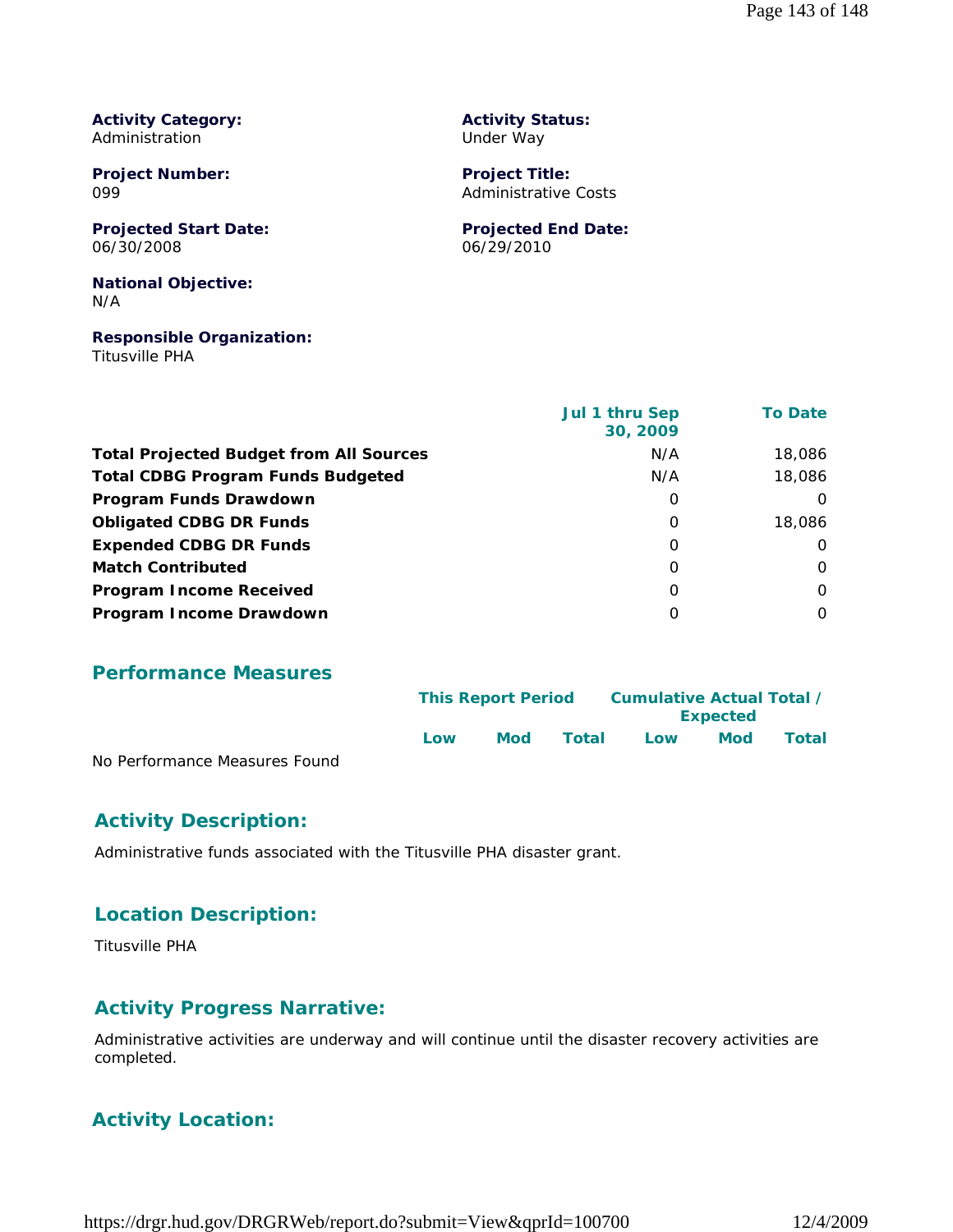**Activity Category:**
Administration

**Activity Status:**
Under Way

**Project Number:**
099

**Project Title:**
Administrative Costs

**Projected Start Date:**
06/30/2008

**Projected End Date:**
06/29/2010

**National Objective:**
N/A

**Responsible Organization:**
Titusville PHA

| | Jul 1 thru Sep 30, 2009 | To Date |
|---|---|---|
| **Total Projected Budget from All Sources** | N/A | 18,086 |
| **Total CDBG Program Funds Budgeted** | N/A | 18,086 |
| **Program Funds Drawdown** | 0 | 0 |
| **Obligated CDBG DR Funds** | 0 | 18,086 |
| **Expended CDBG DR Funds** | 0 | 0 |
| **Match Contributed** | 0 | 0 |
| **Program Income Received** | 0 | 0 |
| **Program Income Drawdown** | 0 | 0 |

## Performance Measures

| | This Report Period | | | Cumulative Actual Total / Expected | | |
|---|---|---|---|---|---|---|
| | Low | Mod | Total | Low | Mod | Total |
| No Performance Measures Found | | | | | | |

## Activity Description:

Administrative funds associated with the Titusville PHA disaster grant.

## Location Description:

Titusville PHA

## Activity Progress Narrative:

Administrative activities are underway and will continue until the disaster recovery activities are completed.

## Activity Location: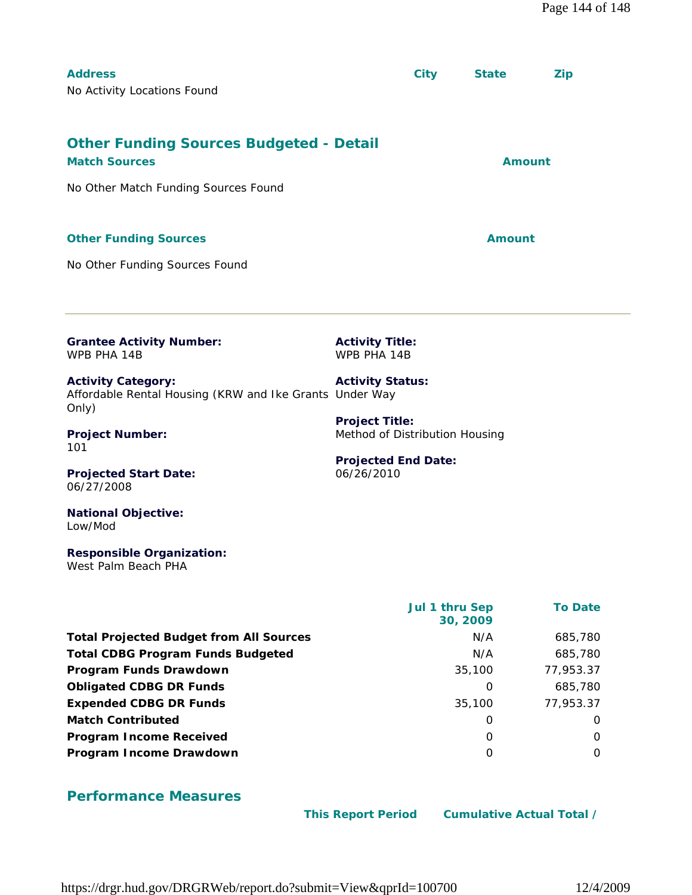| Address | City | State | Zip |
|---|---|---|---|
| No Activity Locations Found | | | |

## Other Funding Sources Budgeted - Detail

| Match Sources | Amount |
|---|---|
| No Other Match Funding Sources Found | |

| Other Funding Sources | Amount |
|---|---|
| No Other Funding Sources Found | |

---

**Grantee Activity Number:**
WPB PHA 14B

**Activity Title:**
WPB PHA 14B

**Activity Category:**
Affordable Rental Housing (KRW and Ike Grants Only)

**Activity Status:**
Under Way

**Project Number:**
101

**Project Title:**
Method of Distribution Housing

**Projected Start Date:**
06/27/2008

**Projected End Date:**
06/26/2010

**National Objective:**
Low/Mod

**Responsible Organization:**
West Palm Beach PHA

| | Jul 1 thru Sep 30, 2009 | To Date |
|---|---|---|
| **Total Projected Budget from All Sources** | N/A | 685,780 |
| **Total CDBG Program Funds Budgeted** | N/A | 685,780 |
| **Program Funds Drawdown** | 35,100 | 77,953.37 |
| **Obligated CDBG DR Funds** | 0 | 685,780 |
| **Expended CDBG DR Funds** | 35,100 | 77,953.37 |
| **Match Contributed** | 0 | 0 |
| **Program Income Received** | 0 | 0 |
| **Program Income Drawdown** | 0 | 0 |

## Performance Measures

| | This Report Period | Cumulative Actual Total / |
|---|---|---|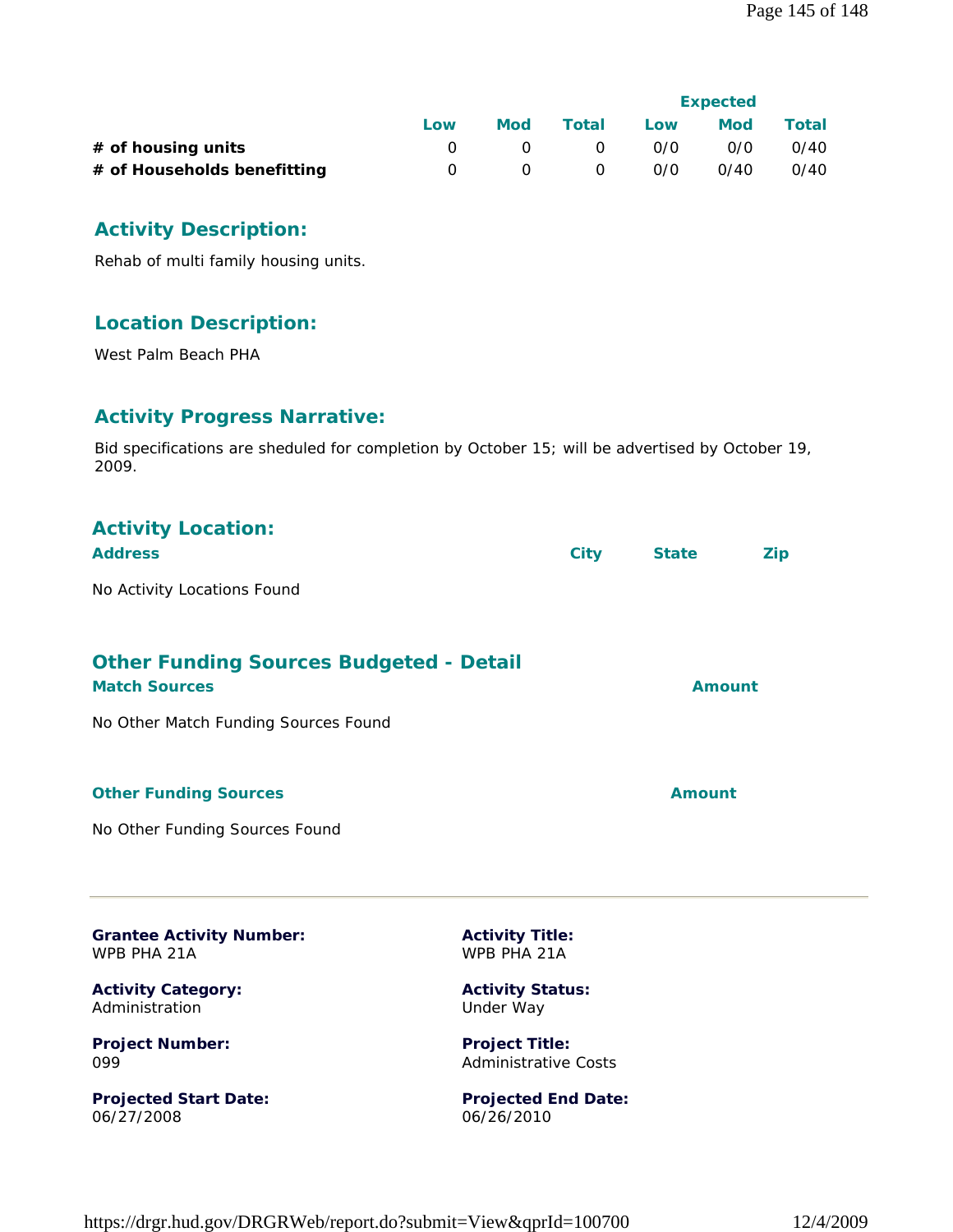| | Low | Mod | Total | Expected Low | Expected Mod | Expected Total |
|---|---|---|---|---|---|---|
| **# of housing units** | 0 | 0 | 0 | 0/0 | 0/0 | 0/40 |
| **# of Households benefitting** | 0 | 0 | 0 | 0/0 | 0/40 | 0/40 |

## Activity Description:

Rehab of multi family housing units.

## Location Description:

West Palm Beach PHA

## Activity Progress Narrative:

Bid specifications are sheduled for completion by October 15; will be advertised by October 19, 2009.

## Activity Location:

| Address | City | State | Zip |
|---|---|---|---|

No Activity Locations Found

## Other Funding Sources Budgeted - Detail

| Match Sources | Amount |
|---|---|

No Other Match Funding Sources Found

| Other Funding Sources | Amount |
|---|---|

No Other Funding Sources Found

---

**Grantee Activity Number:**
WPB PHA 21A

**Activity Title:**
WPB PHA 21A

**Activity Category:**
Administration

**Activity Status:**
Under Way

**Project Number:**
099

**Project Title:**
Administrative Costs

**Projected Start Date:**
06/27/2008

**Projected End Date:**
06/26/2010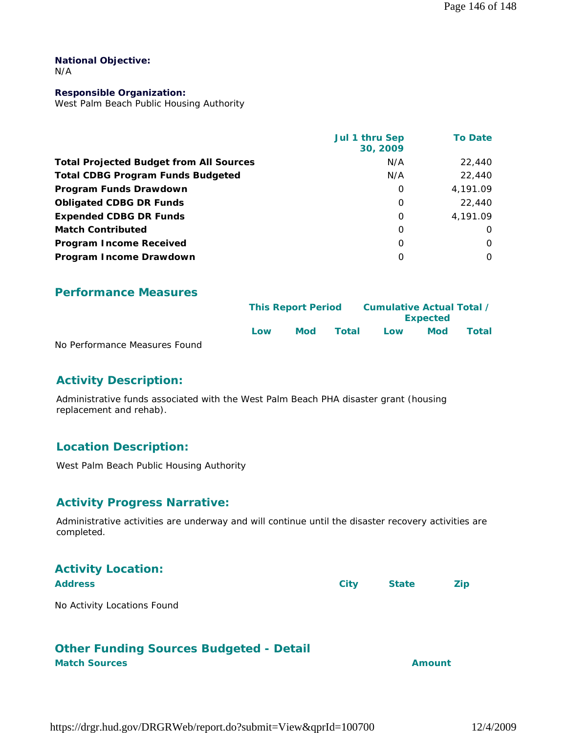**National Objective:**
N/A

**Responsible Organization:**
West Palm Beach Public Housing Authority

| | Jul 1 thru Sep 30, 2009 | To Date |
|---|---|---|
| **Total Projected Budget from All Sources** | N/A | 22,440 |
| **Total CDBG Program Funds Budgeted** | N/A | 22,440 |
| **Program Funds Drawdown** | 0 | 4,191.09 |
| **Obligated CDBG DR Funds** | 0 | 22,440 |
| **Expended CDBG DR Funds** | 0 | 4,191.09 |
| **Match Contributed** | 0 | 0 |
| **Program Income Received** | 0 | 0 |
| **Program Income Drawdown** | 0 | 0 |

## Performance Measures

| | This Report Period | | | Cumulative Actual Total / Expected | | |
|---|---|---|---|---|---|---|
| | Low | Mod | Total | Low | Mod | Total |

No Performance Measures Found

## Activity Description:

Administrative funds associated with the West Palm Beach PHA disaster grant (housing replacement and rehab).

## Location Description:

West Palm Beach Public Housing Authority

## Activity Progress Narrative:

Administrative activities are underway and will continue until the disaster recovery activities are completed.

## Activity Location:

| Address | City | State | Zip |
|---|---|---|---|

No Activity Locations Found

## Other Funding Sources Budgeted - Detail

| Match Sources | Amount |
|---|---|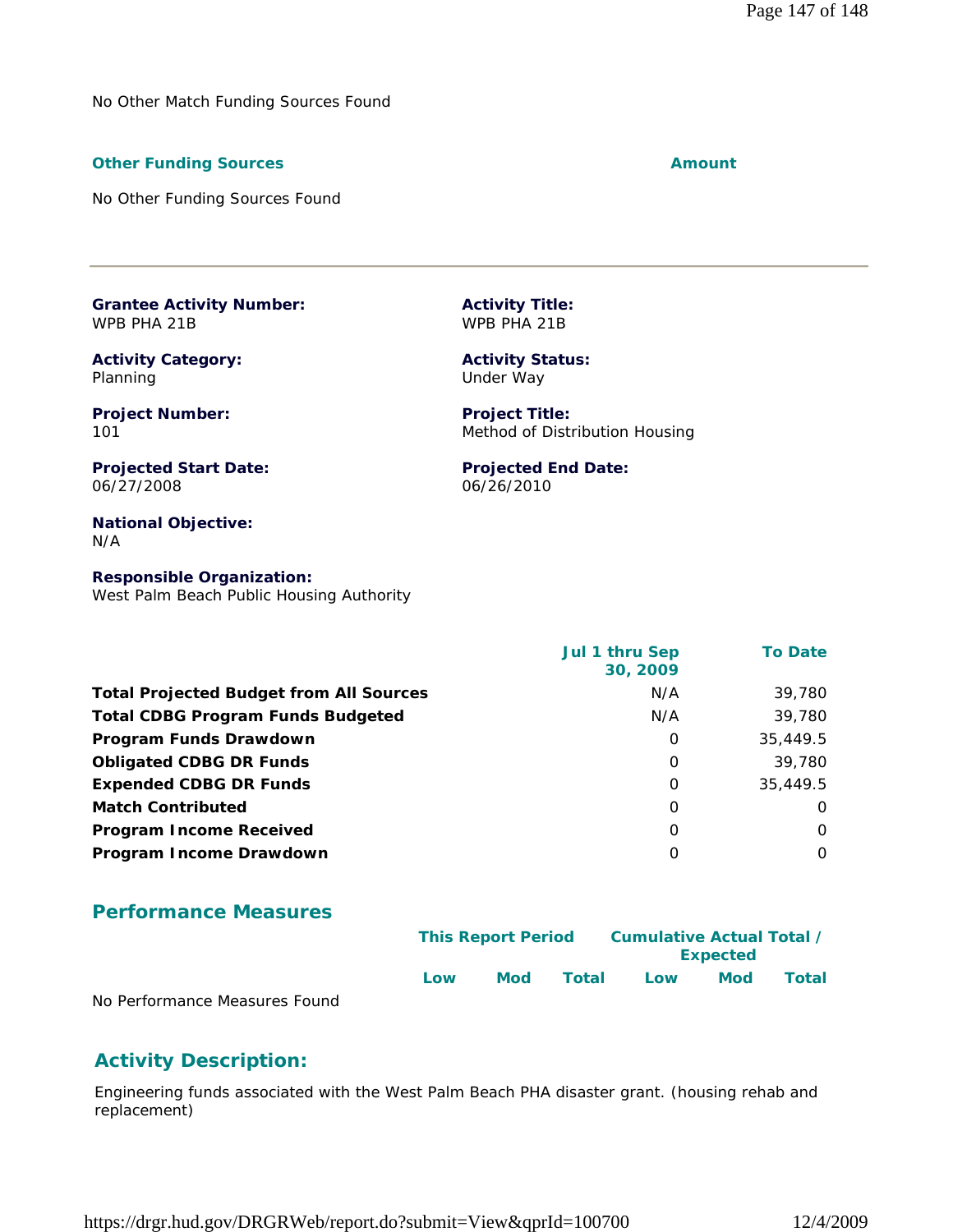No Other Match Funding Sources Found

| Other Funding Sources | Amount |
|---|---|

No Other Funding Sources Found

---

**Grantee Activity Number:**
WPB PHA 21B

**Activity Title:**
WPB PHA 21B

**Activity Category:**
Planning

**Activity Status:**
Under Way

**Project Number:**
101

**Project Title:**
Method of Distribution Housing

**Projected Start Date:**
06/27/2008

**Projected End Date:**
06/26/2010

**National Objective:**
N/A

**Responsible Organization:**
West Palm Beach Public Housing Authority

| | Jul 1 thru Sep 30, 2009 | To Date |
|---|---|---|
| **Total Projected Budget from All Sources** | N/A | 39,780 |
| **Total CDBG Program Funds Budgeted** | N/A | 39,780 |
| **Program Funds Drawdown** | 0 | 35,449.5 |
| **Obligated CDBG DR Funds** | 0 | 39,780 |
| **Expended CDBG DR Funds** | 0 | 35,449.5 |
| **Match Contributed** | 0 | 0 |
| **Program Income Received** | 0 | 0 |
| **Program Income Drawdown** | 0 | 0 |

## Performance Measures

| | This Report Period | | | Cumulative Actual Total / Expected | | |
|---|---|---|---|---|---|---|
| | Low | Mod | Total | Low | Mod | Total |

No Performance Measures Found

## Activity Description:

Engineering funds associated with the West Palm Beach PHA disaster grant. (housing rehab and replacement)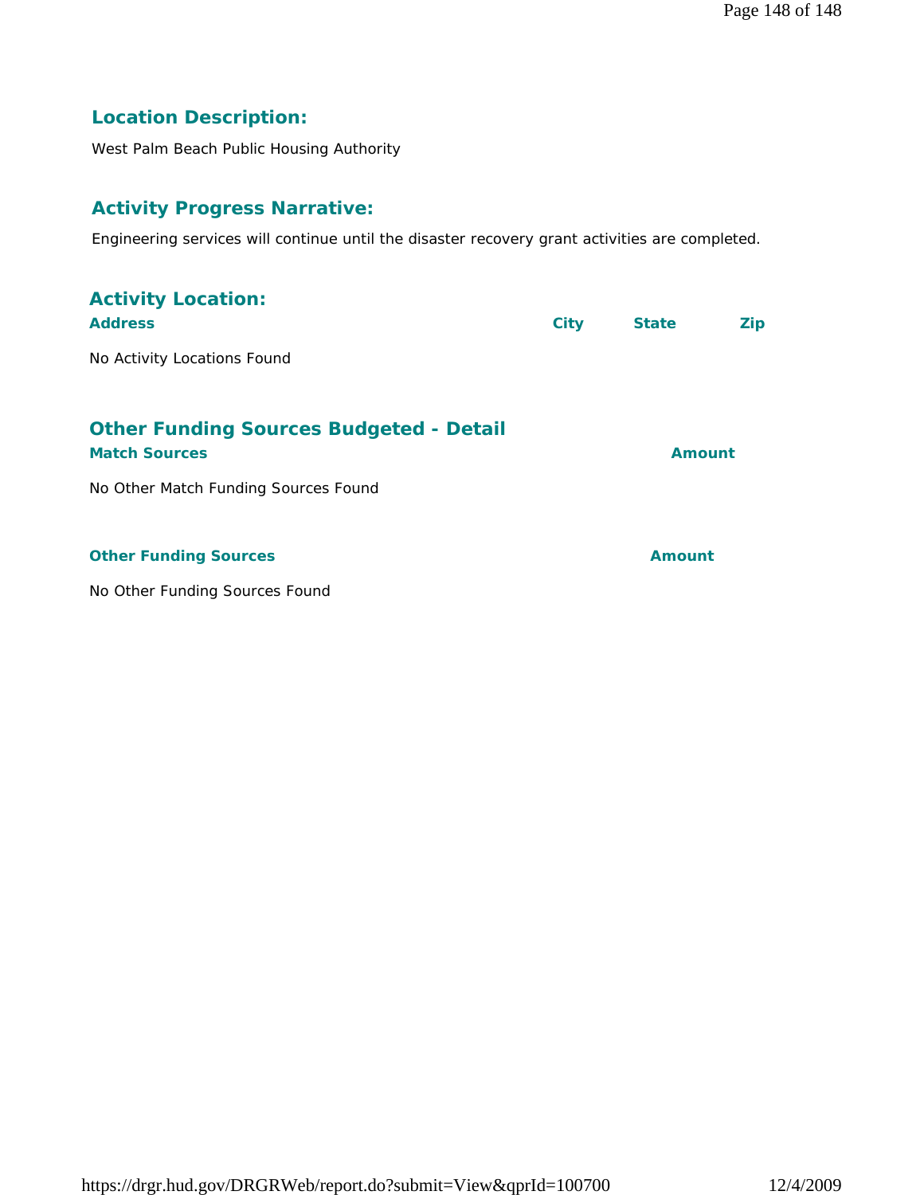## Location Description:

West Palm Beach Public Housing Authority

## Activity Progress Narrative:

Engineering services will continue until the disaster recovery grant activities are completed.

## Activity Location:

| Address | City | State | Zip |
|---|---|---|---|
| No Activity Locations Found | | | |

## Other Funding Sources Budgeted - Detail

| Match Sources | Amount |
|---|---|
| No Other Match Funding Sources Found | |

| Other Funding Sources | Amount |
|---|---|
| No Other Funding Sources Found | |